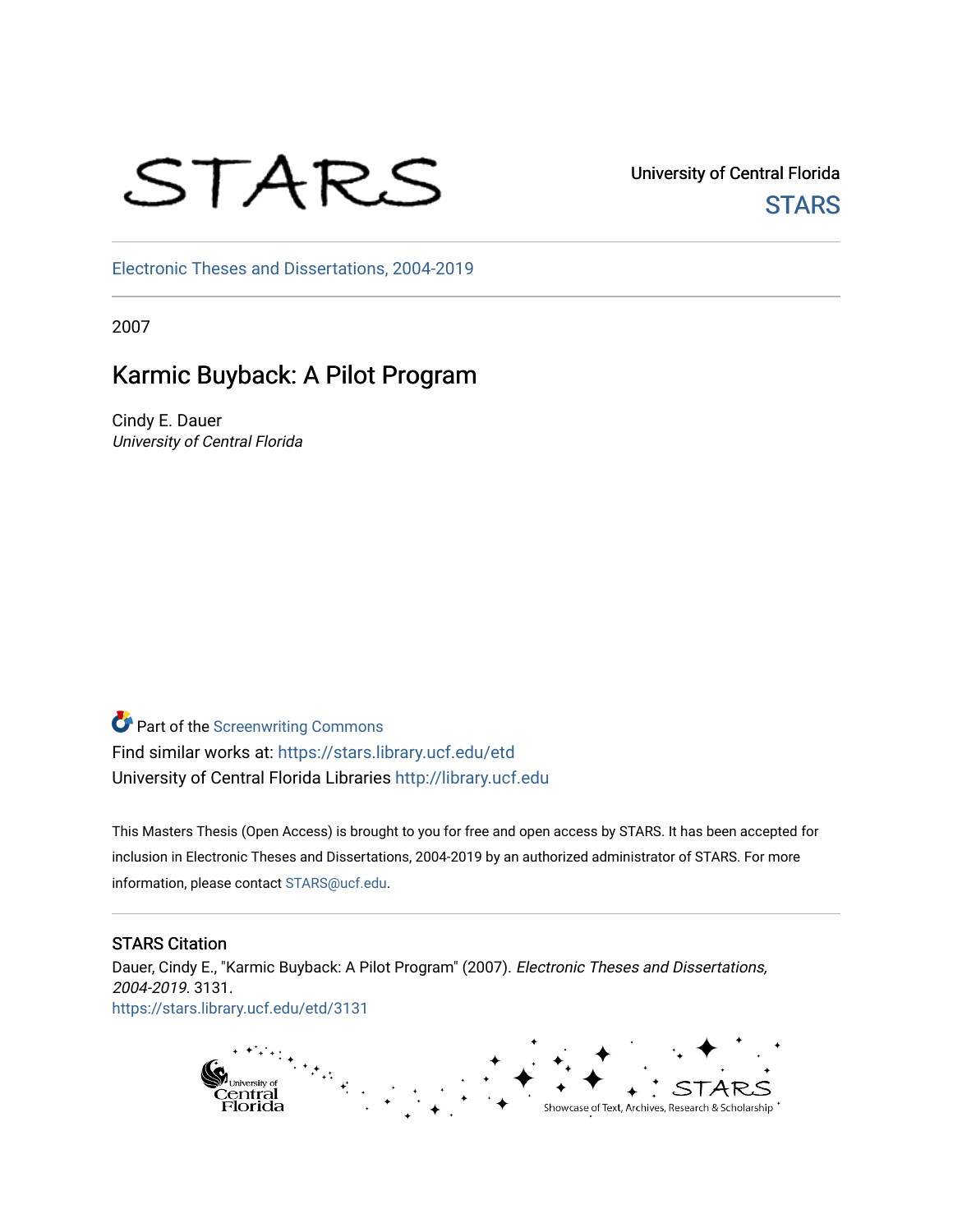STARS

University of Central Florida

STARS

Electronic Theses and Dissertations, 2004-2019

2007

# Karmic Buyback: A Pilot Program

Cindy E. Dauer
*University of Central Florida*

Part of the Screenwriting Commons
Find similar works at: https://stars.library.ucf.edu/etd
University of Central Florida Libraries http://library.ucf.edu

This Masters Thesis (Open Access) is brought to you for free and open access by STARS. It has been accepted for inclusion in Electronic Theses and Dissertations, 2004-2019 by an authorized administrator of STARS. For more information, please contact STARS@ucf.edu.

## STARS Citation

Dauer, Cindy E., "Karmic Buyback: A Pilot Program" (2007). *Electronic Theses and Dissertations, 2004-2019*. 3131.
https://stars.library.ucf.edu/etd/3131

University of Central Florida

STARS Showcase of Text, Archives, Research & Scholarship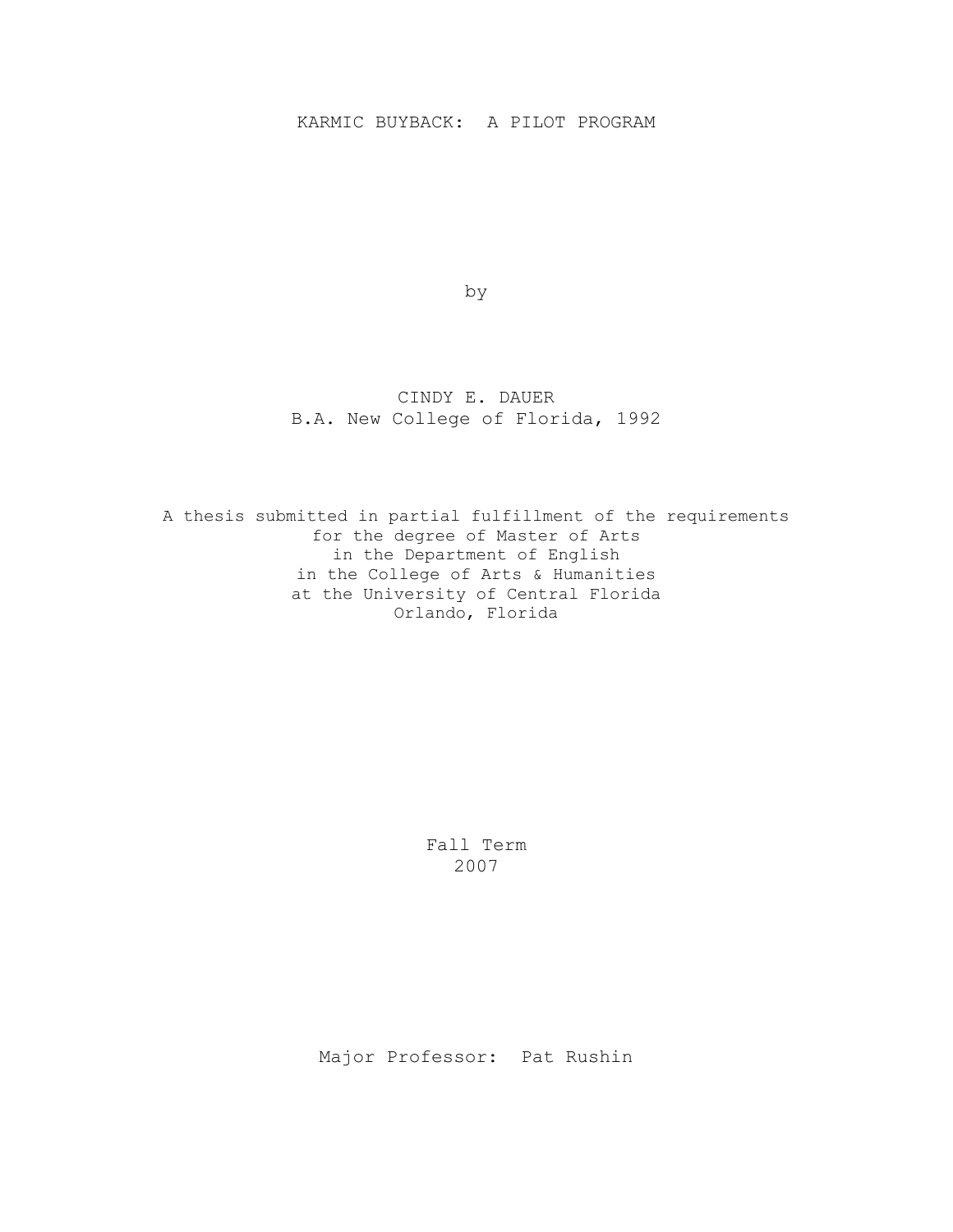# KARMIC BUYBACK: A PILOT PROGRAM

by

CINDY E. DAUER
B.A. New College of Florida, 1992

A thesis submitted in partial fulfillment of the requirements
for the degree of Master of Arts
in the Department of English
in the College of Arts & Humanities
at the University of Central Florida
Orlando, Florida

Fall Term
2007

Major Professor: Pat Rushin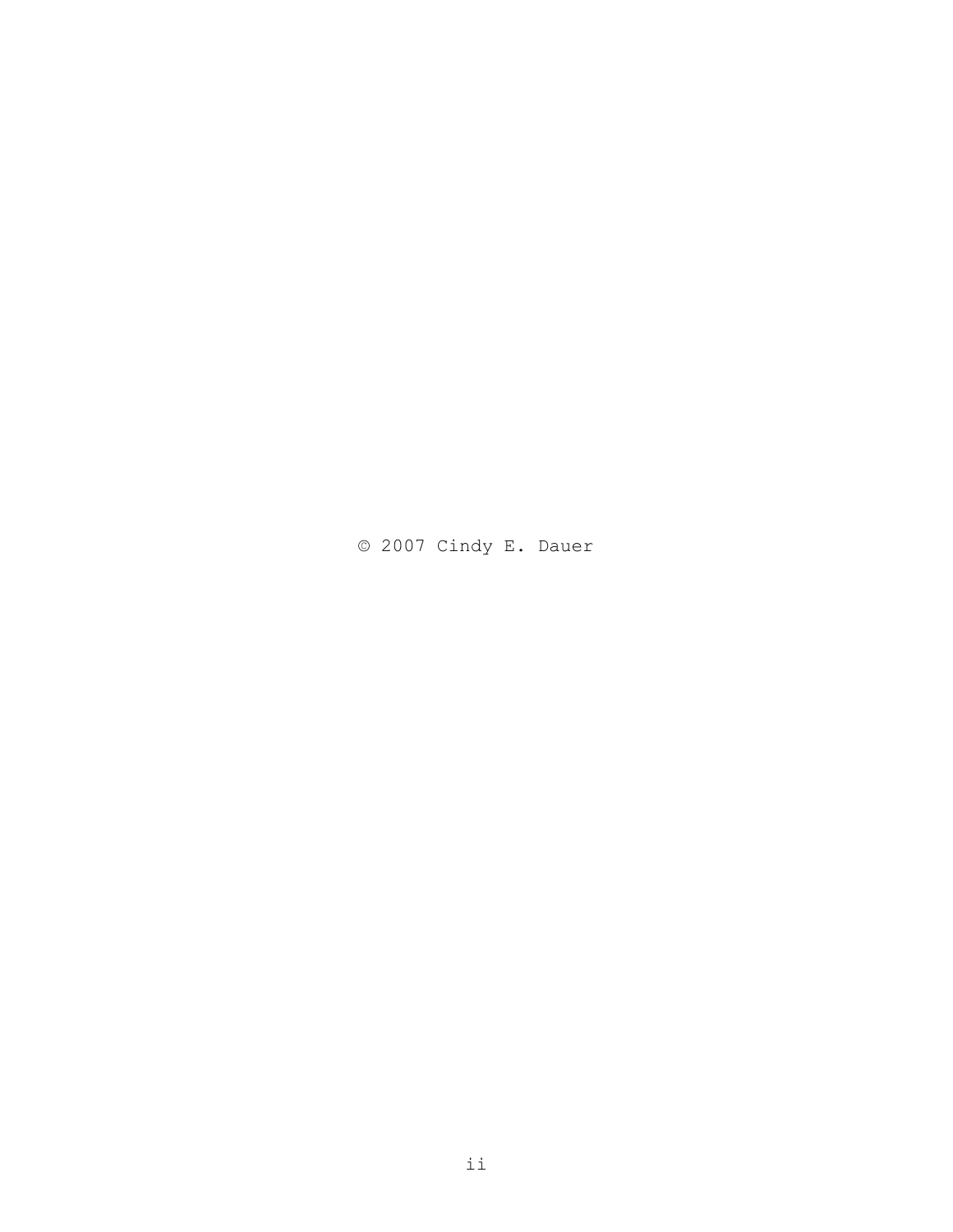© 2007 Cindy E. Dauer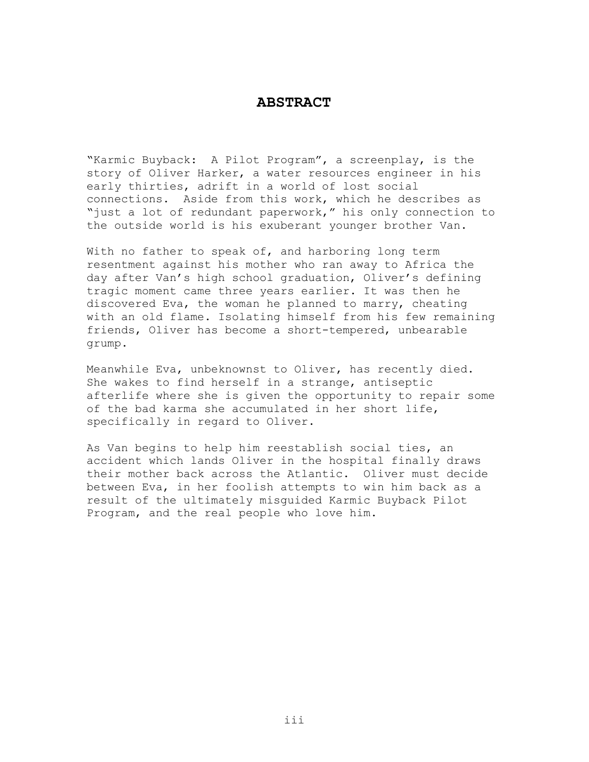# ABSTRACT

"Karmic Buyback: A Pilot Program", a screenplay, is the story of Oliver Harker, a water resources engineer in his early thirties, adrift in a world of lost social connections. Aside from this work, which he describes as "just a lot of redundant paperwork," his only connection to the outside world is his exuberant younger brother Van.

With no father to speak of, and harboring long term resentment against his mother who ran away to Africa the day after Van's high school graduation, Oliver's defining tragic moment came three years earlier. It was then he discovered Eva, the woman he planned to marry, cheating with an old flame. Isolating himself from his few remaining friends, Oliver has become a short-tempered, unbearable grump.

Meanwhile Eva, unbeknownst to Oliver, has recently died. She wakes to find herself in a strange, antiseptic afterlife where she is given the opportunity to repair some of the bad karma she accumulated in her short life, specifically in regard to Oliver.

As Van begins to help him reestablish social ties, an accident which lands Oliver in the hospital finally draws their mother back across the Atlantic. Oliver must decide between Eva, in her foolish attempts to win him back as a result of the ultimately misguided Karmic Buyback Pilot Program, and the real people who love him.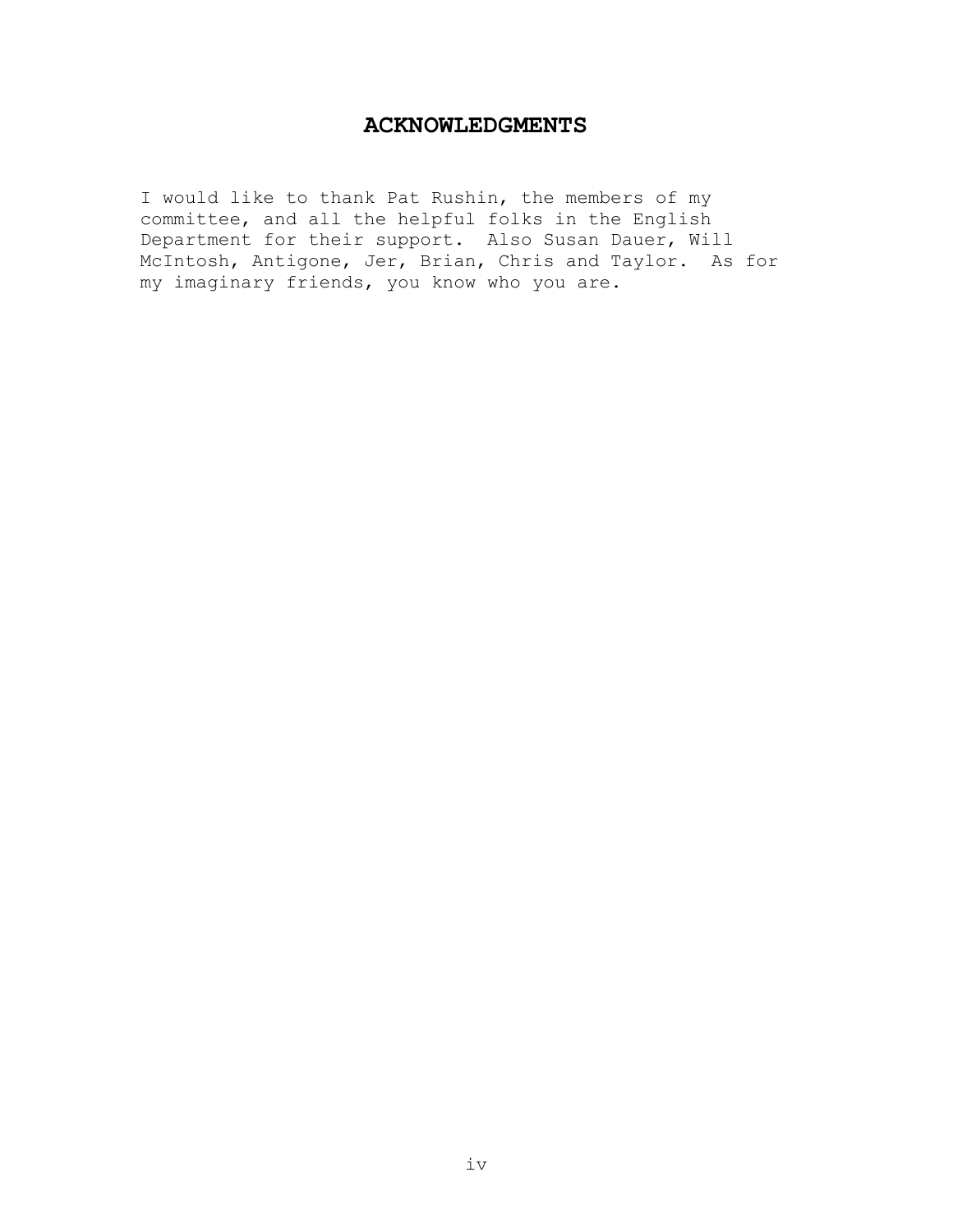# ACKNOWLEDGMENTS

I would like to thank Pat Rushin, the members of my committee, and all the helpful folks in the English Department for their support. Also Susan Dauer, Will McIntosh, Antigone, Jer, Brian, Chris and Taylor. As for my imaginary friends, you know who you are.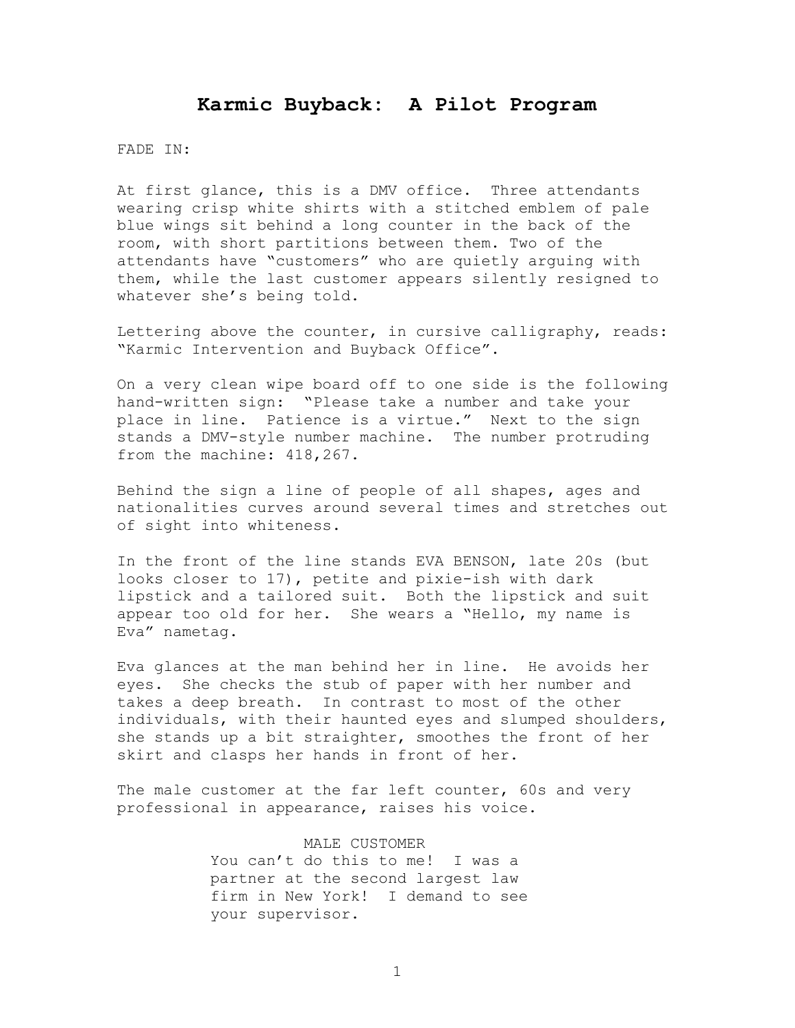# Karmic Buyback: A Pilot Program

FADE IN:

At first glance, this is a DMV office. Three attendants wearing crisp white shirts with a stitched emblem of pale blue wings sit behind a long counter in the back of the room, with short partitions between them. Two of the attendants have "customers" who are quietly arguing with them, while the last customer appears silently resigned to whatever she's being told.

Lettering above the counter, in cursive calligraphy, reads: "Karmic Intervention and Buyback Office".

On a very clean wipe board off to one side is the following hand-written sign: "Please take a number and take your place in line. Patience is a virtue." Next to the sign stands a DMV-style number machine. The number protruding from the machine: 418,267.

Behind the sign a line of people of all shapes, ages and nationalities curves around several times and stretches out of sight into whiteness.

In the front of the line stands EVA BENSON, late 20s (but looks closer to 17), petite and pixie-ish with dark lipstick and a tailored suit. Both the lipstick and suit appear too old for her. She wears a "Hello, my name is Eva" nametag.

Eva glances at the man behind her in line. He avoids her eyes. She checks the stub of paper with her number and takes a deep breath. In contrast to most of the other individuals, with their haunted eyes and slumped shoulders, she stands up a bit straighter, smoothes the front of her skirt and clasps her hands in front of her.

The male customer at the far left counter, 60s and very professional in appearance, raises his voice.

MALE CUSTOMER

You can't do this to me! I was a partner at the second largest law firm in New York! I demand to see your supervisor.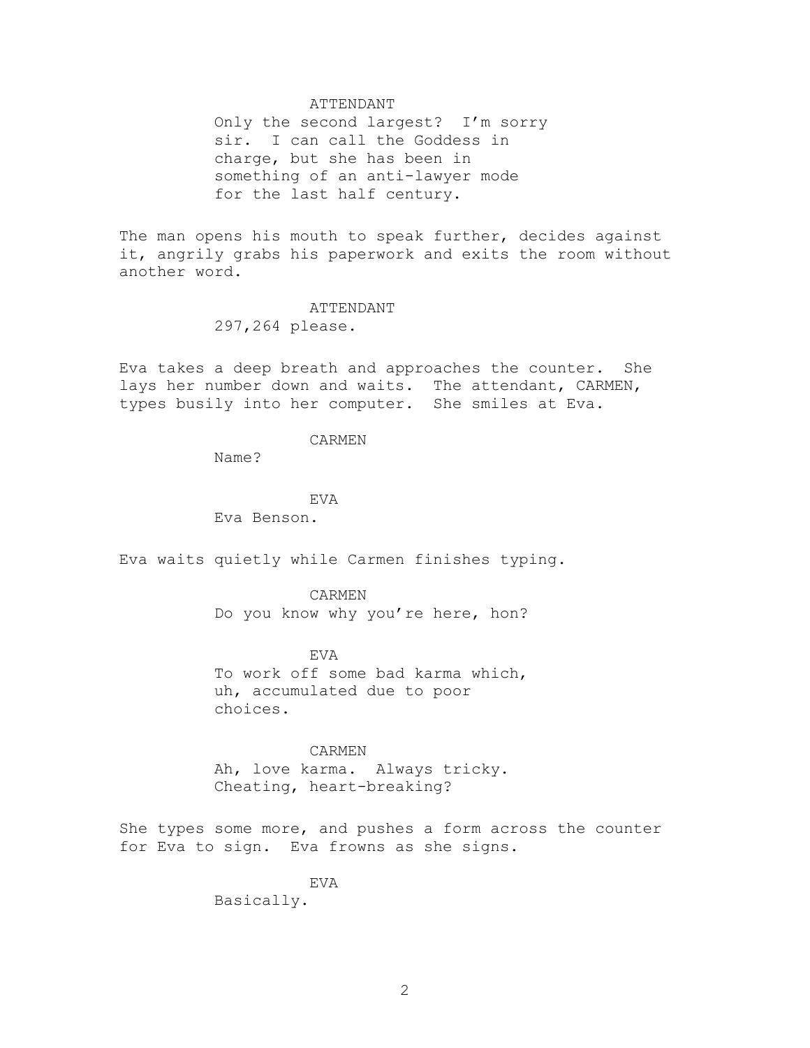ATTENDANT

Only the second largest? I'm sorry sir. I can call the Goddess in charge, but she has been in something of an anti-lawyer mode for the last half century.

The man opens his mouth to speak further, decides against it, angrily grabs his paperwork and exits the room without another word.

ATTENDANT

297,264 please.

Eva takes a deep breath and approaches the counter. She lays her number down and waits. The attendant, CARMEN, types busily into her computer. She smiles at Eva.

CARMEN

Name?

EVA

Eva Benson.

Eva waits quietly while Carmen finishes typing.

CARMEN

Do you know why you're here, hon?

EVA

To work off some bad karma which, uh, accumulated due to poor choices.

CARMEN

Ah, love karma. Always tricky. Cheating, heart-breaking?

She types some more, and pushes a form across the counter for Eva to sign. Eva frowns as she signs.

EVA

Basically.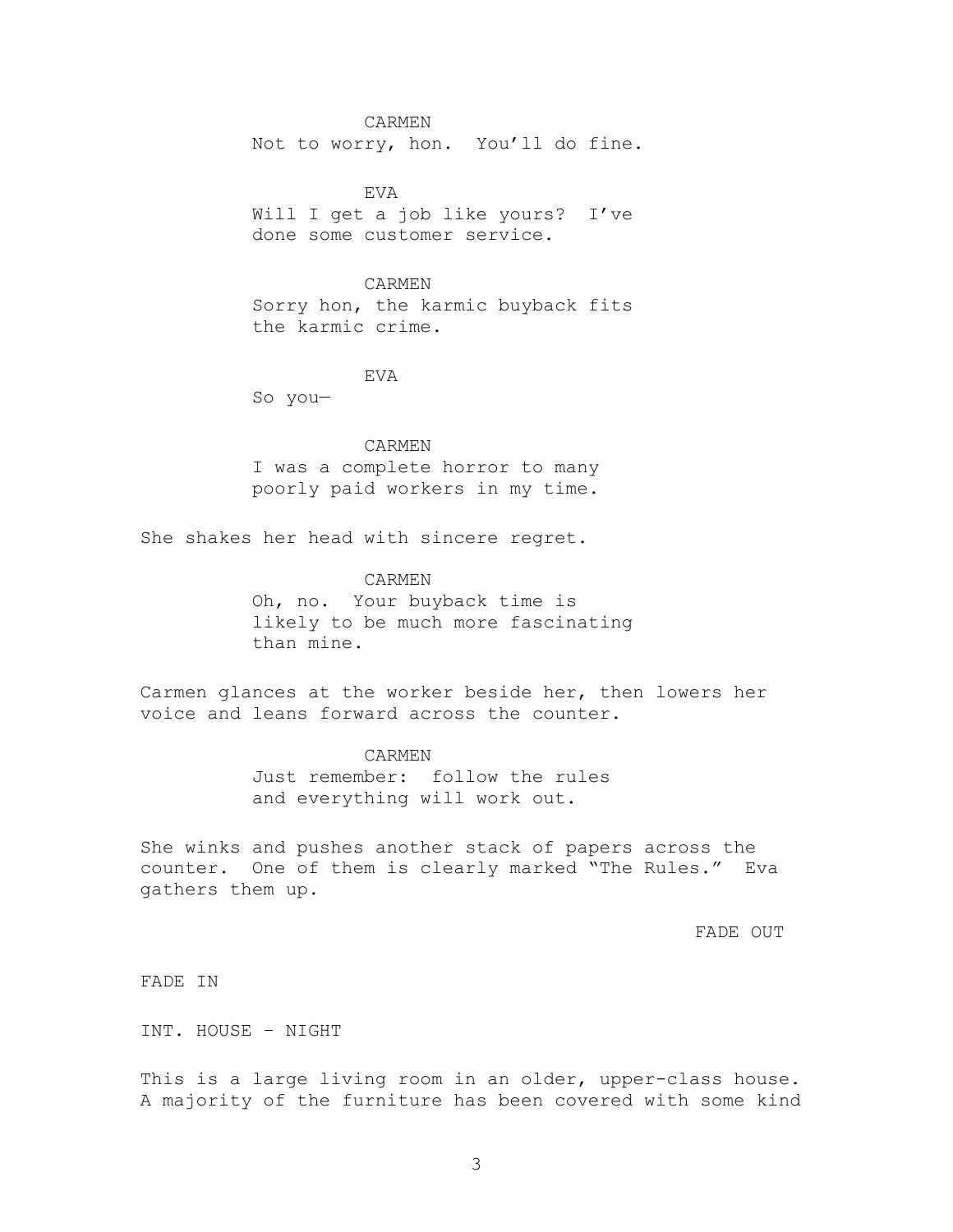CARMEN
Not to worry, hon.  You'll do fine.

EVA
Will I get a job like yours?  I've done some customer service.

CARMEN
Sorry hon, the karmic buyback fits the karmic crime.

EVA
So you—

CARMEN
I was a complete horror to many poorly paid workers in my time.

She shakes her head with sincere regret.

CARMEN
Oh, no.  Your buyback time is likely to be much more fascinating than mine.

Carmen glances at the worker beside her, then lowers her voice and leans forward across the counter.

CARMEN
Just remember:  follow the rules and everything will work out.

She winks and pushes another stack of papers across the counter.  One of them is clearly marked "The Rules."  Eva gathers them up.

FADE OUT

FADE IN

INT. HOUSE - NIGHT

This is a large living room in an older, upper-class house. A majority of the furniture has been covered with some kind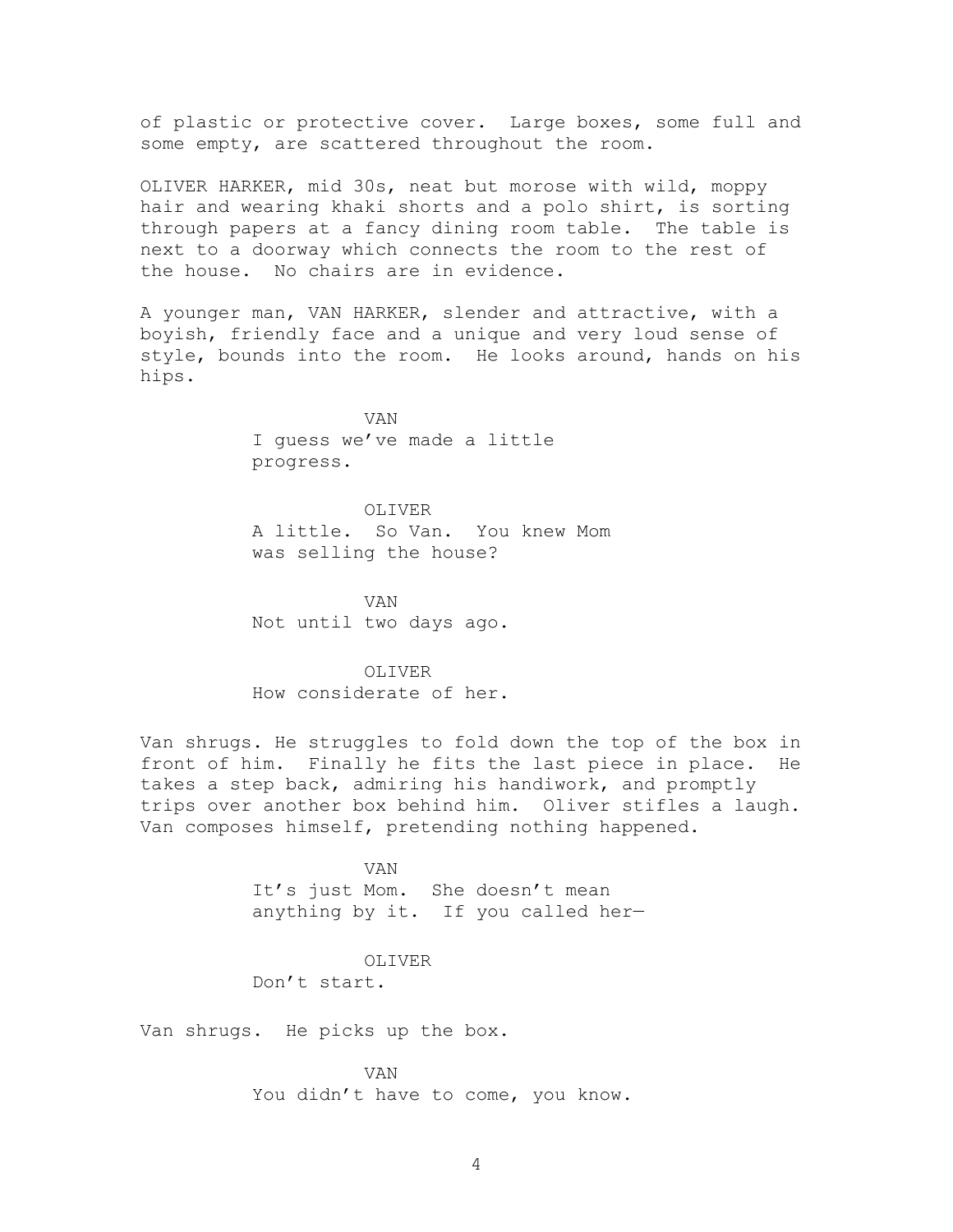of plastic or protective cover. Large boxes, some full and some empty, are scattered throughout the room.

OLIVER HARKER, mid 30s, neat but morose with wild, moppy hair and wearing khaki shorts and a polo shirt, is sorting through papers at a fancy dining room table. The table is next to a doorway which connects the room to the rest of the house. No chairs are in evidence.

A younger man, VAN HARKER, slender and attractive, with a boyish, friendly face and a unique and very loud sense of style, bounds into the room. He looks around, hands on his hips.

VAN

I guess we've made a little progress.

OLIVER

A little. So Van. You knew Mom was selling the house?

VAN

Not until two days ago.

OLIVER

How considerate of her.

Van shrugs. He struggles to fold down the top of the box in front of him. Finally he fits the last piece in place. He takes a step back, admiring his handiwork, and promptly trips over another box behind him. Oliver stifles a laugh. Van composes himself, pretending nothing happened.

VAN

It's just Mom. She doesn't mean anything by it. If you called her—

OLIVER

Don't start.

Van shrugs. He picks up the box.

VAN

You didn't have to come, you know.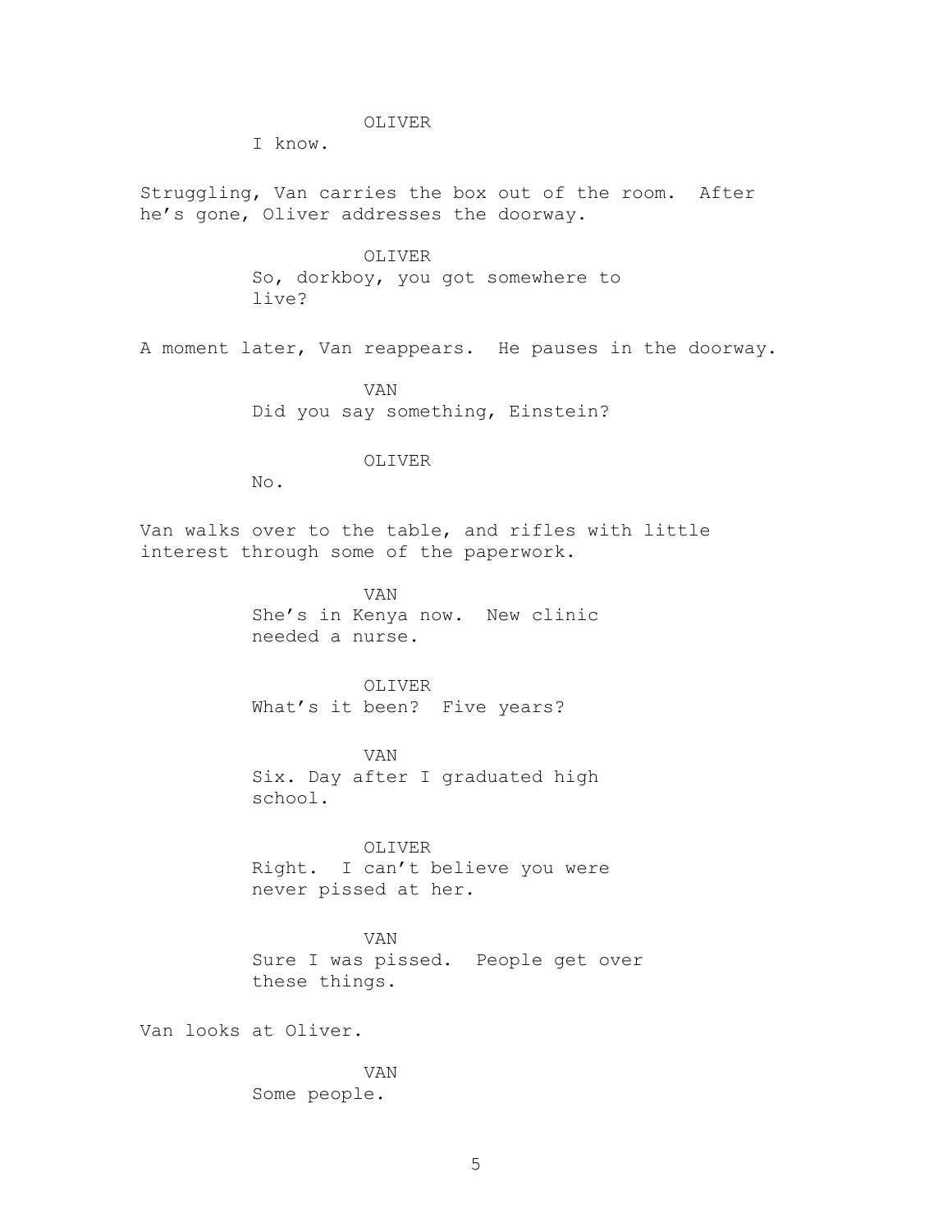OLIVER
I know.

Struggling, Van carries the box out of the room. After he's gone, Oliver addresses the doorway.

OLIVER
So, dorkboy, you got somewhere to live?

A moment later, Van reappears. He pauses in the doorway.

VAN
Did you say something, Einstein?

OLIVER
No.

Van walks over to the table, and rifles with little interest through some of the paperwork.

VAN
She's in Kenya now. New clinic needed a nurse.

OLIVER
What's it been? Five years?

VAN
Six. Day after I graduated high school.

OLIVER
Right. I can't believe you were never pissed at her.

VAN
Sure I was pissed. People get over these things.

Van looks at Oliver.

VAN
Some people.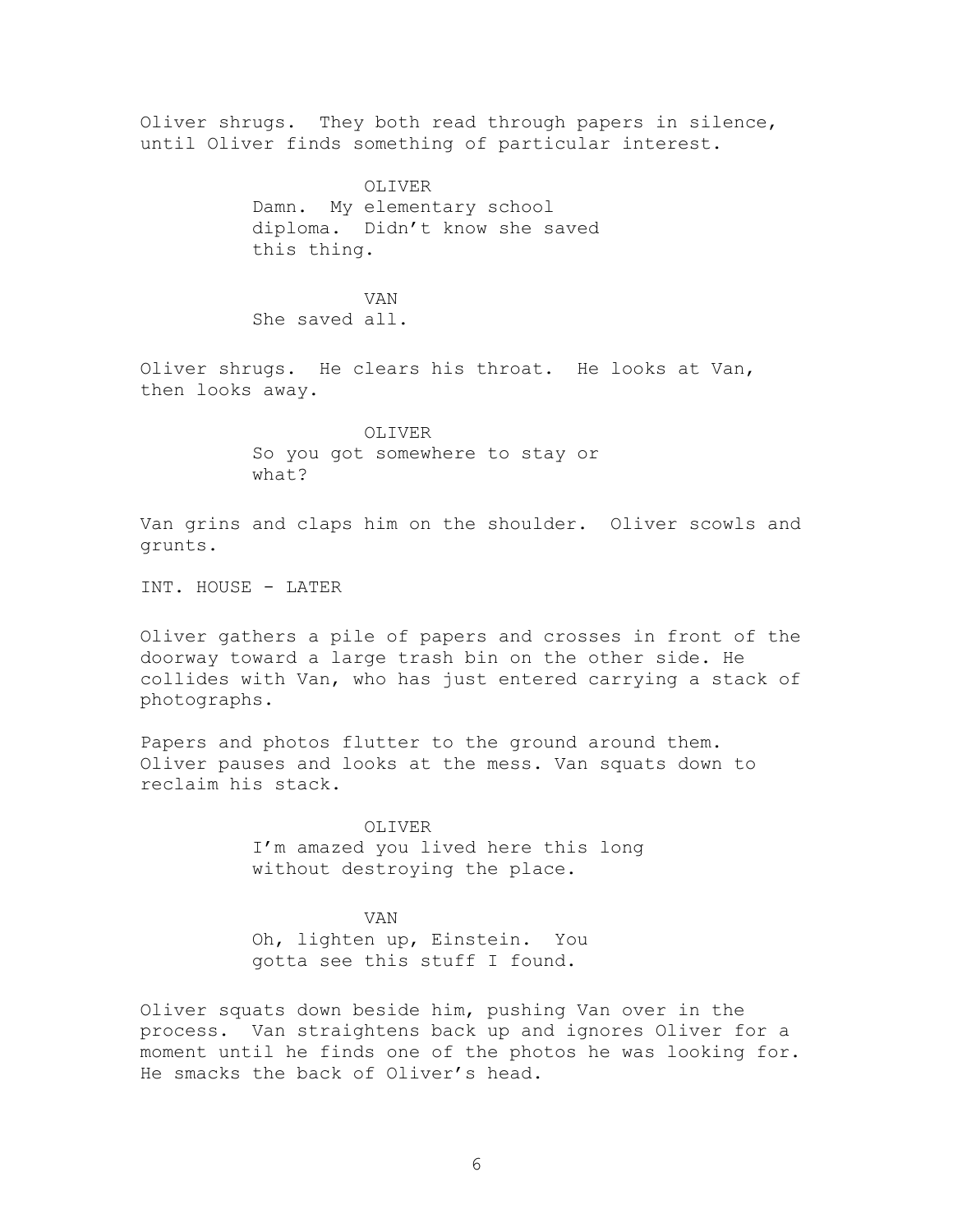Oliver shrugs. They both read through papers in silence, until Oliver finds something of particular interest.

OLIVER
Damn. My elementary school diploma. Didn't know she saved this thing.

VAN
She saved all.

Oliver shrugs. He clears his throat. He looks at Van, then looks away.

OLIVER
So you got somewhere to stay or what?

Van grins and claps him on the shoulder. Oliver scowls and grunts.

INT. HOUSE - LATER

Oliver gathers a pile of papers and crosses in front of the doorway toward a large trash bin on the other side. He collides with Van, who has just entered carrying a stack of photographs.

Papers and photos flutter to the ground around them. Oliver pauses and looks at the mess. Van squats down to reclaim his stack.

OLIVER
I'm amazed you lived here this long without destroying the place.

VAN
Oh, lighten up, Einstein. You gotta see this stuff I found.

Oliver squats down beside him, pushing Van over in the process. Van straightens back up and ignores Oliver for a moment until he finds one of the photos he was looking for. He smacks the back of Oliver's head.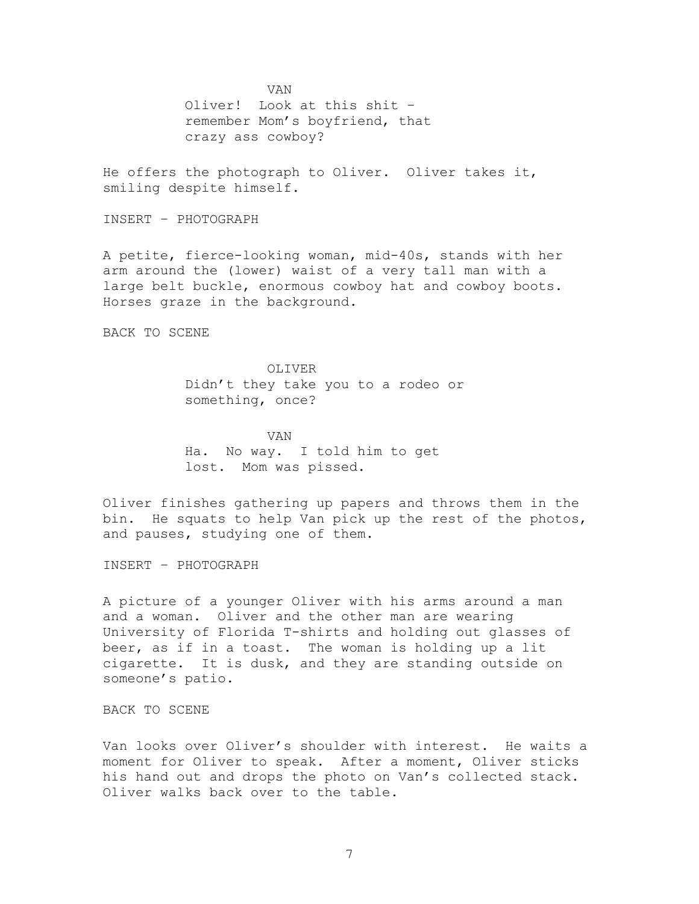VAN

Oliver! Look at this shit – remember Mom's boyfriend, that crazy ass cowboy?

He offers the photograph to Oliver. Oliver takes it, smiling despite himself.

INSERT – PHOTOGRAPH

A petite, fierce-looking woman, mid-40s, stands with her arm around the (lower) waist of a very tall man with a large belt buckle, enormous cowboy hat and cowboy boots. Horses graze in the background.

BACK TO SCENE

OLIVER

Didn't they take you to a rodeo or something, once?

VAN

Ha. No way. I told him to get lost. Mom was pissed.

Oliver finishes gathering up papers and throws them in the bin. He squats to help Van pick up the rest of the photos, and pauses, studying one of them.

INSERT – PHOTOGRAPH

A picture of a younger Oliver with his arms around a man and a woman. Oliver and the other man are wearing University of Florida T-shirts and holding out glasses of beer, as if in a toast. The woman is holding up a lit cigarette. It is dusk, and they are standing outside on someone's patio.

BACK TO SCENE

Van looks over Oliver's shoulder with interest. He waits a moment for Oliver to speak. After a moment, Oliver sticks his hand out and drops the photo on Van's collected stack. Oliver walks back over to the table.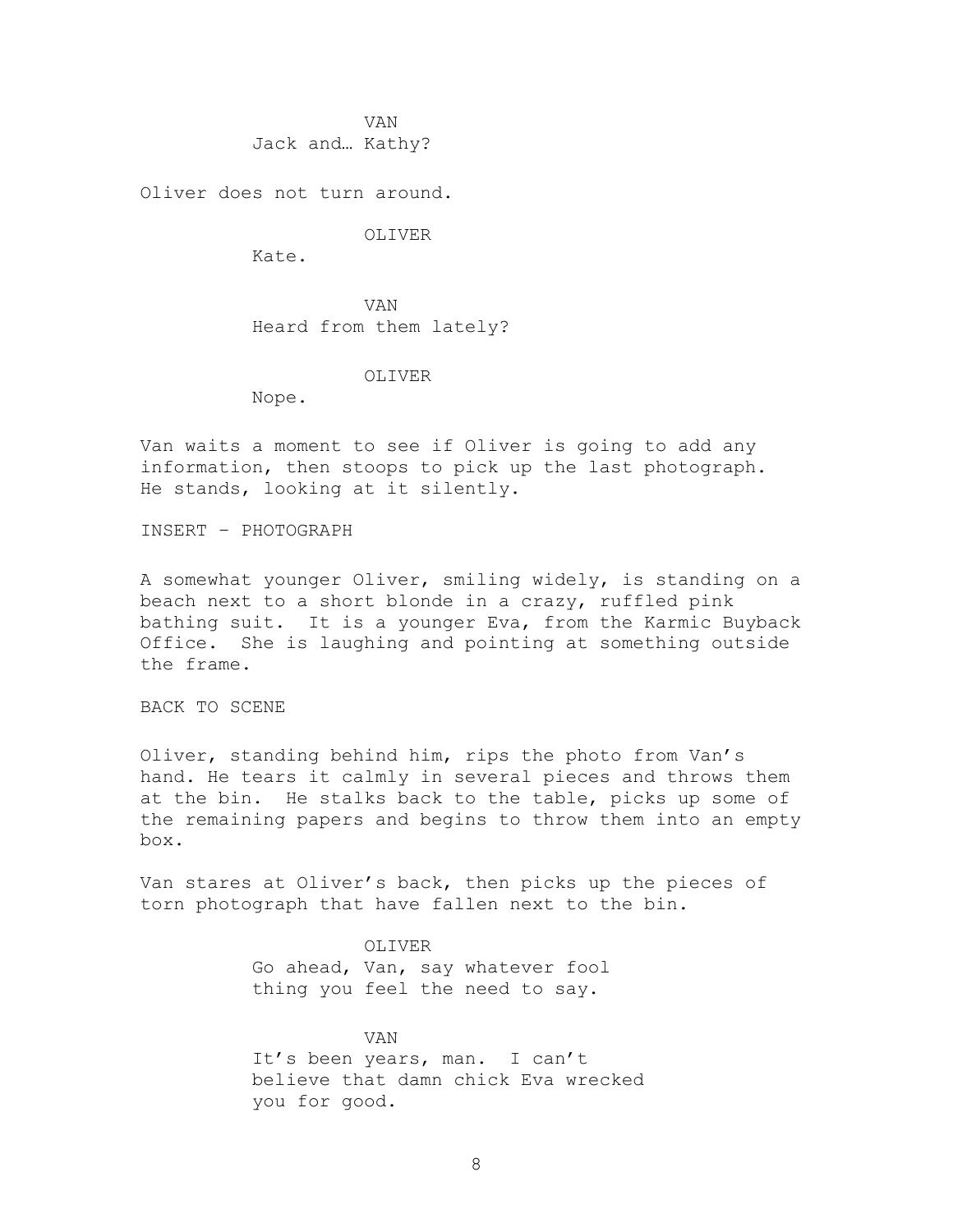VAN

Jack and… Kathy?

Oliver does not turn around.

OLIVER

Kate.

VAN

Heard from them lately?

OLIVER

Nope.

Van waits a moment to see if Oliver is going to add any information, then stoops to pick up the last photograph. He stands, looking at it silently.

INSERT – PHOTOGRAPH

A somewhat younger Oliver, smiling widely, is standing on a beach next to a short blonde in a crazy, ruffled pink bathing suit. It is a younger Eva, from the Karmic Buyback Office. She is laughing and pointing at something outside the frame.

BACK TO SCENE

Oliver, standing behind him, rips the photo from Van's hand. He tears it calmly in several pieces and throws them at the bin. He stalks back to the table, picks up some of the remaining papers and begins to throw them into an empty box.

Van stares at Oliver's back, then picks up the pieces of torn photograph that have fallen next to the bin.

OLIVER

Go ahead, Van, say whatever fool thing you feel the need to say.

VAN

It's been years, man. I can't believe that damn chick Eva wrecked you for good.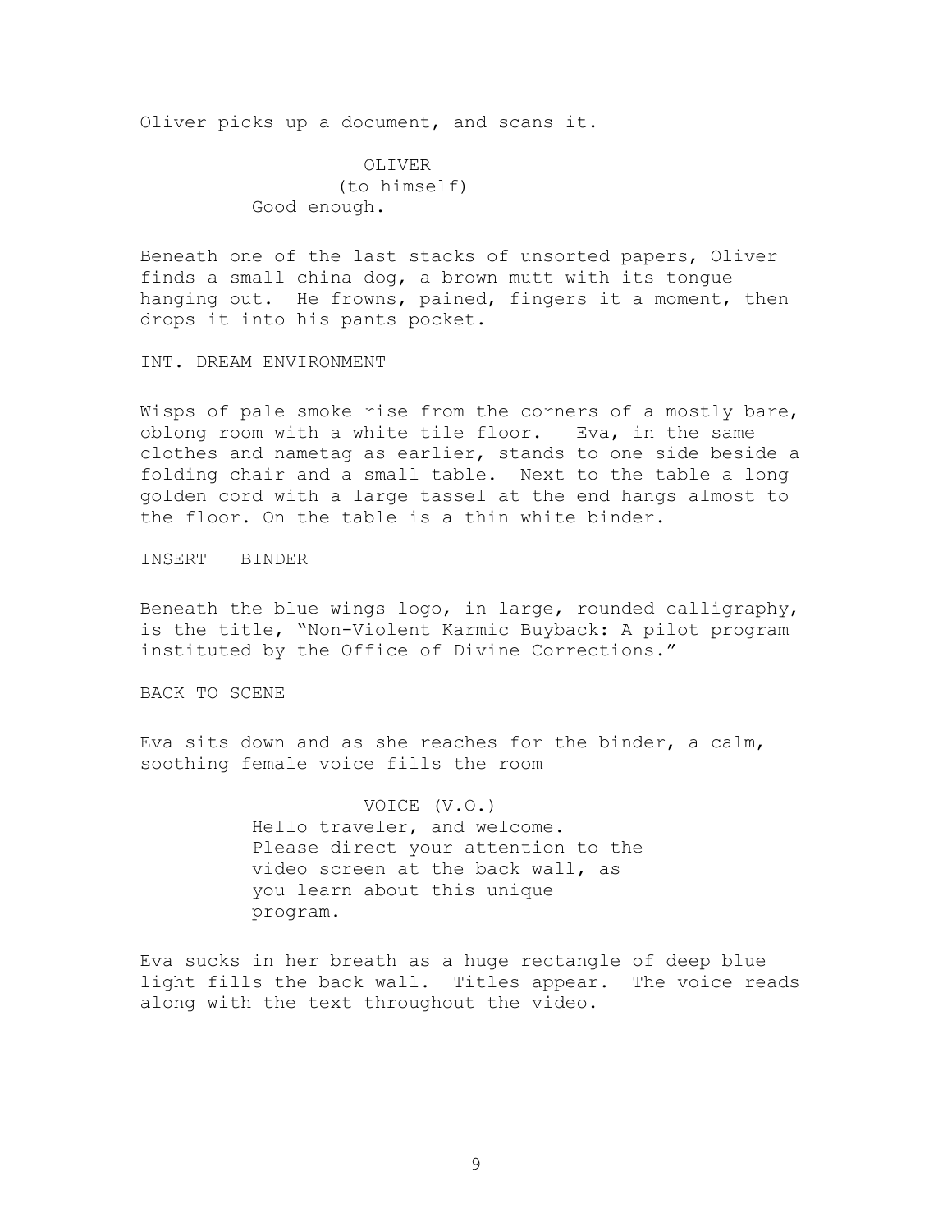Oliver picks up a document, and scans it.

OLIVER
(to himself)
Good enough.

Beneath one of the last stacks of unsorted papers, Oliver finds a small china dog, a brown mutt with its tongue hanging out. He frowns, pained, fingers it a moment, then drops it into his pants pocket.

INT. DREAM ENVIRONMENT

Wisps of pale smoke rise from the corners of a mostly bare, oblong room with a white tile floor. Eva, in the same clothes and nametag as earlier, stands to one side beside a folding chair and a small table. Next to the table a long golden cord with a large tassel at the end hangs almost to the floor. On the table is a thin white binder.

INSERT – BINDER

Beneath the blue wings logo, in large, rounded calligraphy, is the title, "Non-Violent Karmic Buyback: A pilot program instituted by the Office of Divine Corrections."

BACK TO SCENE

Eva sits down and as she reaches for the binder, a calm, soothing female voice fills the room

VOICE (V.O.)
Hello traveler, and welcome. Please direct your attention to the video screen at the back wall, as you learn about this unique program.

Eva sucks in her breath as a huge rectangle of deep blue light fills the back wall. Titles appear. The voice reads along with the text throughout the video.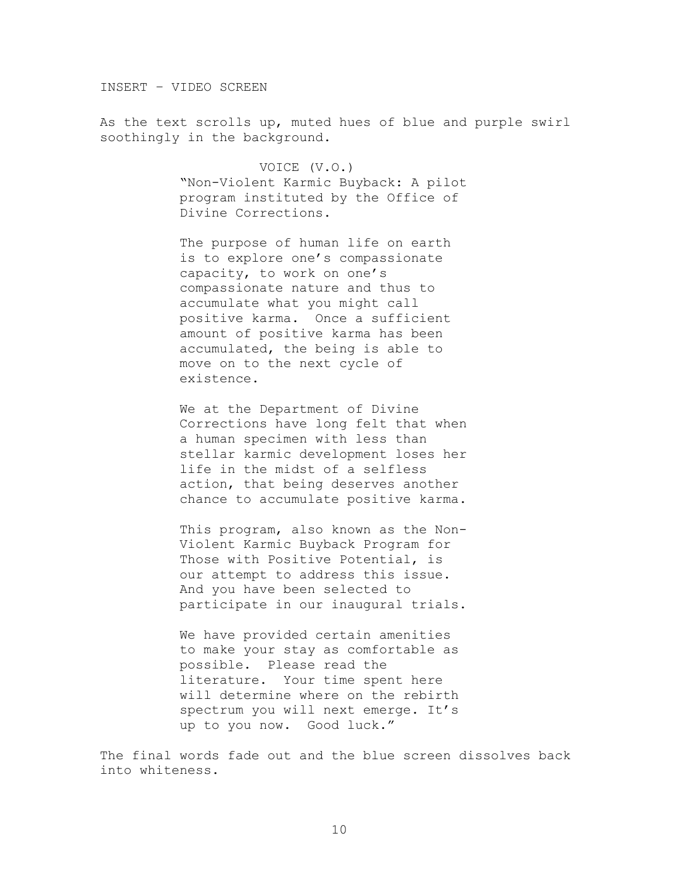INSERT – VIDEO SCREEN

As the text scrolls up, muted hues of blue and purple swirl soothingly in the background.

VOICE (V.O.)

"Non-Violent Karmic Buyback: A pilot program instituted by the Office of Divine Corrections.

The purpose of human life on earth is to explore one's compassionate capacity, to work on one's compassionate nature and thus to accumulate what you might call positive karma. Once a sufficient amount of positive karma has been accumulated, the being is able to move on to the next cycle of existence.

We at the Department of Divine Corrections have long felt that when a human specimen with less than stellar karmic development loses her life in the midst of a selfless action, that being deserves another chance to accumulate positive karma.

This program, also known as the Non-Violent Karmic Buyback Program for Those with Positive Potential, is our attempt to address this issue. And you have been selected to participate in our inaugural trials.

We have provided certain amenities to make your stay as comfortable as possible. Please read the literature. Your time spent here will determine where on the rebirth spectrum you will next emerge. It's up to you now. Good luck."

The final words fade out and the blue screen dissolves back into whiteness.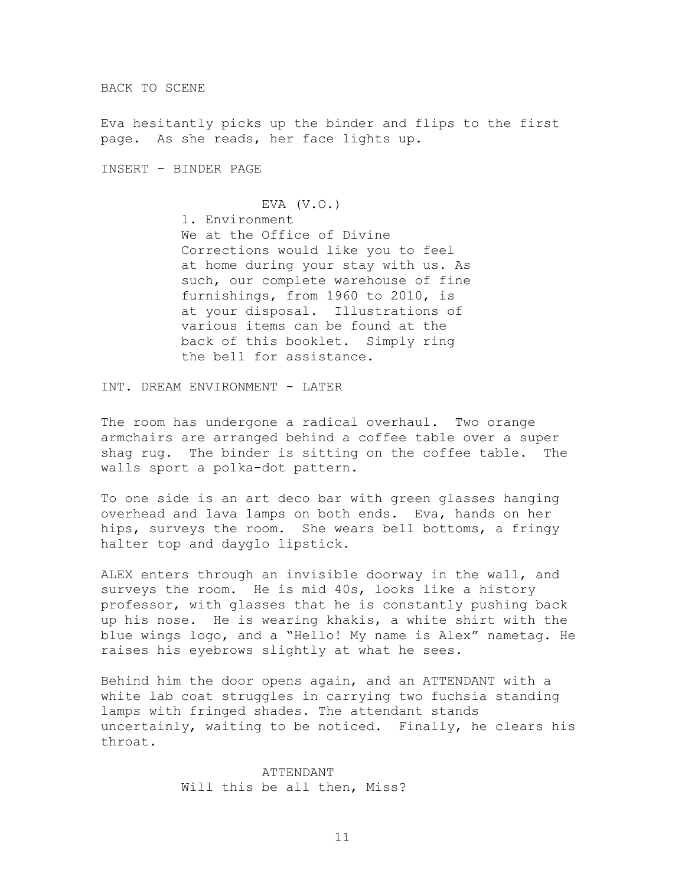BACK TO SCENE

Eva hesitantly picks up the binder and flips to the first page. As she reads, her face lights up.

INSERT – BINDER PAGE

EVA (V.O.)
1. Environment
We at the Office of Divine Corrections would like you to feel at home during your stay with us. As such, our complete warehouse of fine furnishings, from 1960 to 2010, is at your disposal. Illustrations of various items can be found at the back of this booklet. Simply ring the bell for assistance.

INT. DREAM ENVIRONMENT - LATER

The room has undergone a radical overhaul. Two orange armchairs are arranged behind a coffee table over a super shag rug. The binder is sitting on the coffee table. The walls sport a polka-dot pattern.

To one side is an art deco bar with green glasses hanging overhead and lava lamps on both ends. Eva, hands on her hips, surveys the room. She wears bell bottoms, a fringy halter top and dayglo lipstick.

ALEX enters through an invisible doorway in the wall, and surveys the room. He is mid 40s, looks like a history professor, with glasses that he is constantly pushing back up his nose. He is wearing khakis, a white shirt with the blue wings logo, and a "Hello! My name is Alex" nametag. He raises his eyebrows slightly at what he sees.

Behind him the door opens again, and an ATTENDANT with a white lab coat struggles in carrying two fuchsia standing lamps with fringed shades. The attendant stands uncertainly, waiting to be noticed. Finally, he clears his throat.

ATTENDANT
Will this be all then, Miss?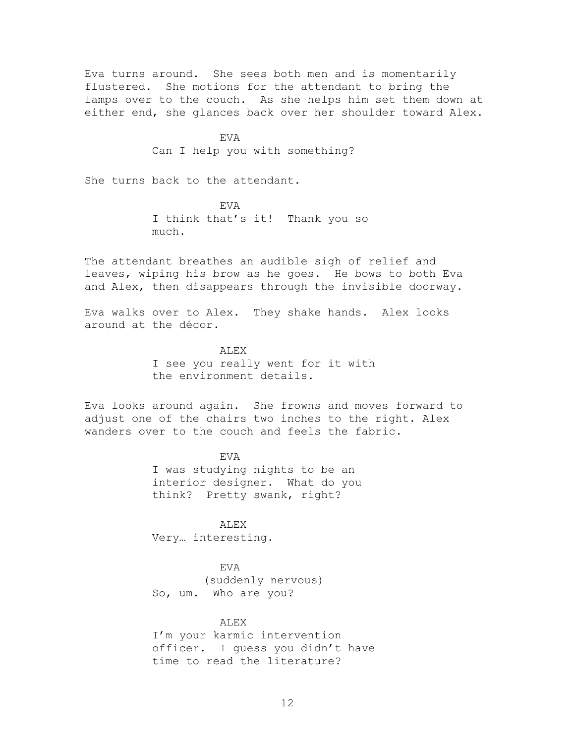Eva turns around. She sees both men and is momentarily flustered. She motions for the attendant to bring the lamps over to the couch. As she helps him set them down at either end, she glances back over her shoulder toward Alex.

EVA
Can I help you with something?

She turns back to the attendant.

EVA
I think that's it! Thank you so much.

The attendant breathes an audible sigh of relief and leaves, wiping his brow as he goes. He bows to both Eva and Alex, then disappears through the invisible doorway.

Eva walks over to Alex. They shake hands. Alex looks around at the décor.

ALEX
I see you really went for it with the environment details.

Eva looks around again. She frowns and moves forward to adjust one of the chairs two inches to the right. Alex wanders over to the couch and feels the fabric.

EVA
I was studying nights to be an interior designer. What do you think? Pretty swank, right?

ALEX
Very… interesting.

EVA
(suddenly nervous)
So, um. Who are you?

ALEX
I'm your karmic intervention officer. I guess you didn't have time to read the literature?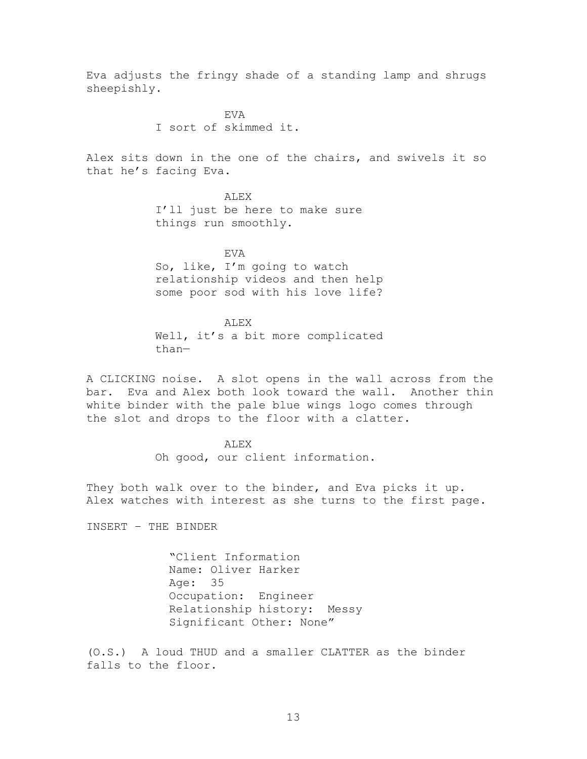Eva adjusts the fringy shade of a standing lamp and shrugs sheepishly.

EVA
I sort of skimmed it.

Alex sits down in the one of the chairs, and swivels it so that he's facing Eva.

ALEX
I'll just be here to make sure things run smoothly.

EVA
So, like, I'm going to watch relationship videos and then help some poor sod with his love life?

ALEX
Well, it's a bit more complicated than—

A CLICKING noise. A slot opens in the wall across from the bar. Eva and Alex both look toward the wall. Another thin white binder with the pale blue wings logo comes through the slot and drops to the floor with a clatter.

ALEX
Oh good, our client information.

They both walk over to the binder, and Eva picks it up. Alex watches with interest as she turns to the first page.

INSERT – THE BINDER

"Client Information
Name: Oliver Harker
Age: 35
Occupation: Engineer
Relationship history: Messy
Significant Other: None"

(O.S.) A loud THUD and a smaller CLATTER as the binder falls to the floor.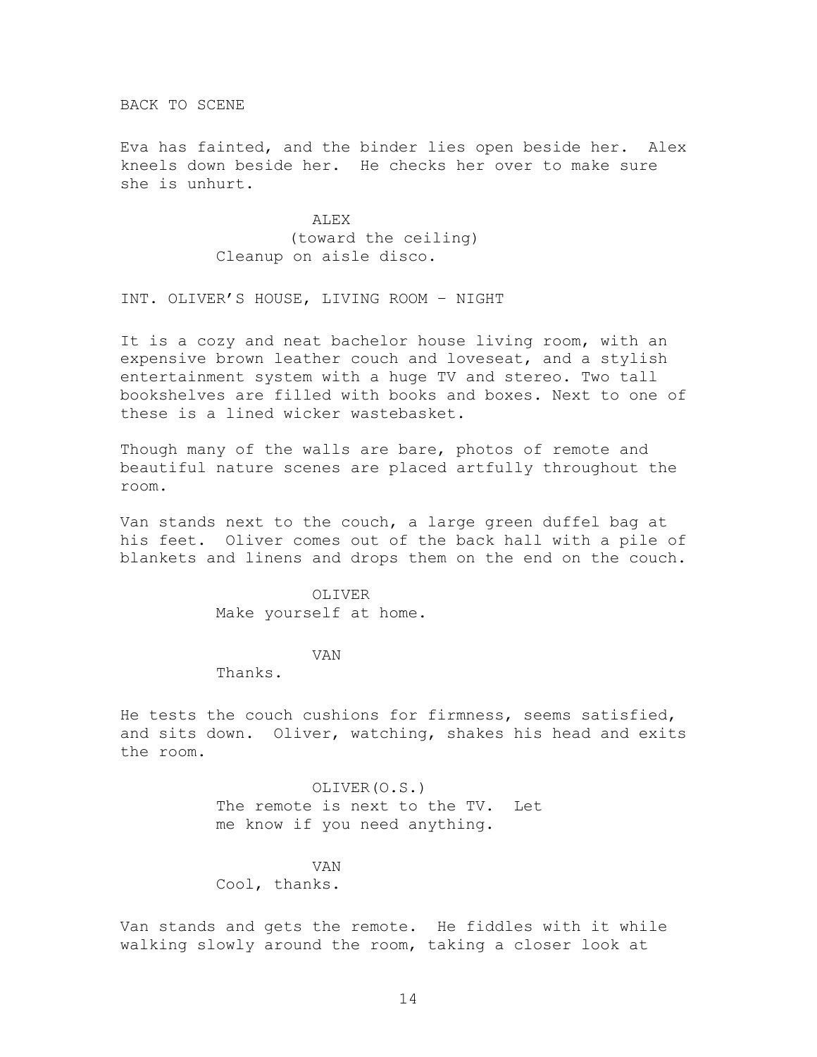BACK TO SCENE

Eva has fainted, and the binder lies open beside her. Alex kneels down beside her. He checks her over to make sure she is unhurt.

ALEX
(toward the ceiling)
Cleanup on aisle disco.

INT. OLIVER'S HOUSE, LIVING ROOM – NIGHT

It is a cozy and neat bachelor house living room, with an expensive brown leather couch and loveseat, and a stylish entertainment system with a huge TV and stereo. Two tall bookshelves are filled with books and boxes. Next to one of these is a lined wicker wastebasket.

Though many of the walls are bare, photos of remote and beautiful nature scenes are placed artfully throughout the room.

Van stands next to the couch, a large green duffel bag at his feet. Oliver comes out of the back hall with a pile of blankets and linens and drops them on the end on the couch.

OLIVER
Make yourself at home.

VAN
Thanks.

He tests the couch cushions for firmness, seems satisfied, and sits down. Oliver, watching, shakes his head and exits the room.

OLIVER(O.S.)
The remote is next to the TV. Let me know if you need anything.

VAN
Cool, thanks.

Van stands and gets the remote. He fiddles with it while walking slowly around the room, taking a closer look at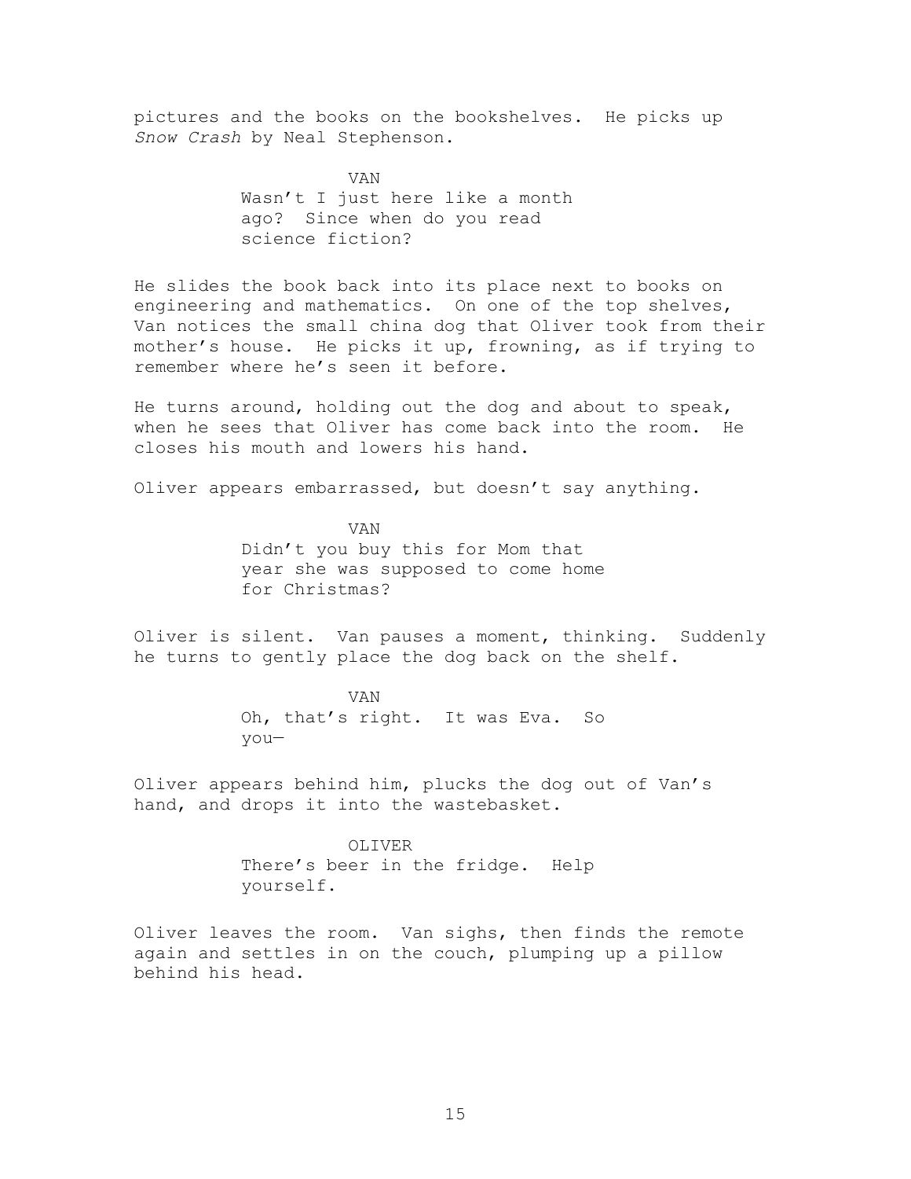pictures and the books on the bookshelves. He picks up *Snow Crash* by Neal Stephenson.

VAN

Wasn't I just here like a month ago? Since when do you read science fiction?

He slides the book back into its place next to books on engineering and mathematics. On one of the top shelves, Van notices the small china dog that Oliver took from their mother's house. He picks it up, frowning, as if trying to remember where he's seen it before.

He turns around, holding out the dog and about to speak, when he sees that Oliver has come back into the room. He closes his mouth and lowers his hand.

Oliver appears embarrassed, but doesn't say anything.

VAN

Didn't you buy this for Mom that year she was supposed to come home for Christmas?

Oliver is silent. Van pauses a moment, thinking. Suddenly he turns to gently place the dog back on the shelf.

VAN

Oh, that's right. It was Eva. So you—

Oliver appears behind him, plucks the dog out of Van's hand, and drops it into the wastebasket.

OLIVER

There's beer in the fridge. Help yourself.

Oliver leaves the room. Van sighs, then finds the remote again and settles in on the couch, plumping up a pillow behind his head.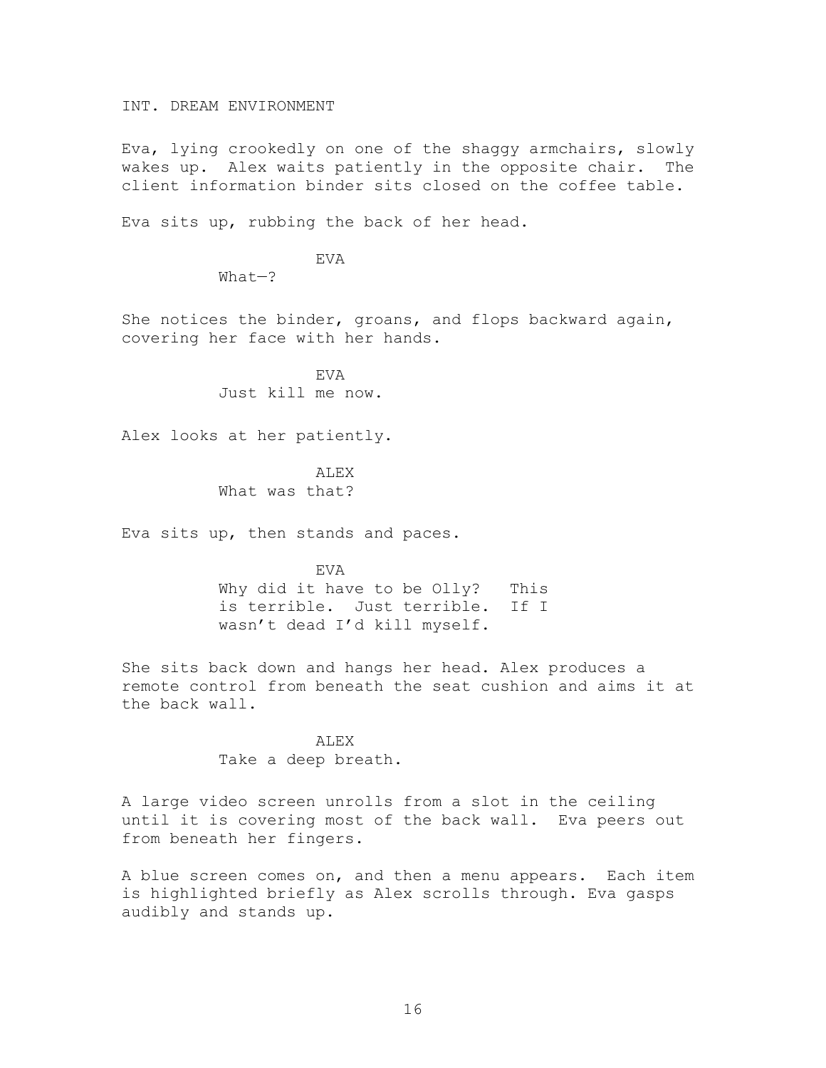INT. DREAM ENVIRONMENT

Eva, lying crookedly on one of the shaggy armchairs, slowly wakes up. Alex waits patiently in the opposite chair. The client information binder sits closed on the coffee table.

Eva sits up, rubbing the back of her head.

EVA
What—?

She notices the binder, groans, and flops backward again, covering her face with her hands.

EVA
Just kill me now.

Alex looks at her patiently.

ALEX
What was that?

Eva sits up, then stands and paces.

EVA
Why did it have to be Olly? This is terrible. Just terrible. If I wasn't dead I'd kill myself.

She sits back down and hangs her head. Alex produces a remote control from beneath the seat cushion and aims it at the back wall.

ALEX
Take a deep breath.

A large video screen unrolls from a slot in the ceiling until it is covering most of the back wall. Eva peers out from beneath her fingers.

A blue screen comes on, and then a menu appears. Each item is highlighted briefly as Alex scrolls through. Eva gasps audibly and stands up.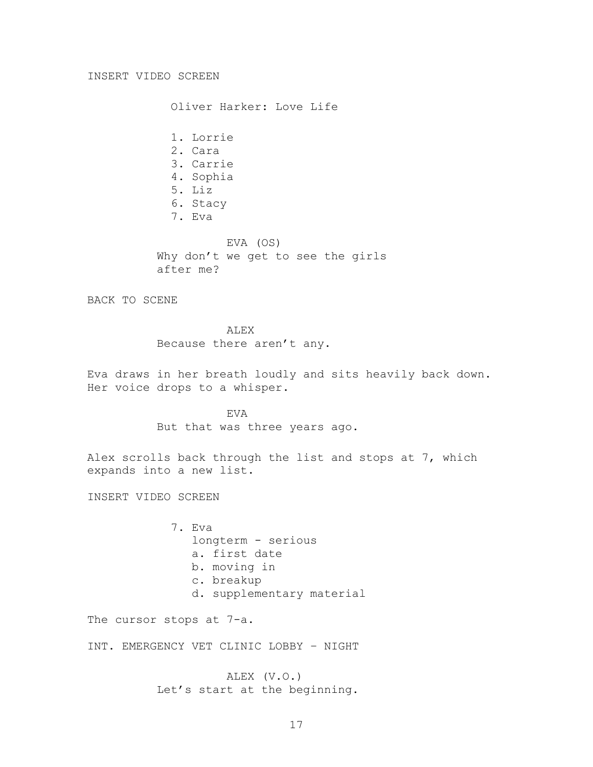INSERT VIDEO SCREEN

Oliver Harker: Love Life

1. Lorrie
2. Cara
3. Carrie
4. Sophia
5. Liz
6. Stacy
7. Eva

EVA (OS)
Why don't we get to see the girls after me?

BACK TO SCENE

ALEX
Because there aren't any.

Eva draws in her breath loudly and sits heavily back down. Her voice drops to a whisper.

EVA
But that was three years ago.

Alex scrolls back through the list and stops at 7, which expands into a new list.

INSERT VIDEO SCREEN

7. Eva
   longterm - serious
   a. first date
   b. moving in
   c. breakup
   d. supplementary material

The cursor stops at 7-a.

INT. EMERGENCY VET CLINIC LOBBY – NIGHT

ALEX (V.O.)
Let's start at the beginning.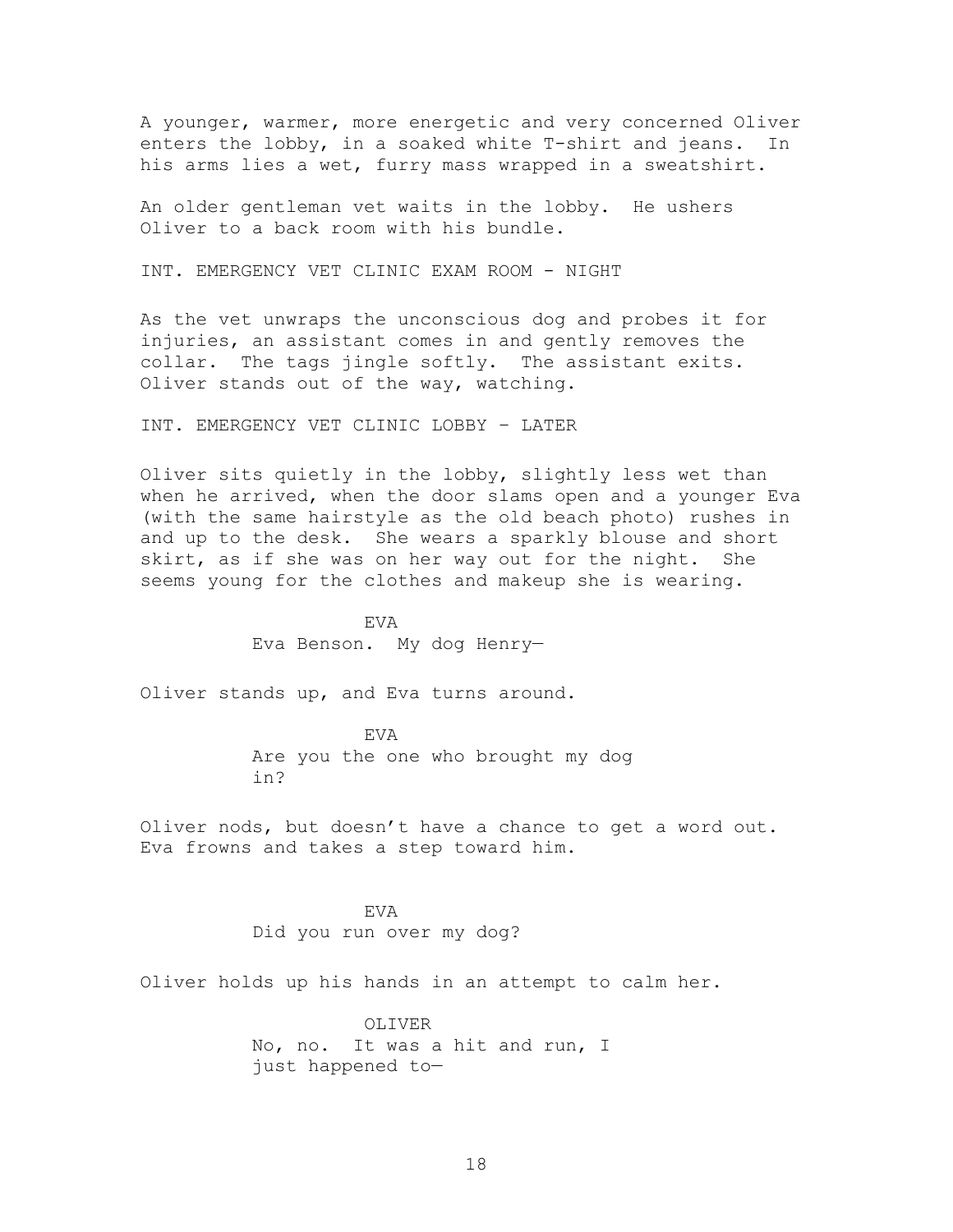A younger, warmer, more energetic and very concerned Oliver enters the lobby, in a soaked white T-shirt and jeans. In his arms lies a wet, furry mass wrapped in a sweatshirt.

An older gentleman vet waits in the lobby. He ushers Oliver to a back room with his bundle.

INT. EMERGENCY VET CLINIC EXAM ROOM - NIGHT

As the vet unwraps the unconscious dog and probes it for injuries, an assistant comes in and gently removes the collar. The tags jingle softly. The assistant exits. Oliver stands out of the way, watching.

INT. EMERGENCY VET CLINIC LOBBY – LATER

Oliver sits quietly in the lobby, slightly less wet than when he arrived, when the door slams open and a younger Eva (with the same hairstyle as the old beach photo) rushes in and up to the desk. She wears a sparkly blouse and short skirt, as if she was on her way out for the night. She seems young for the clothes and makeup she is wearing.

EVA

Eva Benson. My dog Henry—

Oliver stands up, and Eva turns around.

EVA

Are you the one who brought my dog in?

Oliver nods, but doesn't have a chance to get a word out. Eva frowns and takes a step toward him.

EVA

Did you run over my dog?

Oliver holds up his hands in an attempt to calm her.

OLIVER

No, no. It was a hit and run, I just happened to—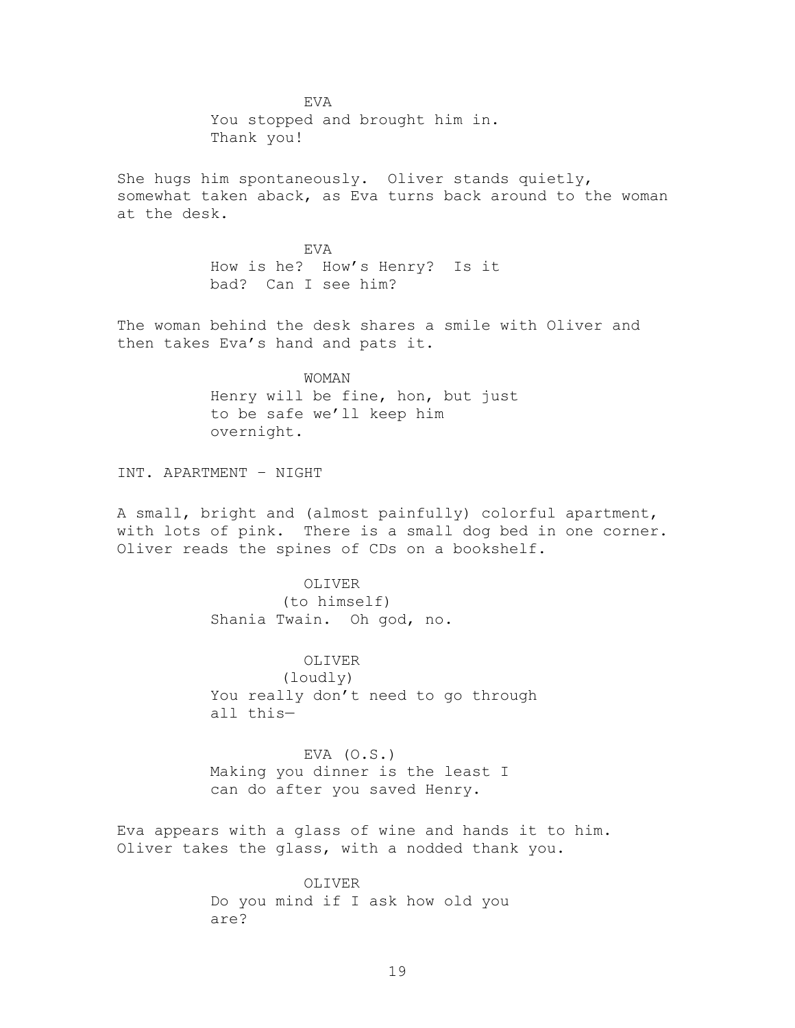EVA

You stopped and brought him in. Thank you!

She hugs him spontaneously. Oliver stands quietly, somewhat taken aback, as Eva turns back around to the woman at the desk.

EVA

How is he? How's Henry? Is it bad? Can I see him?

The woman behind the desk shares a smile with Oliver and then takes Eva's hand and pats it.

WOMAN

Henry will be fine, hon, but just to be safe we'll keep him overnight.

INT. APARTMENT - NIGHT

A small, bright and (almost painfully) colorful apartment, with lots of pink. There is a small dog bed in one corner. Oliver reads the spines of CDs on a bookshelf.

OLIVER

(to himself)

Shania Twain. Oh god, no.

OLIVER

(loudly)

You really don't need to go through all this—

EVA (O.S.)

Making you dinner is the least I can do after you saved Henry.

Eva appears with a glass of wine and hands it to him. Oliver takes the glass, with a nodded thank you.

OLIVER

Do you mind if I ask how old you are?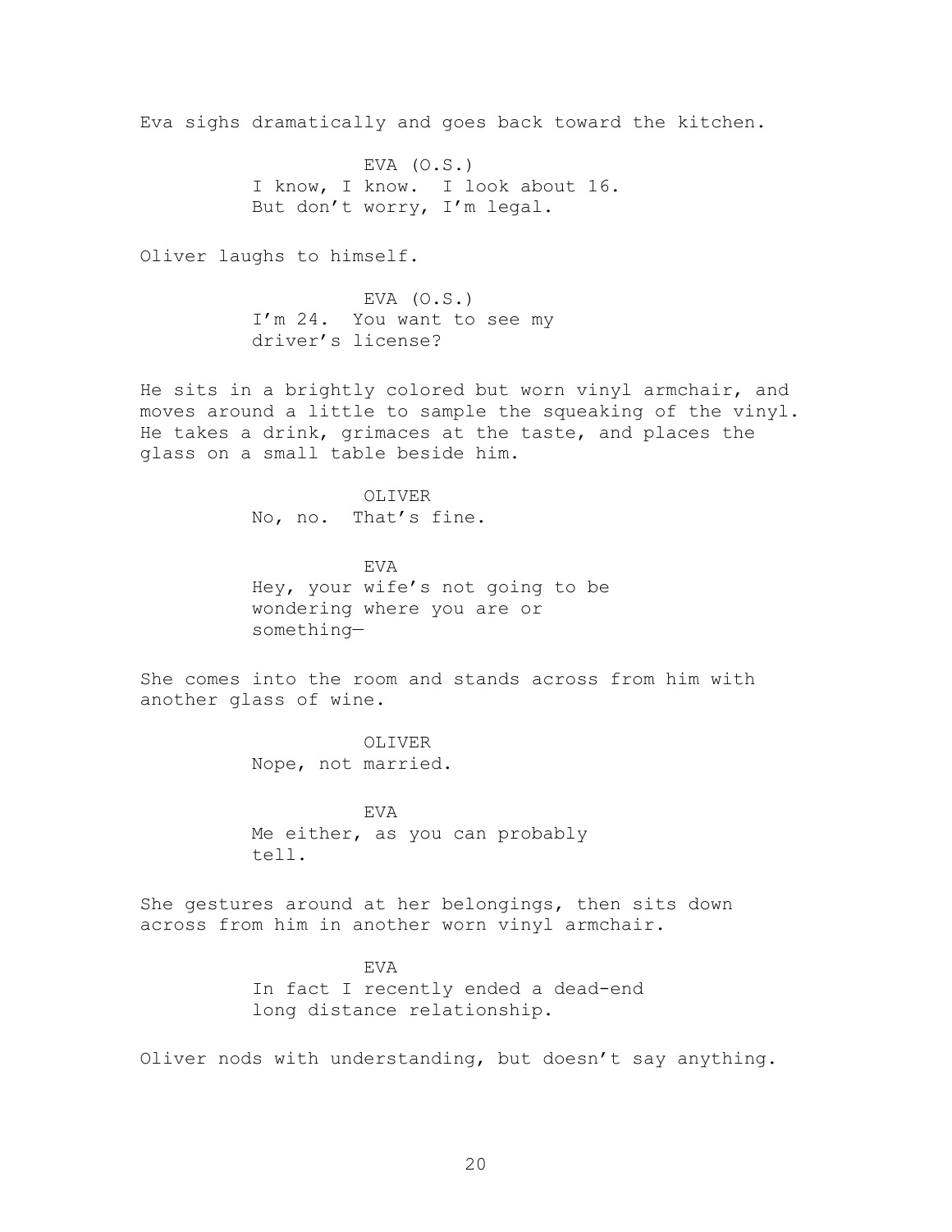Eva sighs dramatically and goes back toward the kitchen.

EVA (O.S.)
I know, I know. I look about 16.
But don't worry, I'm legal.

Oliver laughs to himself.

EVA (O.S.)
I'm 24. You want to see my
driver's license?

He sits in a brightly colored but worn vinyl armchair, and moves around a little to sample the squeaking of the vinyl. He takes a drink, grimaces at the taste, and places the glass on a small table beside him.

OLIVER
No, no. That's fine.

EVA
Hey, your wife's not going to be
wondering where you are or
something—

She comes into the room and stands across from him with another glass of wine.

OLIVER
Nope, not married.

EVA
Me either, as you can probably
tell.

She gestures around at her belongings, then sits down across from him in another worn vinyl armchair.

EVA
In fact I recently ended a dead-end
long distance relationship.

Oliver nods with understanding, but doesn't say anything.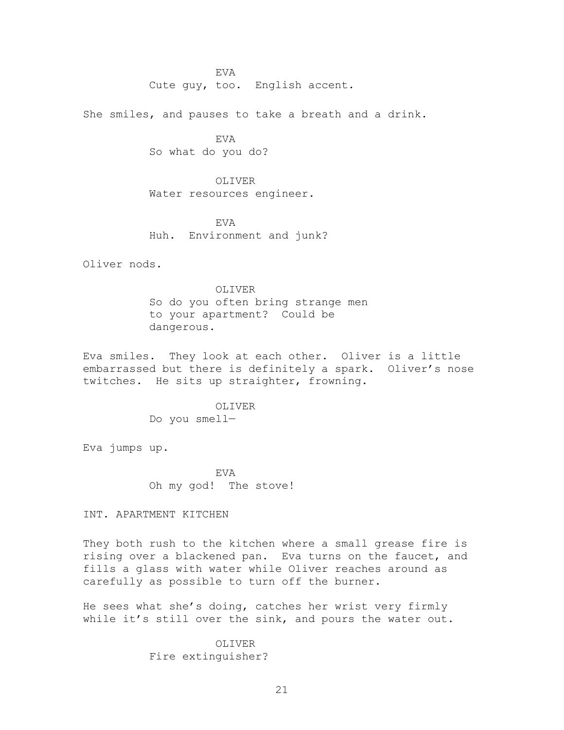EVA
Cute guy, too.  English accent.

She smiles, and pauses to take a breath and a drink.

EVA
So what do you do?

OLIVER
Water resources engineer.

EVA
Huh.  Environment and junk?

Oliver nods.

OLIVER
So do you often bring strange men to your apartment?  Could be dangerous.

Eva smiles.  They look at each other.  Oliver is a little embarrassed but there is definitely a spark.  Oliver's nose twitches.  He sits up straighter, frowning.

OLIVER
Do you smell—

Eva jumps up.

EVA
Oh my god!  The stove!

INT. APARTMENT KITCHEN

They both rush to the kitchen where a small grease fire is rising over a blackened pan.  Eva turns on the faucet, and fills a glass with water while Oliver reaches around as carefully as possible to turn off the burner.

He sees what she's doing, catches her wrist very firmly while it's still over the sink, and pours the water out.

OLIVER
Fire extinguisher?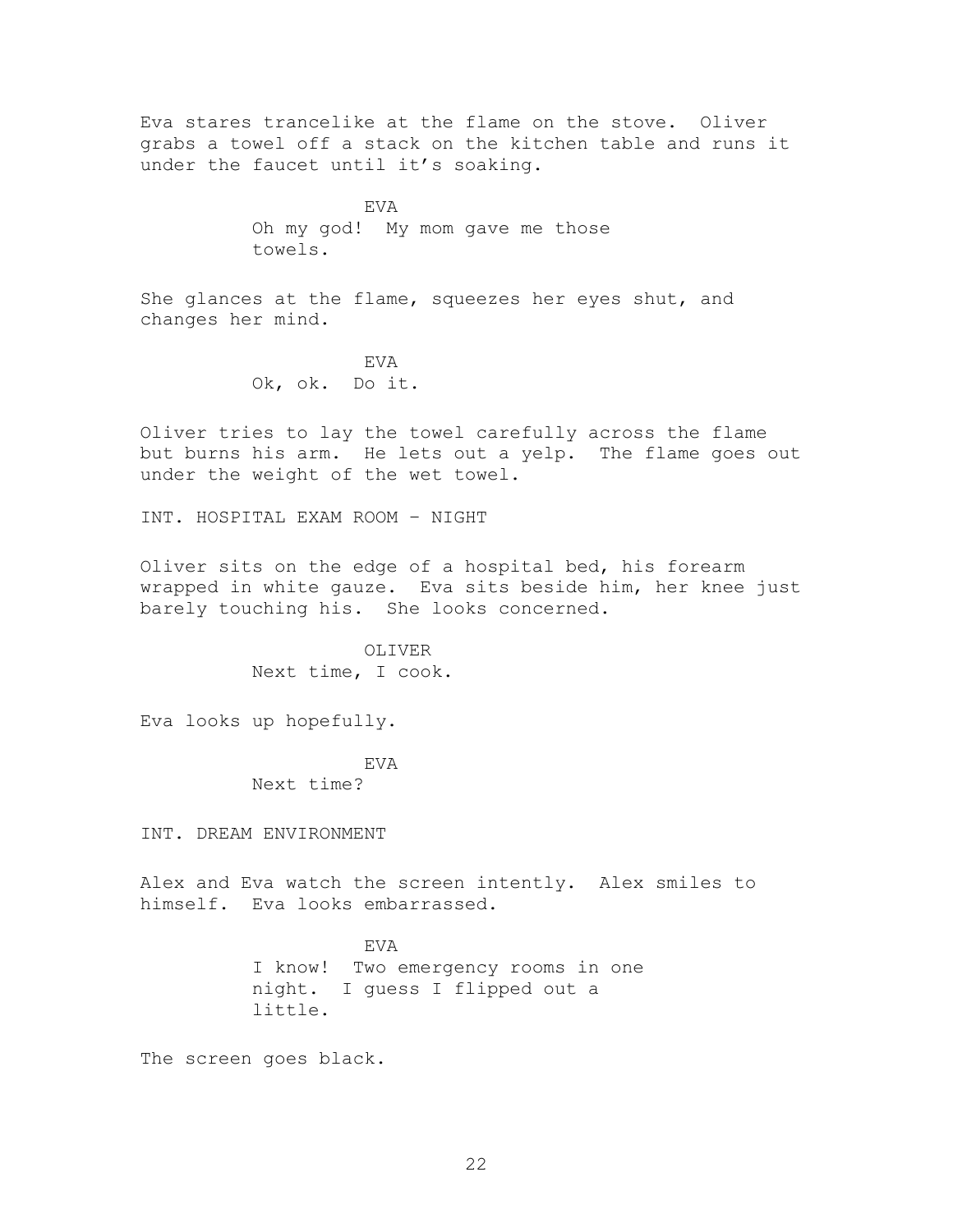Eva stares trancelike at the flame on the stove. Oliver grabs a towel off a stack on the kitchen table and runs it under the faucet until it's soaking.

EVA
Oh my god! My mom gave me those towels.

She glances at the flame, squeezes her eyes shut, and changes her mind.

EVA
Ok, ok. Do it.

Oliver tries to lay the towel carefully across the flame but burns his arm. He lets out a yelp. The flame goes out under the weight of the wet towel.

INT. HOSPITAL EXAM ROOM - NIGHT

Oliver sits on the edge of a hospital bed, his forearm wrapped in white gauze. Eva sits beside him, her knee just barely touching his. She looks concerned.

OLIVER
Next time, I cook.

Eva looks up hopefully.

EVA
Next time?

INT. DREAM ENVIRONMENT

Alex and Eva watch the screen intently. Alex smiles to himself. Eva looks embarrassed.

EVA
I know! Two emergency rooms in one night. I guess I flipped out a little.

The screen goes black.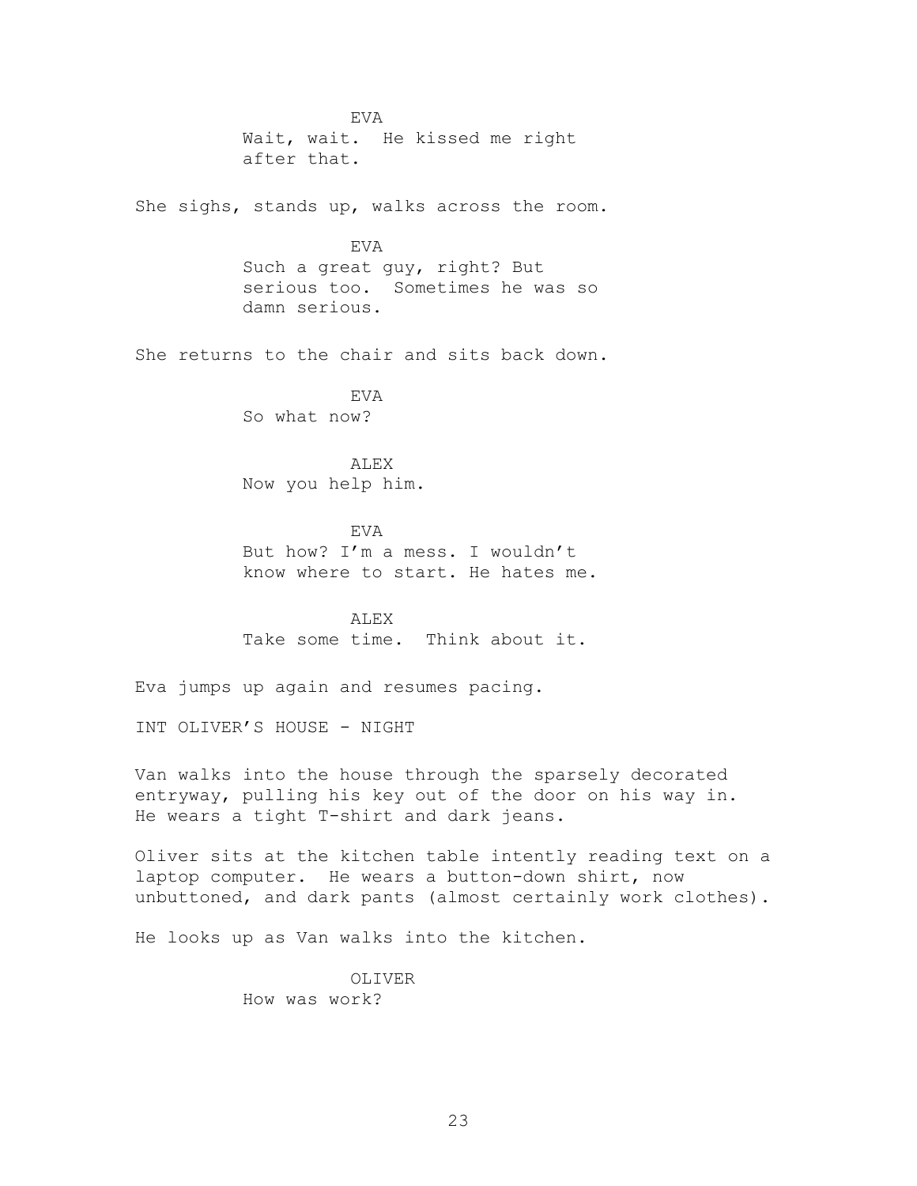EVA

Wait, wait. He kissed me right after that.

She sighs, stands up, walks across the room.

EVA

Such a great guy, right? But serious too. Sometimes he was so damn serious.

She returns to the chair and sits back down.

EVA

So what now?

ALEX

Now you help him.

EVA

But how? I'm a mess. I wouldn't know where to start. He hates me.

ALEX

Take some time. Think about it.

Eva jumps up again and resumes pacing.

INT OLIVER'S HOUSE - NIGHT

Van walks into the house through the sparsely decorated entryway, pulling his key out of the door on his way in. He wears a tight T-shirt and dark jeans.

Oliver sits at the kitchen table intently reading text on a laptop computer. He wears a button-down shirt, now unbuttoned, and dark pants (almost certainly work clothes).

He looks up as Van walks into the kitchen.

OLIVER

How was work?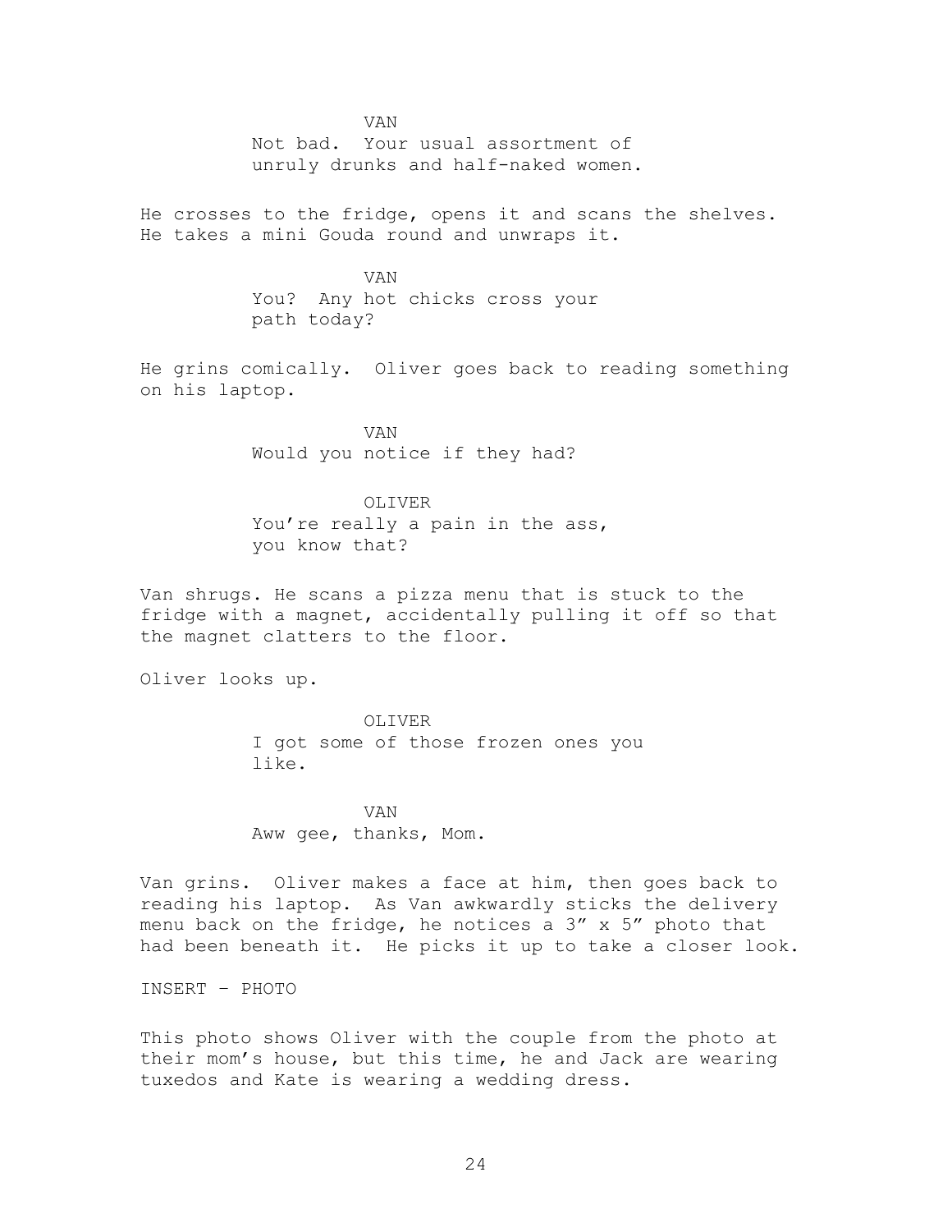VAN

Not bad.  Your usual assortment of unruly drunks and half-naked women.

He crosses to the fridge, opens it and scans the shelves. He takes a mini Gouda round and unwraps it.

VAN

You?  Any hot chicks cross your path today?

He grins comically.  Oliver goes back to reading something on his laptop.

VAN

Would you notice if they had?

OLIVER

You're really a pain in the ass, you know that?

Van shrugs. He scans a pizza menu that is stuck to the fridge with a magnet, accidentally pulling it off so that the magnet clatters to the floor.

Oliver looks up.

OLIVER

I got some of those frozen ones you like.

VAN

Aww gee, thanks, Mom.

Van grins.  Oliver makes a face at him, then goes back to reading his laptop.  As Van awkwardly sticks the delivery menu back on the fridge, he notices a 3" x 5" photo that had been beneath it.  He picks it up to take a closer look.

INSERT – PHOTO

This photo shows Oliver with the couple from the photo at their mom's house, but this time, he and Jack are wearing tuxedos and Kate is wearing a wedding dress.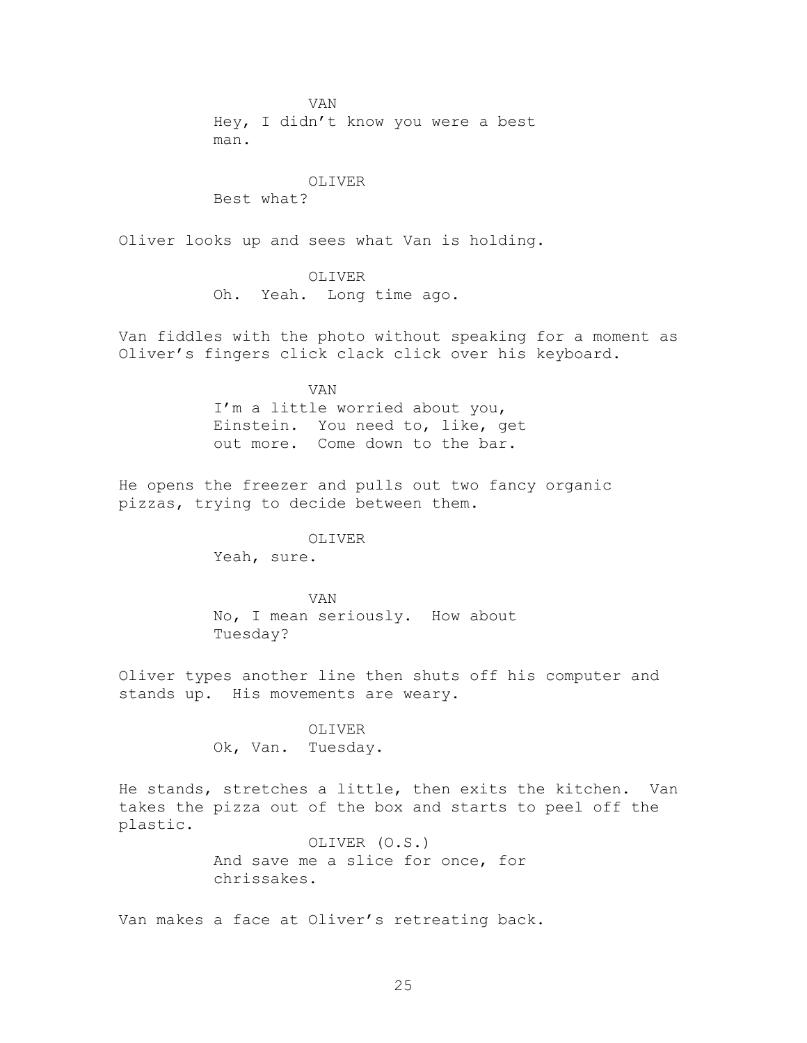VAN
Hey, I didn't know you were a best man.

OLIVER
Best what?

Oliver looks up and sees what Van is holding.

OLIVER
Oh. Yeah. Long time ago.

Van fiddles with the photo without speaking for a moment as Oliver's fingers click clack click over his keyboard.

VAN
I'm a little worried about you, Einstein. You need to, like, get out more. Come down to the bar.

He opens the freezer and pulls out two fancy organic pizzas, trying to decide between them.

OLIVER
Yeah, sure.

VAN
No, I mean seriously. How about Tuesday?

Oliver types another line then shuts off his computer and stands up. His movements are weary.

OLIVER
Ok, Van. Tuesday.

He stands, stretches a little, then exits the kitchen. Van takes the pizza out of the box and starts to peel off the plastic.

OLIVER (O.S.)
And save me a slice for once, for chrissakes.

Van makes a face at Oliver's retreating back.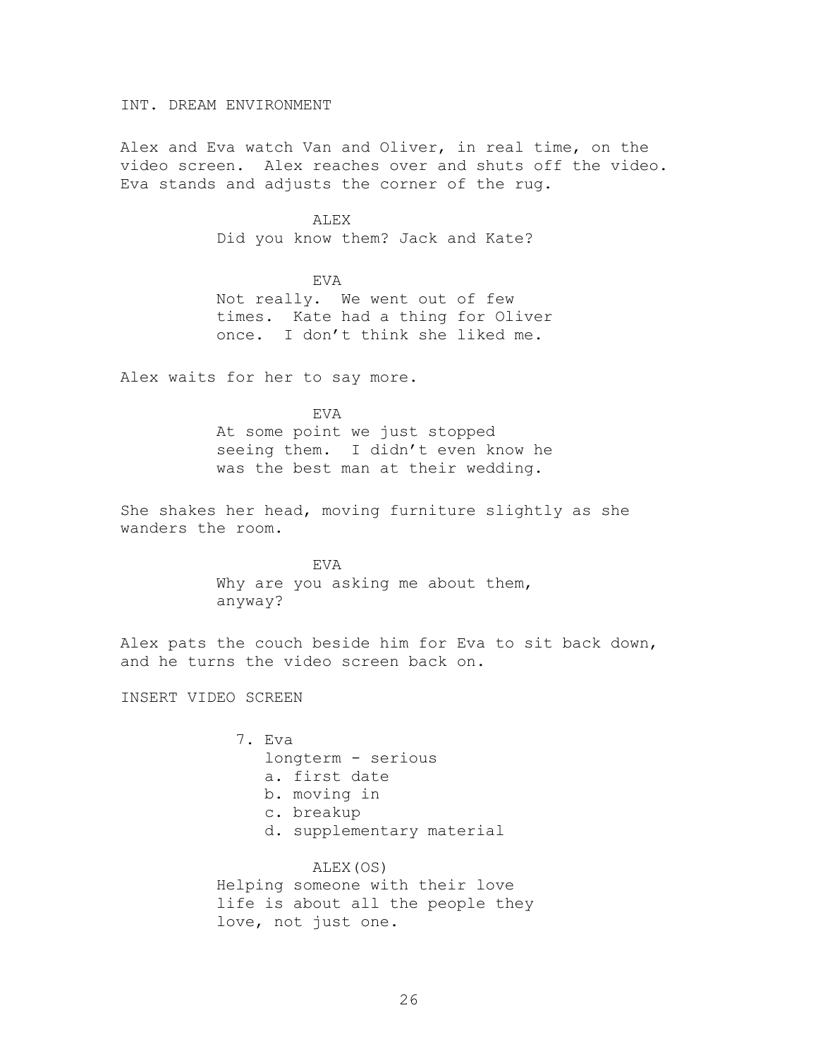INT. DREAM ENVIRONMENT

Alex and Eva watch Van and Oliver, in real time, on the video screen. Alex reaches over and shuts off the video. Eva stands and adjusts the corner of the rug.

ALEX

Did you know them? Jack and Kate?

EVA

Not really. We went out of few times. Kate had a thing for Oliver once. I don't think she liked me.

Alex waits for her to say more.

EVA

At some point we just stopped seeing them. I didn't even know he was the best man at their wedding.

She shakes her head, moving furniture slightly as she wanders the room.

EVA

Why are you asking me about them, anyway?

Alex pats the couch beside him for Eva to sit back down, and he turns the video screen back on.

INSERT VIDEO SCREEN

7. Eva
   longterm - serious
   a. first date
   b. moving in
   c. breakup
   d. supplementary material

ALEX(OS)

Helping someone with their love life is about all the people they love, not just one.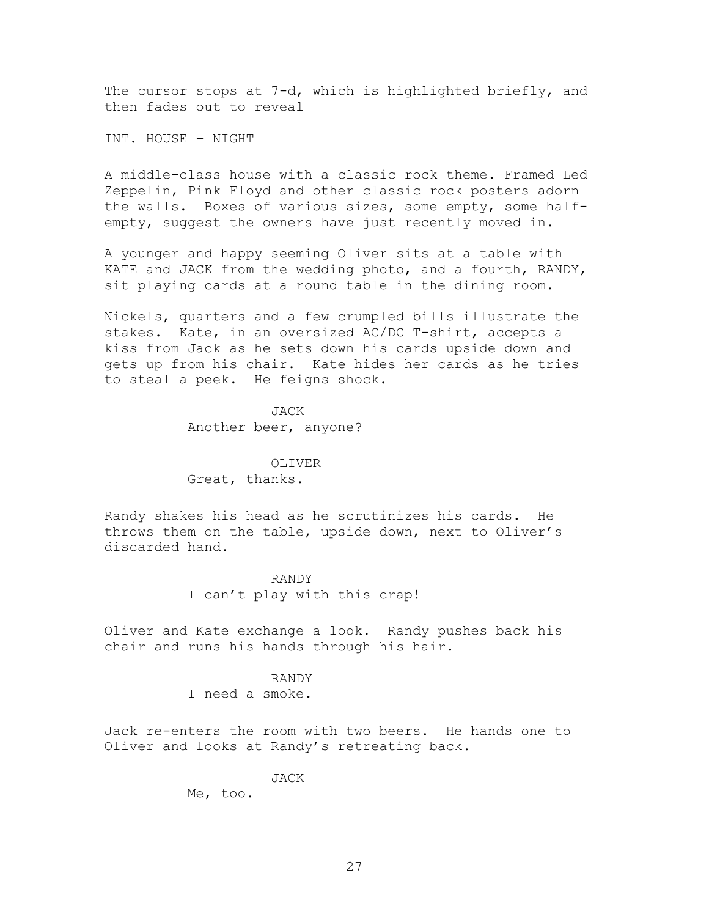The cursor stops at 7-d, which is highlighted briefly, and then fades out to reveal

INT. HOUSE – NIGHT

A middle-class house with a classic rock theme. Framed Led Zeppelin, Pink Floyd and other classic rock posters adorn the walls. Boxes of various sizes, some empty, some half-empty, suggest the owners have just recently moved in.

A younger and happy seeming Oliver sits at a table with KATE and JACK from the wedding photo, and a fourth, RANDY, sit playing cards at a round table in the dining room.

Nickels, quarters and a few crumpled bills illustrate the stakes. Kate, in an oversized AC/DC T-shirt, accepts a kiss from Jack as he sets down his cards upside down and gets up from his chair. Kate hides her cards as he tries to steal a peek. He feigns shock.

JACK
Another beer, anyone?

OLIVER
Great, thanks.

Randy shakes his head as he scrutinizes his cards. He throws them on the table, upside down, next to Oliver's discarded hand.

RANDY
I can't play with this crap!

Oliver and Kate exchange a look. Randy pushes back his chair and runs his hands through his hair.

RANDY
I need a smoke.

Jack re-enters the room with two beers. He hands one to Oliver and looks at Randy's retreating back.

JACK
Me, too.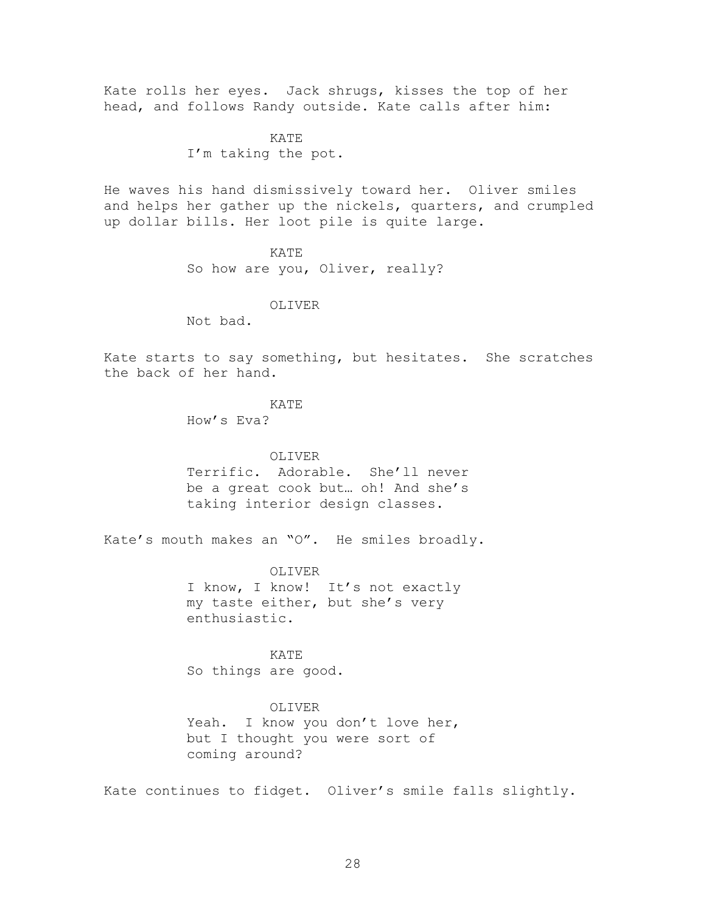Kate rolls her eyes. Jack shrugs, kisses the top of her head, and follows Randy outside. Kate calls after him:

KATE
I'm taking the pot.

He waves his hand dismissively toward her. Oliver smiles and helps her gather up the nickels, quarters, and crumpled up dollar bills. Her loot pile is quite large.

KATE
So how are you, Oliver, really?

OLIVER
Not bad.

Kate starts to say something, but hesitates. She scratches the back of her hand.

KATE
How's Eva?

OLIVER
Terrific. Adorable. She'll never be a great cook but… oh! And she's taking interior design classes.

Kate's mouth makes an "O". He smiles broadly.

OLIVER
I know, I know! It's not exactly my taste either, but she's very enthusiastic.

KATE
So things are good.

OLIVER
Yeah. I know you don't love her, but I thought you were sort of coming around?

Kate continues to fidget. Oliver's smile falls slightly.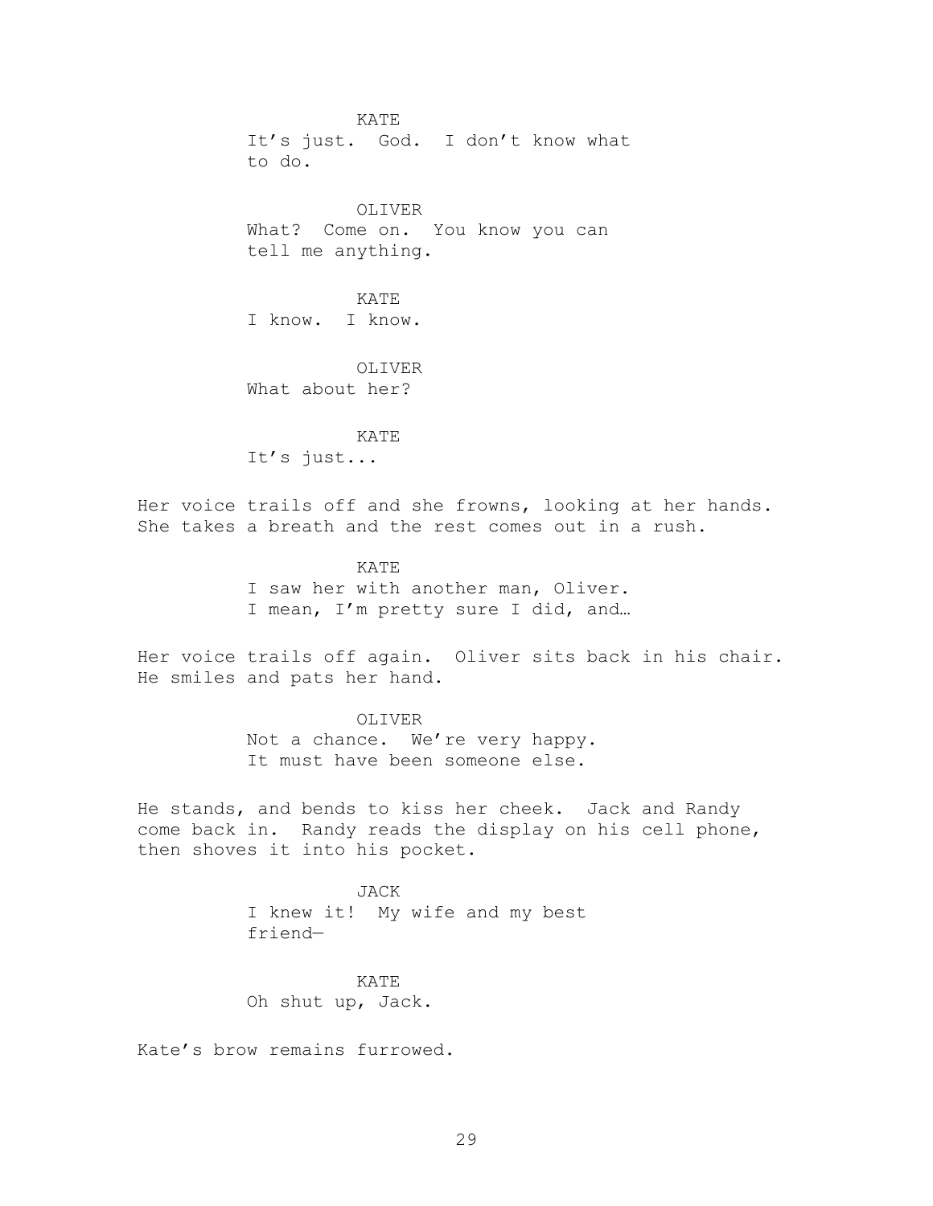KATE
It's just. God. I don't know what to do.

OLIVER
What? Come on. You know you can tell me anything.

KATE
I know. I know.

OLIVER
What about her?

KATE
It's just...

Her voice trails off and she frowns, looking at her hands. She takes a breath and the rest comes out in a rush.

KATE
I saw her with another man, Oliver. I mean, I'm pretty sure I did, and…

Her voice trails off again. Oliver sits back in his chair. He smiles and pats her hand.

OLIVER
Not a chance. We're very happy. It must have been someone else.

He stands, and bends to kiss her cheek. Jack and Randy come back in. Randy reads the display on his cell phone, then shoves it into his pocket.

JACK
I knew it! My wife and my best friend—

KATE
Oh shut up, Jack.

Kate's brow remains furrowed.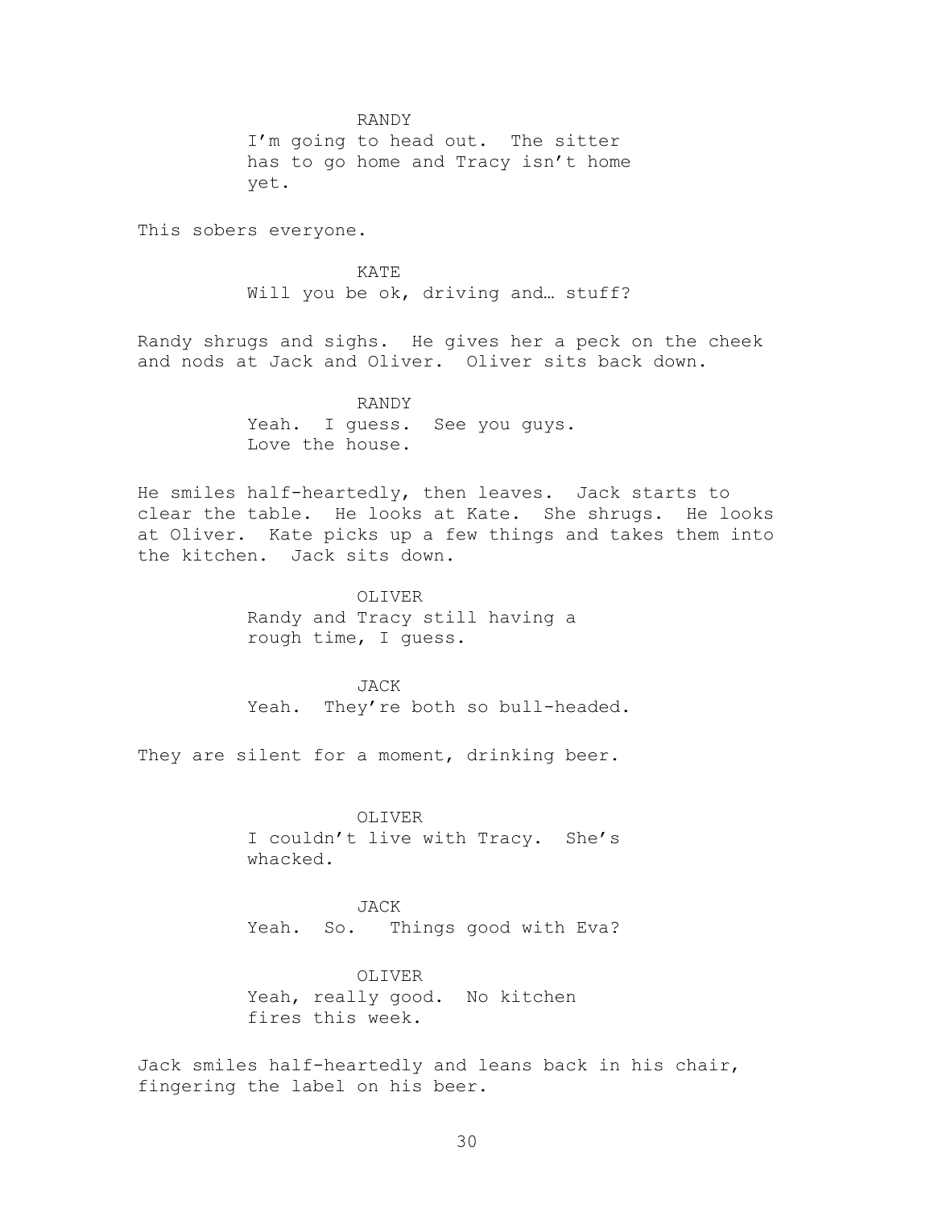RANDY

I'm going to head out. The sitter has to go home and Tracy isn't home yet.

This sobers everyone.

KATE

Will you be ok, driving and… stuff?

Randy shrugs and sighs. He gives her a peck on the cheek and nods at Jack and Oliver. Oliver sits back down.

RANDY

Yeah. I guess. See you guys. Love the house.

He smiles half-heartedly, then leaves. Jack starts to clear the table. He looks at Kate. She shrugs. He looks at Oliver. Kate picks up a few things and takes them into the kitchen. Jack sits down.

OLIVER

Randy and Tracy still having a rough time, I guess.

JACK

Yeah. They're both so bull-headed.

They are silent for a moment, drinking beer.

OLIVER

I couldn't live with Tracy. She's whacked.

JACK

Yeah. So. Things good with Eva?

OLIVER

Yeah, really good. No kitchen fires this week.

Jack smiles half-heartedly and leans back in his chair, fingering the label on his beer.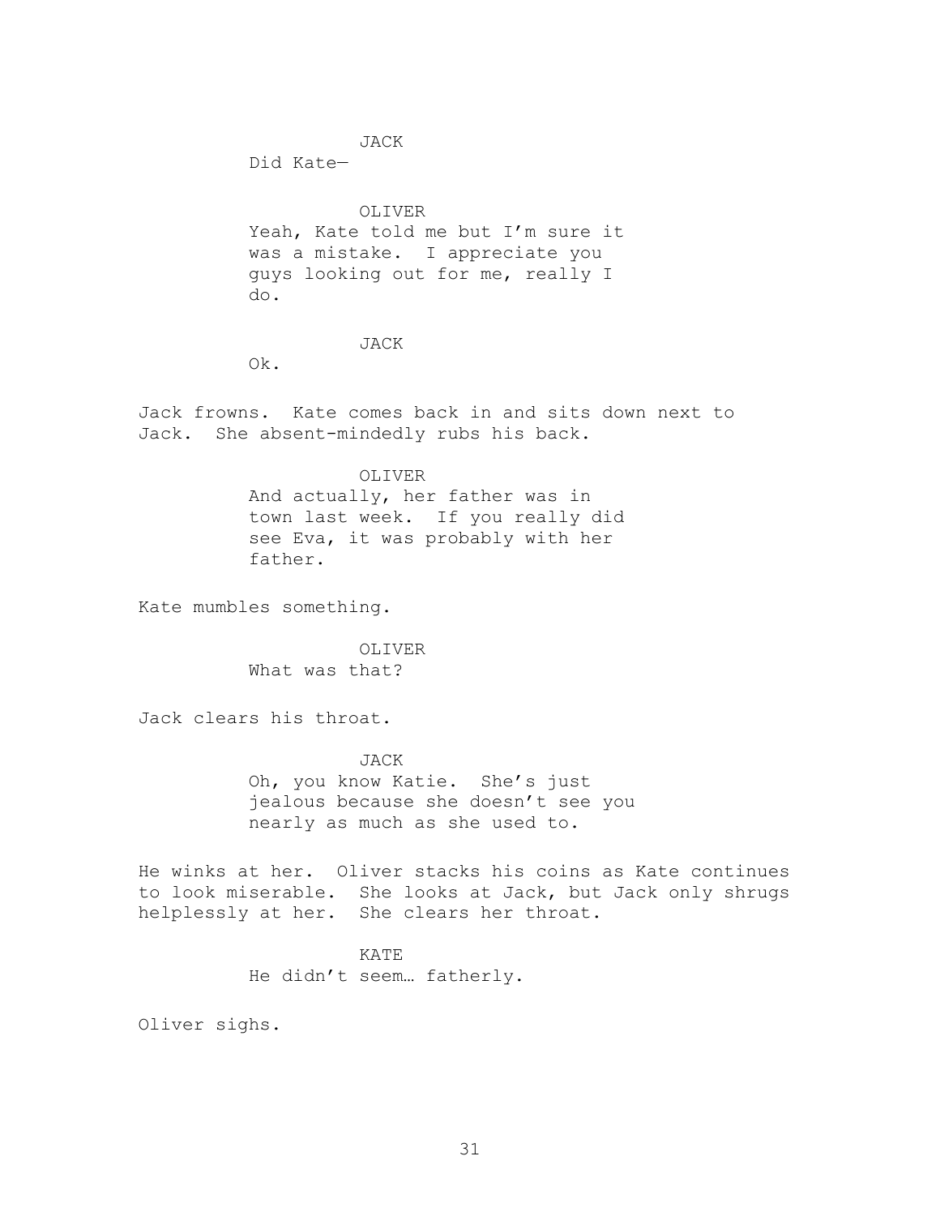JACK

Did Kate—

OLIVER

Yeah, Kate told me but I'm sure it was a mistake. I appreciate you guys looking out for me, really I do.

JACK

Ok.

Jack frowns. Kate comes back in and sits down next to Jack. She absent-mindedly rubs his back.

OLIVER

And actually, her father was in town last week. If you really did see Eva, it was probably with her father.

Kate mumbles something.

OLIVER

What was that?

Jack clears his throat.

JACK

Oh, you know Katie. She's just jealous because she doesn't see you nearly as much as she used to.

He winks at her. Oliver stacks his coins as Kate continues to look miserable. She looks at Jack, but Jack only shrugs helplessly at her. She clears her throat.

KATE

He didn't seem… fatherly.

Oliver sighs.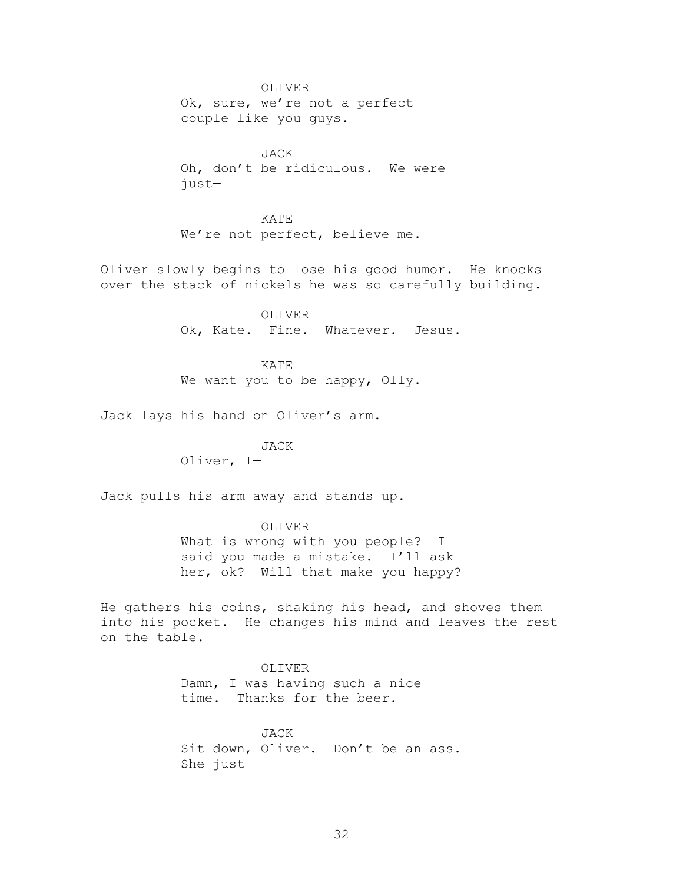OLIVER
Ok, sure, we're not a perfect couple like you guys.

JACK
Oh, don't be ridiculous. We were just—

KATE
We're not perfect, believe me.

Oliver slowly begins to lose his good humor. He knocks over the stack of nickels he was so carefully building.

OLIVER
Ok, Kate. Fine. Whatever. Jesus.

KATE
We want you to be happy, Olly.

Jack lays his hand on Oliver's arm.

JACK
Oliver, I—

Jack pulls his arm away and stands up.

OLIVER
What is wrong with you people? I said you made a mistake. I'll ask her, ok? Will that make you happy?

He gathers his coins, shaking his head, and shoves them into his pocket. He changes his mind and leaves the rest on the table.

OLIVER
Damn, I was having such a nice time. Thanks for the beer.

JACK
Sit down, Oliver. Don't be an ass. She just—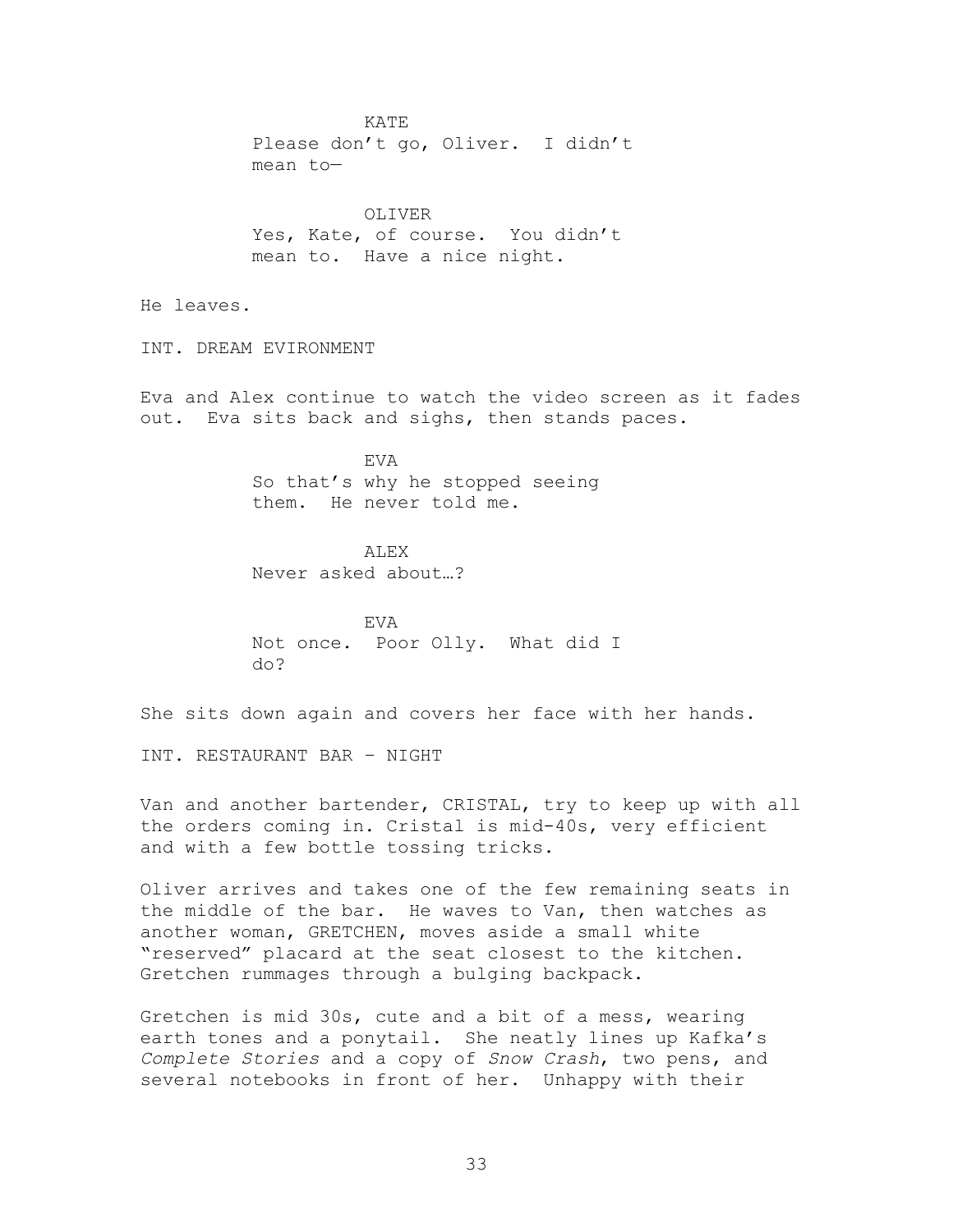KATE
Please don't go, Oliver. I didn't mean to—

OLIVER
Yes, Kate, of course. You didn't mean to. Have a nice night.

He leaves.

INT. DREAM EVIRONMENT

Eva and Alex continue to watch the video screen as it fades out. Eva sits back and sighs, then stands paces.

EVA
So that's why he stopped seeing them. He never told me.

ALEX
Never asked about…?

EVA
Not once. Poor Olly. What did I do?

She sits down again and covers her face with her hands.

INT. RESTAURANT BAR – NIGHT

Van and another bartender, CRISTAL, try to keep up with all the orders coming in. Cristal is mid-40s, very efficient and with a few bottle tossing tricks.

Oliver arrives and takes one of the few remaining seats in the middle of the bar. He waves to Van, then watches as another woman, GRETCHEN, moves aside a small white "reserved" placard at the seat closest to the kitchen. Gretchen rummages through a bulging backpack.

Gretchen is mid 30s, cute and a bit of a mess, wearing earth tones and a ponytail. She neatly lines up Kafka's *Complete Stories* and a copy of *Snow Crash*, two pens, and several notebooks in front of her. Unhappy with their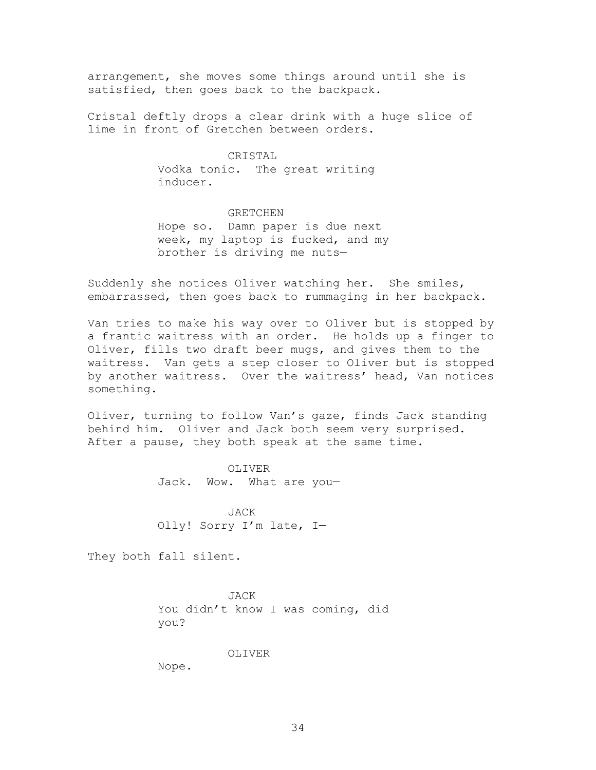arrangement, she moves some things around until she is satisfied, then goes back to the backpack.

Cristal deftly drops a clear drink with a huge slice of lime in front of Gretchen between orders.

CRISTAL
Vodka tonic. The great writing inducer.

GRETCHEN
Hope so. Damn paper is due next week, my laptop is fucked, and my brother is driving me nuts—

Suddenly she notices Oliver watching her. She smiles, embarrassed, then goes back to rummaging in her backpack.

Van tries to make his way over to Oliver but is stopped by a frantic waitress with an order. He holds up a finger to Oliver, fills two draft beer mugs, and gives them to the waitress. Van gets a step closer to Oliver but is stopped by another waitress. Over the waitress' head, Van notices something.

Oliver, turning to follow Van's gaze, finds Jack standing behind him. Oliver and Jack both seem very surprised. After a pause, they both speak at the same time.

OLIVER
Jack. Wow. What are you—

JACK
Olly! Sorry I'm late, I—

They both fall silent.

JACK
You didn't know I was coming, did you?

OLIVER
Nope.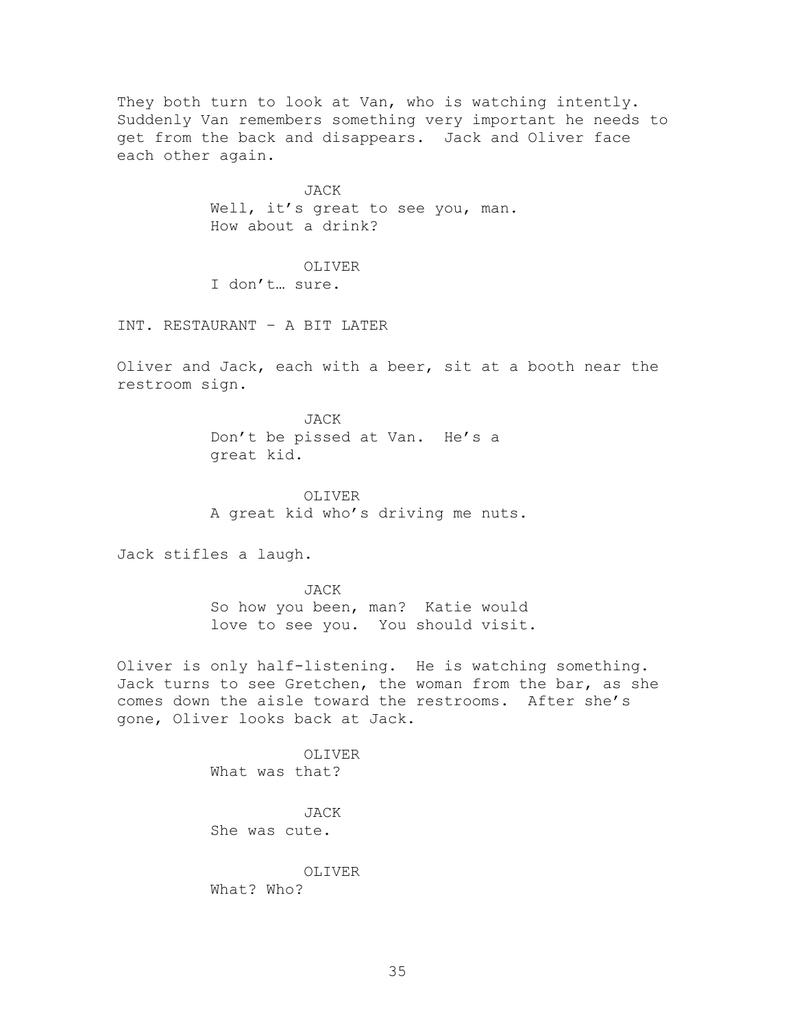They both turn to look at Van, who is watching intently. Suddenly Van remembers something very important he needs to get from the back and disappears. Jack and Oliver face each other again.

JACK
Well, it's great to see you, man. How about a drink?

OLIVER
I don't… sure.

INT. RESTAURANT – A BIT LATER

Oliver and Jack, each with a beer, sit at a booth near the restroom sign.

JACK
Don't be pissed at Van. He's a great kid.

OLIVER
A great kid who's driving me nuts.

Jack stifles a laugh.

JACK
So how you been, man? Katie would love to see you. You should visit.

Oliver is only half-listening. He is watching something. Jack turns to see Gretchen, the woman from the bar, as she comes down the aisle toward the restrooms. After she's gone, Oliver looks back at Jack.

OLIVER
What was that?

JACK
She was cute.

OLIVER
What? Who?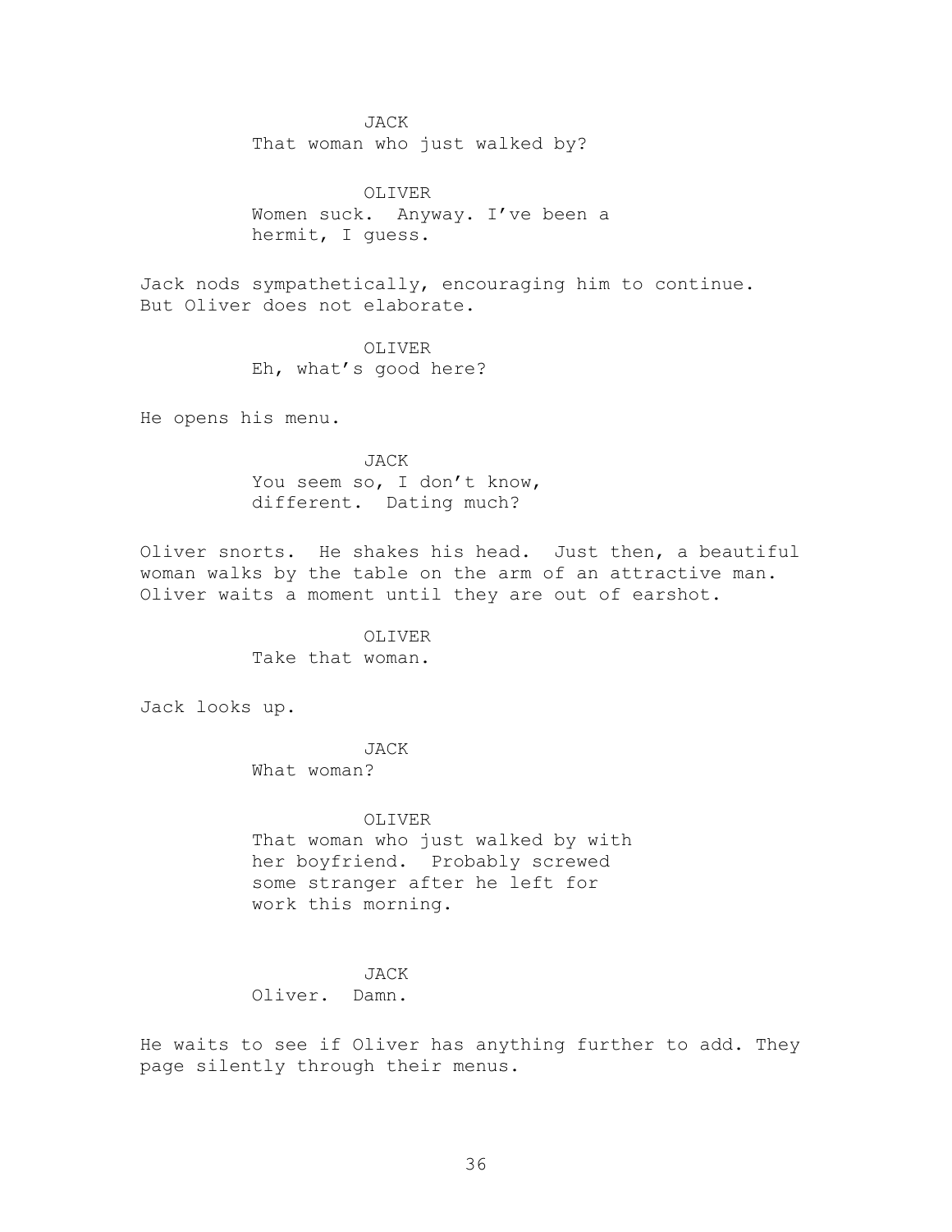JACK
That woman who just walked by?

OLIVER
Women suck. Anyway. I've been a hermit, I guess.

Jack nods sympathetically, encouraging him to continue. But Oliver does not elaborate.

OLIVER
Eh, what's good here?

He opens his menu.

JACK
You seem so, I don't know, different. Dating much?

Oliver snorts. He shakes his head. Just then, a beautiful woman walks by the table on the arm of an attractive man. Oliver waits a moment until they are out of earshot.

OLIVER
Take that woman.

Jack looks up.

JACK
What woman?

OLIVER
That woman who just walked by with her boyfriend. Probably screwed some stranger after he left for work this morning.

JACK
Oliver. Damn.

He waits to see if Oliver has anything further to add. They page silently through their menus.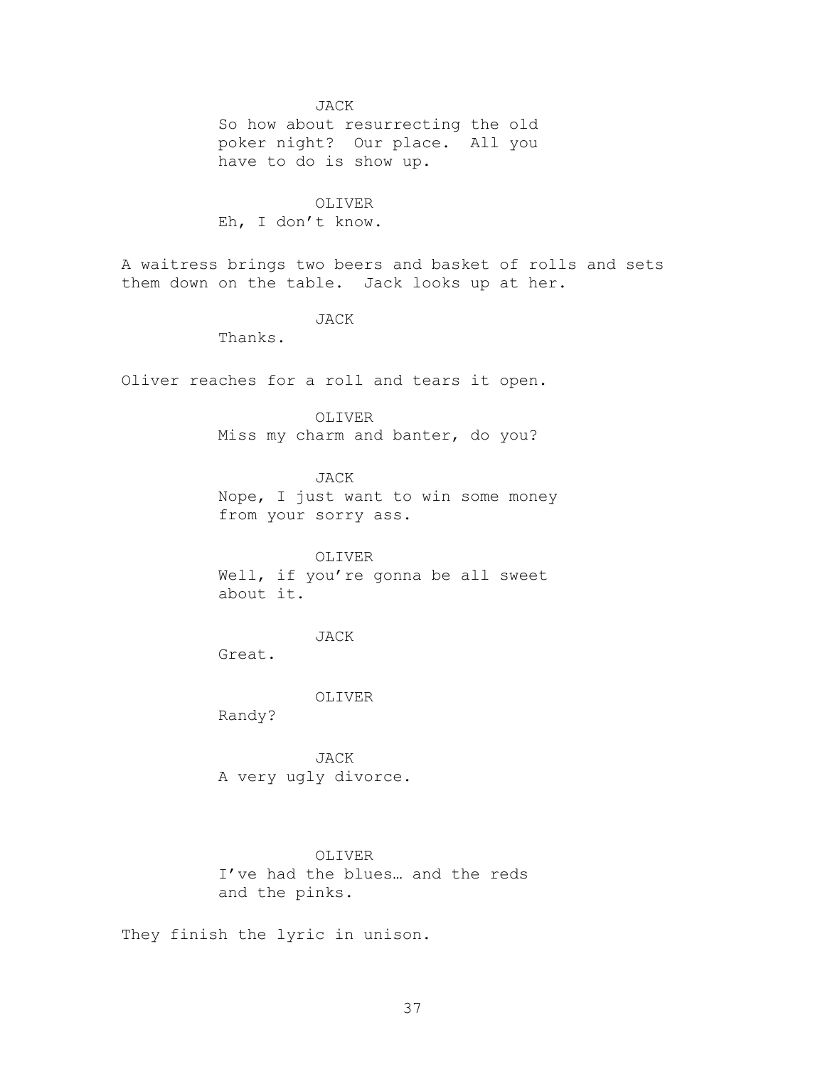JACK

So how about resurrecting the old poker night? Our place. All you have to do is show up.

OLIVER

Eh, I don't know.

A waitress brings two beers and basket of rolls and sets them down on the table. Jack looks up at her.

JACK

Thanks.

Oliver reaches for a roll and tears it open.

OLIVER

Miss my charm and banter, do you?

JACK

Nope, I just want to win some money from your sorry ass.

OLIVER

Well, if you're gonna be all sweet about it.

JACK

Great.

OLIVER

Randy?

JACK

A very ugly divorce.

OLIVER

I've had the blues… and the reds and the pinks.

They finish the lyric in unison.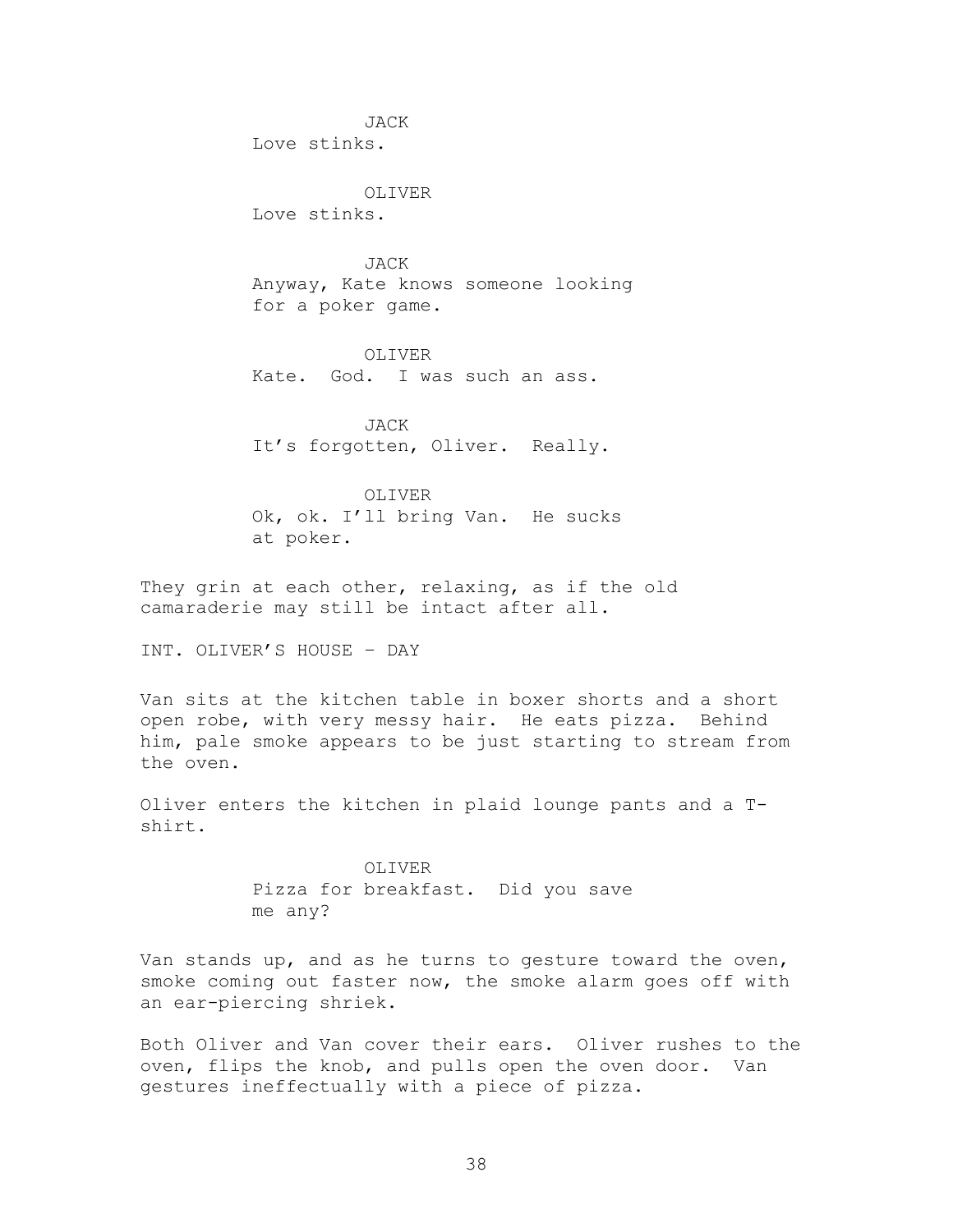JACK
Love stinks.

OLIVER
Love stinks.

JACK
Anyway, Kate knows someone looking for a poker game.

OLIVER
Kate. God. I was such an ass.

JACK
It's forgotten, Oliver. Really.

OLIVER
Ok, ok. I'll bring Van. He sucks at poker.

They grin at each other, relaxing, as if the old camaraderie may still be intact after all.

INT. OLIVER'S HOUSE – DAY

Van sits at the kitchen table in boxer shorts and a short open robe, with very messy hair. He eats pizza. Behind him, pale smoke appears to be just starting to stream from the oven.

Oliver enters the kitchen in plaid lounge pants and a T-shirt.

OLIVER
Pizza for breakfast. Did you save me any?

Van stands up, and as he turns to gesture toward the oven, smoke coming out faster now, the smoke alarm goes off with an ear-piercing shriek.

Both Oliver and Van cover their ears. Oliver rushes to the oven, flips the knob, and pulls open the oven door. Van gestures ineffectually with a piece of pizza.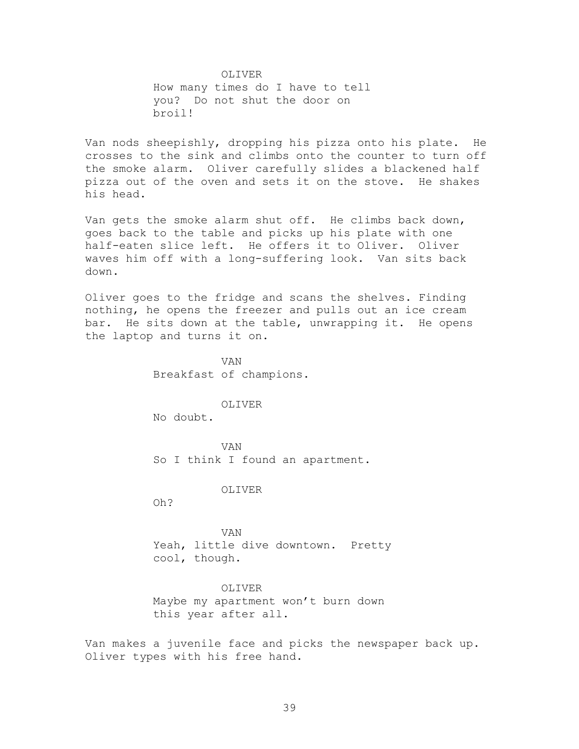OLIVER
How many times do I have to tell you?  Do not shut the door on broil!

Van nods sheepishly, dropping his pizza onto his plate.  He crosses to the sink and climbs onto the counter to turn off the smoke alarm.  Oliver carefully slides a blackened half pizza out of the oven and sets it on the stove.  He shakes his head.

Van gets the smoke alarm shut off.  He climbs back down, goes back to the table and picks up his plate with one half-eaten slice left.  He offers it to Oliver.  Oliver waves him off with a long-suffering look.  Van sits back down.

Oliver goes to the fridge and scans the shelves. Finding nothing, he opens the freezer and pulls out an ice cream bar.  He sits down at the table, unwrapping it.  He opens the laptop and turns it on.

VAN
Breakfast of champions.

OLIVER
No doubt.

VAN
So I think I found an apartment.

OLIVER
Oh?

VAN
Yeah, little dive downtown.  Pretty cool, though.

OLIVER
Maybe my apartment won't burn down this year after all.

Van makes a juvenile face and picks the newspaper back up.  Oliver types with his free hand.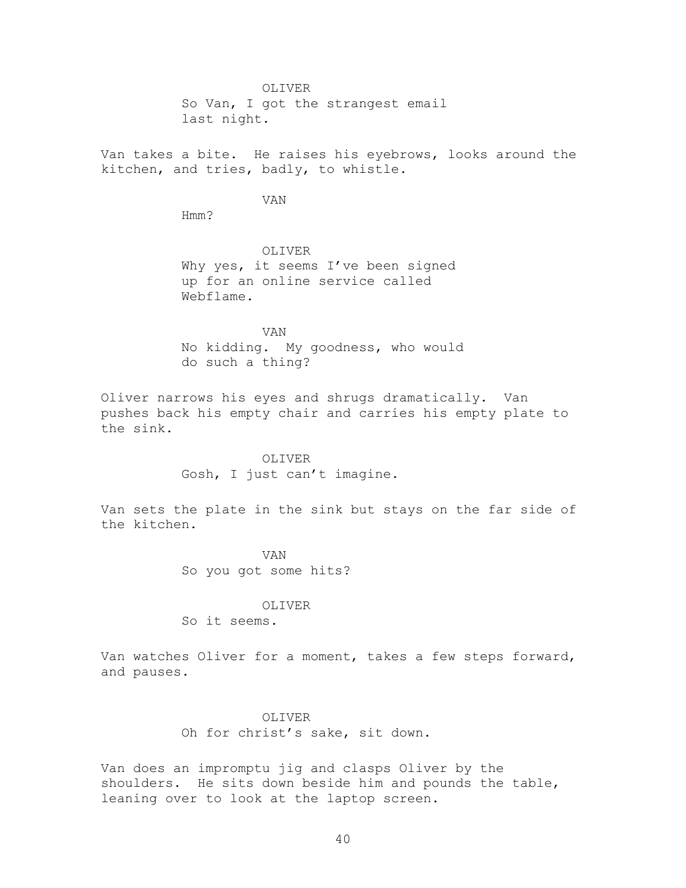OLIVER
So Van, I got the strangest email
last night.

Van takes a bite. He raises his eyebrows, looks around the kitchen, and tries, badly, to whistle.

VAN
Hmm?

OLIVER
Why yes, it seems I've been signed
up for an online service called
Webflame.

VAN
No kidding. My goodness, who would
do such a thing?

Oliver narrows his eyes and shrugs dramatically. Van pushes back his empty chair and carries his empty plate to the sink.

OLIVER
Gosh, I just can't imagine.

Van sets the plate in the sink but stays on the far side of the kitchen.

VAN
So you got some hits?

OLIVER
So it seems.

Van watches Oliver for a moment, takes a few steps forward, and pauses.

OLIVER
Oh for christ's sake, sit down.

Van does an impromptu jig and clasps Oliver by the shoulders. He sits down beside him and pounds the table, leaning over to look at the laptop screen.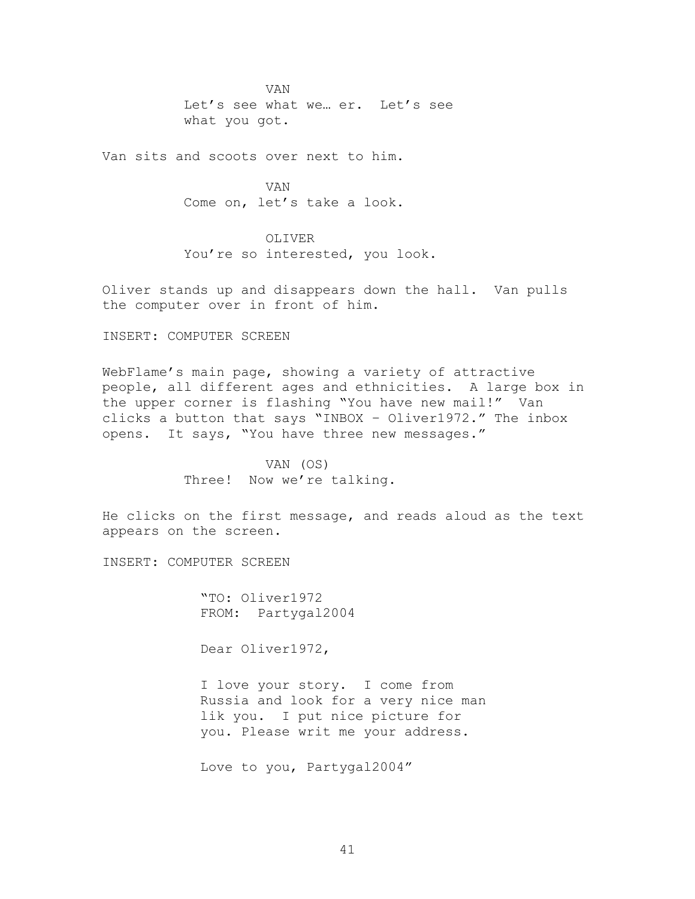VAN
Let's see what we… er.  Let's see what you got.

Van sits and scoots over next to him.

VAN
Come on, let's take a look.

OLIVER
You're so interested, you look.

Oliver stands up and disappears down the hall.  Van pulls the computer over in front of him.

INSERT: COMPUTER SCREEN

WebFlame's main page, showing a variety of attractive people, all different ages and ethnicities.  A large box in the upper corner is flashing "You have new mail!"  Van clicks a button that says "INBOX – Oliver1972." The inbox opens.  It says, "You have three new messages."

VAN (OS)
Three!  Now we're talking.

He clicks on the first message, and reads aloud as the text appears on the screen.

INSERT: COMPUTER SCREEN

"TO: Oliver1972
FROM:  Partygal2004

Dear Oliver1972,

I love your story.  I come from Russia and look for a very nice man lik you.  I put nice picture for you. Please writ me your address.

Love to you, Partygal2004"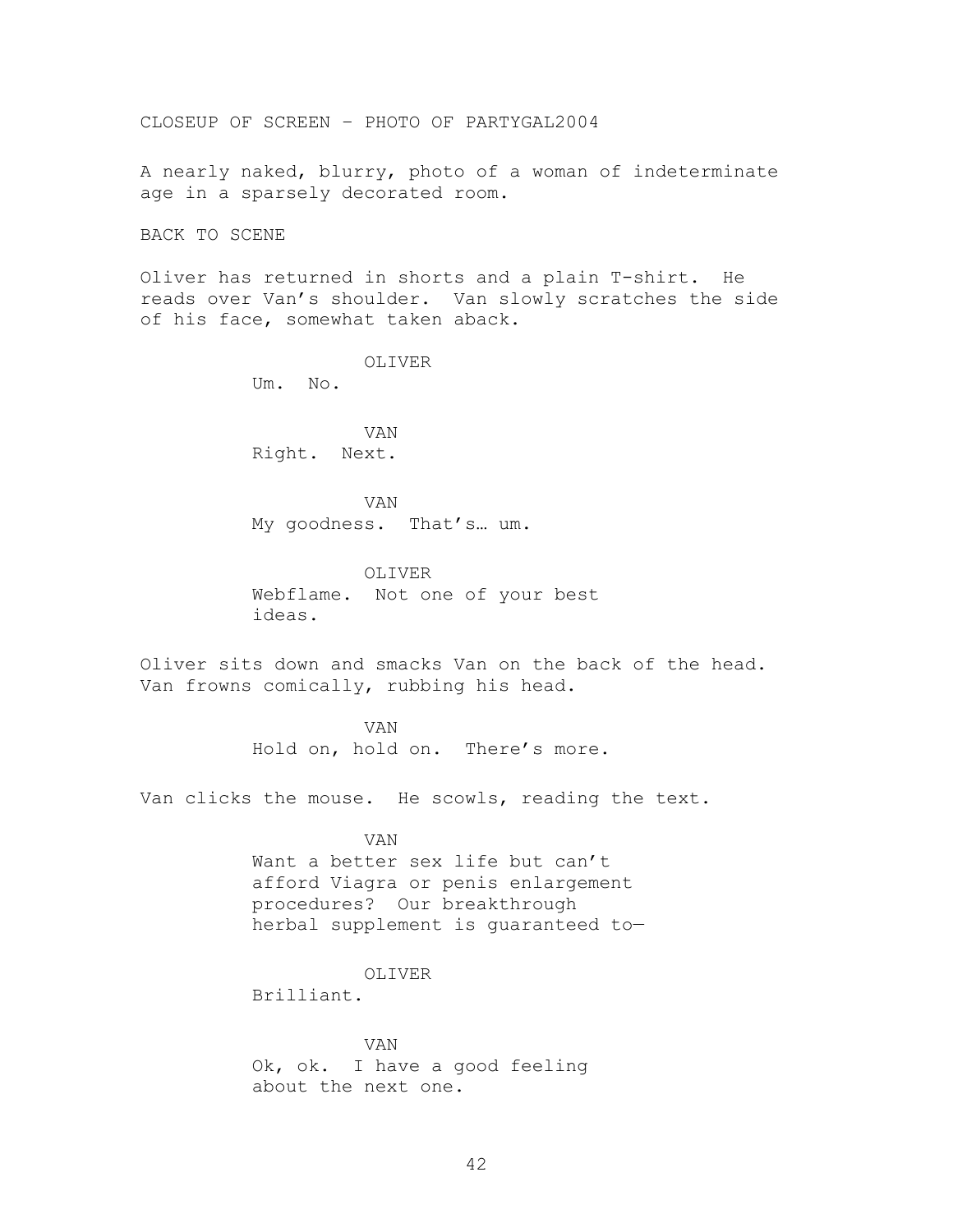CLOSEUP OF SCREEN – PHOTO OF PARTYGAL2004

A nearly naked, blurry, photo of a woman of indeterminate age in a sparsely decorated room.

BACK TO SCENE

Oliver has returned in shorts and a plain T-shirt. He reads over Van's shoulder. Van slowly scratches the side of his face, somewhat taken aback.

OLIVER
Um. No.

VAN
Right. Next.

VAN
My goodness. That's… um.

OLIVER
Webflame. Not one of your best ideas.

Oliver sits down and smacks Van on the back of the head. Van frowns comically, rubbing his head.

VAN
Hold on, hold on. There's more.

Van clicks the mouse. He scowls, reading the text.

VAN
Want a better sex life but can't afford Viagra or penis enlargement procedures? Our breakthrough herbal supplement is guaranteed to—

OLIVER
Brilliant.

VAN
Ok, ok. I have a good feeling about the next one.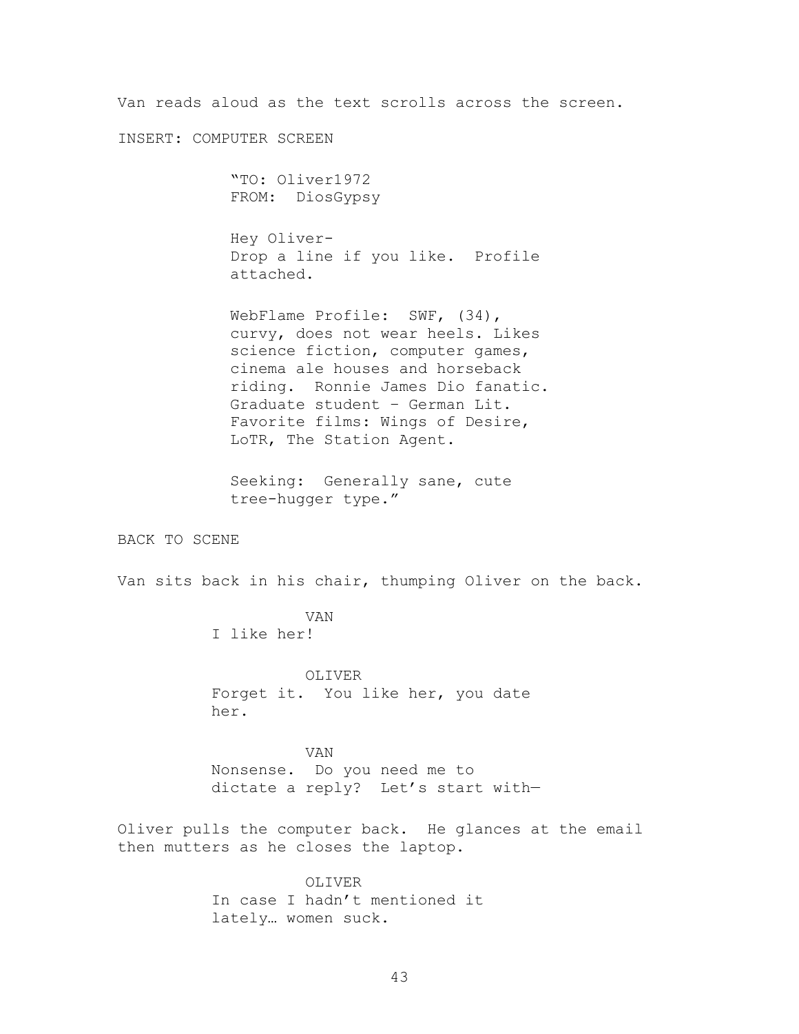Van reads aloud as the text scrolls across the screen.

INSERT: COMPUTER SCREEN

> "TO: Oliver1972
> FROM: DiosGypsy
>
> Hey Oliver-
> Drop a line if you like. Profile attached.
>
> WebFlame Profile: SWF, (34), curvy, does not wear heels. Likes science fiction, computer games, cinema ale houses and horseback riding. Ronnie James Dio fanatic. Graduate student – German Lit. Favorite films: Wings of Desire, LoTR, The Station Agent.
>
> Seeking: Generally sane, cute tree-hugger type."

BACK TO SCENE

Van sits back in his chair, thumping Oliver on the back.

VAN
I like her!

OLIVER
Forget it. You like her, you date her.

VAN
Nonsense. Do you need me to dictate a reply? Let's start with—

Oliver pulls the computer back. He glances at the email then mutters as he closes the laptop.

OLIVER
In case I hadn't mentioned it lately… women suck.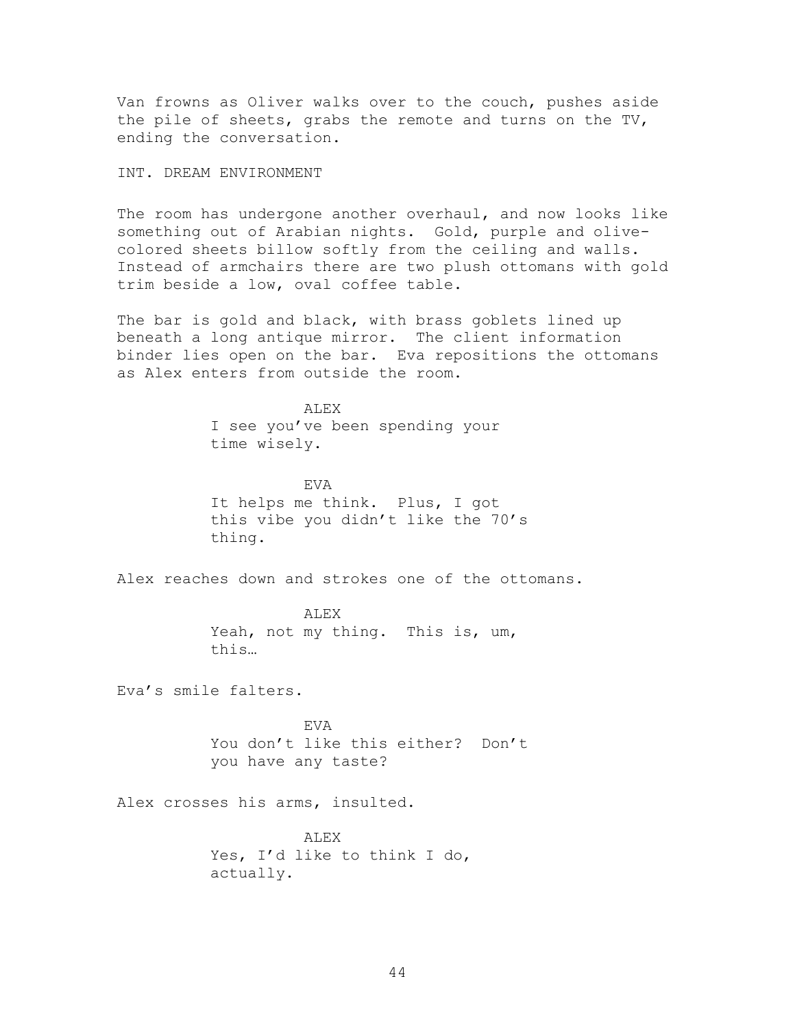Van frowns as Oliver walks over to the couch, pushes aside the pile of sheets, grabs the remote and turns on the TV, ending the conversation.

INT. DREAM ENVIRONMENT

The room has undergone another overhaul, and now looks like something out of Arabian nights. Gold, purple and olive-colored sheets billow softly from the ceiling and walls. Instead of armchairs there are two plush ottomans with gold trim beside a low, oval coffee table.

The bar is gold and black, with brass goblets lined up beneath a long antique mirror. The client information binder lies open on the bar. Eva repositions the ottomans as Alex enters from outside the room.

ALEX
I see you've been spending your time wisely.

EVA
It helps me think. Plus, I got this vibe you didn't like the 70's thing.

Alex reaches down and strokes one of the ottomans.

ALEX
Yeah, not my thing. This is, um, this…

Eva's smile falters.

EVA
You don't like this either? Don't you have any taste?

Alex crosses his arms, insulted.

ALEX
Yes, I'd like to think I do, actually.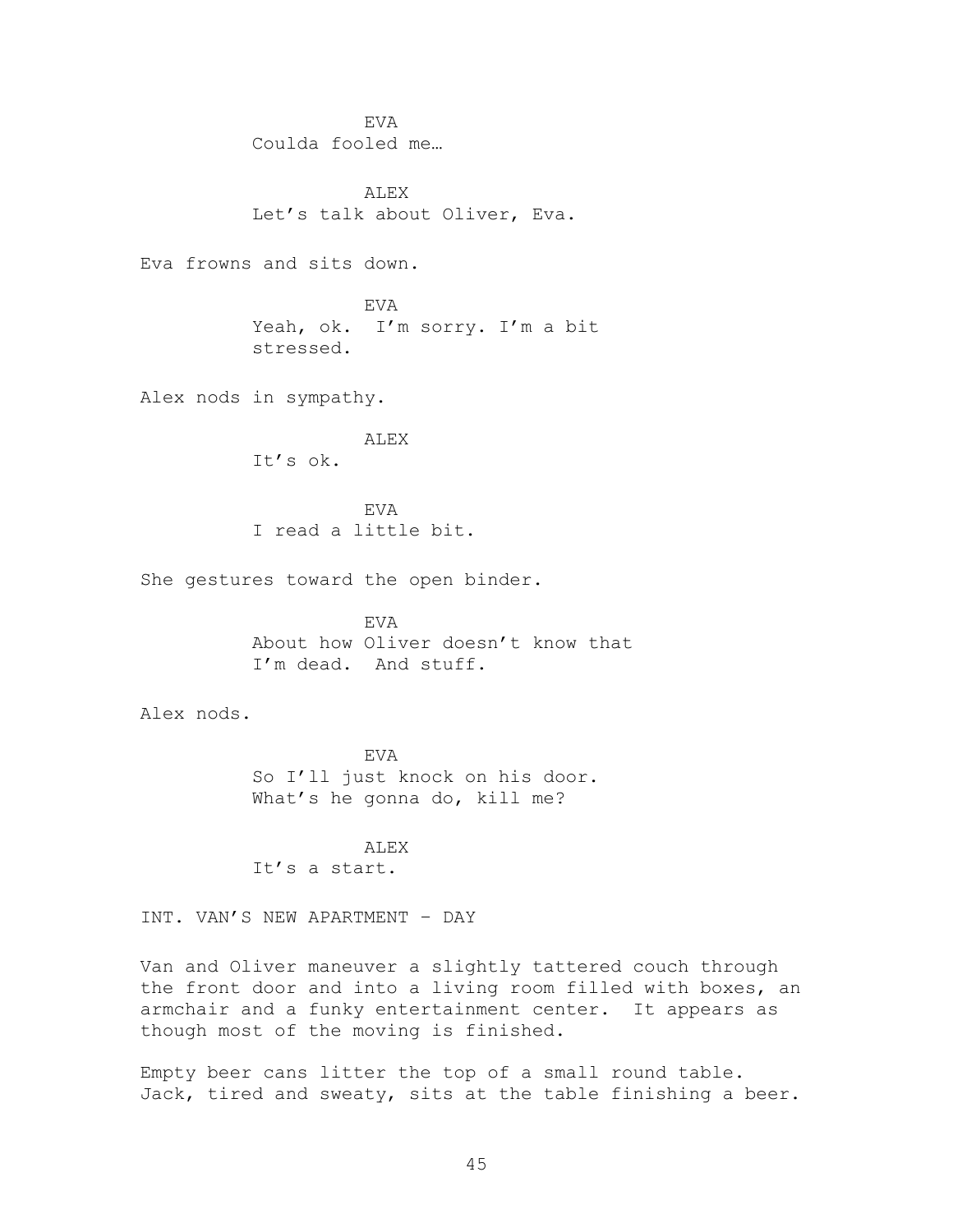EVA
Coulda fooled me…

ALEX
Let's talk about Oliver, Eva.

Eva frowns and sits down.

EVA
Yeah, ok. I'm sorry. I'm a bit stressed.

Alex nods in sympathy.

ALEX
It's ok.

EVA
I read a little bit.

She gestures toward the open binder.

EVA
About how Oliver doesn't know that I'm dead. And stuff.

Alex nods.

EVA
So I'll just knock on his door. What's he gonna do, kill me?

ALEX
It's a start.

INT. VAN'S NEW APARTMENT – DAY

Van and Oliver maneuver a slightly tattered couch through the front door and into a living room filled with boxes, an armchair and a funky entertainment center. It appears as though most of the moving is finished.

Empty beer cans litter the top of a small round table. Jack, tired and sweaty, sits at the table finishing a beer.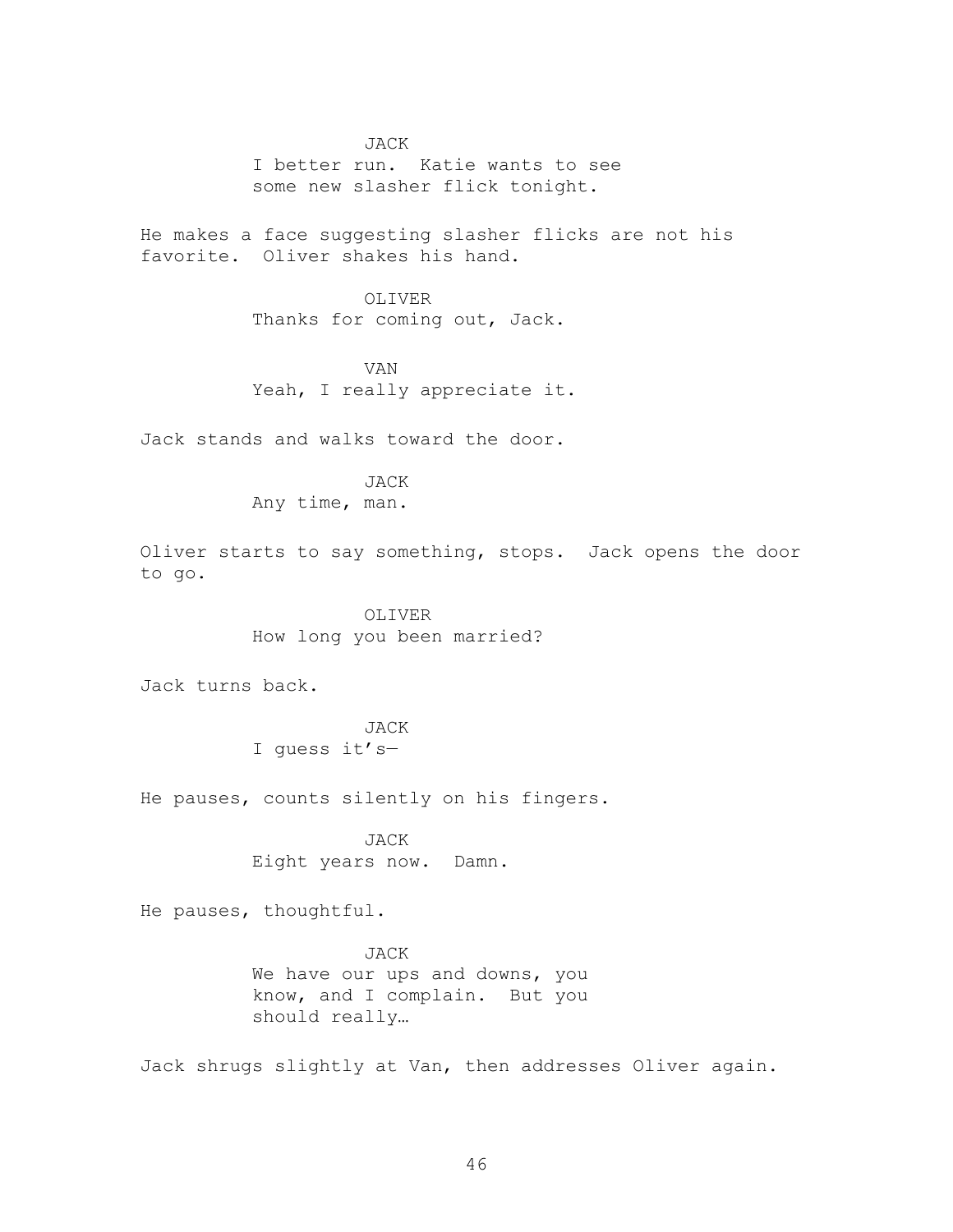JACK
I better run. Katie wants to see some new slasher flick tonight.

He makes a face suggesting slasher flicks are not his favorite. Oliver shakes his hand.

OLIVER
Thanks for coming out, Jack.

VAN
Yeah, I really appreciate it.

Jack stands and walks toward the door.

JACK
Any time, man.

Oliver starts to say something, stops. Jack opens the door to go.

OLIVER
How long you been married?

Jack turns back.

JACK
I guess it's—

He pauses, counts silently on his fingers.

JACK
Eight years now. Damn.

He pauses, thoughtful.

JACK
We have our ups and downs, you know, and I complain. But you should really…

Jack shrugs slightly at Van, then addresses Oliver again.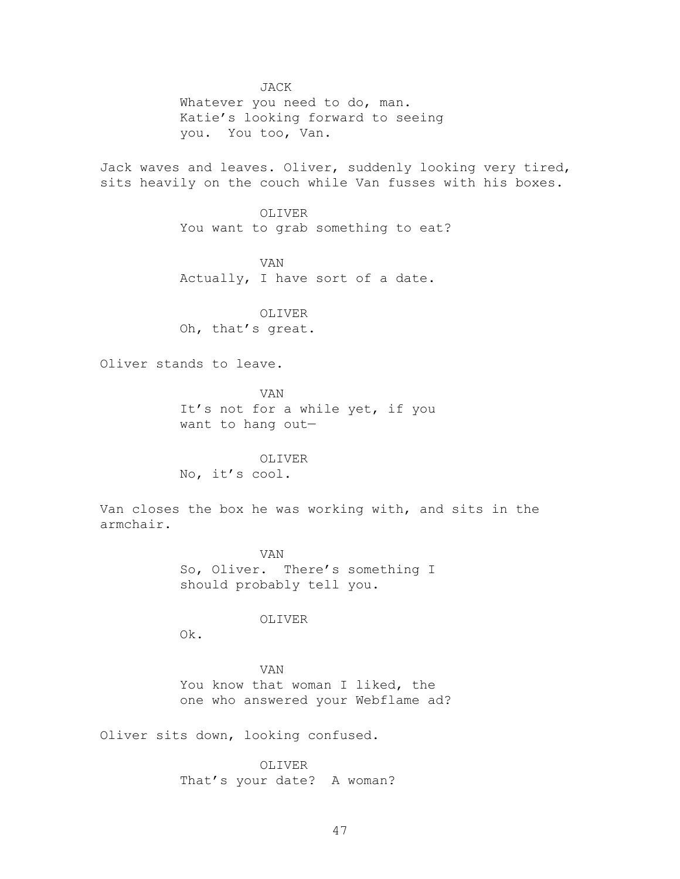JACK

Whatever you need to do, man. Katie's looking forward to seeing you. You too, Van.

Jack waves and leaves. Oliver, suddenly looking very tired, sits heavily on the couch while Van fusses with his boxes.

OLIVER

You want to grab something to eat?

VAN

Actually, I have sort of a date.

OLIVER

Oh, that's great.

Oliver stands to leave.

VAN

It's not for a while yet, if you want to hang out—

OLIVER

No, it's cool.

Van closes the box he was working with, and sits in the armchair.

VAN

So, Oliver. There's something I should probably tell you.

OLIVER

Ok.

VAN

You know that woman I liked, the one who answered your Webflame ad?

Oliver sits down, looking confused.

OLIVER

That's your date? A woman?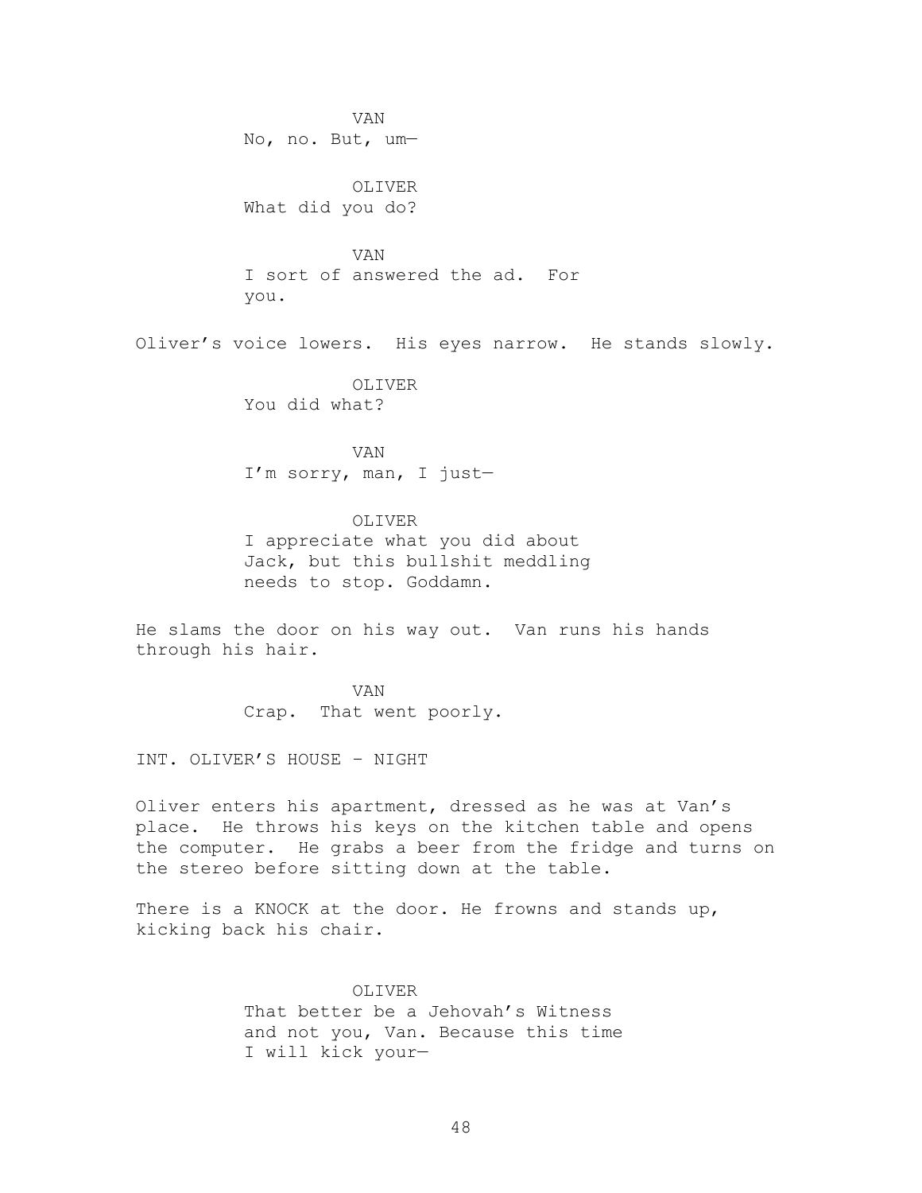VAN
No, no. But, um—

OLIVER
What did you do?

VAN
I sort of answered the ad. For you.

Oliver's voice lowers. His eyes narrow. He stands slowly.

OLIVER
You did what?

VAN
I'm sorry, man, I just—

OLIVER
I appreciate what you did about Jack, but this bullshit meddling needs to stop. Goddamn.

He slams the door on his way out. Van runs his hands through his hair.

VAN
Crap. That went poorly.

INT. OLIVER'S HOUSE - NIGHT

Oliver enters his apartment, dressed as he was at Van's place. He throws his keys on the kitchen table and opens the computer. He grabs a beer from the fridge and turns on the stereo before sitting down at the table.

There is a KNOCK at the door. He frowns and stands up, kicking back his chair.

OLIVER
That better be a Jehovah's Witness and not you, Van. Because this time I will kick your—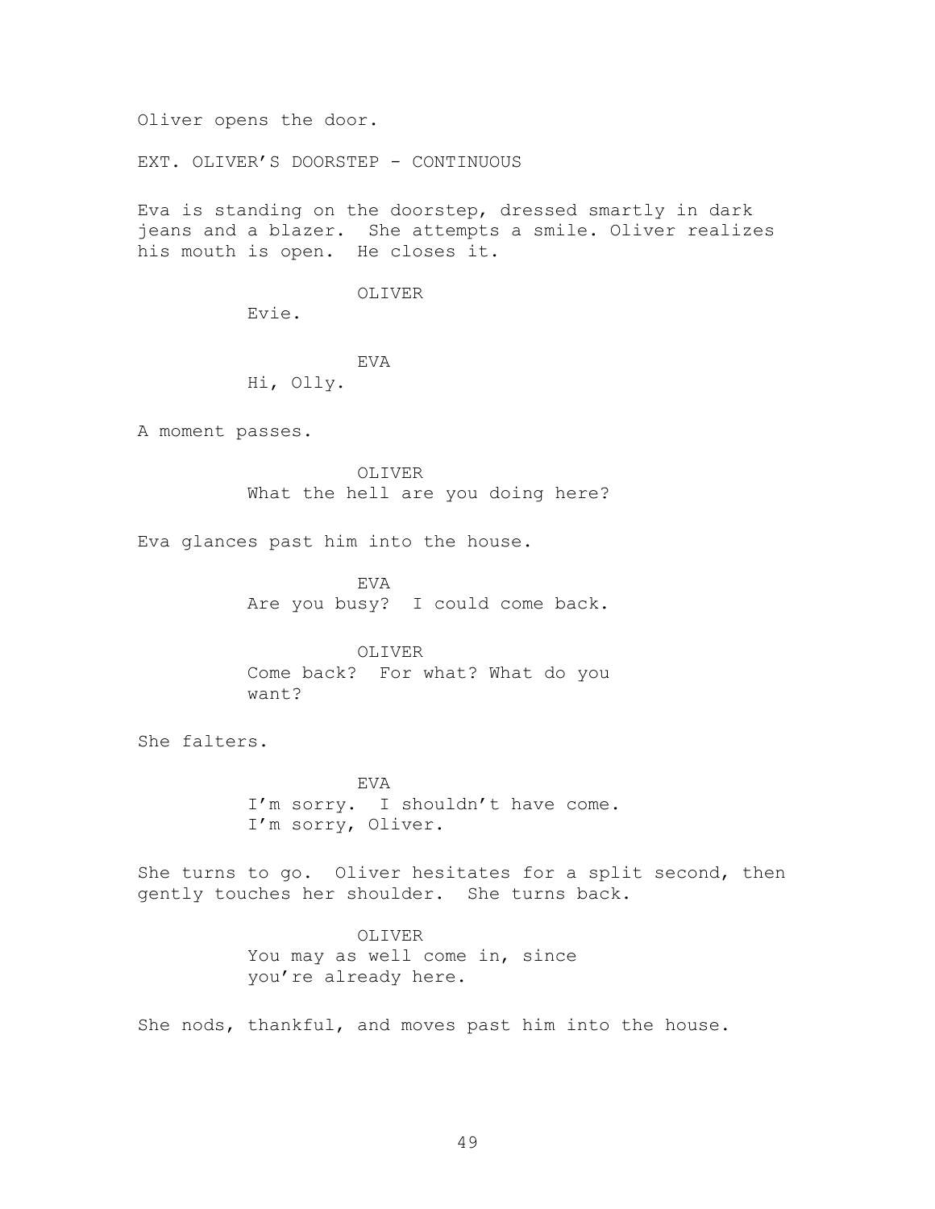Oliver opens the door.

EXT. OLIVER'S DOORSTEP - CONTINUOUS

Eva is standing on the doorstep, dressed smartly in dark jeans and a blazer. She attempts a smile. Oliver realizes his mouth is open. He closes it.

OLIVER
Evie.

EVA
Hi, Olly.

A moment passes.

OLIVER
What the hell are you doing here?

Eva glances past him into the house.

EVA
Are you busy? I could come back.

OLIVER
Come back? For what? What do you want?

She falters.

EVA
I'm sorry. I shouldn't have come. I'm sorry, Oliver.

She turns to go. Oliver hesitates for a split second, then gently touches her shoulder. She turns back.

OLIVER
You may as well come in, since you're already here.

She nods, thankful, and moves past him into the house.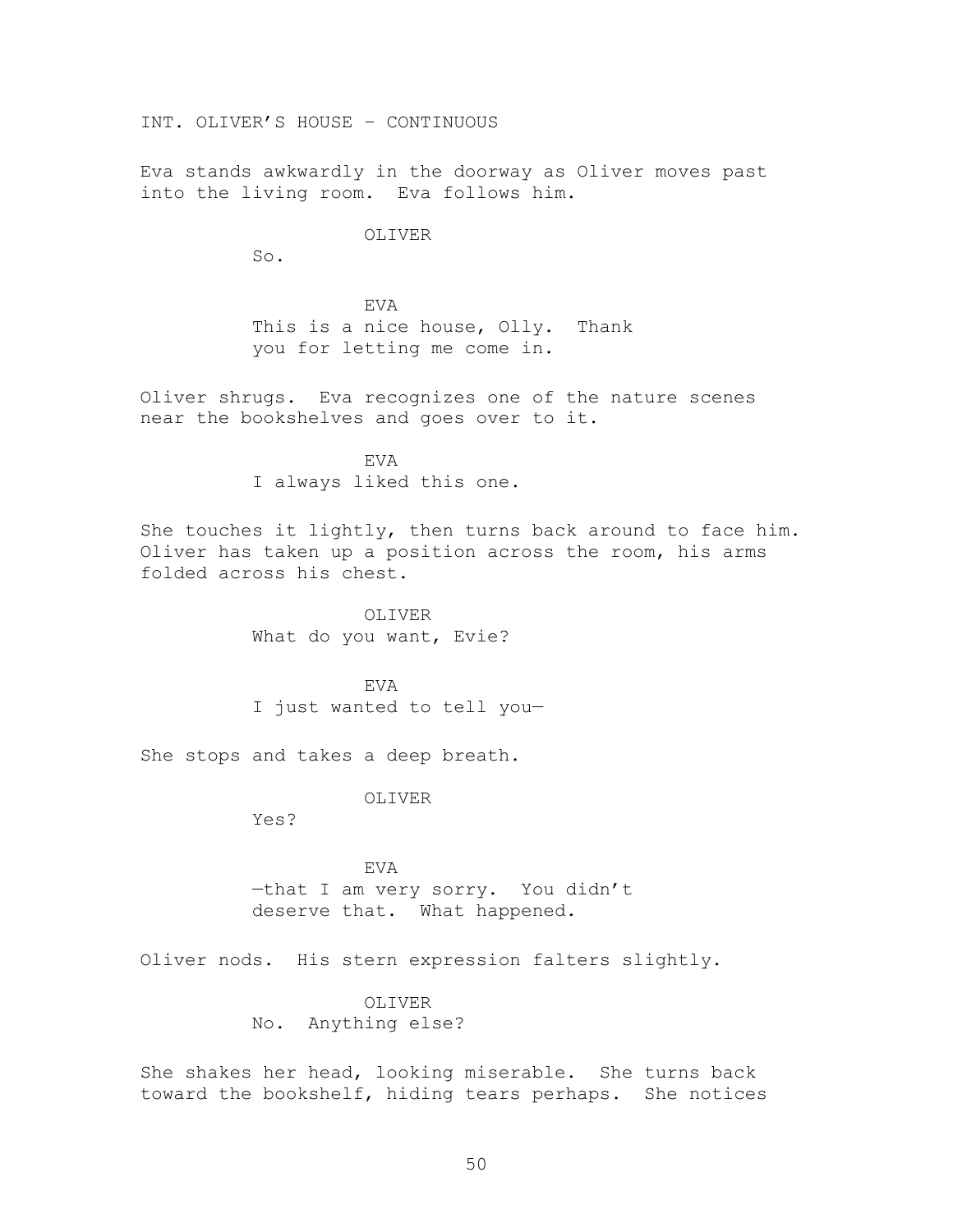INT. OLIVER'S HOUSE – CONTINUOUS

Eva stands awkwardly in the doorway as Oliver moves past into the living room. Eva follows him.

OLIVER

So.

EVA

This is a nice house, Olly. Thank you for letting me come in.

Oliver shrugs. Eva recognizes one of the nature scenes near the bookshelves and goes over to it.

EVA

I always liked this one.

She touches it lightly, then turns back around to face him. Oliver has taken up a position across the room, his arms folded across his chest.

OLIVER

What do you want, Evie?

EVA

I just wanted to tell you—

She stops and takes a deep breath.

OLIVER

Yes?

EVA

—that I am very sorry. You didn't deserve that. What happened.

Oliver nods. His stern expression falters slightly.

OLIVER

No. Anything else?

She shakes her head, looking miserable. She turns back toward the bookshelf, hiding tears perhaps. She notices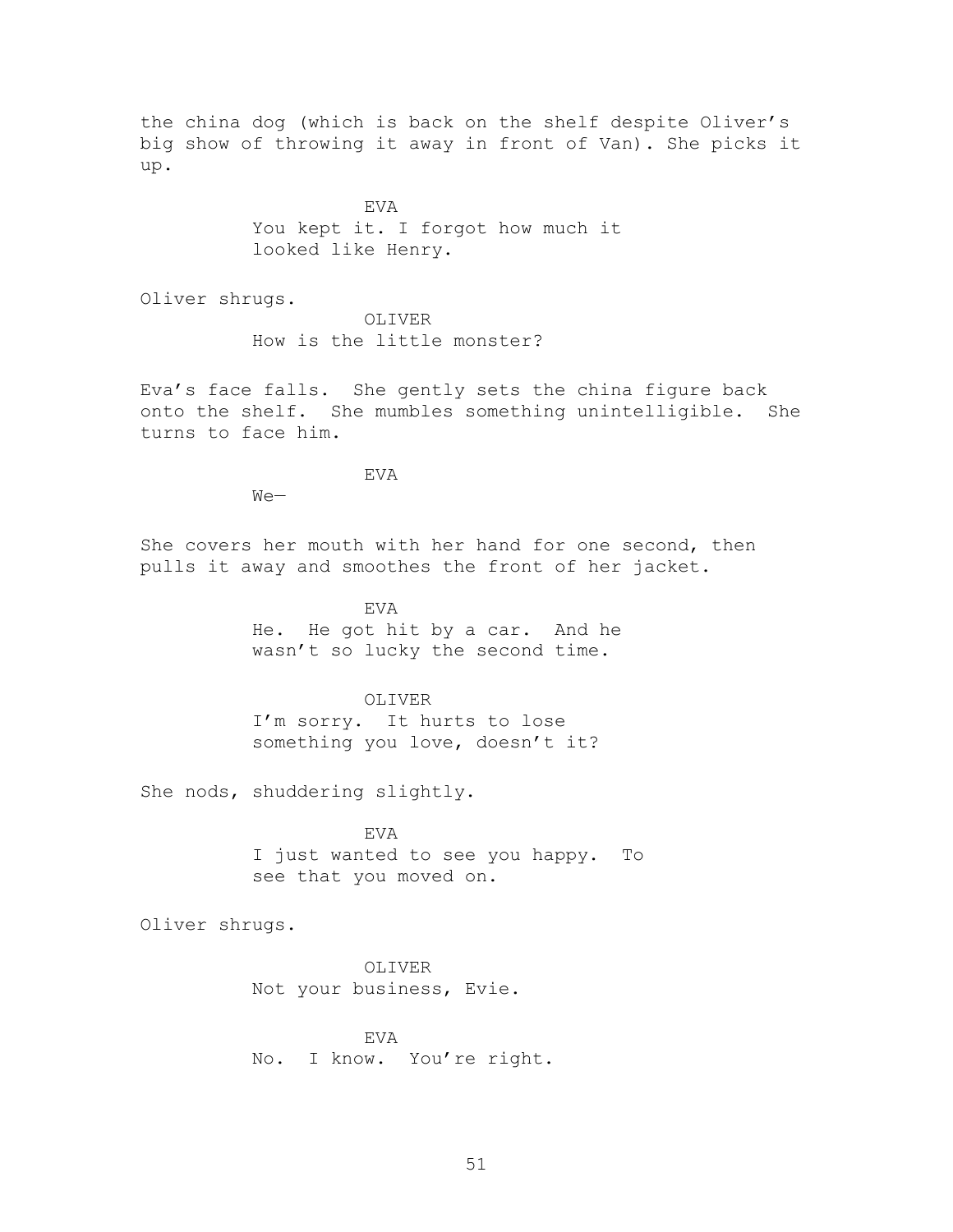the china dog (which is back on the shelf despite Oliver's big show of throwing it away in front of Van). She picks it up.

EVA
You kept it. I forgot how much it looked like Henry.

Oliver shrugs.

OLIVER
How is the little monster?

Eva's face falls. She gently sets the china figure back onto the shelf. She mumbles something unintelligible. She turns to face him.

EVA
We—

She covers her mouth with her hand for one second, then pulls it away and smoothes the front of her jacket.

EVA
He. He got hit by a car. And he wasn't so lucky the second time.

OLIVER
I'm sorry. It hurts to lose something you love, doesn't it?

She nods, shuddering slightly.

EVA
I just wanted to see you happy. To see that you moved on.

Oliver shrugs.

OLIVER
Not your business, Evie.

EVA
No. I know. You're right.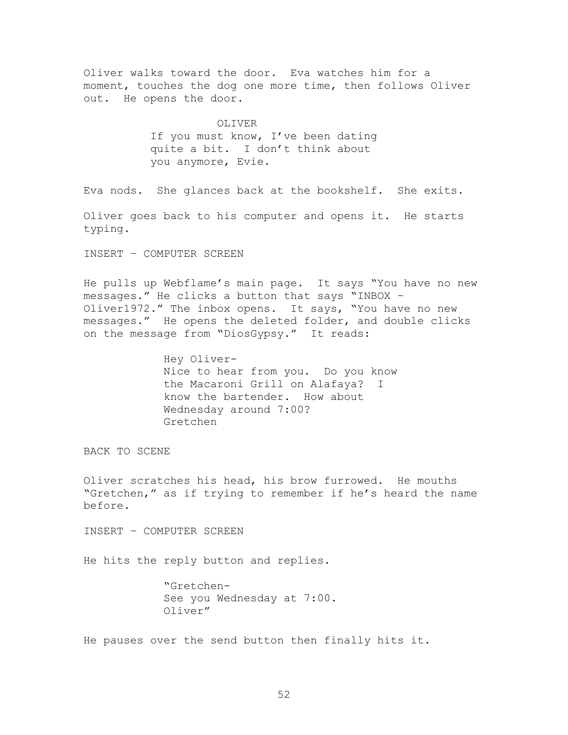Oliver walks toward the door. Eva watches him for a moment, touches the dog one more time, then follows Oliver out. He opens the door.

OLIVER

If you must know, I've been dating quite a bit. I don't think about you anymore, Evie.

Eva nods. She glances back at the bookshelf. She exits.

Oliver goes back to his computer and opens it. He starts typing.

INSERT – COMPUTER SCREEN

He pulls up Webflame's main page. It says "You have no new messages." He clicks a button that says "INBOX – Oliver1972." The inbox opens. It says, "You have no new messages." He opens the deleted folder, and double clicks on the message from "DiosGypsy." It reads:

Hey Oliver-
Nice to hear from you. Do you know the Macaroni Grill on Alafaya? I know the bartender. How about Wednesday around 7:00?
Gretchen

BACK TO SCENE

Oliver scratches his head, his brow furrowed. He mouths "Gretchen," as if trying to remember if he's heard the name before.

INSERT – COMPUTER SCREEN

He hits the reply button and replies.

"Gretchen-
See you Wednesday at 7:00.
Oliver"

He pauses over the send button then finally hits it.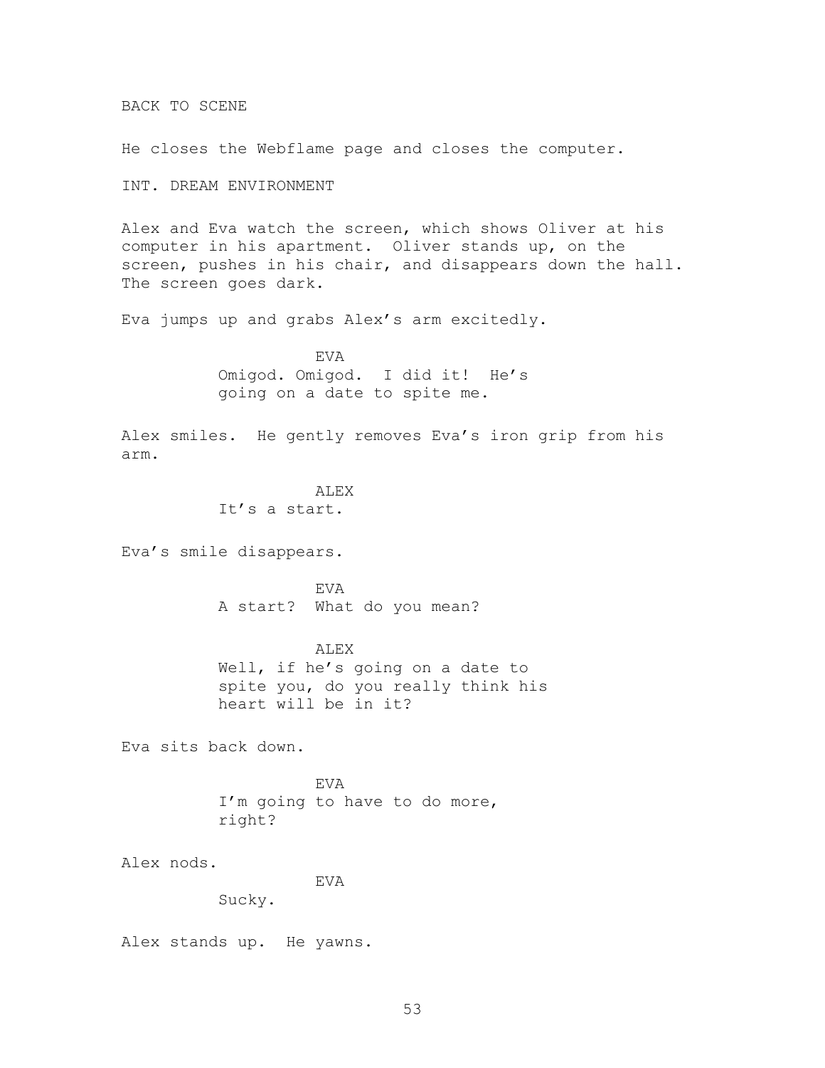BACK TO SCENE

He closes the Webflame page and closes the computer.

INT. DREAM ENVIRONMENT

Alex and Eva watch the screen, which shows Oliver at his computer in his apartment. Oliver stands up, on the screen, pushes in his chair, and disappears down the hall. The screen goes dark.

Eva jumps up and grabs Alex's arm excitedly.

EVA
Omigod. Omigod. I did it! He's going on a date to spite me.

Alex smiles. He gently removes Eva's iron grip from his arm.

ALEX
It's a start.

Eva's smile disappears.

EVA
A start? What do you mean?

ALEX
Well, if he's going on a date to spite you, do you really think his heart will be in it?

Eva sits back down.

EVA
I'm going to have to do more, right?

Alex nods.

EVA
Sucky.

Alex stands up. He yawns.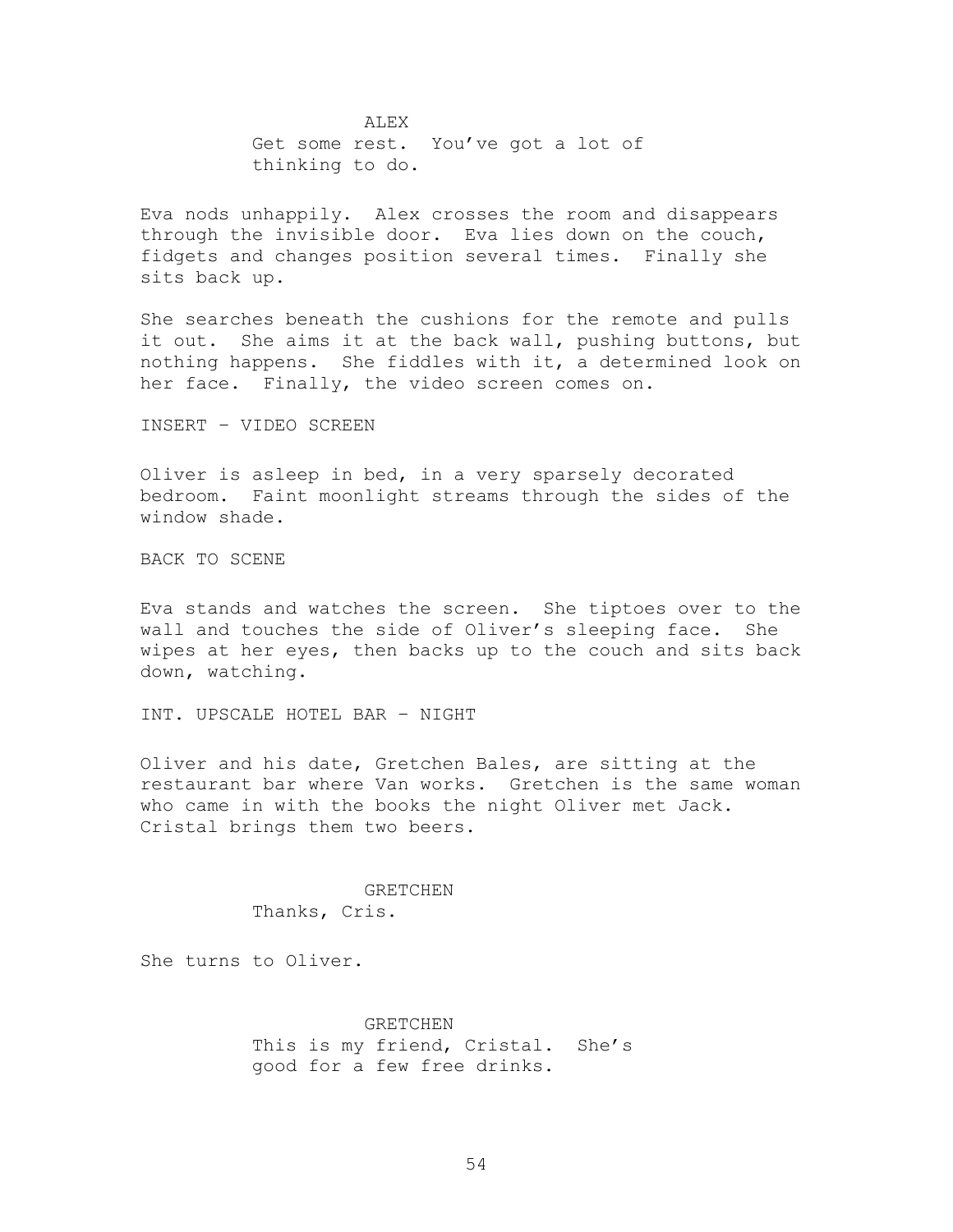ALEX
Get some rest. You've got a lot of thinking to do.

Eva nods unhappily. Alex crosses the room and disappears through the invisible door. Eva lies down on the couch, fidgets and changes position several times. Finally she sits back up.

She searches beneath the cushions for the remote and pulls it out. She aims it at the back wall, pushing buttons, but nothing happens. She fiddles with it, a determined look on her face. Finally, the video screen comes on.

INSERT – VIDEO SCREEN

Oliver is asleep in bed, in a very sparsely decorated bedroom. Faint moonlight streams through the sides of the window shade.

BACK TO SCENE

Eva stands and watches the screen. She tiptoes over to the wall and touches the side of Oliver's sleeping face. She wipes at her eyes, then backs up to the couch and sits back down, watching.

INT. UPSCALE HOTEL BAR – NIGHT

Oliver and his date, Gretchen Bales, are sitting at the restaurant bar where Van works. Gretchen is the same woman who came in with the books the night Oliver met Jack. Cristal brings them two beers.

GRETCHEN
Thanks, Cris.

She turns to Oliver.

GRETCHEN
This is my friend, Cristal. She's good for a few free drinks.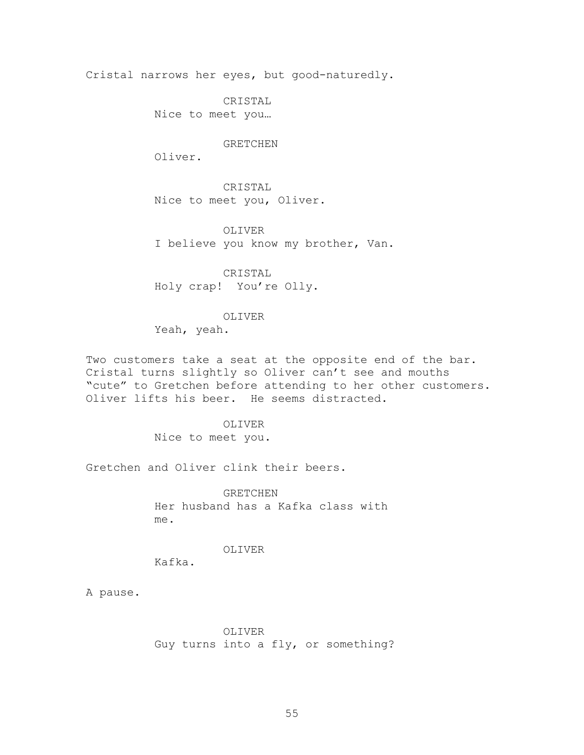Cristal narrows her eyes, but good-naturedly.

CRISTAL
Nice to meet you…

GRETCHEN
Oliver.

CRISTAL
Nice to meet you, Oliver.

OLIVER
I believe you know my brother, Van.

CRISTAL
Holy crap!  You're Olly.

OLIVER
Yeah, yeah.

Two customers take a seat at the opposite end of the bar. Cristal turns slightly so Oliver can't see and mouths "cute" to Gretchen before attending to her other customers. Oliver lifts his beer.  He seems distracted.

OLIVER
Nice to meet you.

Gretchen and Oliver clink their beers.

GRETCHEN
Her husband has a Kafka class with me.

OLIVER
Kafka.

A pause.

OLIVER
Guy turns into a fly, or something?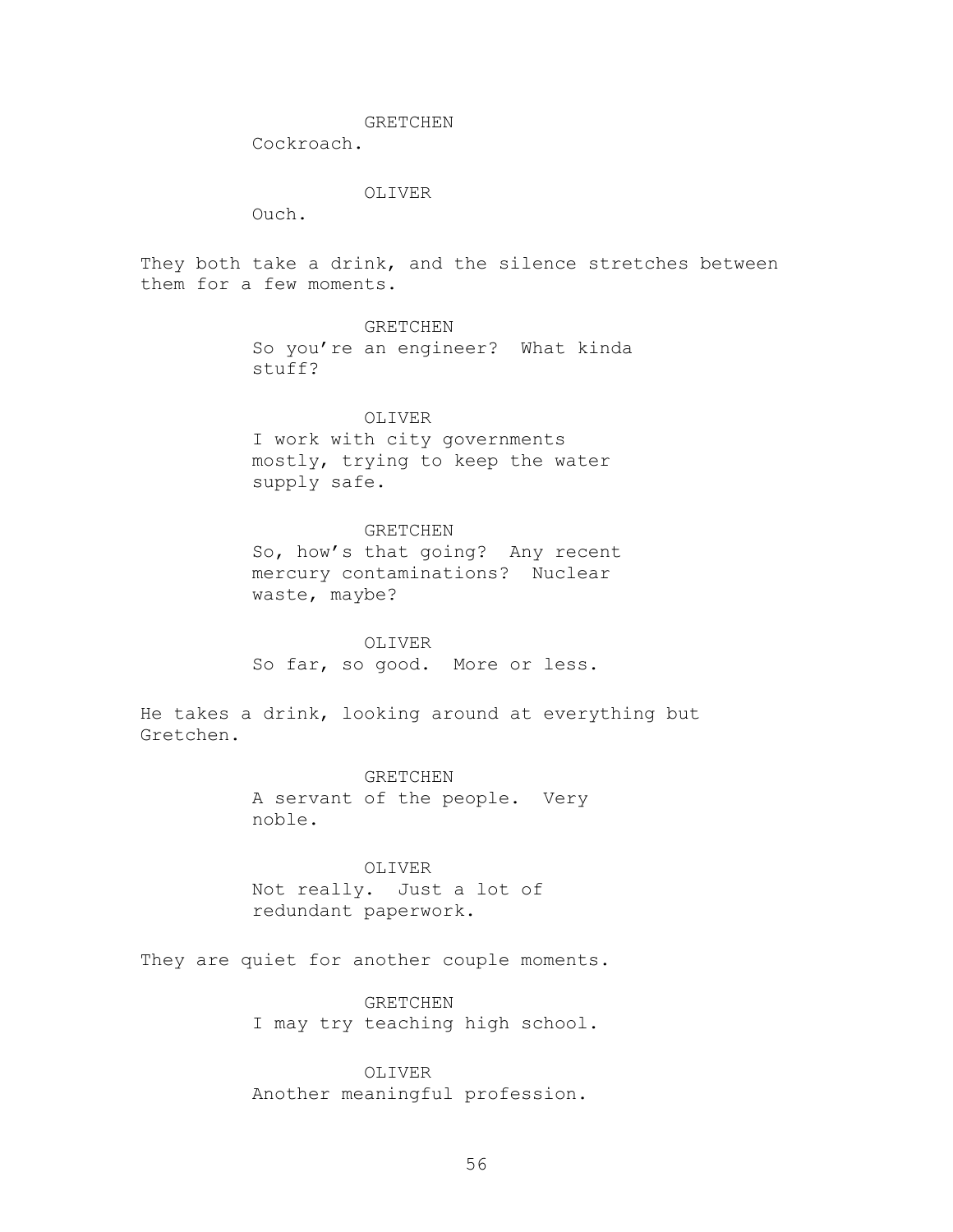GRETCHEN
Cockroach.

OLIVER
Ouch.

They both take a drink, and the silence stretches between them for a few moments.

GRETCHEN
So you're an engineer? What kinda stuff?

OLIVER
I work with city governments mostly, trying to keep the water supply safe.

GRETCHEN
So, how's that going? Any recent mercury contaminations? Nuclear waste, maybe?

OLIVER
So far, so good. More or less.

He takes a drink, looking around at everything but Gretchen.

GRETCHEN
A servant of the people. Very noble.

OLIVER
Not really. Just a lot of redundant paperwork.

They are quiet for another couple moments.

GRETCHEN
I may try teaching high school.

OLIVER
Another meaningful profession.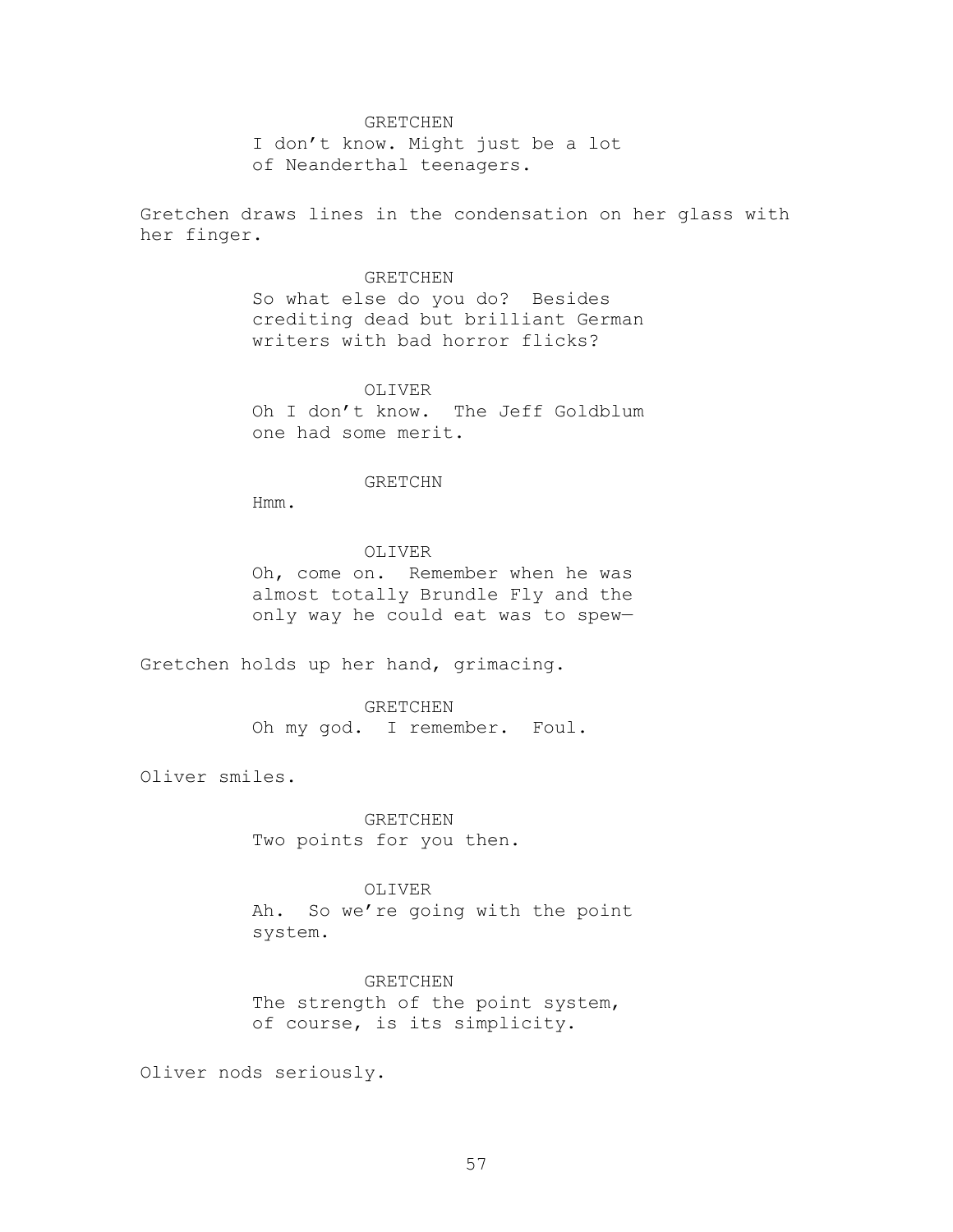GRETCHEN

I don't know. Might just be a lot of Neanderthal teenagers.

Gretchen draws lines in the condensation on her glass with her finger.

GRETCHEN

So what else do you do? Besides crediting dead but brilliant German writers with bad horror flicks?

OLIVER

Oh I don't know. The Jeff Goldblum one had some merit.

GRETCHN

Hmm.

OLIVER

Oh, come on. Remember when he was almost totally Brundle Fly and the only way he could eat was to spew—

Gretchen holds up her hand, grimacing.

GRETCHEN

Oh my god. I remember. Foul.

Oliver smiles.

GRETCHEN

Two points for you then.

OLIVER

Ah. So we're going with the point system.

GRETCHEN

The strength of the point system, of course, is its simplicity.

Oliver nods seriously.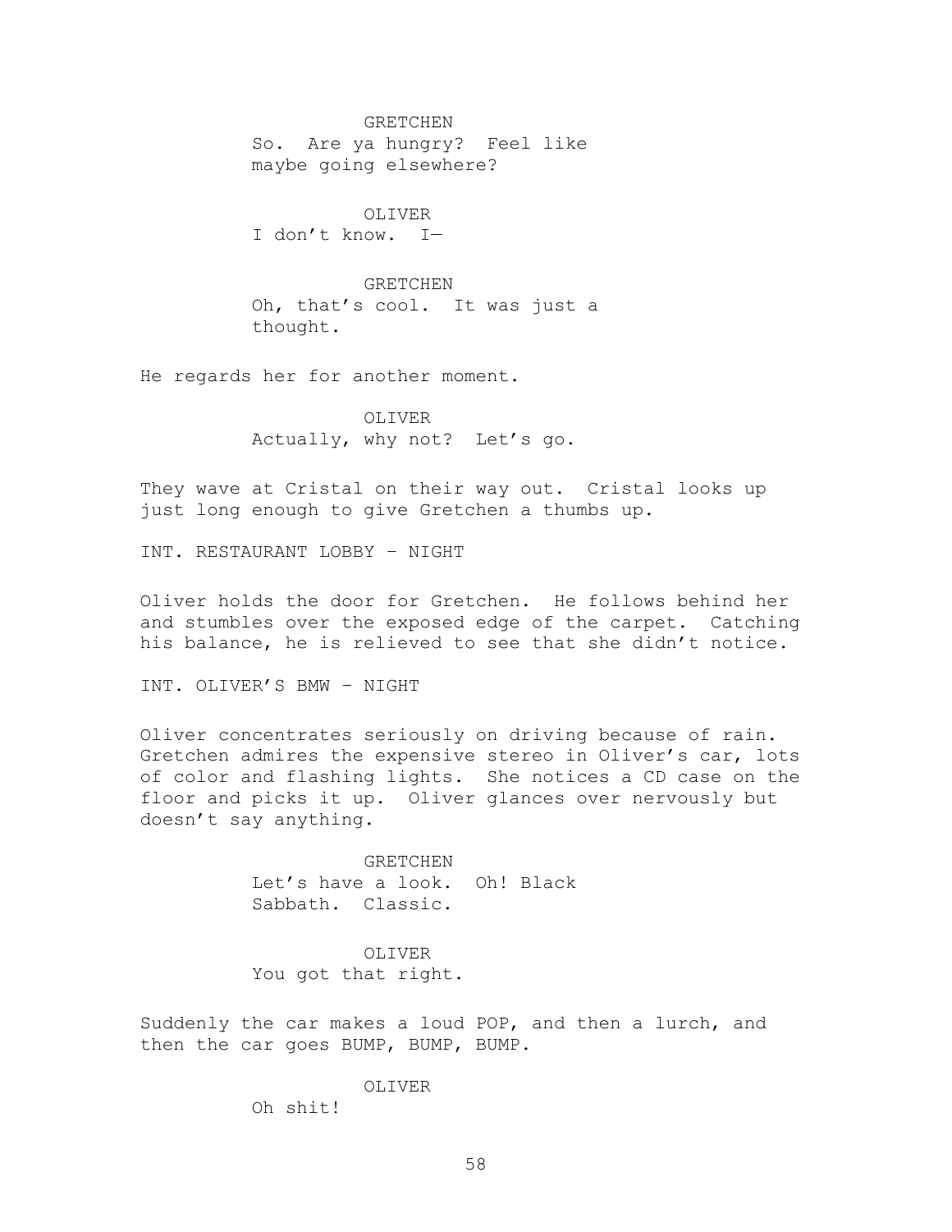GRETCHEN
So. Are ya hungry? Feel like maybe going elsewhere?

OLIVER
I don't know. I—

GRETCHEN
Oh, that's cool. It was just a thought.

He regards her for another moment.

OLIVER
Actually, why not? Let's go.

They wave at Cristal on their way out. Cristal looks up just long enough to give Gretchen a thumbs up.

INT. RESTAURANT LOBBY – NIGHT

Oliver holds the door for Gretchen. He follows behind her and stumbles over the exposed edge of the carpet. Catching his balance, he is relieved to see that she didn't notice.

INT. OLIVER'S BMW – NIGHT

Oliver concentrates seriously on driving because of rain. Gretchen admires the expensive stereo in Oliver's car, lots of color and flashing lights. She notices a CD case on the floor and picks it up. Oliver glances over nervously but doesn't say anything.

GRETCHEN
Let's have a look. Oh! Black Sabbath. Classic.

OLIVER
You got that right.

Suddenly the car makes a loud POP, and then a lurch, and then the car goes BUMP, BUMP, BUMP.

OLIVER
Oh shit!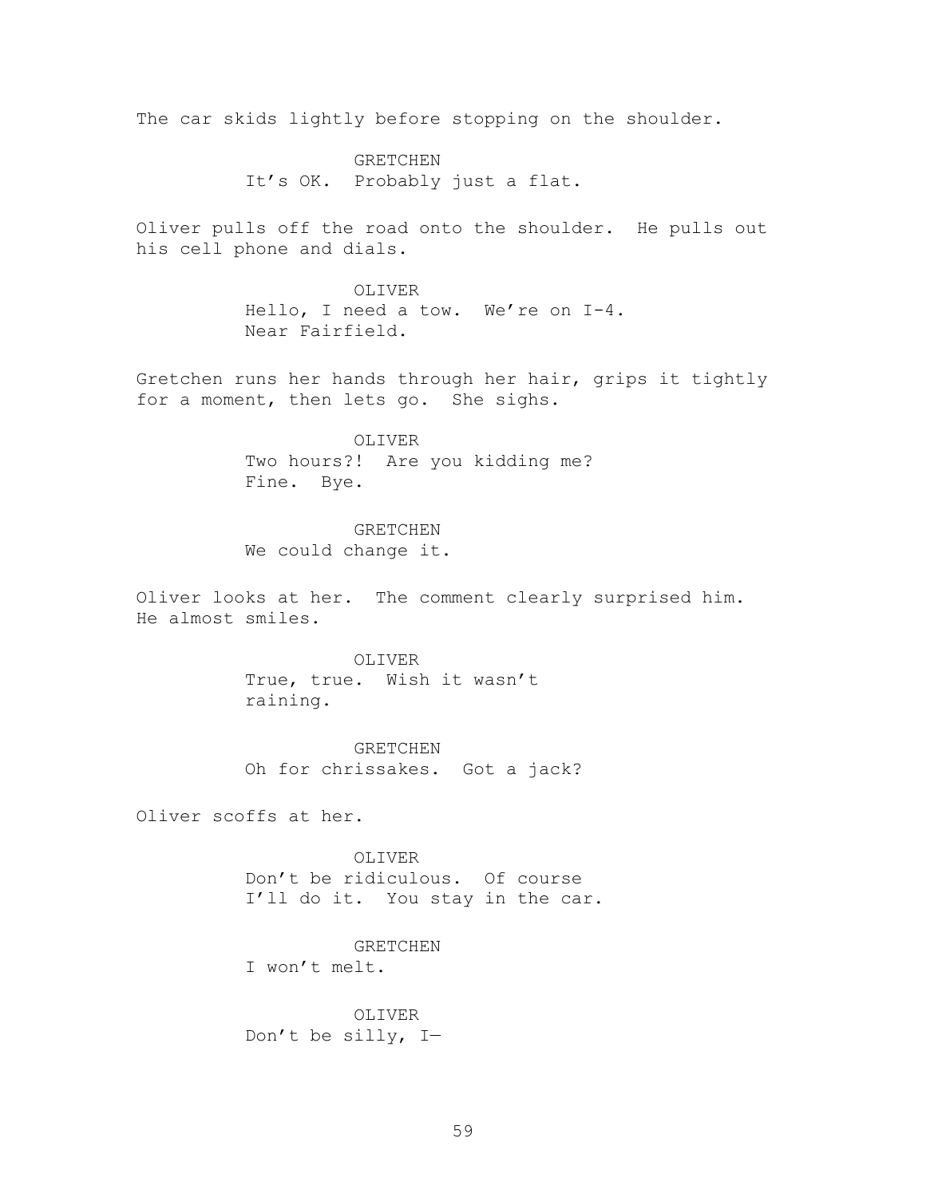The car skids lightly before stopping on the shoulder.

GRETCHEN
It's OK. Probably just a flat.

Oliver pulls off the road onto the shoulder. He pulls out his cell phone and dials.

OLIVER
Hello, I need a tow. We're on I-4. Near Fairfield.

Gretchen runs her hands through her hair, grips it tightly for a moment, then lets go. She sighs.

OLIVER
Two hours?! Are you kidding me? Fine. Bye.

GRETCHEN
We could change it.

Oliver looks at her. The comment clearly surprised him. He almost smiles.

OLIVER
True, true. Wish it wasn't raining.

GRETCHEN
Oh for chrissakes. Got a jack?

Oliver scoffs at her.

OLIVER
Don't be ridiculous. Of course I'll do it. You stay in the car.

GRETCHEN
I won't melt.

OLIVER
Don't be silly, I—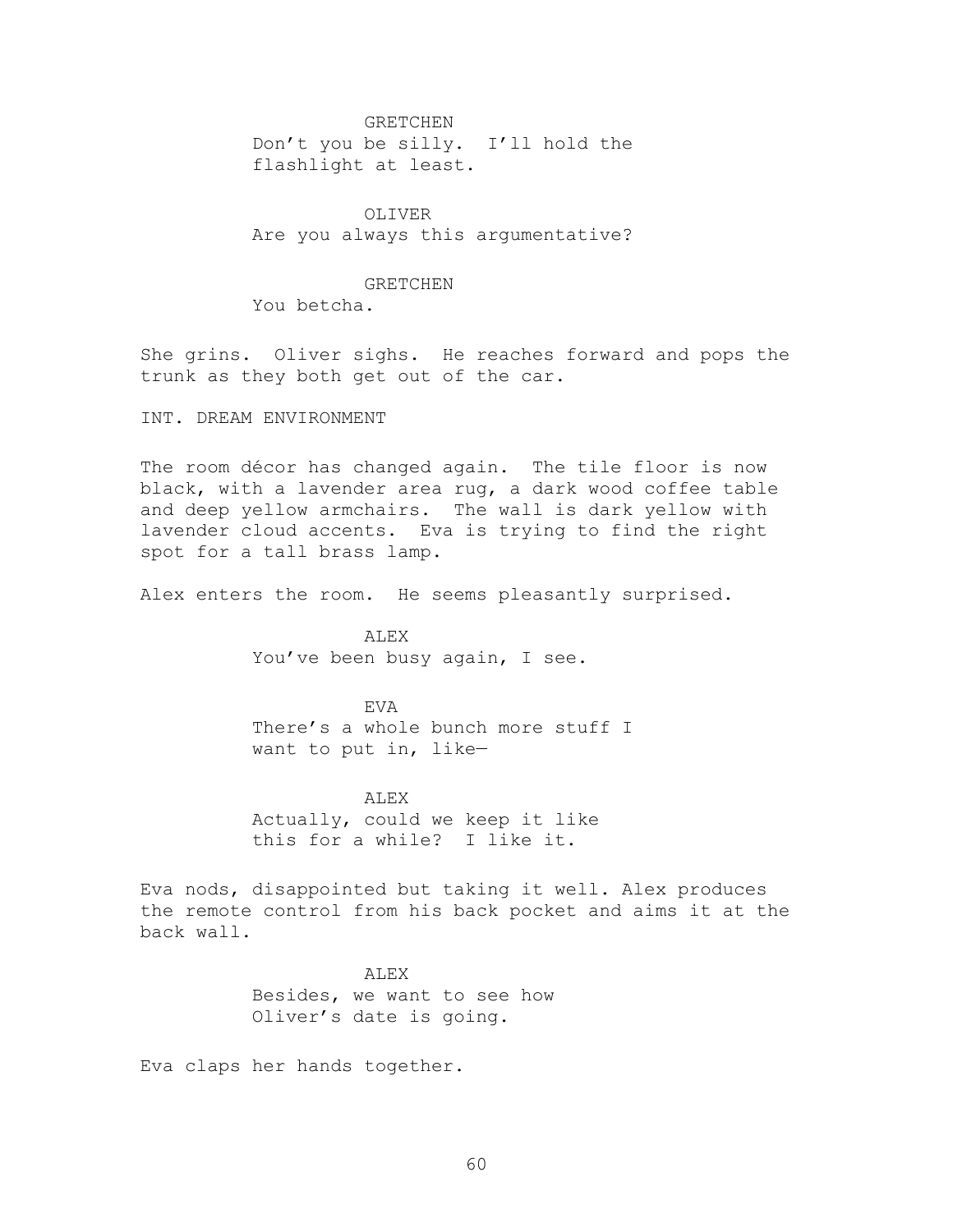GRETCHEN
Don't you be silly. I'll hold the flashlight at least.

OLIVER
Are you always this argumentative?

GRETCHEN
You betcha.

She grins. Oliver sighs. He reaches forward and pops the trunk as they both get out of the car.

INT. DREAM ENVIRONMENT

The room décor has changed again. The tile floor is now black, with a lavender area rug, a dark wood coffee table and deep yellow armchairs. The wall is dark yellow with lavender cloud accents. Eva is trying to find the right spot for a tall brass lamp.

Alex enters the room. He seems pleasantly surprised.

ALEX
You've been busy again, I see.

EVA
There's a whole bunch more stuff I want to put in, like—

ALEX
Actually, could we keep it like this for a while? I like it.

Eva nods, disappointed but taking it well. Alex produces the remote control from his back pocket and aims it at the back wall.

ALEX
Besides, we want to see how Oliver's date is going.

Eva claps her hands together.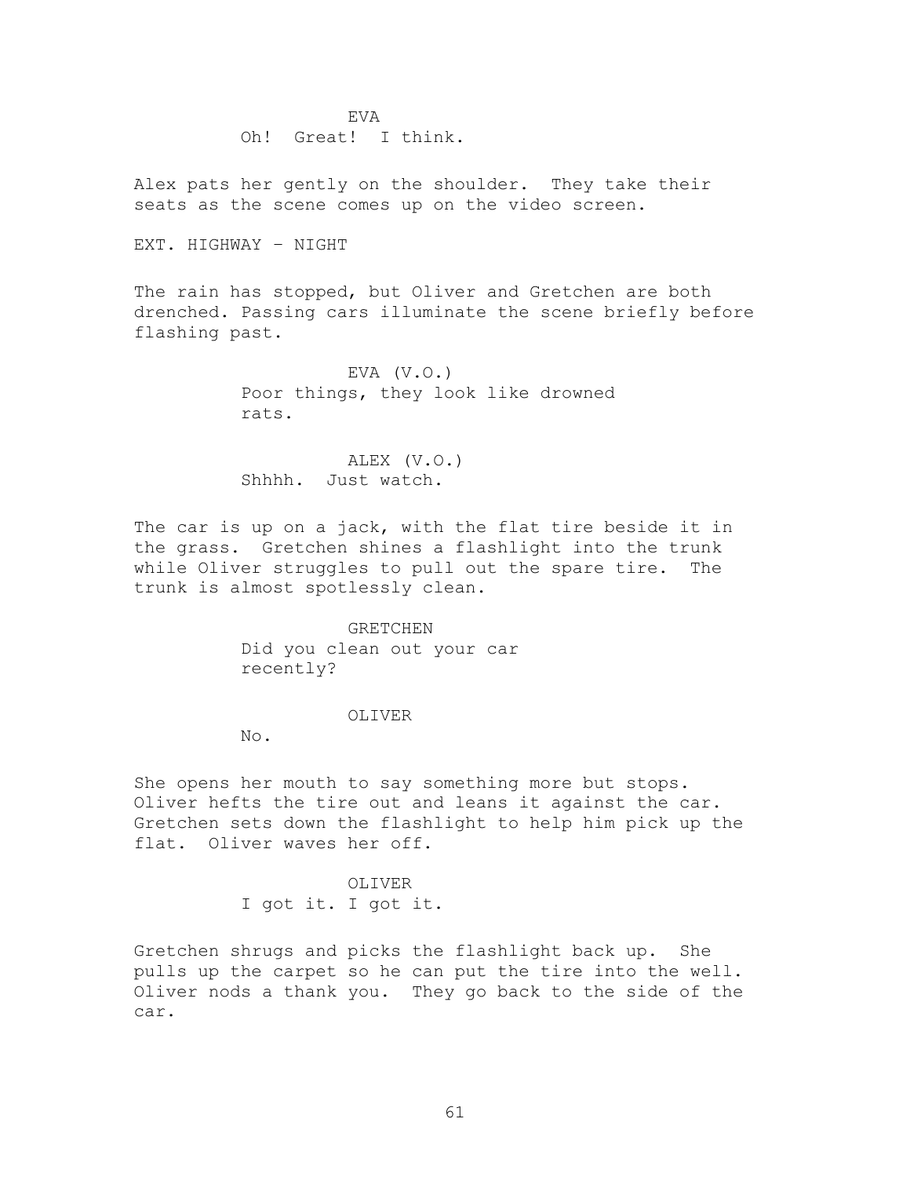EVA

Oh! Great! I think.

Alex pats her gently on the shoulder. They take their seats as the scene comes up on the video screen.

EXT. HIGHWAY – NIGHT

The rain has stopped, but Oliver and Gretchen are both drenched. Passing cars illuminate the scene briefly before flashing past.

EVA (V.O.)

Poor things, they look like drowned rats.

ALEX (V.O.)

Shhhh. Just watch.

The car is up on a jack, with the flat tire beside it in the grass. Gretchen shines a flashlight into the trunk while Oliver struggles to pull out the spare tire. The trunk is almost spotlessly clean.

GRETCHEN

Did you clean out your car recently?

OLIVER

No.

She opens her mouth to say something more but stops. Oliver hefts the tire out and leans it against the car. Gretchen sets down the flashlight to help him pick up the flat. Oliver waves her off.

OLIVER

I got it. I got it.

Gretchen shrugs and picks the flashlight back up. She pulls up the carpet so he can put the tire into the well. Oliver nods a thank you. They go back to the side of the car.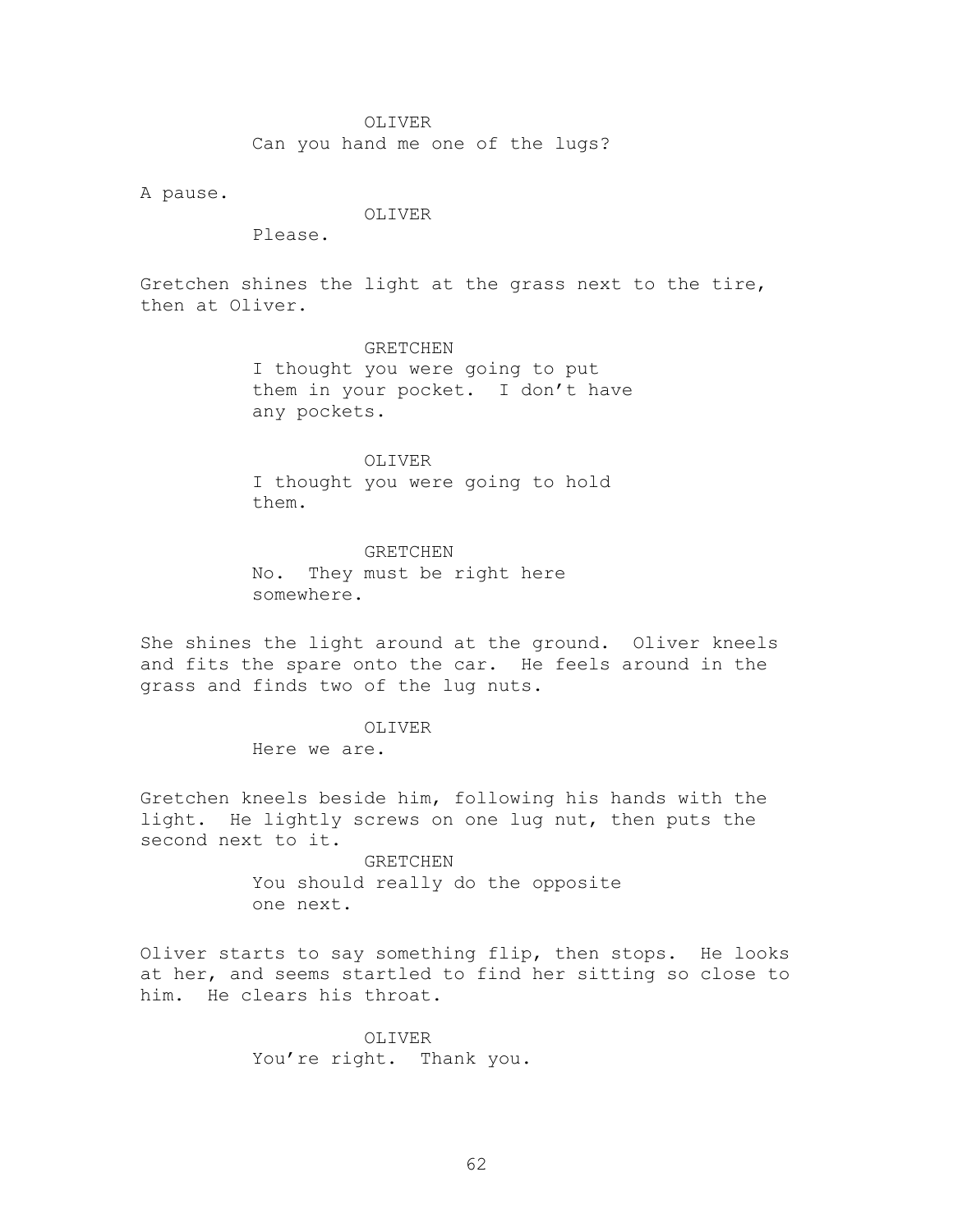OLIVER
Can you hand me one of the lugs?

A pause.

OLIVER
Please.

Gretchen shines the light at the grass next to the tire, then at Oliver.

GRETCHEN
I thought you were going to put them in your pocket.  I don't have any pockets.

OLIVER
I thought you were going to hold them.

GRETCHEN
No.  They must be right here somewhere.

She shines the light around at the ground.  Oliver kneels and fits the spare onto the car.  He feels around in the grass and finds two of the lug nuts.

OLIVER
Here we are.

Gretchen kneels beside him, following his hands with the light.  He lightly screws on one lug nut, then puts the second next to it.

GRETCHEN
You should really do the opposite one next.

Oliver starts to say something flip, then stops.  He looks at her, and seems startled to find her sitting so close to him.  He clears his throat.

OLIVER
You're right.  Thank you.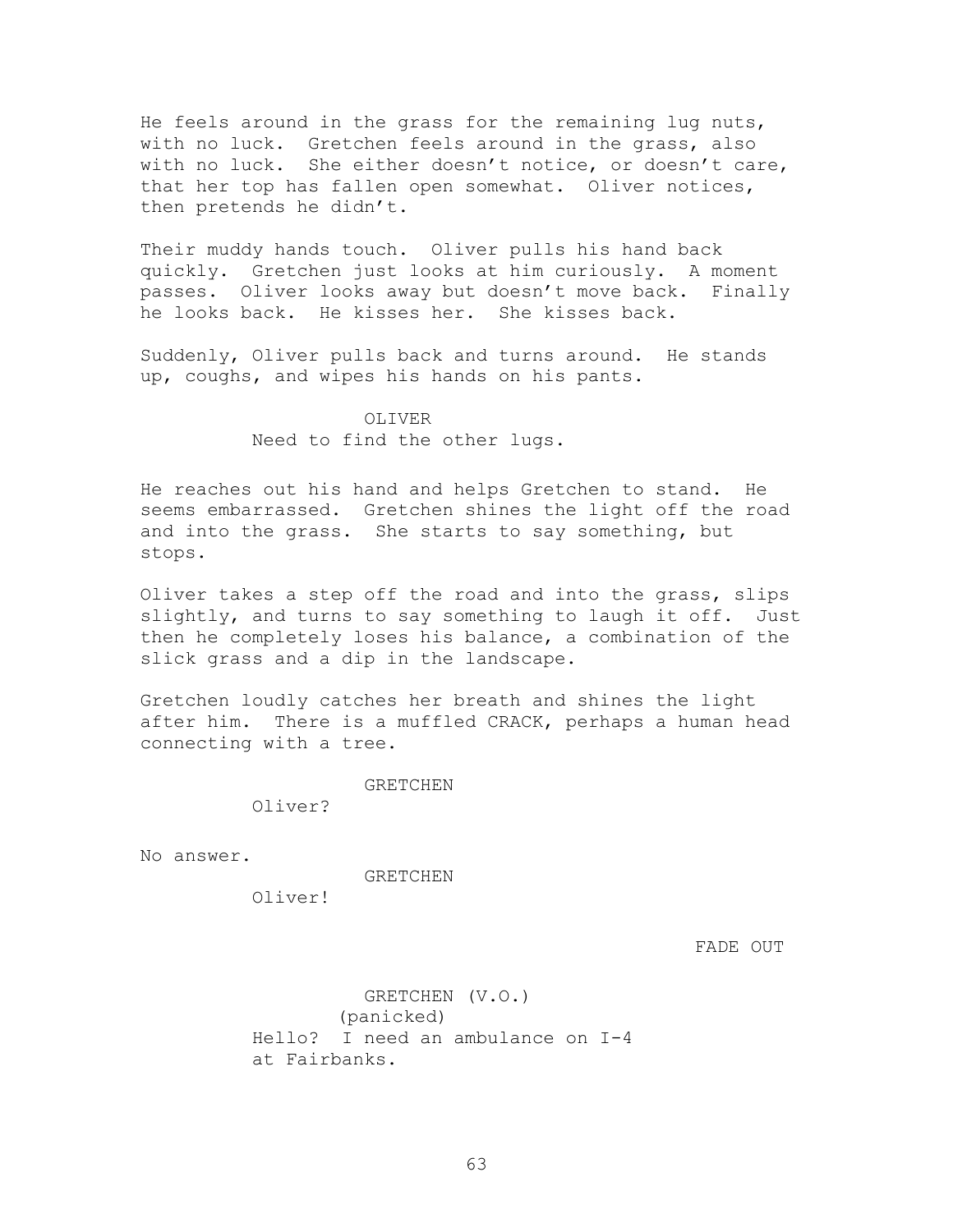He feels around in the grass for the remaining lug nuts, with no luck. Gretchen feels around in the grass, also with no luck. She either doesn't notice, or doesn't care, that her top has fallen open somewhat. Oliver notices, then pretends he didn't.

Their muddy hands touch. Oliver pulls his hand back quickly. Gretchen just looks at him curiously. A moment passes. Oliver looks away but doesn't move back. Finally he looks back. He kisses her. She kisses back.

Suddenly, Oliver pulls back and turns around. He stands up, coughs, and wipes his hands on his pants.

OLIVER
Need to find the other lugs.

He reaches out his hand and helps Gretchen to stand. He seems embarrassed. Gretchen shines the light off the road and into the grass. She starts to say something, but stops.

Oliver takes a step off the road and into the grass, slips slightly, and turns to say something to laugh it off. Just then he completely loses his balance, a combination of the slick grass and a dip in the landscape.

Gretchen loudly catches her breath and shines the light after him. There is a muffled CRACK, perhaps a human head connecting with a tree.

GRETCHEN
Oliver?

No answer.

GRETCHEN
Oliver!

FADE OUT

GRETCHEN (V.O.)
(panicked)
Hello? I need an ambulance on I-4 at Fairbanks.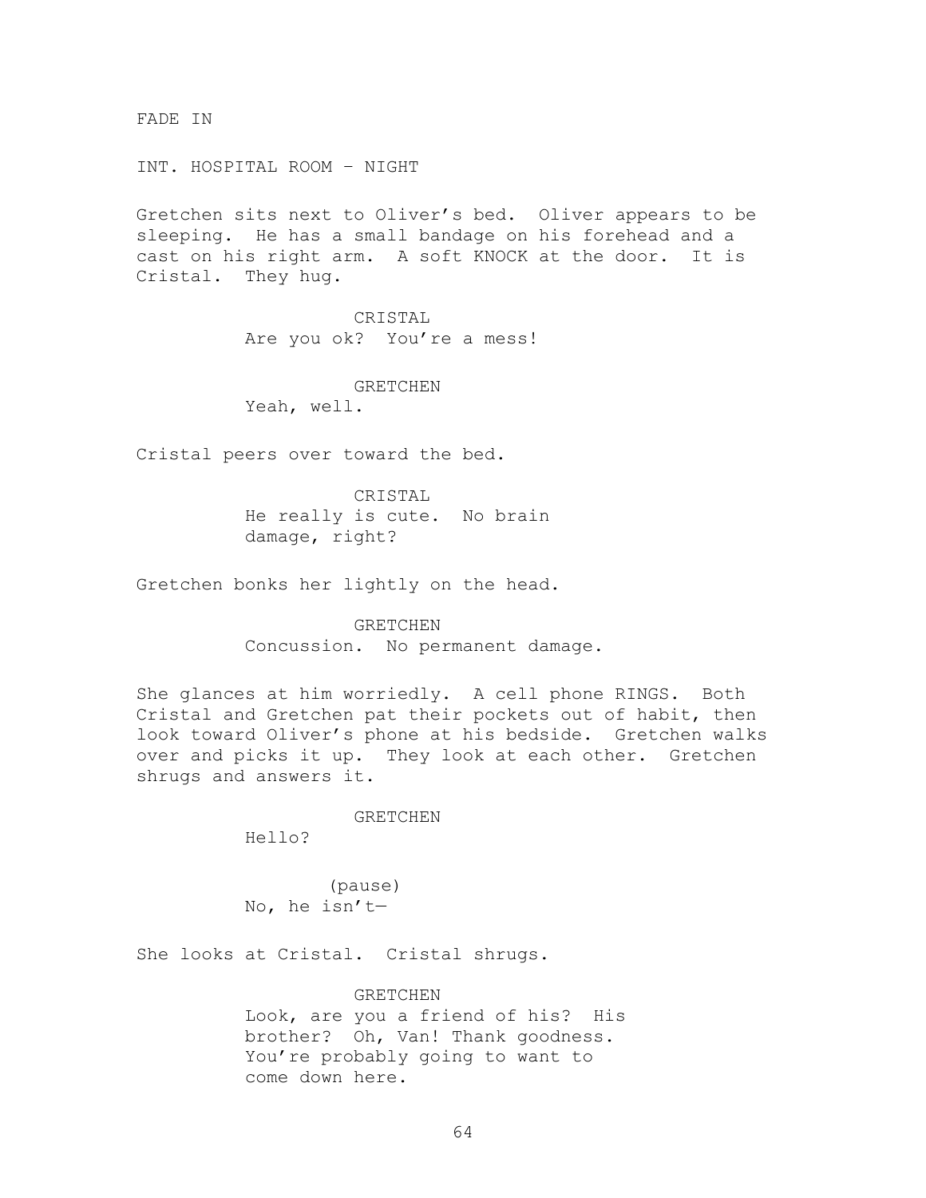FADE IN

INT. HOSPITAL ROOM – NIGHT

Gretchen sits next to Oliver's bed. Oliver appears to be sleeping. He has a small bandage on his forehead and a cast on his right arm. A soft KNOCK at the door. It is Cristal. They hug.

CRISTAL
Are you ok? You're a mess!

GRETCHEN
Yeah, well.

Cristal peers over toward the bed.

CRISTAL
He really is cute. No brain damage, right?

Gretchen bonks her lightly on the head.

GRETCHEN
Concussion. No permanent damage.

She glances at him worriedly. A cell phone RINGS. Both Cristal and Gretchen pat their pockets out of habit, then look toward Oliver's phone at his bedside. Gretchen walks over and picks it up. They look at each other. Gretchen shrugs and answers it.

GRETCHEN
Hello?

(pause)
No, he isn't—

She looks at Cristal. Cristal shrugs.

GRETCHEN
Look, are you a friend of his? His brother? Oh, Van! Thank goodness. You're probably going to want to come down here.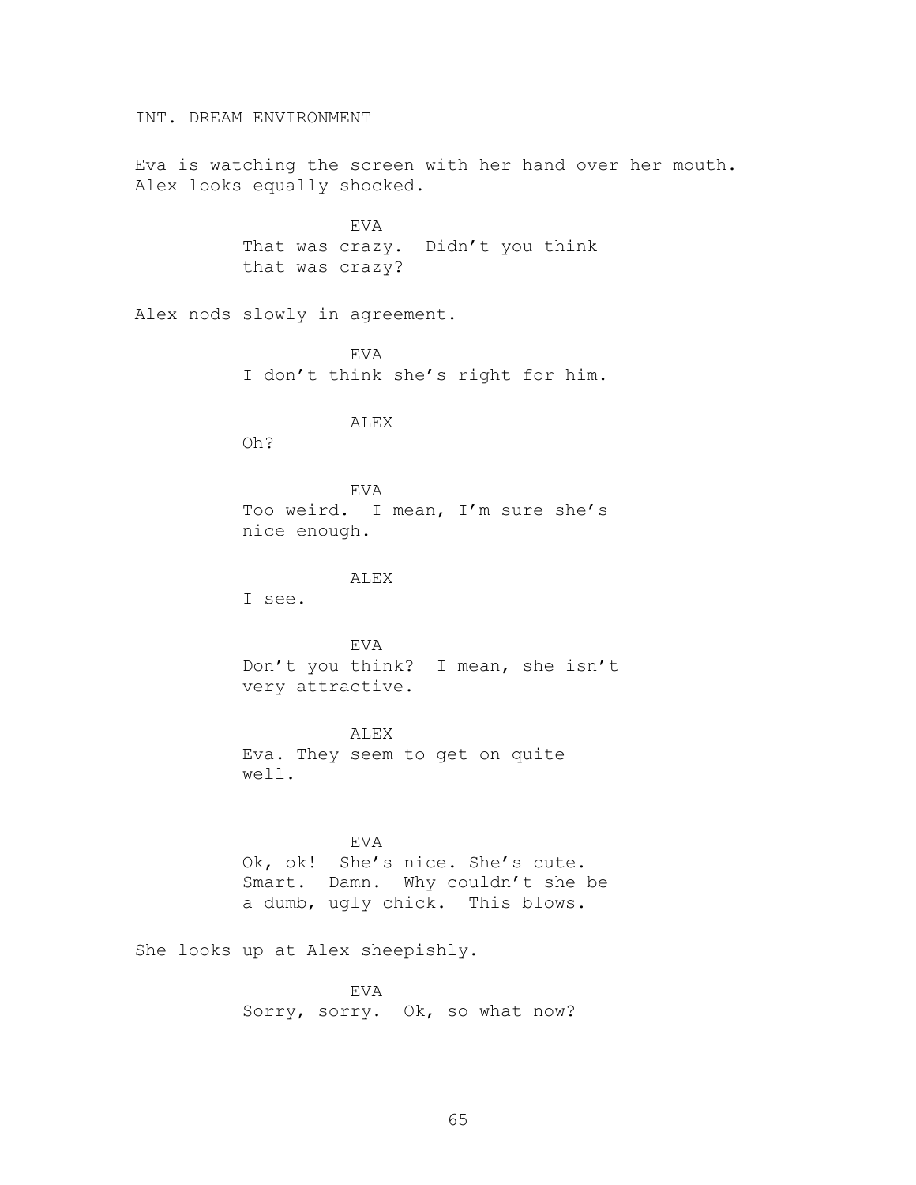INT. DREAM ENVIRONMENT

Eva is watching the screen with her hand over her mouth. Alex looks equally shocked.

EVA
That was crazy. Didn't you think that was crazy?

Alex nods slowly in agreement.

EVA
I don't think she's right for him.

ALEX
Oh?

EVA
Too weird. I mean, I'm sure she's nice enough.

ALEX
I see.

EVA
Don't you think? I mean, she isn't very attractive.

ALEX
Eva. They seem to get on quite well.

EVA
Ok, ok! She's nice. She's cute. Smart. Damn. Why couldn't she be a dumb, ugly chick. This blows.

She looks up at Alex sheepishly.

EVA
Sorry, sorry. Ok, so what now?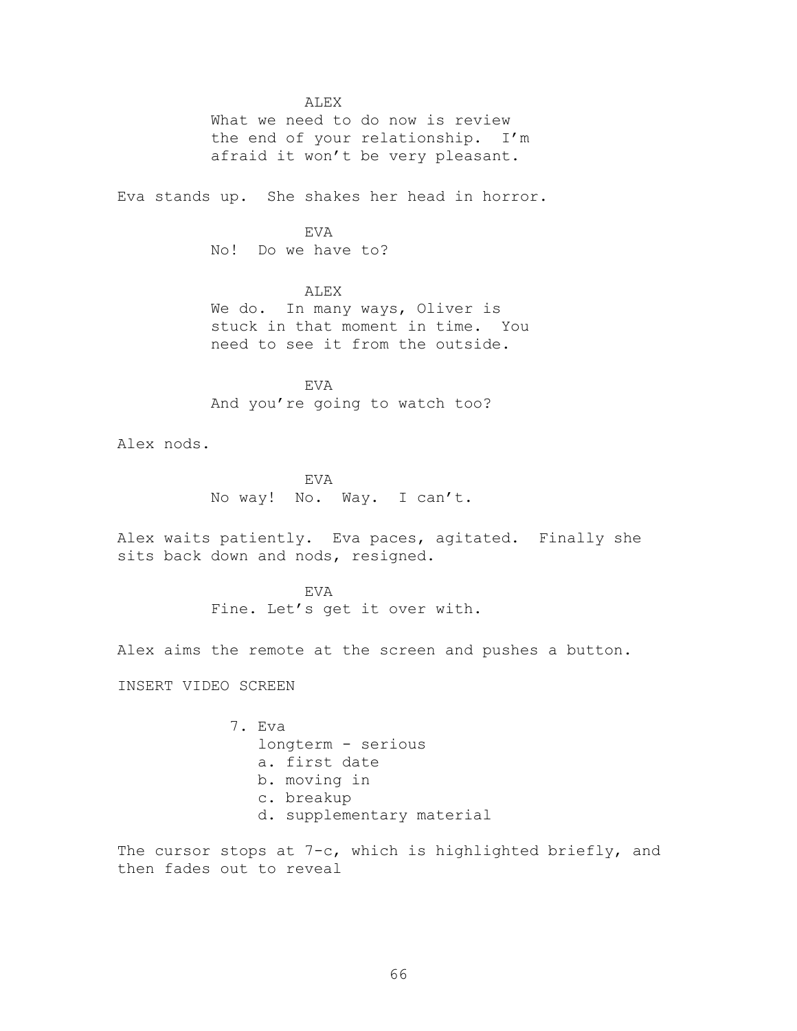ALEX

What we need to do now is review the end of your relationship. I'm afraid it won't be very pleasant.

Eva stands up. She shakes her head in horror.

EVA

No! Do we have to?

ALEX

We do. In many ways, Oliver is stuck in that moment in time. You need to see it from the outside.

EVA

And you're going to watch too?

Alex nods.

EVA

No way! No. Way. I can't.

Alex waits patiently. Eva paces, agitated. Finally she sits back down and nods, resigned.

EVA

Fine. Let's get it over with.

Alex aims the remote at the screen and pushes a button.

INSERT VIDEO SCREEN

7. Eva
   longterm - serious
   a. first date
   b. moving in
   c. breakup
   d. supplementary material

The cursor stops at 7-c, which is highlighted briefly, and then fades out to reveal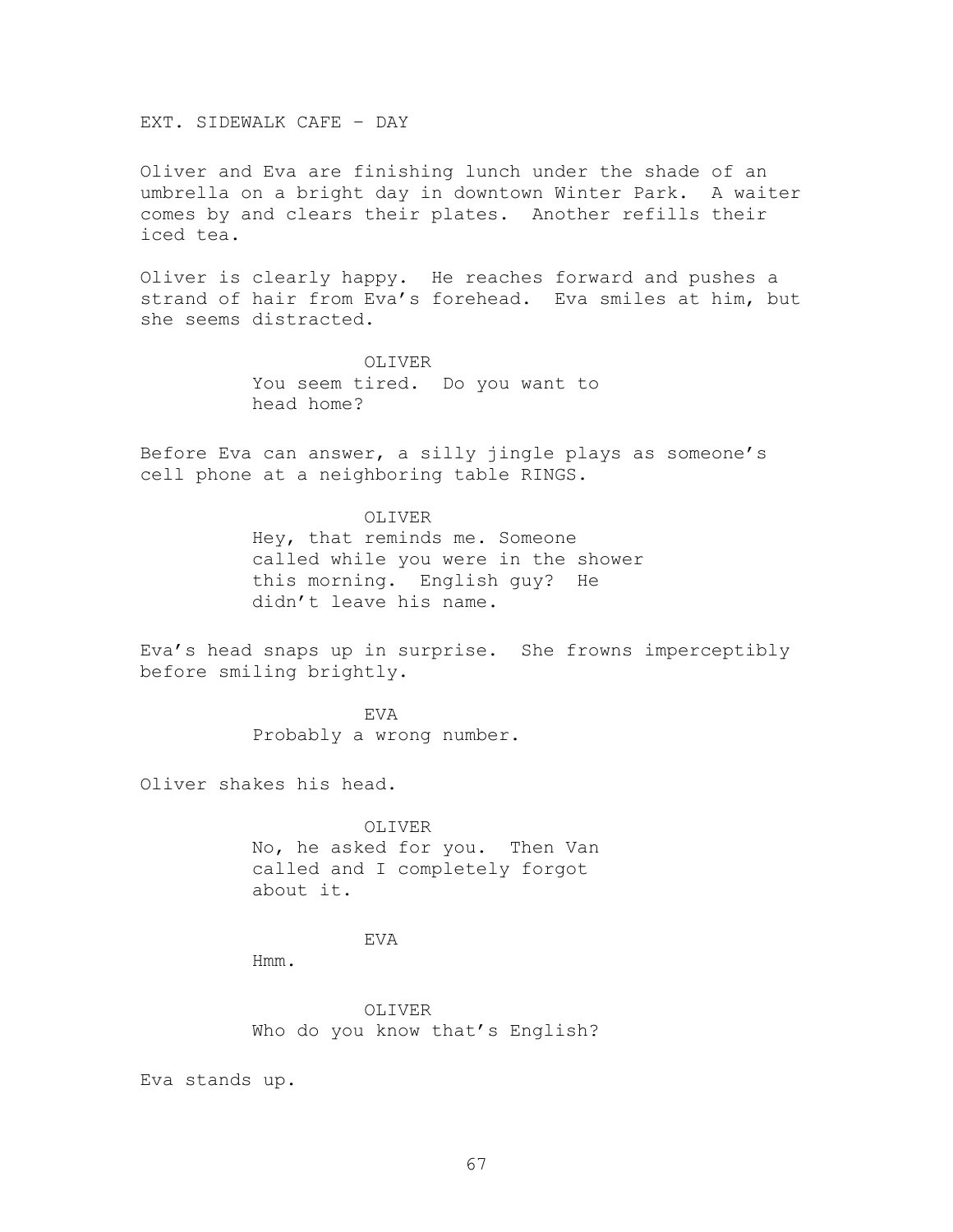EXT. SIDEWALK CAFE – DAY

Oliver and Eva are finishing lunch under the shade of an umbrella on a bright day in downtown Winter Park. A waiter comes by and clears their plates. Another refills their iced tea.

Oliver is clearly happy. He reaches forward and pushes a strand of hair from Eva's forehead. Eva smiles at him, but she seems distracted.

OLIVER
You seem tired. Do you want to head home?

Before Eva can answer, a silly jingle plays as someone's cell phone at a neighboring table RINGS.

OLIVER
Hey, that reminds me. Someone called while you were in the shower this morning. English guy? He didn't leave his name.

Eva's head snaps up in surprise. She frowns imperceptibly before smiling brightly.

EVA
Probably a wrong number.

Oliver shakes his head.

OLIVER
No, he asked for you. Then Van called and I completely forgot about it.

EVA
Hmm.

OLIVER
Who do you know that's English?

Eva stands up.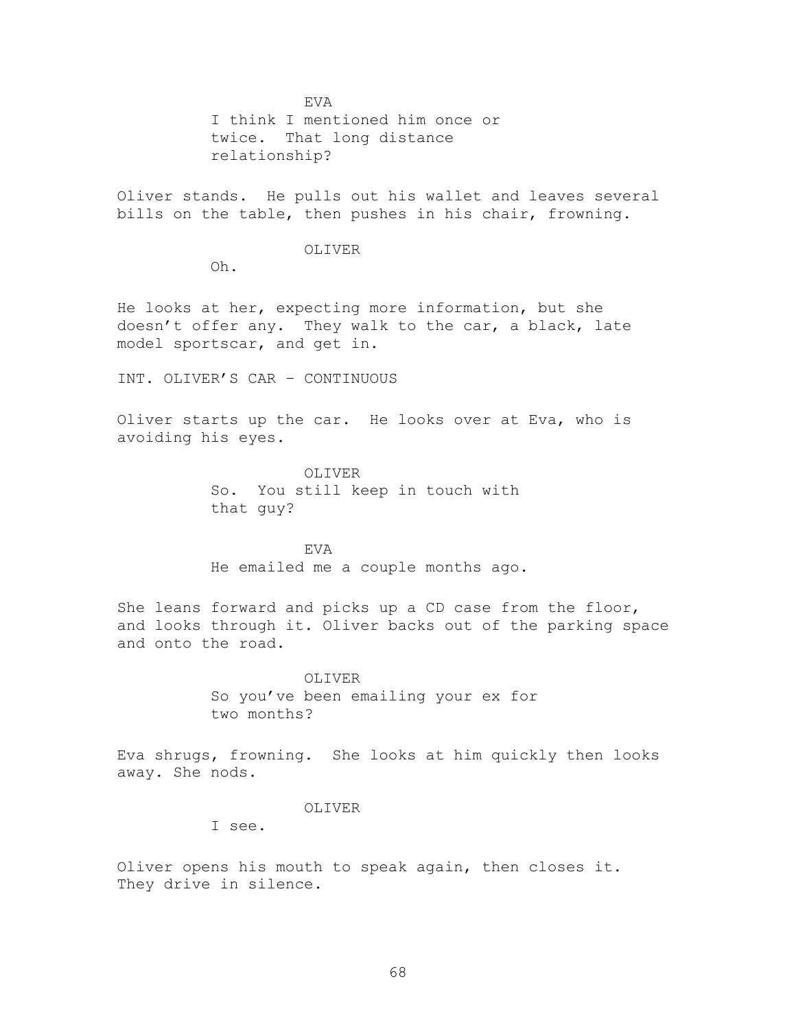EVA

I think I mentioned him once or twice. That long distance relationship?

Oliver stands. He pulls out his wallet and leaves several bills on the table, then pushes in his chair, frowning.

OLIVER

Oh.

He looks at her, expecting more information, but she doesn't offer any. They walk to the car, a black, late model sportscar, and get in.

INT. OLIVER'S CAR – CONTINUOUS

Oliver starts up the car. He looks over at Eva, who is avoiding his eyes.

OLIVER

So. You still keep in touch with that guy?

EVA

He emailed me a couple months ago.

She leans forward and picks up a CD case from the floor, and looks through it. Oliver backs out of the parking space and onto the road.

OLIVER

So you've been emailing your ex for two months?

Eva shrugs, frowning. She looks at him quickly then looks away. She nods.

OLIVER

I see.

Oliver opens his mouth to speak again, then closes it. They drive in silence.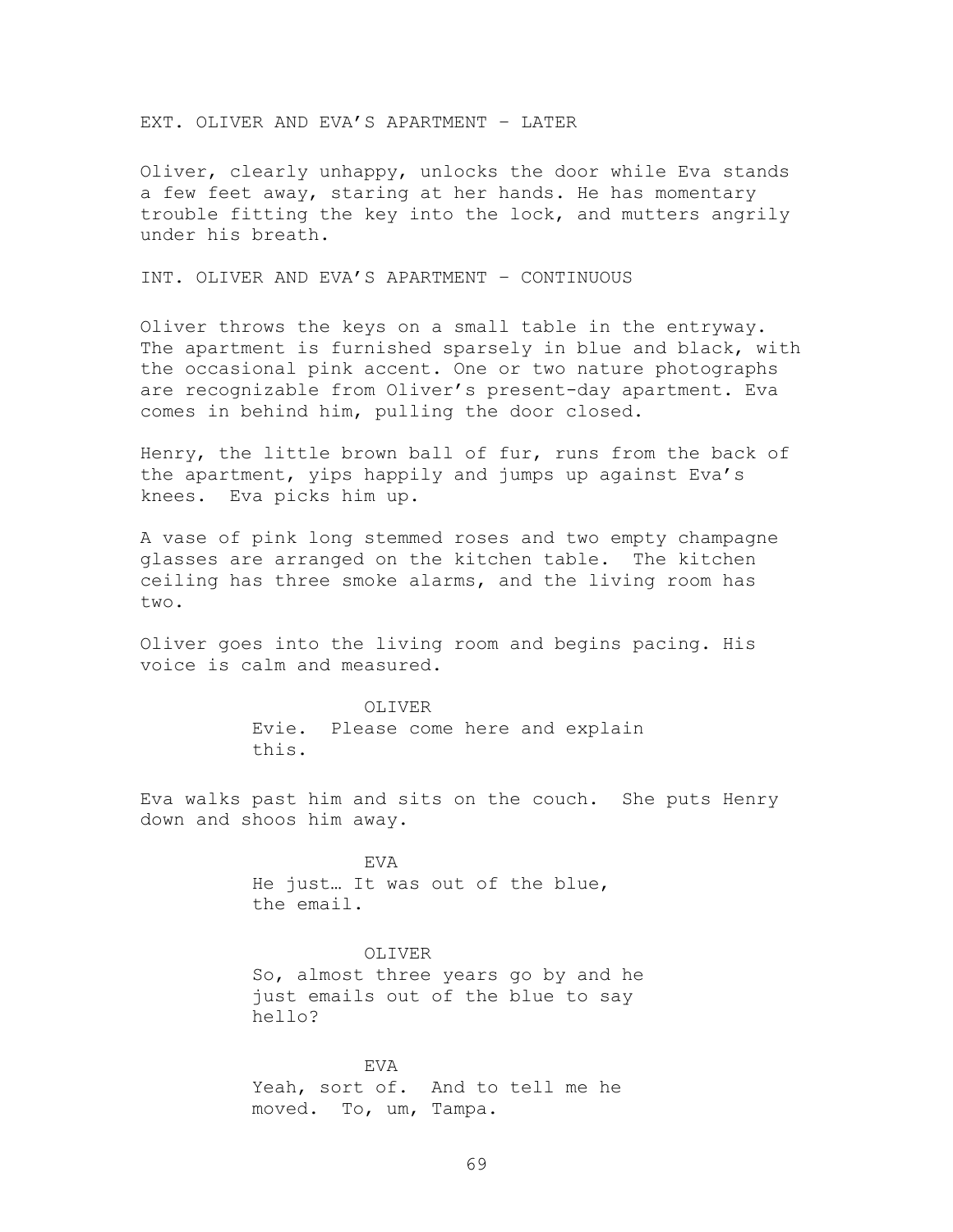EXT. OLIVER AND EVA'S APARTMENT – LATER

Oliver, clearly unhappy, unlocks the door while Eva stands a few feet away, staring at her hands. He has momentary trouble fitting the key into the lock, and mutters angrily under his breath.

INT. OLIVER AND EVA'S APARTMENT – CONTINUOUS

Oliver throws the keys on a small table in the entryway. The apartment is furnished sparsely in blue and black, with the occasional pink accent. One or two nature photographs are recognizable from Oliver's present-day apartment. Eva comes in behind him, pulling the door closed.

Henry, the little brown ball of fur, runs from the back of the apartment, yips happily and jumps up against Eva's knees. Eva picks him up.

A vase of pink long stemmed roses and two empty champagne glasses are arranged on the kitchen table. The kitchen ceiling has three smoke alarms, and the living room has two.

Oliver goes into the living room and begins pacing. His voice is calm and measured.

OLIVER

Evie. Please come here and explain this.

Eva walks past him and sits on the couch. She puts Henry down and shoos him away.

EVA

He just… It was out of the blue, the email.

OLIVER

So, almost three years go by and he just emails out of the blue to say hello?

EVA

Yeah, sort of. And to tell me he moved. To, um, Tampa.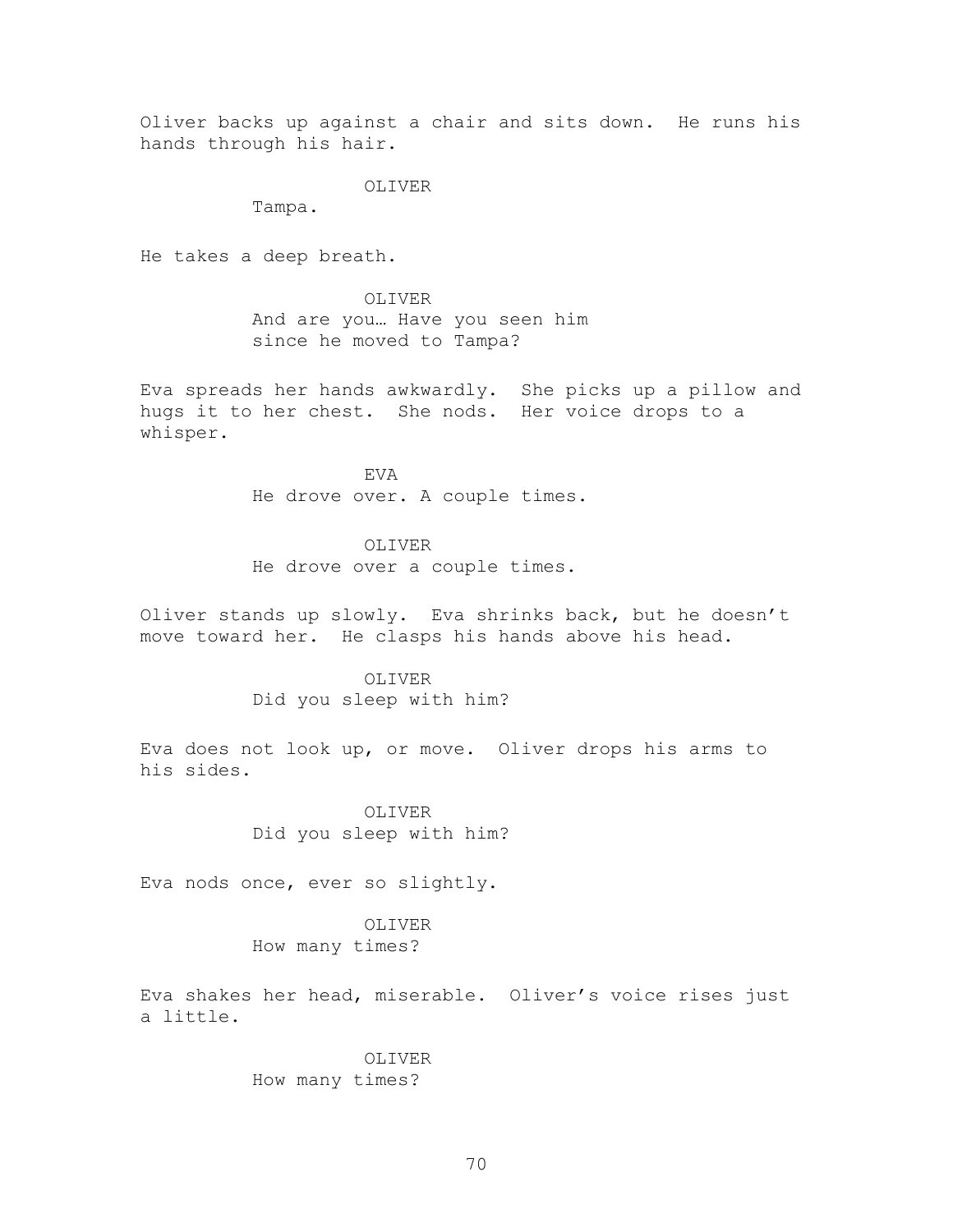Oliver backs up against a chair and sits down. He runs his hands through his hair.

OLIVER

Tampa.

He takes a deep breath.

OLIVER

And are you… Have you seen him since he moved to Tampa?

Eva spreads her hands awkwardly. She picks up a pillow and hugs it to her chest. She nods. Her voice drops to a whisper.

EVA

He drove over. A couple times.

OLIVER

He drove over a couple times.

Oliver stands up slowly. Eva shrinks back, but he doesn't move toward her. He clasps his hands above his head.

OLIVER

Did you sleep with him?

Eva does not look up, or move. Oliver drops his arms to his sides.

OLIVER

Did you sleep with him?

Eva nods once, ever so slightly.

OLIVER

How many times?

Eva shakes her head, miserable. Oliver's voice rises just a little.

OLIVER

How many times?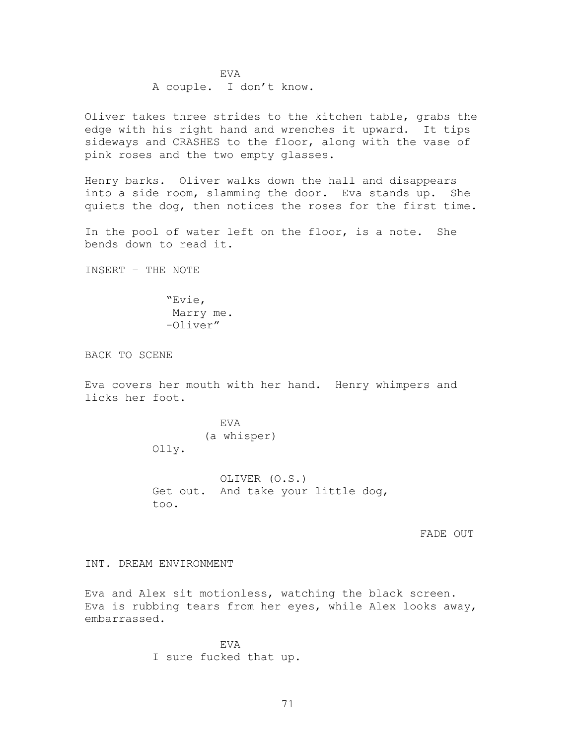EVA
A couple. I don't know.

Oliver takes three strides to the kitchen table, grabs the edge with his right hand and wrenches it upward. It tips sideways and CRASHES to the floor, along with the vase of pink roses and the two empty glasses.

Henry barks. Oliver walks down the hall and disappears into a side room, slamming the door. Eva stands up. She quiets the dog, then notices the roses for the first time.

In the pool of water left on the floor, is a note. She bends down to read it.

INSERT – THE NOTE

"Evie,
Marry me.
-Oliver"

BACK TO SCENE

Eva covers her mouth with her hand. Henry whimpers and licks her foot.

EVA
(a whisper)
Olly.

OLIVER (O.S.)
Get out. And take your little dog, too.

FADE OUT

INT. DREAM ENVIRONMENT

Eva and Alex sit motionless, watching the black screen. Eva is rubbing tears from her eyes, while Alex looks away, embarrassed.

EVA
I sure fucked that up.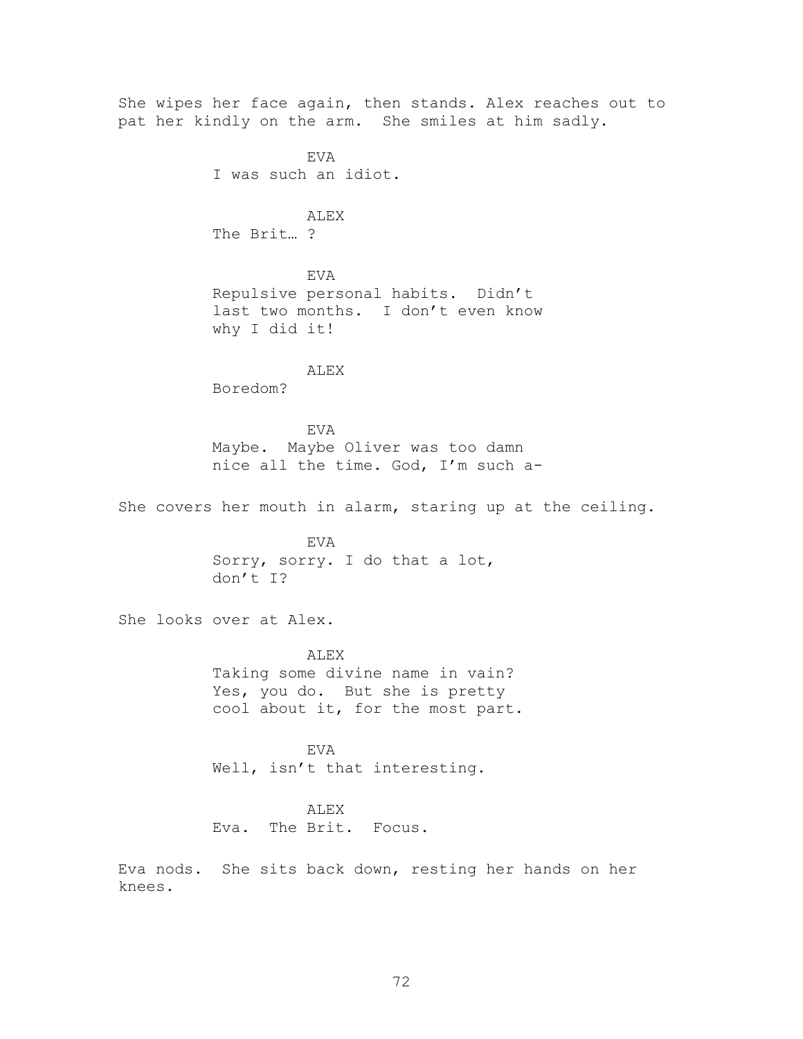She wipes her face again, then stands. Alex reaches out to pat her kindly on the arm. She smiles at him sadly.

EVA
I was such an idiot.

ALEX
The Brit… ?

EVA
Repulsive personal habits. Didn't last two months. I don't even know why I did it!

ALEX
Boredom?

EVA
Maybe. Maybe Oliver was too damn nice all the time. God, I'm such a-

She covers her mouth in alarm, staring up at the ceiling.

EVA
Sorry, sorry. I do that a lot, don't I?

She looks over at Alex.

ALEX
Taking some divine name in vain? Yes, you do. But she is pretty cool about it, for the most part.

EVA
Well, isn't that interesting.

ALEX
Eva. The Brit. Focus.

Eva nods. She sits back down, resting her hands on her knees.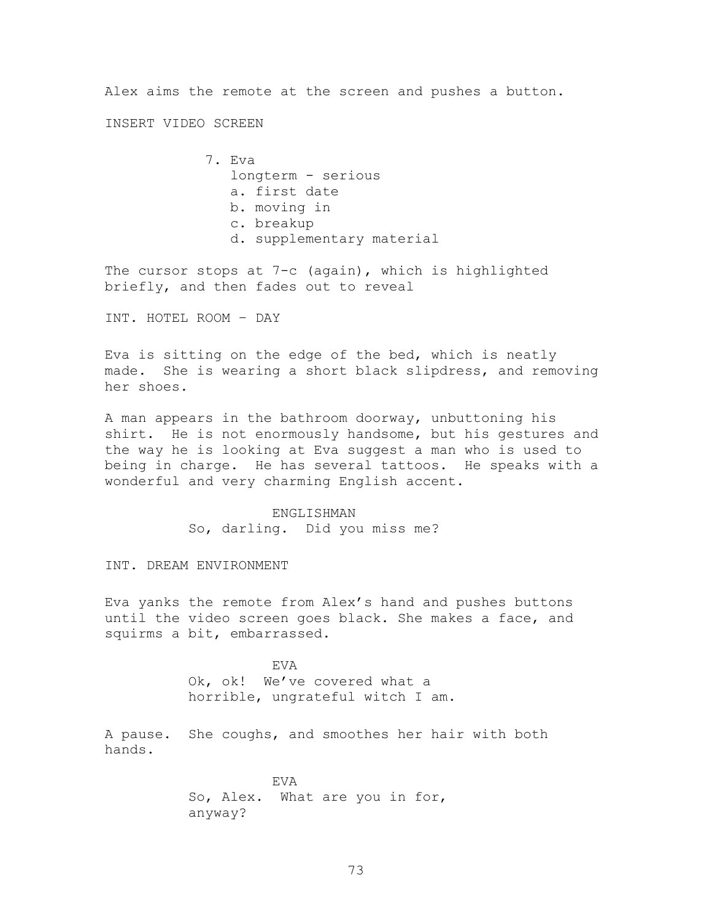Alex aims the remote at the screen and pushes a button.

INSERT VIDEO SCREEN

7. Eva
   longterm - serious
   a. first date
   b. moving in
   c. breakup
   d. supplementary material

The cursor stops at 7-c (again), which is highlighted briefly, and then fades out to reveal

INT. HOTEL ROOM – DAY

Eva is sitting on the edge of the bed, which is neatly made. She is wearing a short black slipdress, and removing her shoes.

A man appears in the bathroom doorway, unbuttoning his shirt. He is not enormously handsome, but his gestures and the way he is looking at Eva suggest a man who is used to being in charge. He has several tattoos. He speaks with a wonderful and very charming English accent.

ENGLISHMAN
So, darling. Did you miss me?

INT. DREAM ENVIRONMENT

Eva yanks the remote from Alex's hand and pushes buttons until the video screen goes black. She makes a face, and squirms a bit, embarrassed.

EVA
Ok, ok! We've covered what a horrible, ungrateful witch I am.

A pause. She coughs, and smoothes her hair with both hands.

EVA
So, Alex. What are you in for, anyway?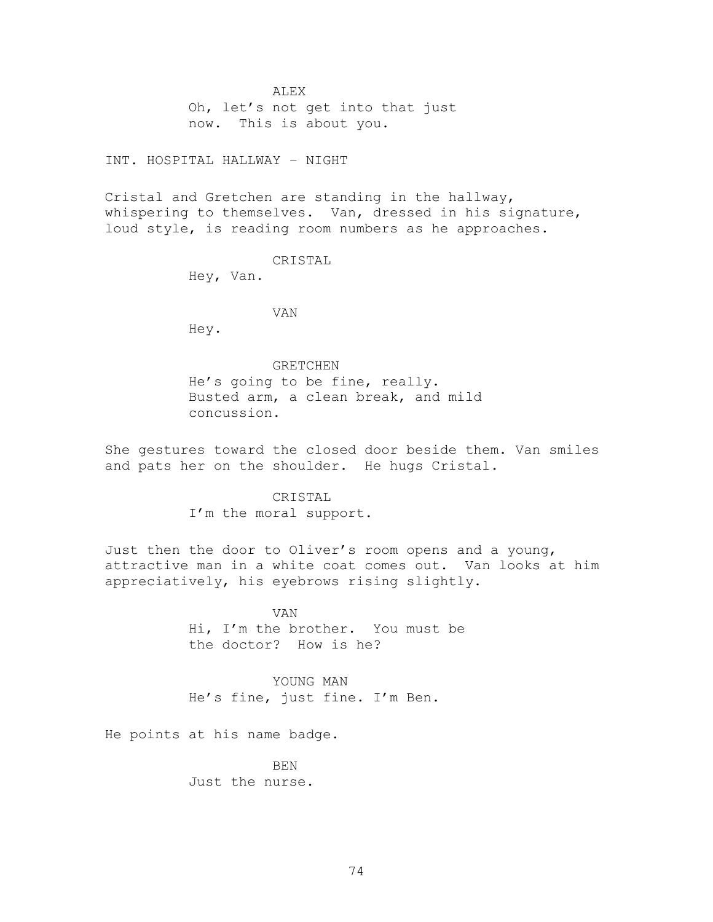ALEX

Oh, let's not get into that just now. This is about you.

INT. HOSPITAL HALLWAY – NIGHT

Cristal and Gretchen are standing in the hallway, whispering to themselves. Van, dressed in his signature, loud style, is reading room numbers as he approaches.

CRISTAL

Hey, Van.

VAN

Hey.

GRETCHEN

He's going to be fine, really. Busted arm, a clean break, and mild concussion.

She gestures toward the closed door beside them. Van smiles and pats her on the shoulder. He hugs Cristal.

CRISTAL

I'm the moral support.

Just then the door to Oliver's room opens and a young, attractive man in a white coat comes out. Van looks at him appreciatively, his eyebrows rising slightly.

VAN

Hi, I'm the brother. You must be the doctor? How is he?

YOUNG MAN

He's fine, just fine. I'm Ben.

He points at his name badge.

BEN

Just the nurse.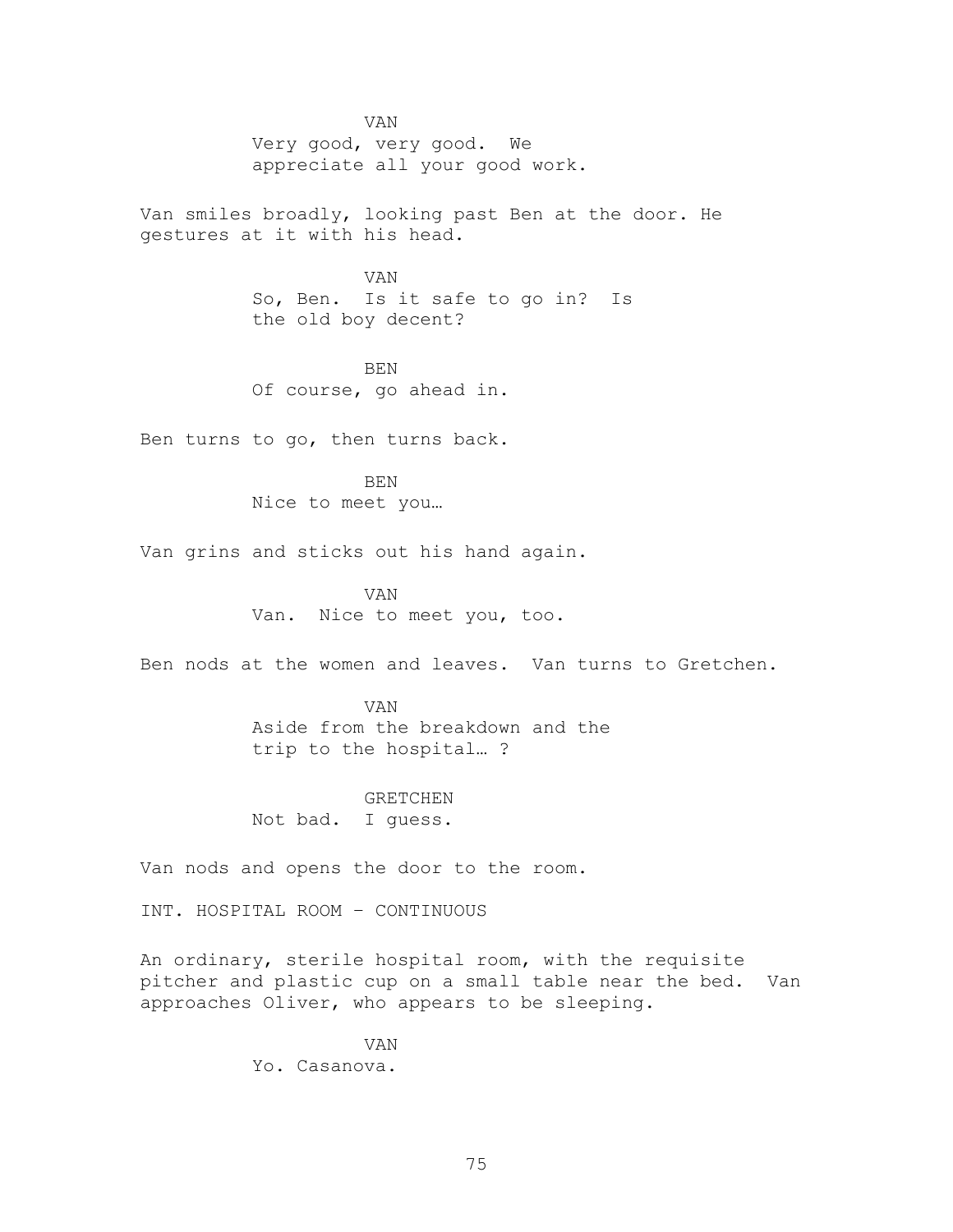VAN

Very good, very good. We appreciate all your good work.

Van smiles broadly, looking past Ben at the door. He gestures at it with his head.

VAN

So, Ben. Is it safe to go in? Is the old boy decent?

BEN

Of course, go ahead in.

Ben turns to go, then turns back.

BEN

Nice to meet you…

Van grins and sticks out his hand again.

VAN

Van. Nice to meet you, too.

Ben nods at the women and leaves. Van turns to Gretchen.

VAN

Aside from the breakdown and the trip to the hospital… ?

GRETCHEN

Not bad. I guess.

Van nods and opens the door to the room.

INT. HOSPITAL ROOM – CONTINUOUS

An ordinary, sterile hospital room, with the requisite pitcher and plastic cup on a small table near the bed. Van approaches Oliver, who appears to be sleeping.

VAN

Yo. Casanova.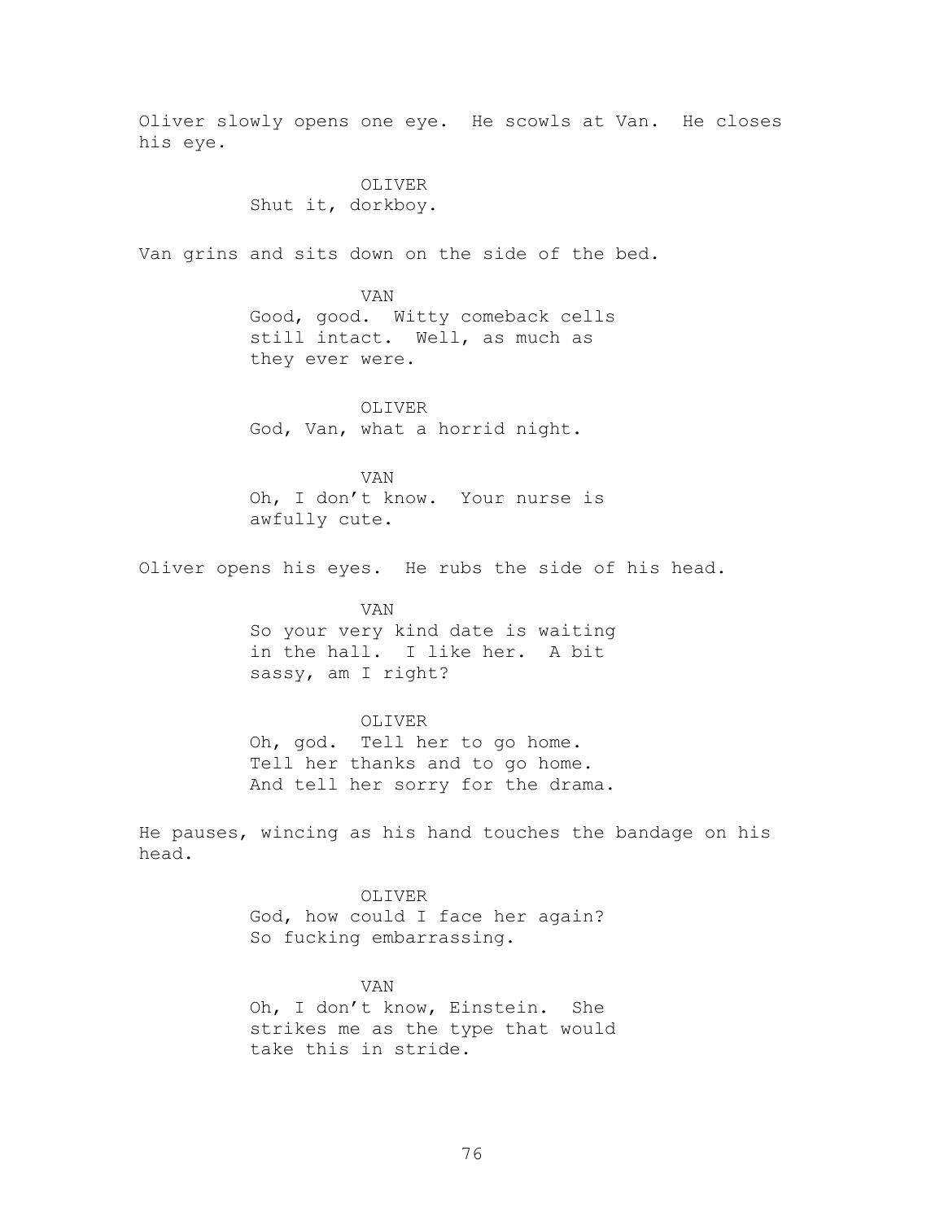Oliver slowly opens one eye. He scowls at Van. He closes his eye.

OLIVER
Shut it, dorkboy.

Van grins and sits down on the side of the bed.

VAN
Good, good. Witty comeback cells still intact. Well, as much as they ever were.

OLIVER
God, Van, what a horrid night.

VAN
Oh, I don't know. Your nurse is awfully cute.

Oliver opens his eyes. He rubs the side of his head.

VAN
So your very kind date is waiting in the hall. I like her. A bit sassy, am I right?

OLIVER
Oh, god. Tell her to go home. Tell her thanks and to go home. And tell her sorry for the drama.

He pauses, wincing as his hand touches the bandage on his head.

OLIVER
God, how could I face her again? So fucking embarrassing.

VAN
Oh, I don't know, Einstein. She strikes me as the type that would take this in stride.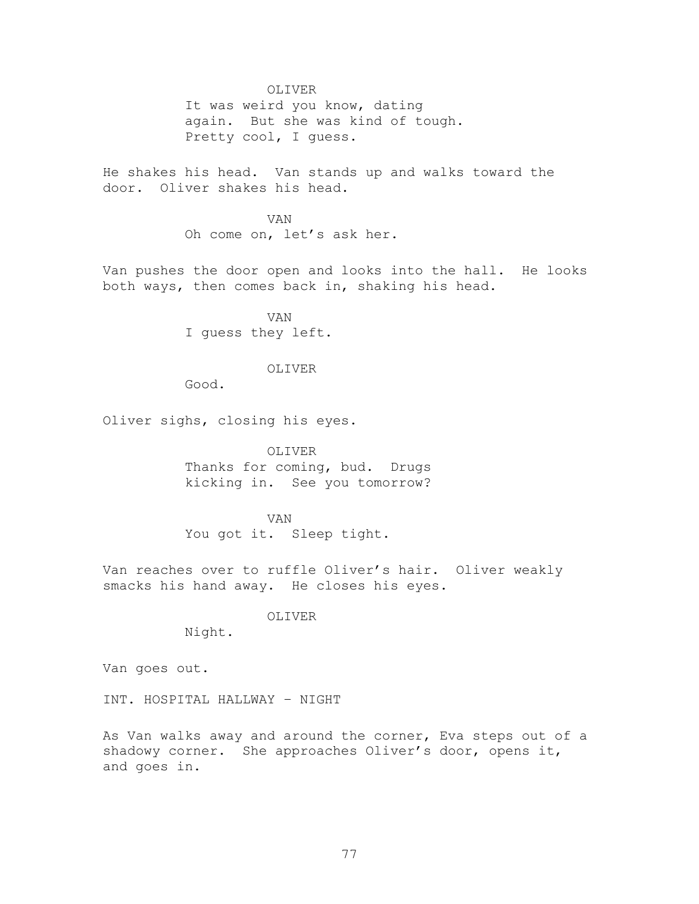OLIVER

It was weird you know, dating again. But she was kind of tough. Pretty cool, I guess.

He shakes his head. Van stands up and walks toward the door. Oliver shakes his head.

VAN

Oh come on, let's ask her.

Van pushes the door open and looks into the hall. He looks both ways, then comes back in, shaking his head.

VAN

I guess they left.

OLIVER

Good.

Oliver sighs, closing his eyes.

OLIVER

Thanks for coming, bud. Drugs kicking in. See you tomorrow?

VAN

You got it. Sleep tight.

Van reaches over to ruffle Oliver's hair. Oliver weakly smacks his hand away. He closes his eyes.

OLIVER

Night.

Van goes out.

INT. HOSPITAL HALLWAY – NIGHT

As Van walks away and around the corner, Eva steps out of a shadowy corner. She approaches Oliver's door, opens it, and goes in.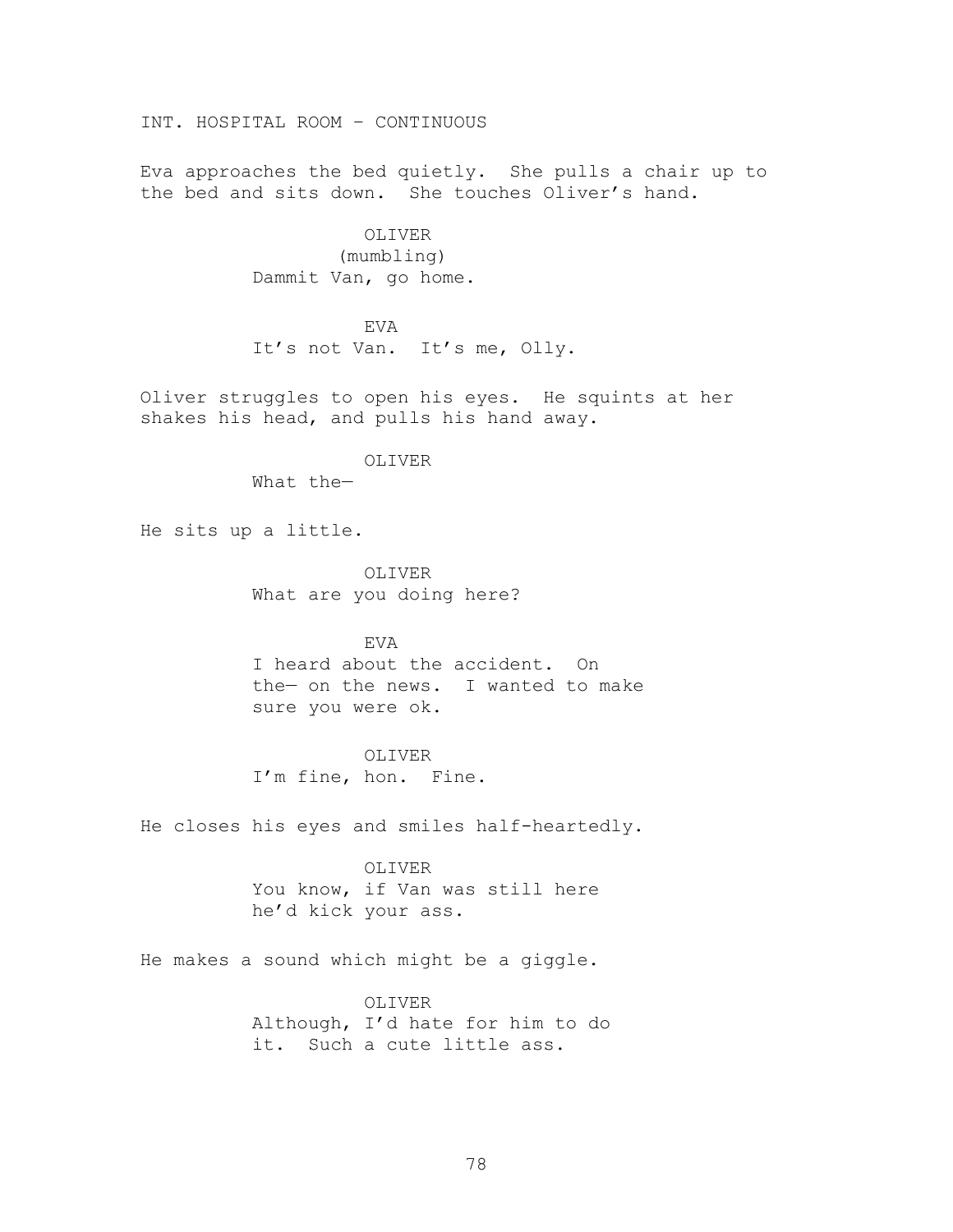INT. HOSPITAL ROOM – CONTINUOUS

Eva approaches the bed quietly. She pulls a chair up to the bed and sits down. She touches Oliver's hand.

OLIVER
(mumbling)
Dammit Van, go home.

EVA
It's not Van. It's me, Olly.

Oliver struggles to open his eyes. He squints at her shakes his head, and pulls his hand away.

OLIVER
What the—

He sits up a little.

OLIVER
What are you doing here?

EVA
I heard about the accident. On the— on the news. I wanted to make sure you were ok.

OLIVER
I'm fine, hon. Fine.

He closes his eyes and smiles half-heartedly.

OLIVER
You know, if Van was still here he'd kick your ass.

He makes a sound which might be a giggle.

OLIVER
Although, I'd hate for him to do it. Such a cute little ass.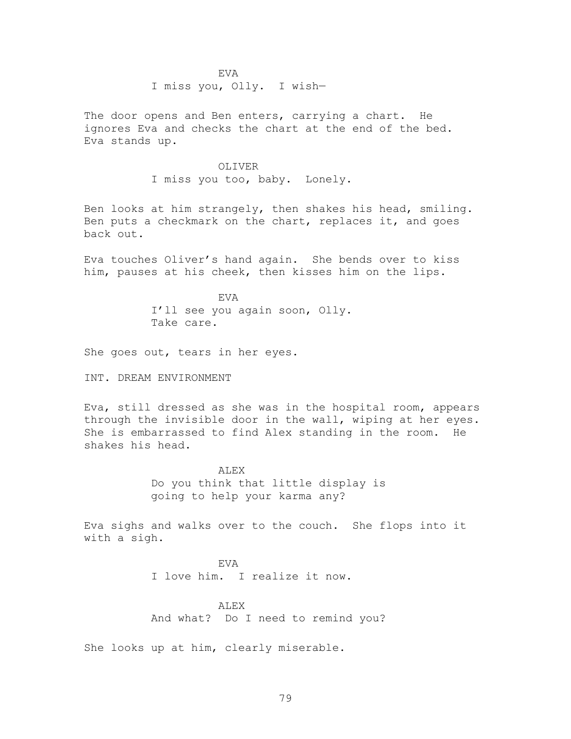EVA
I miss you, Olly.  I wish—

The door opens and Ben enters, carrying a chart.  He ignores Eva and checks the chart at the end of the bed.  Eva stands up.

OLIVER
I miss you too, baby.  Lonely.

Ben looks at him strangely, then shakes his head, smiling.  Ben puts a checkmark on the chart, replaces it, and goes back out.

Eva touches Oliver's hand again.  She bends over to kiss him, pauses at his cheek, then kisses him on the lips.

EVA
I'll see you again soon, Olly.
Take care.

She goes out, tears in her eyes.

INT. DREAM ENVIRONMENT

Eva, still dressed as she was in the hospital room, appears through the invisible door in the wall, wiping at her eyes.  She is embarrassed to find Alex standing in the room.  He shakes his head.

ALEX
Do you think that little display is
going to help your karma any?

Eva sighs and walks over to the couch.  She flops into it with a sigh.

EVA
I love him.  I realize it now.

ALEX
And what?  Do I need to remind you?

She looks up at him, clearly miserable.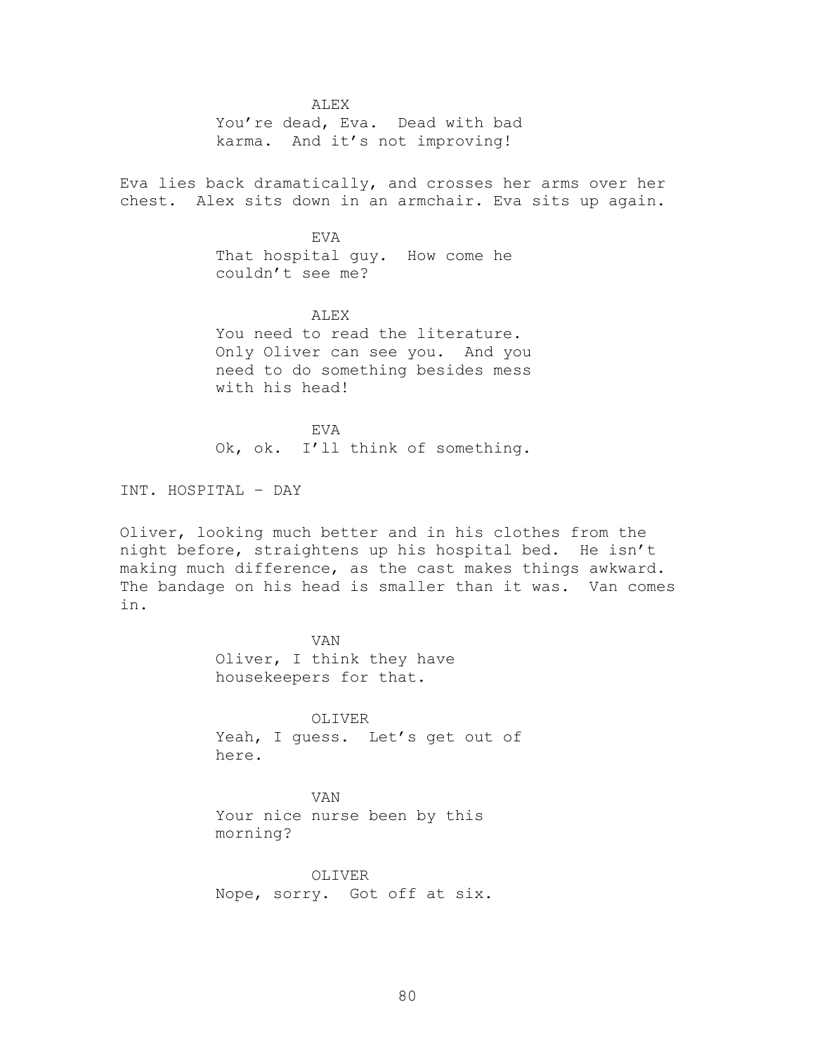ALEX

You're dead, Eva. Dead with bad karma. And it's not improving!

Eva lies back dramatically, and crosses her arms over her chest. Alex sits down in an armchair. Eva sits up again.

EVA

That hospital guy. How come he couldn't see me?

ALEX

You need to read the literature. Only Oliver can see you. And you need to do something besides mess with his head!

EVA

Ok, ok. I'll think of something.

INT. HOSPITAL – DAY

Oliver, looking much better and in his clothes from the night before, straightens up his hospital bed. He isn't making much difference, as the cast makes things awkward. The bandage on his head is smaller than it was. Van comes in.

VAN

Oliver, I think they have housekeepers for that.

OLIVER

Yeah, I guess. Let's get out of here.

VAN

Your nice nurse been by this morning?

OLIVER

Nope, sorry. Got off at six.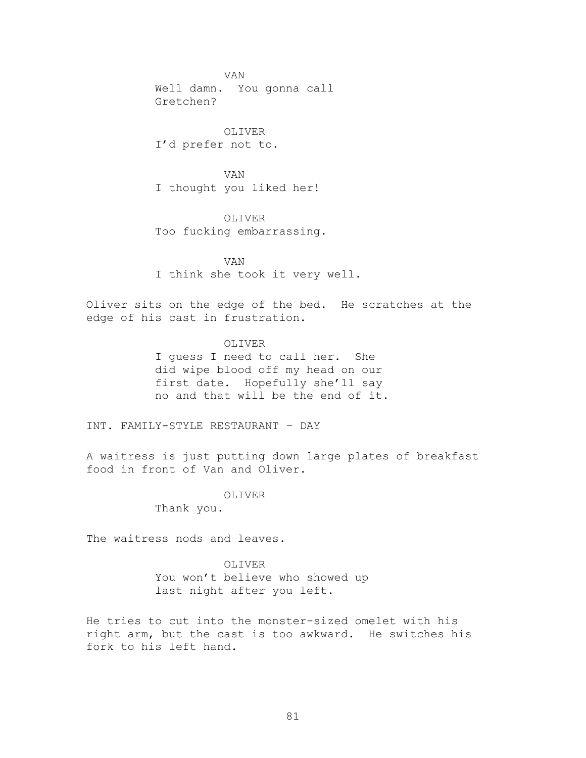VAN
Well damn. You gonna call Gretchen?

OLIVER
I'd prefer not to.

VAN
I thought you liked her!

OLIVER
Too fucking embarrassing.

VAN
I think she took it very well.

Oliver sits on the edge of the bed. He scratches at the edge of his cast in frustration.

OLIVER
I guess I need to call her. She did wipe blood off my head on our first date. Hopefully she'll say no and that will be the end of it.

INT. FAMILY-STYLE RESTAURANT – DAY

A waitress is just putting down large plates of breakfast food in front of Van and Oliver.

OLIVER
Thank you.

The waitress nods and leaves.

OLIVER
You won't believe who showed up last night after you left.

He tries to cut into the monster-sized omelet with his right arm, but the cast is too awkward. He switches his fork to his left hand.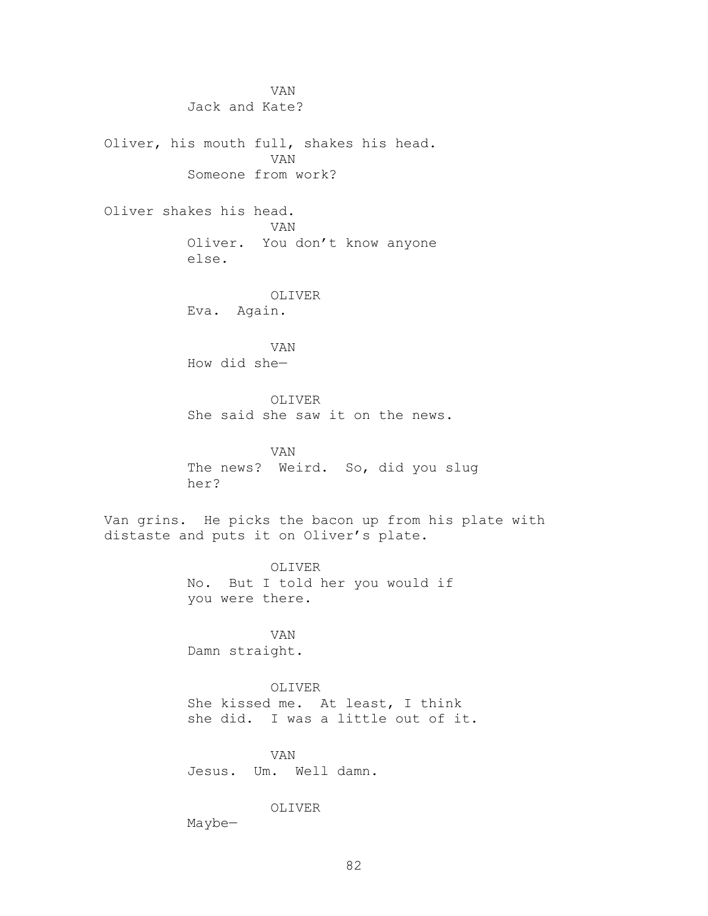VAN
Jack and Kate?

Oliver, his mouth full, shakes his head.

VAN
Someone from work?

Oliver shakes his head.

VAN
Oliver. You don't know anyone else.

OLIVER
Eva. Again.

VAN
How did she—

OLIVER
She said she saw it on the news.

VAN
The news? Weird. So, did you slug her?

Van grins. He picks the bacon up from his plate with distaste and puts it on Oliver's plate.

OLIVER
No. But I told her you would if you were there.

VAN
Damn straight.

OLIVER
She kissed me. At least, I think she did. I was a little out of it.

VAN
Jesus. Um. Well damn.

OLIVER
Maybe—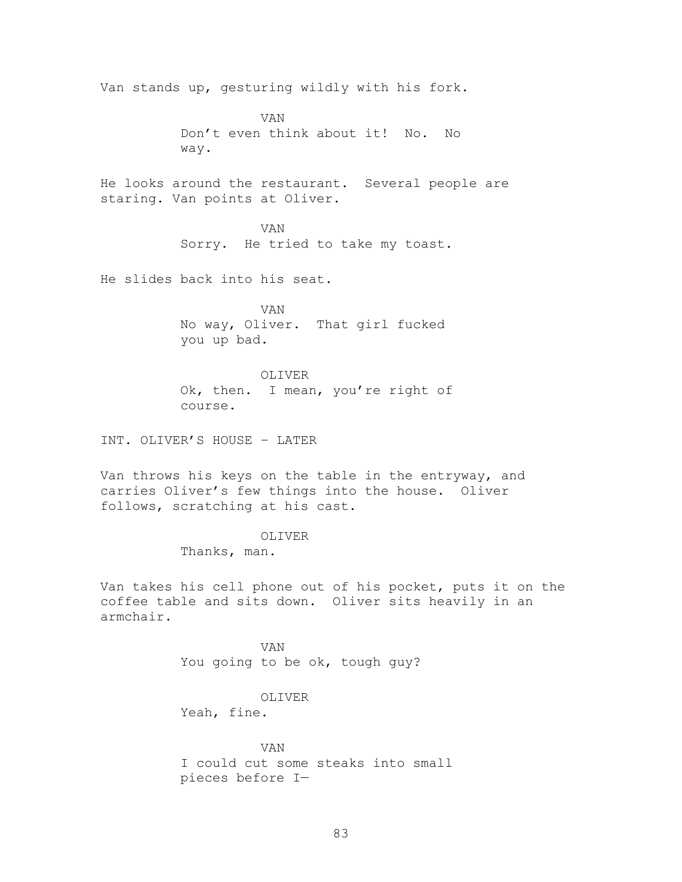Van stands up, gesturing wildly with his fork.

VAN
Don't even think about it! No. No way.

He looks around the restaurant. Several people are staring. Van points at Oliver.

VAN
Sorry. He tried to take my toast.

He slides back into his seat.

VAN
No way, Oliver. That girl fucked you up bad.

OLIVER
Ok, then. I mean, you're right of course.

INT. OLIVER'S HOUSE – LATER

Van throws his keys on the table in the entryway, and carries Oliver's few things into the house. Oliver follows, scratching at his cast.

OLIVER
Thanks, man.

Van takes his cell phone out of his pocket, puts it on the coffee table and sits down. Oliver sits heavily in an armchair.

VAN
You going to be ok, tough guy?

OLIVER
Yeah, fine.

VAN
I could cut some steaks into small pieces before I—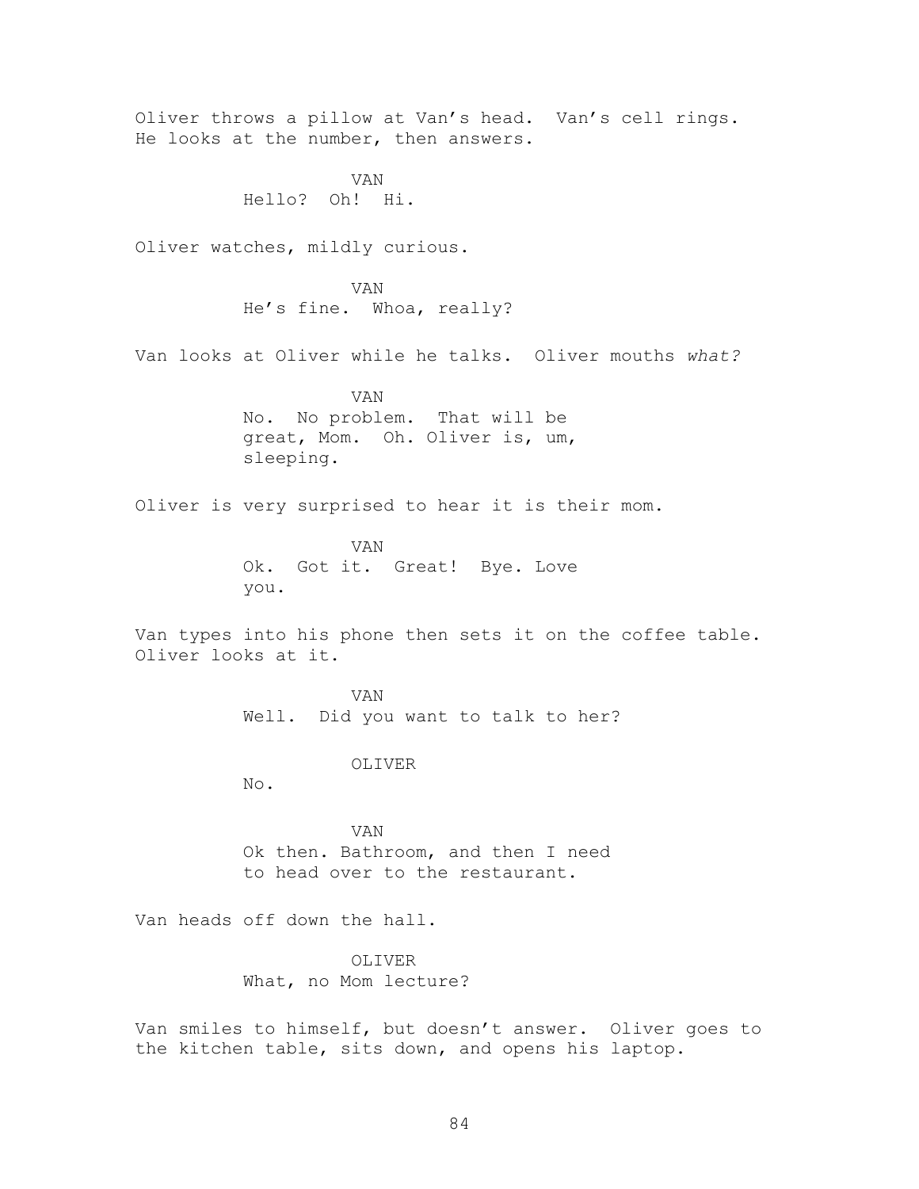Oliver throws a pillow at Van's head. Van's cell rings. He looks at the number, then answers.

VAN
Hello? Oh! Hi.

Oliver watches, mildly curious.

VAN
He's fine. Whoa, really?

Van looks at Oliver while he talks. Oliver mouths *what?*

VAN
No. No problem. That will be great, Mom. Oh. Oliver is, um, sleeping.

Oliver is very surprised to hear it is their mom.

VAN
Ok. Got it. Great! Bye. Love you.

Van types into his phone then sets it on the coffee table. Oliver looks at it.

VAN
Well. Did you want to talk to her?

OLIVER
No.

VAN
Ok then. Bathroom, and then I need to head over to the restaurant.

Van heads off down the hall.

OLIVER
What, no Mom lecture?

Van smiles to himself, but doesn't answer. Oliver goes to the kitchen table, sits down, and opens his laptop.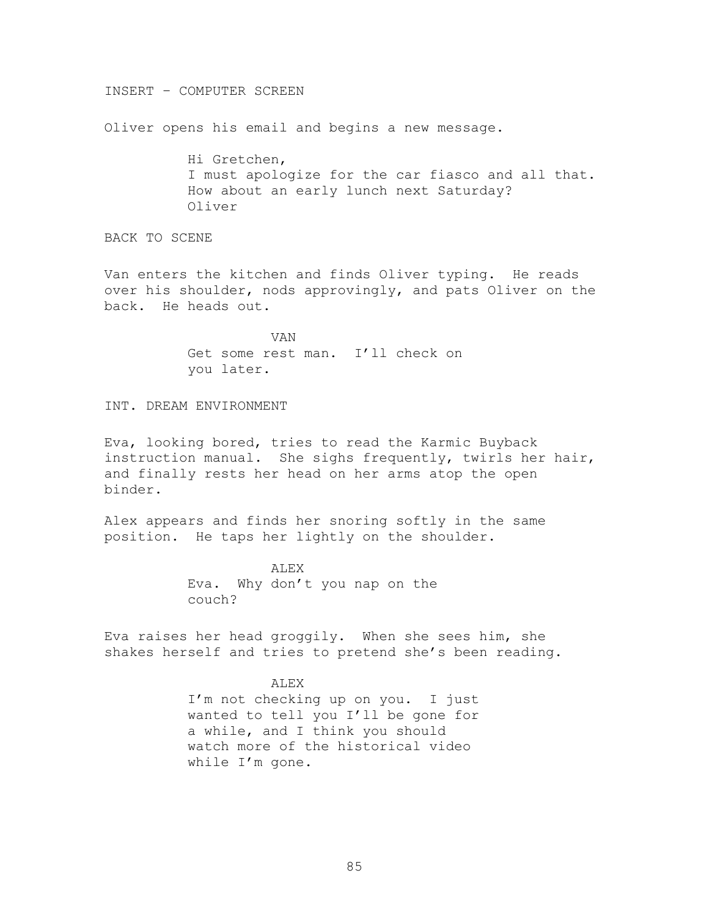INSERT – COMPUTER SCREEN

Oliver opens his email and begins a new message.

Hi Gretchen,
I must apologize for the car fiasco and all that.
How about an early lunch next Saturday?
Oliver

BACK TO SCENE

Van enters the kitchen and finds Oliver typing. He reads over his shoulder, nods approvingly, and pats Oliver on the back. He heads out.

VAN
Get some rest man. I'll check on you later.

INT. DREAM ENVIRONMENT

Eva, looking bored, tries to read the Karmic Buyback instruction manual. She sighs frequently, twirls her hair, and finally rests her head on her arms atop the open binder.

Alex appears and finds her snoring softly in the same position. He taps her lightly on the shoulder.

ALEX
Eva. Why don't you nap on the couch?

Eva raises her head groggily. When she sees him, she shakes herself and tries to pretend she's been reading.

ALEX
I'm not checking up on you. I just wanted to tell you I'll be gone for a while, and I think you should watch more of the historical video while I'm gone.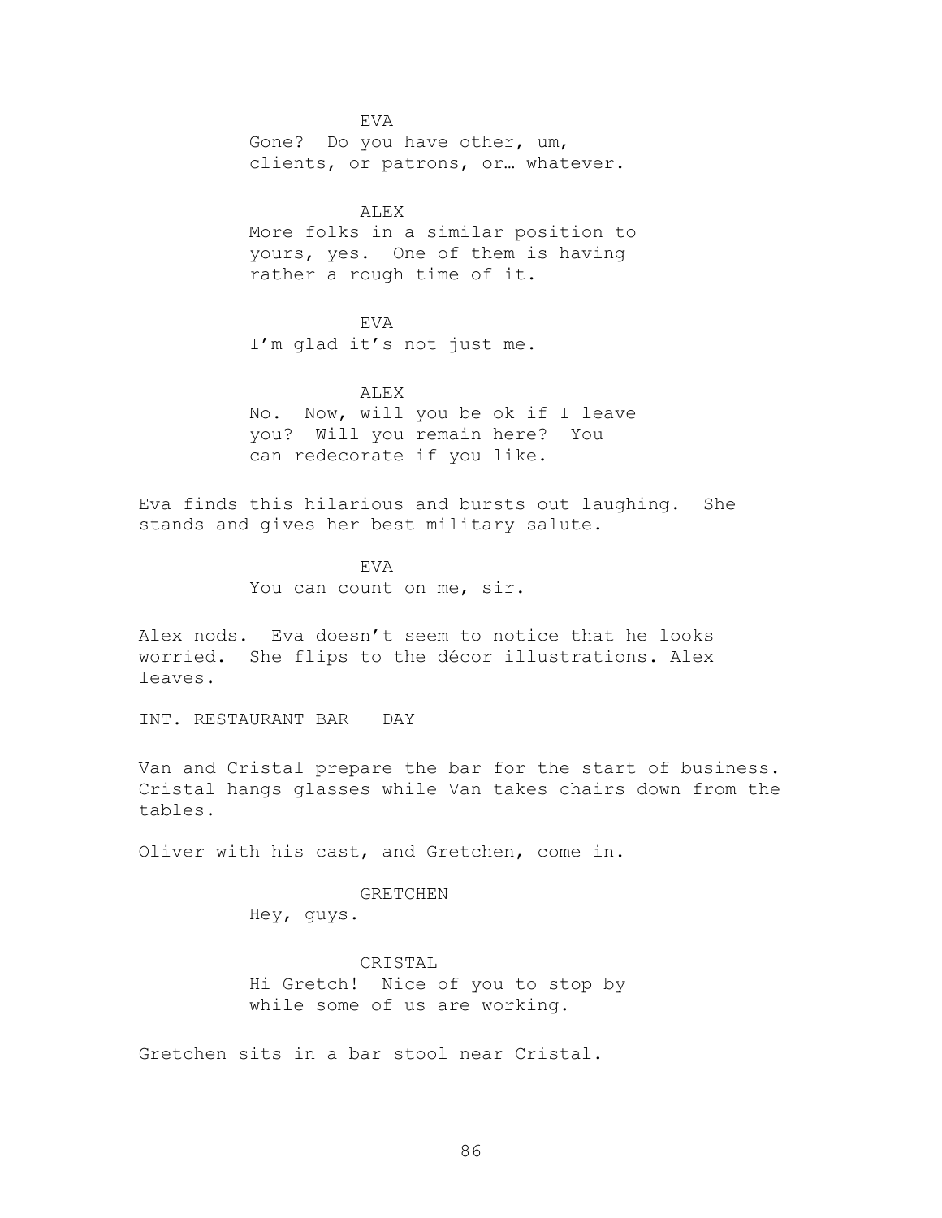EVA

Gone? Do you have other, um, clients, or patrons, or… whatever.

ALEX

More folks in a similar position to yours, yes. One of them is having rather a rough time of it.

EVA

I'm glad it's not just me.

ALEX

No. Now, will you be ok if I leave you? Will you remain here? You can redecorate if you like.

Eva finds this hilarious and bursts out laughing. She stands and gives her best military salute.

EVA

You can count on me, sir.

Alex nods. Eva doesn't seem to notice that he looks worried. She flips to the décor illustrations. Alex leaves.

INT. RESTAURANT BAR – DAY

Van and Cristal prepare the bar for the start of business. Cristal hangs glasses while Van takes chairs down from the tables.

Oliver with his cast, and Gretchen, come in.

GRETCHEN

Hey, guys.

CRISTAL

Hi Gretch! Nice of you to stop by while some of us are working.

Gretchen sits in a bar stool near Cristal.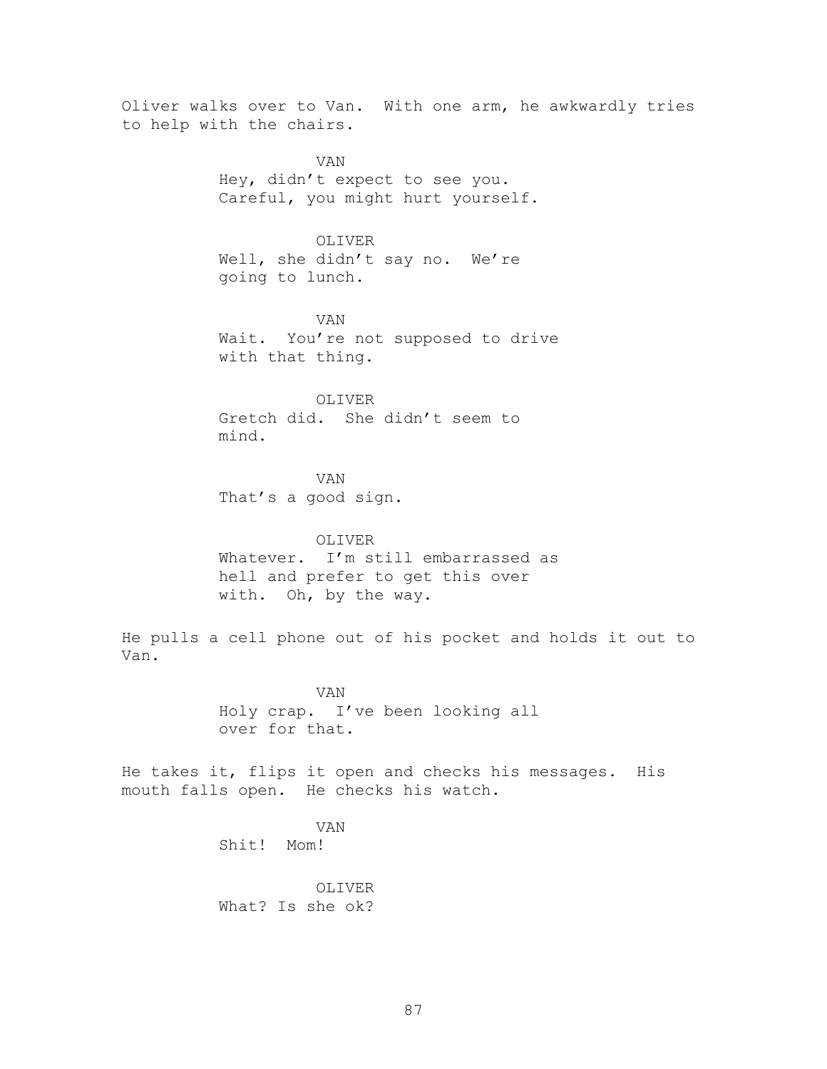Oliver walks over to Van. With one arm, he awkwardly tries to help with the chairs.

VAN
Hey, didn't expect to see you. Careful, you might hurt yourself.

OLIVER
Well, she didn't say no. We're going to lunch.

VAN
Wait. You're not supposed to drive with that thing.

OLIVER
Gretch did. She didn't seem to mind.

VAN
That's a good sign.

OLIVER
Whatever. I'm still embarrassed as hell and prefer to get this over with. Oh, by the way.

He pulls a cell phone out of his pocket and holds it out to Van.

VAN
Holy crap. I've been looking all over for that.

He takes it, flips it open and checks his messages. His mouth falls open. He checks his watch.

VAN
Shit! Mom!

OLIVER
What? Is she ok?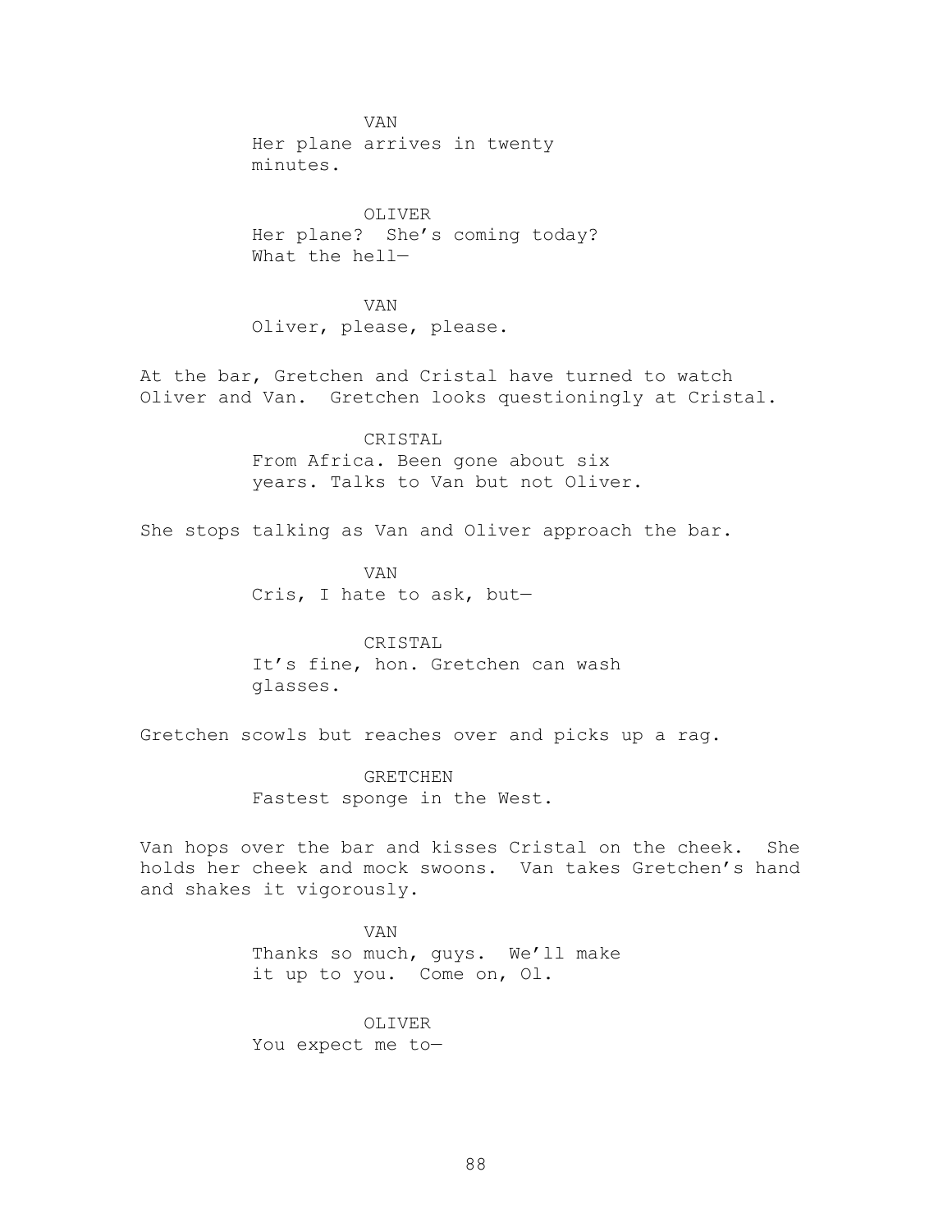VAN
Her plane arrives in twenty minutes.

OLIVER
Her plane? She's coming today? What the hell—

VAN
Oliver, please, please.

At the bar, Gretchen and Cristal have turned to watch Oliver and Van. Gretchen looks questioningly at Cristal.

CRISTAL
From Africa. Been gone about six years. Talks to Van but not Oliver.

She stops talking as Van and Oliver approach the bar.

VAN
Cris, I hate to ask, but—

CRISTAL
It's fine, hon. Gretchen can wash glasses.

Gretchen scowls but reaches over and picks up a rag.

GRETCHEN
Fastest sponge in the West.

Van hops over the bar and kisses Cristal on the cheek. She holds her cheek and mock swoons. Van takes Gretchen's hand and shakes it vigorously.

VAN
Thanks so much, guys. We'll make it up to you. Come on, Ol.

OLIVER
You expect me to—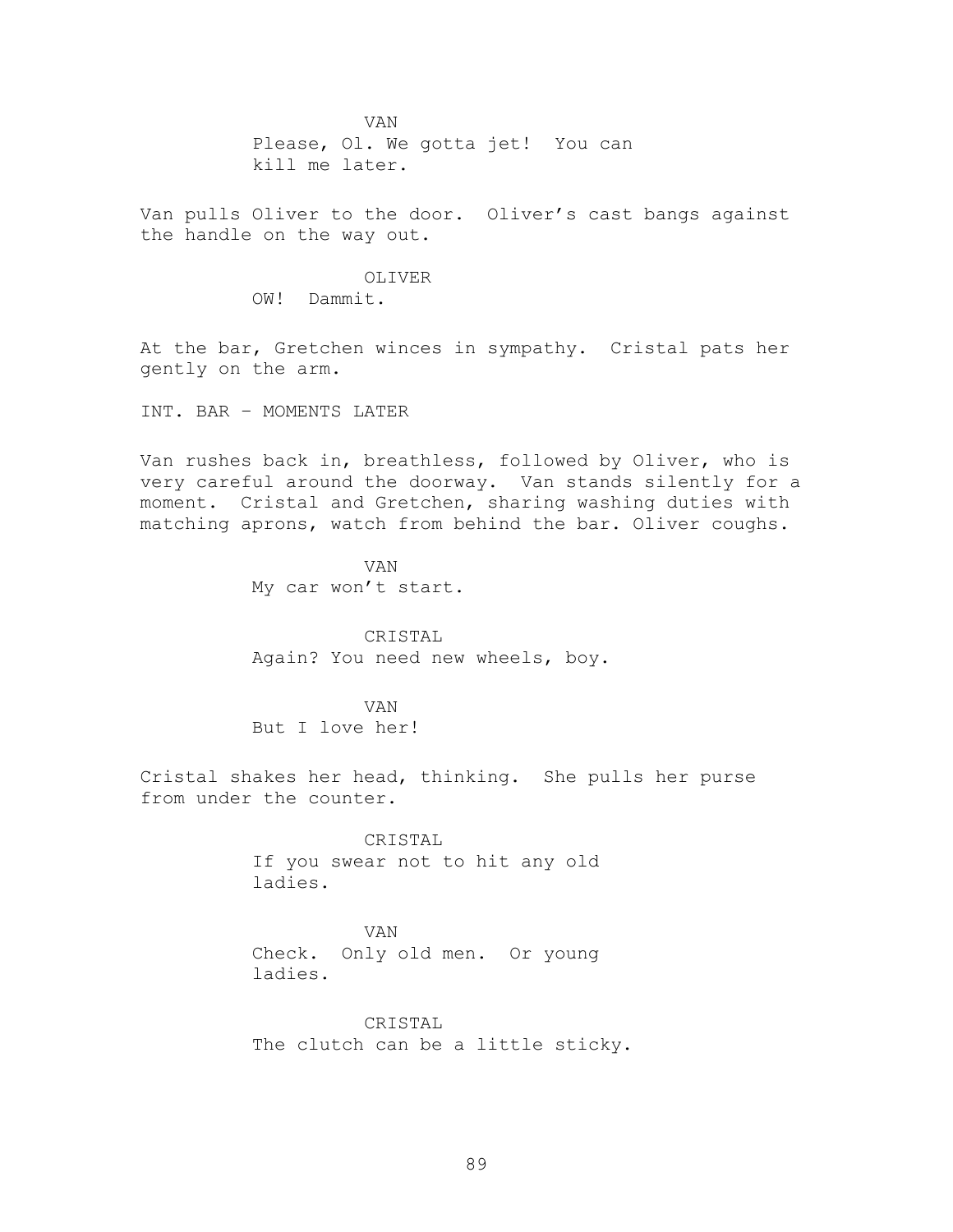VAN

Please, Ol. We gotta jet! You can kill me later.

Van pulls Oliver to the door. Oliver's cast bangs against the handle on the way out.

OLIVER

OW! Dammit.

At the bar, Gretchen winces in sympathy. Cristal pats her gently on the arm.

INT. BAR – MOMENTS LATER

Van rushes back in, breathless, followed by Oliver, who is very careful around the doorway. Van stands silently for a moment. Cristal and Gretchen, sharing washing duties with matching aprons, watch from behind the bar. Oliver coughs.

VAN

My car won't start.

CRISTAL

Again? You need new wheels, boy.

VAN

But I love her!

Cristal shakes her head, thinking. She pulls her purse from under the counter.

CRISTAL

If you swear not to hit any old ladies.

VAN

Check. Only old men. Or young ladies.

CRISTAL

The clutch can be a little sticky.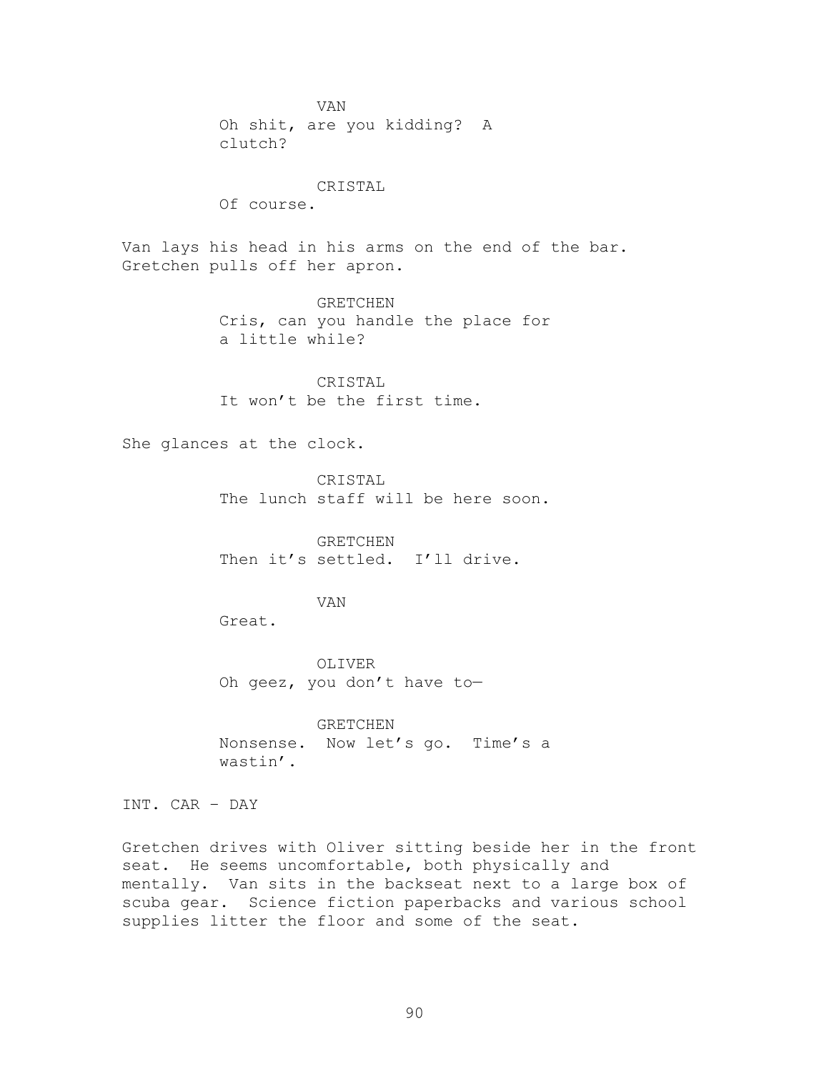VAN

Oh shit, are you kidding? A clutch?

CRISTAL

Of course.

Van lays his head in his arms on the end of the bar. Gretchen pulls off her apron.

GRETCHEN

Cris, can you handle the place for a little while?

CRISTAL

It won't be the first time.

She glances at the clock.

CRISTAL

The lunch staff will be here soon.

GRETCHEN

Then it's settled. I'll drive.

VAN

Great.

OLIVER

Oh geez, you don't have to—

GRETCHEN

Nonsense. Now let's go. Time's a wastin'.

INT. CAR – DAY

Gretchen drives with Oliver sitting beside her in the front seat. He seems uncomfortable, both physically and mentally. Van sits in the backseat next to a large box of scuba gear. Science fiction paperbacks and various school supplies litter the floor and some of the seat.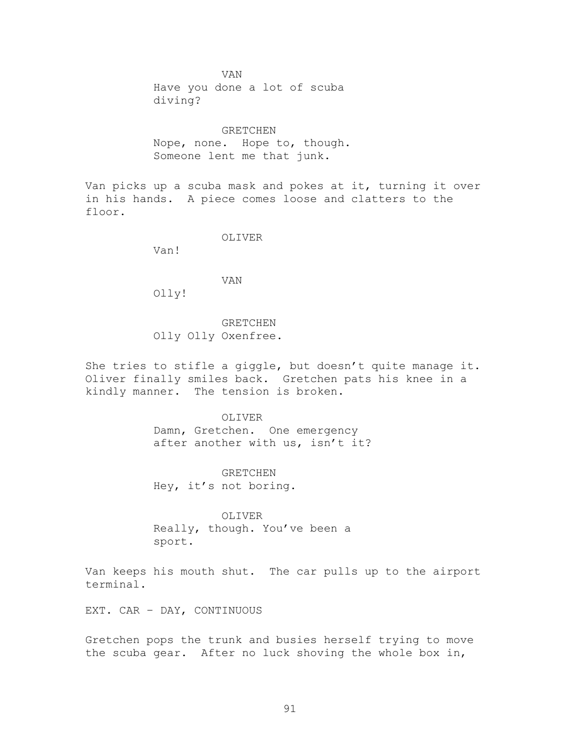VAN
Have you done a lot of scuba diving?

GRETCHEN
Nope, none. Hope to, though. Someone lent me that junk.

Van picks up a scuba mask and pokes at it, turning it over in his hands. A piece comes loose and clatters to the floor.

OLIVER
Van!

VAN
Olly!

GRETCHEN
Olly Olly Oxenfree.

She tries to stifle a giggle, but doesn't quite manage it. Oliver finally smiles back. Gretchen pats his knee in a kindly manner. The tension is broken.

OLIVER
Damn, Gretchen. One emergency after another with us, isn't it?

GRETCHEN
Hey, it's not boring.

OLIVER
Really, though. You've been a sport.

Van keeps his mouth shut. The car pulls up to the airport terminal.

EXT. CAR - DAY, CONTINUOUS

Gretchen pops the trunk and busies herself trying to move the scuba gear. After no luck shoving the whole box in,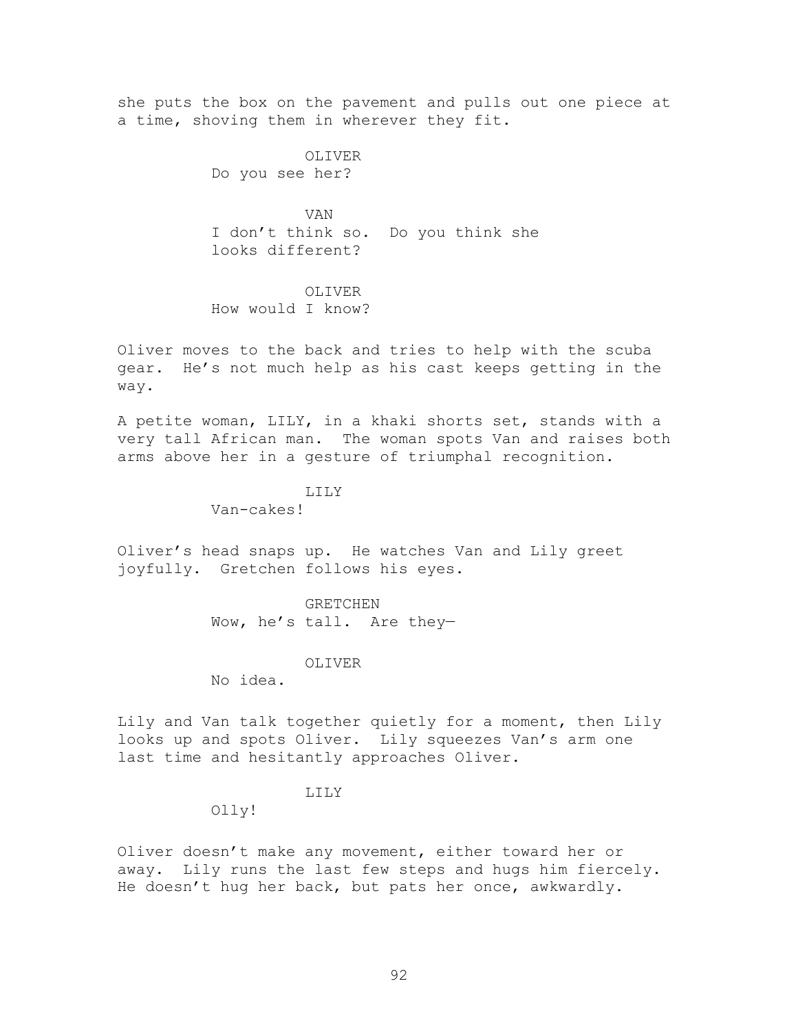she puts the box on the pavement and pulls out one piece at a time, shoving them in wherever they fit.

OLIVER
Do you see her?

VAN
I don't think so. Do you think she looks different?

OLIVER
How would I know?

Oliver moves to the back and tries to help with the scuba gear. He's not much help as his cast keeps getting in the way.

A petite woman, LILY, in a khaki shorts set, stands with a very tall African man. The woman spots Van and raises both arms above her in a gesture of triumphal recognition.

LILY
Van-cakes!

Oliver's head snaps up. He watches Van and Lily greet joyfully. Gretchen follows his eyes.

GRETCHEN
Wow, he's tall. Are they—

OLIVER
No idea.

Lily and Van talk together quietly for a moment, then Lily looks up and spots Oliver. Lily squeezes Van's arm one last time and hesitantly approaches Oliver.

LILY
Olly!

Oliver doesn't make any movement, either toward her or away. Lily runs the last few steps and hugs him fiercely. He doesn't hug her back, but pats her once, awkwardly.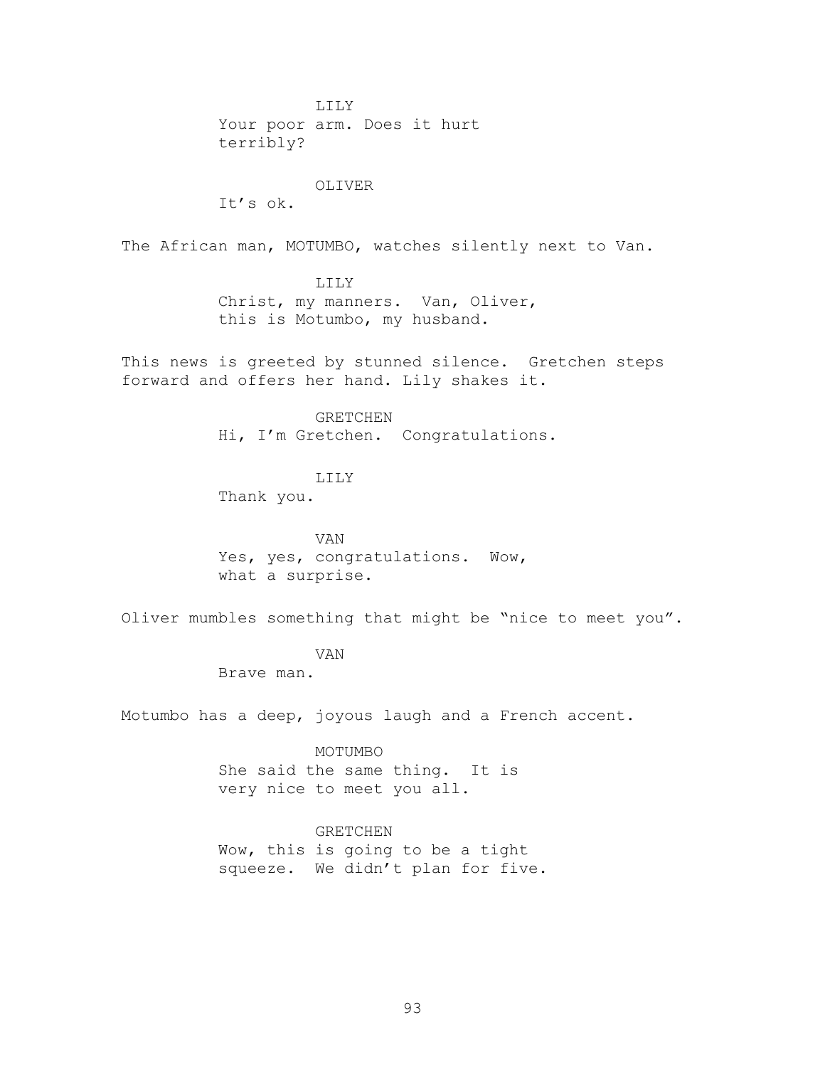LILY

Your poor arm. Does it hurt terribly?

OLIVER

It's ok.

The African man, MOTUMBO, watches silently next to Van.

LILY

Christ, my manners. Van, Oliver, this is Motumbo, my husband.

This news is greeted by stunned silence. Gretchen steps forward and offers her hand. Lily shakes it.

GRETCHEN

Hi, I'm Gretchen. Congratulations.

LILY

Thank you.

VAN

Yes, yes, congratulations. Wow, what a surprise.

Oliver mumbles something that might be "nice to meet you".

VAN

Brave man.

Motumbo has a deep, joyous laugh and a French accent.

MOTUMBO

She said the same thing. It is very nice to meet you all.

GRETCHEN

Wow, this is going to be a tight squeeze. We didn't plan for five.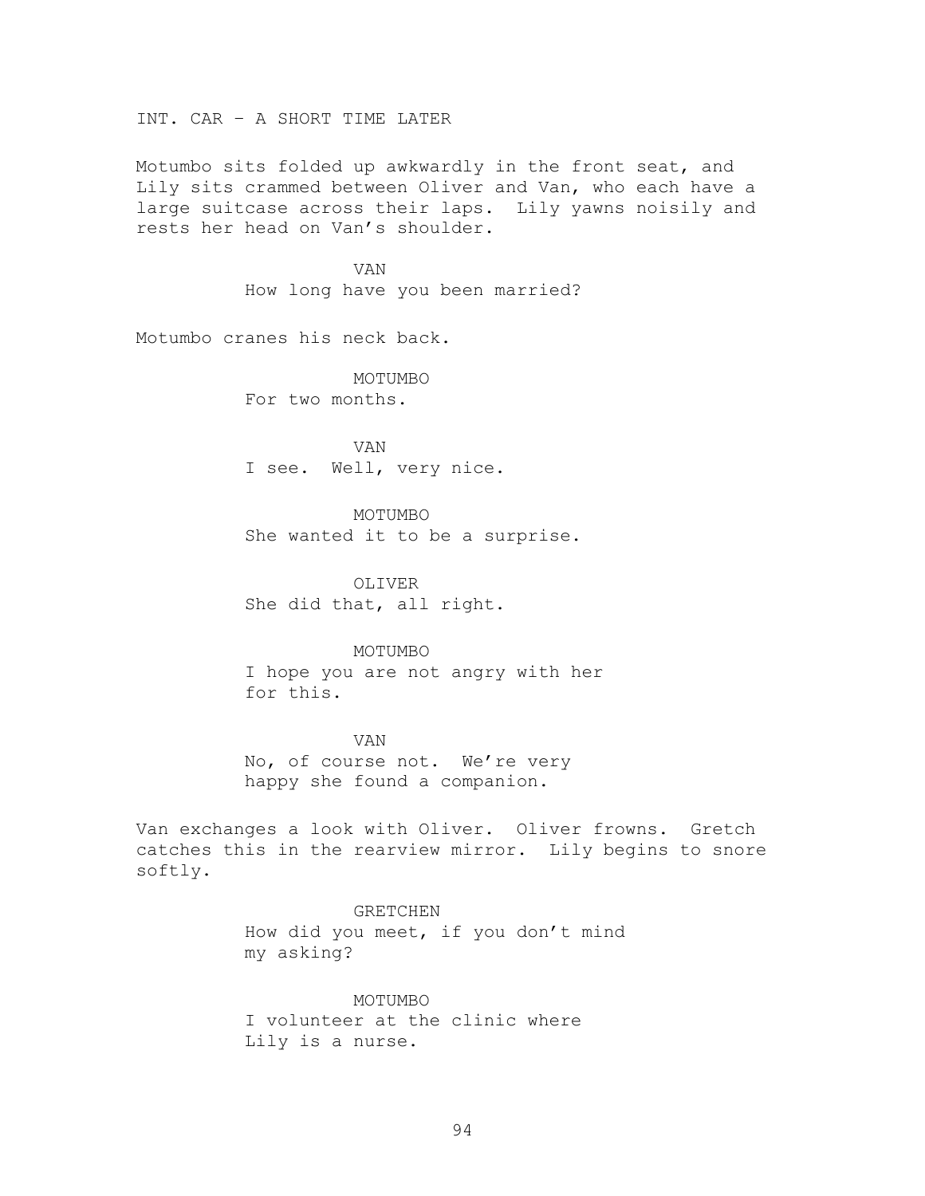INT. CAR – A SHORT TIME LATER

Motumbo sits folded up awkwardly in the front seat, and Lily sits crammed between Oliver and Van, who each have a large suitcase across their laps. Lily yawns noisily and rests her head on Van's shoulder.

VAN
How long have you been married?

Motumbo cranes his neck back.

MOTUMBO
For two months.

VAN
I see. Well, very nice.

MOTUMBO
She wanted it to be a surprise.

OLIVER
She did that, all right.

MOTUMBO
I hope you are not angry with her for this.

VAN
No, of course not. We're very happy she found a companion.

Van exchanges a look with Oliver. Oliver frowns. Gretch catches this in the rearview mirror. Lily begins to snore softly.

GRETCHEN
How did you meet, if you don't mind my asking?

MOTUMBO
I volunteer at the clinic where Lily is a nurse.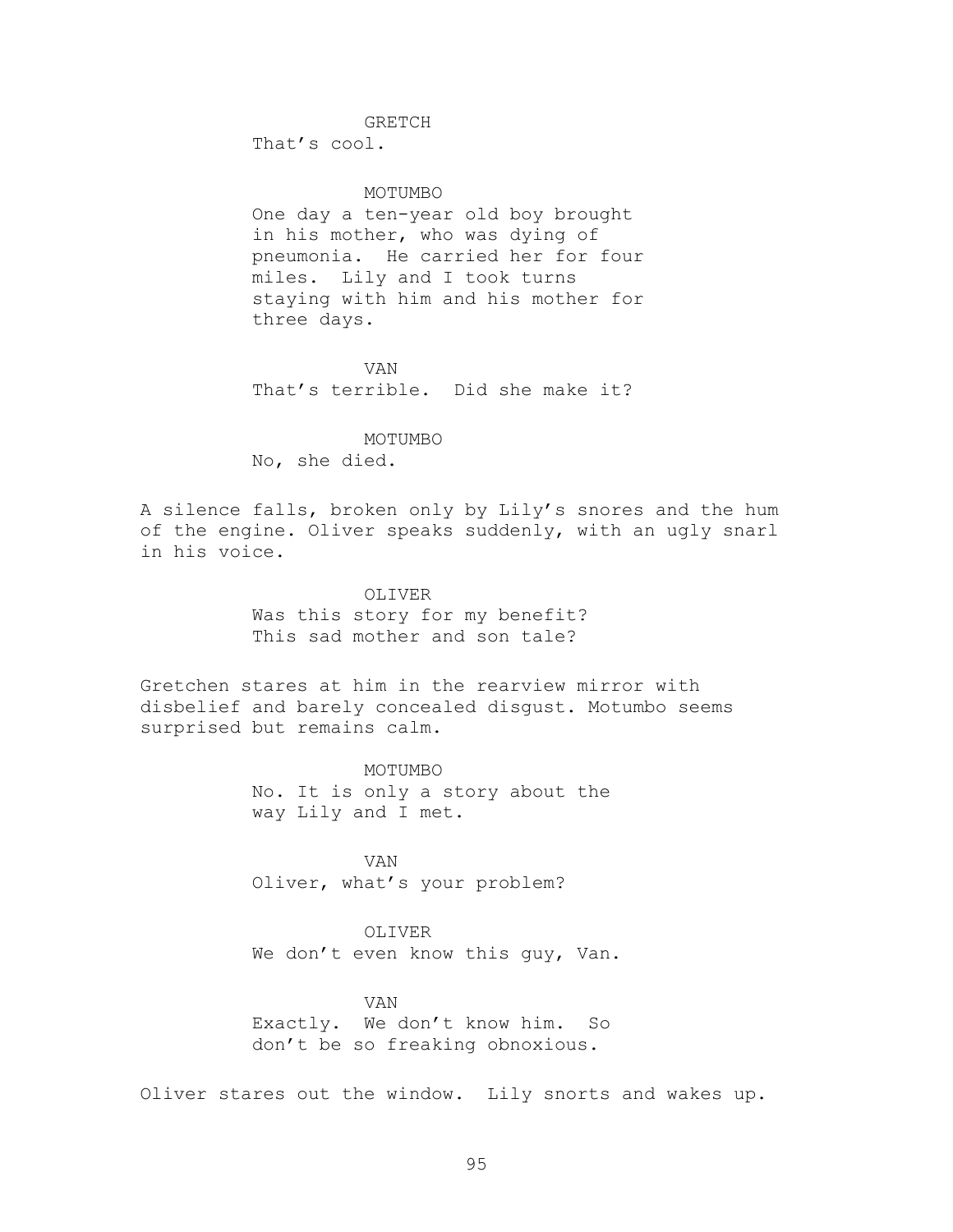GRETCH

That's cool.

MOTUMBO

One day a ten-year old boy brought in his mother, who was dying of pneumonia. He carried her for four miles. Lily and I took turns staying with him and his mother for three days.

VAN

That's terrible. Did she make it?

MOTUMBO

No, she died.

A silence falls, broken only by Lily's snores and the hum of the engine. Oliver speaks suddenly, with an ugly snarl in his voice.

OLIVER

Was this story for my benefit? This sad mother and son tale?

Gretchen stares at him in the rearview mirror with disbelief and barely concealed disgust. Motumbo seems surprised but remains calm.

MOTUMBO

No. It is only a story about the way Lily and I met.

VAN

Oliver, what's your problem?

OLIVER

We don't even know this guy, Van.

VAN

Exactly. We don't know him. So don't be so freaking obnoxious.

Oliver stares out the window. Lily snorts and wakes up.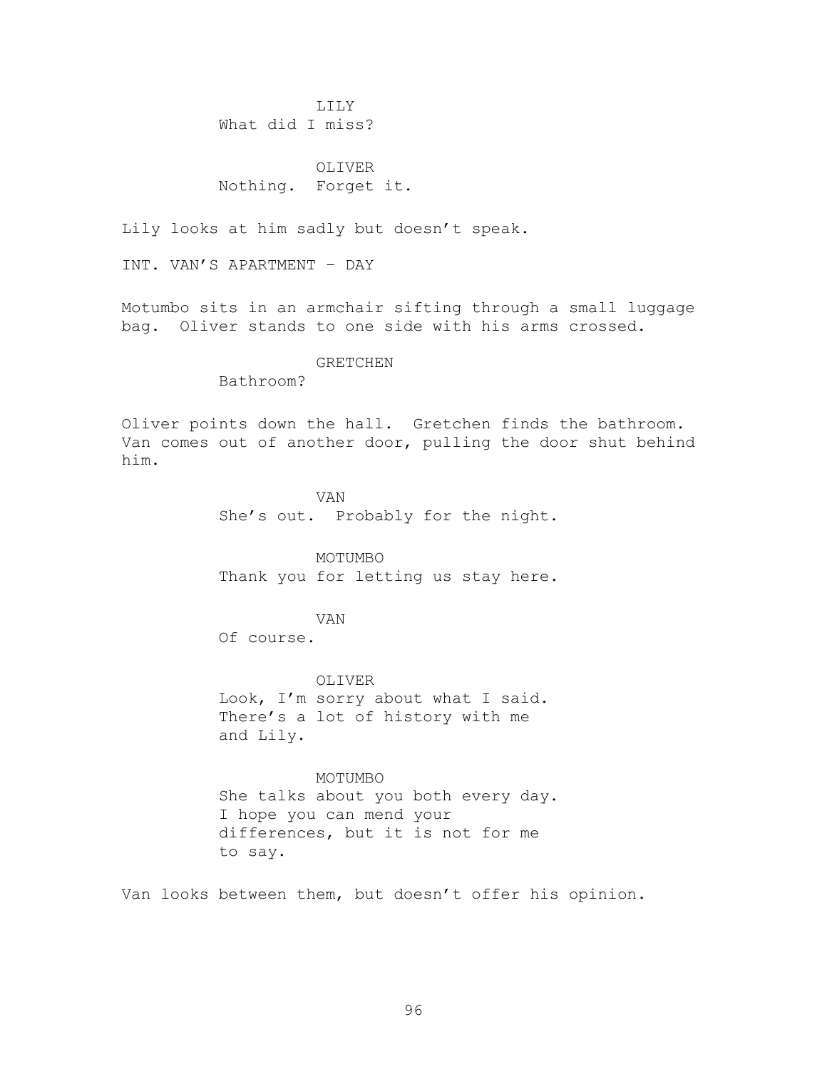LILY
What did I miss?

OLIVER
Nothing. Forget it.

Lily looks at him sadly but doesn't speak.

INT. VAN'S APARTMENT – DAY

Motumbo sits in an armchair sifting through a small luggage bag. Oliver stands to one side with his arms crossed.

GRETCHEN
Bathroom?

Oliver points down the hall. Gretchen finds the bathroom. Van comes out of another door, pulling the door shut behind him.

VAN
She's out. Probably for the night.

MOTUMBO
Thank you for letting us stay here.

VAN
Of course.

OLIVER
Look, I'm sorry about what I said. There's a lot of history with me and Lily.

MOTUMBO
She talks about you both every day. I hope you can mend your differences, but it is not for me to say.

Van looks between them, but doesn't offer his opinion.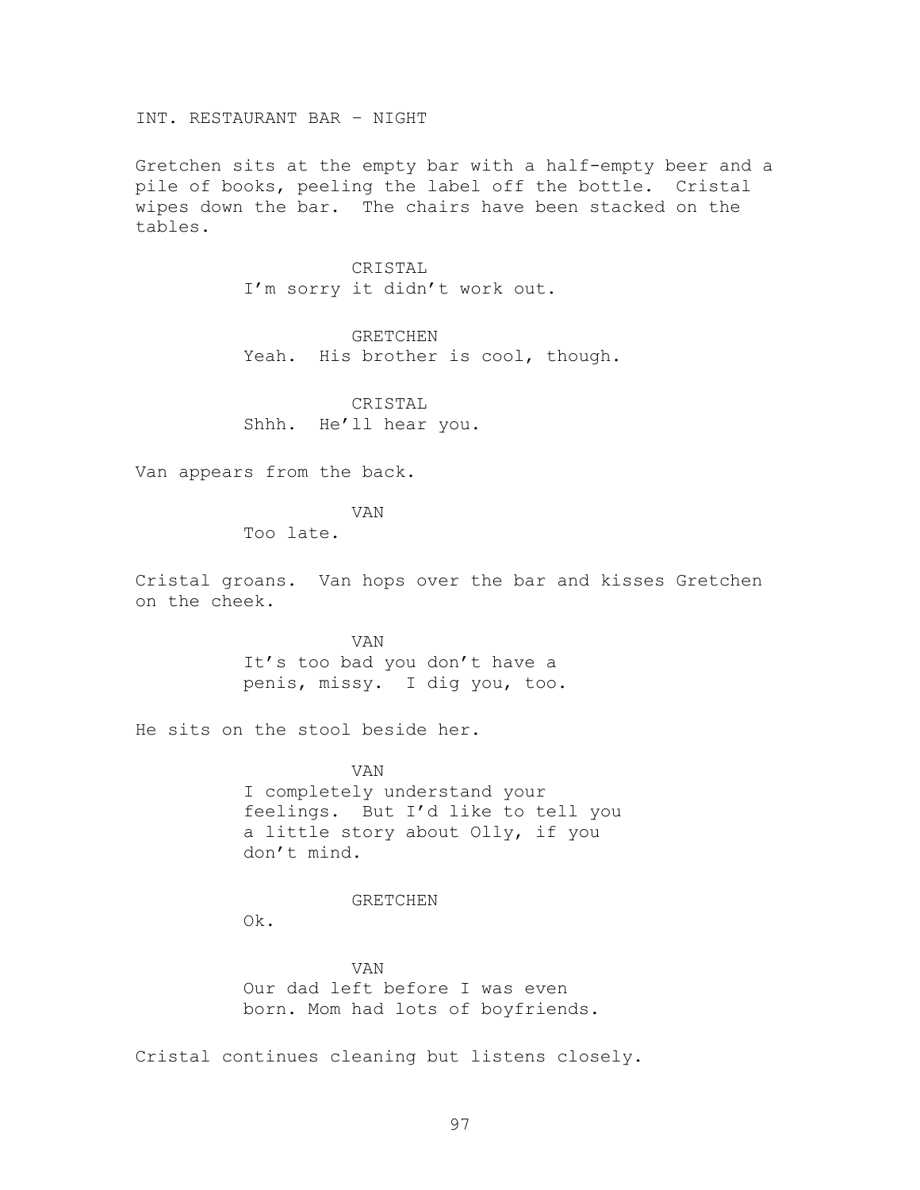INT. RESTAURANT BAR – NIGHT

Gretchen sits at the empty bar with a half-empty beer and a pile of books, peeling the label off the bottle. Cristal wipes down the bar. The chairs have been stacked on the tables.

CRISTAL
I'm sorry it didn't work out.

GRETCHEN
Yeah. His brother is cool, though.

CRISTAL
Shhh. He'll hear you.

Van appears from the back.

VAN
Too late.

Cristal groans. Van hops over the bar and kisses Gretchen on the cheek.

VAN
It's too bad you don't have a penis, missy. I dig you, too.

He sits on the stool beside her.

VAN
I completely understand your feelings. But I'd like to tell you a little story about Olly, if you don't mind.

GRETCHEN
Ok.

VAN
Our dad left before I was even born. Mom had lots of boyfriends.

Cristal continues cleaning but listens closely.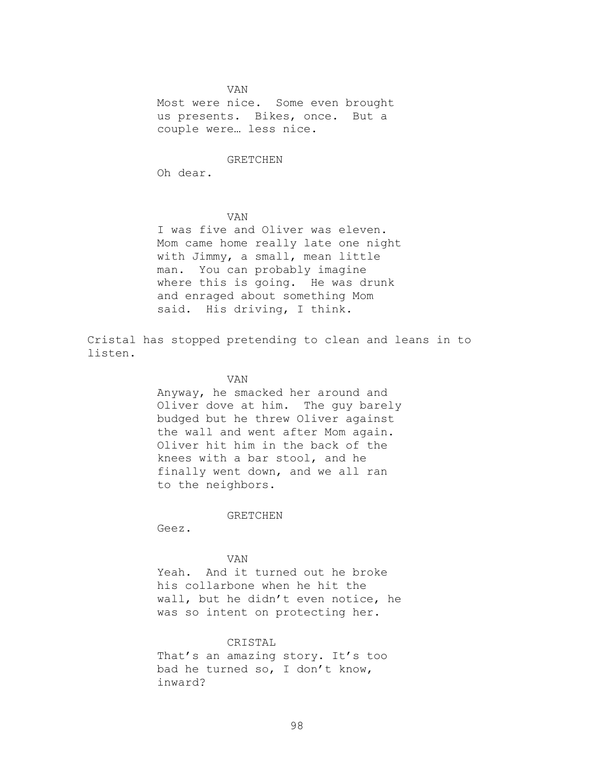VAN

Most were nice. Some even brought us presents. Bikes, once. But a couple were… less nice.

GRETCHEN

Oh dear.

VAN

I was five and Oliver was eleven. Mom came home really late one night with Jimmy, a small, mean little man. You can probably imagine where this is going. He was drunk and enraged about something Mom said. His driving, I think.

Cristal has stopped pretending to clean and leans in to listen.

VAN

Anyway, he smacked her around and Oliver dove at him. The guy barely budged but he threw Oliver against the wall and went after Mom again. Oliver hit him in the back of the knees with a bar stool, and he finally went down, and we all ran to the neighbors.

GRETCHEN

Geez.

VAN

Yeah. And it turned out he broke his collarbone when he hit the wall, but he didn't even notice, he was so intent on protecting her.

CRISTAL

That's an amazing story. It's too bad he turned so, I don't know, inward?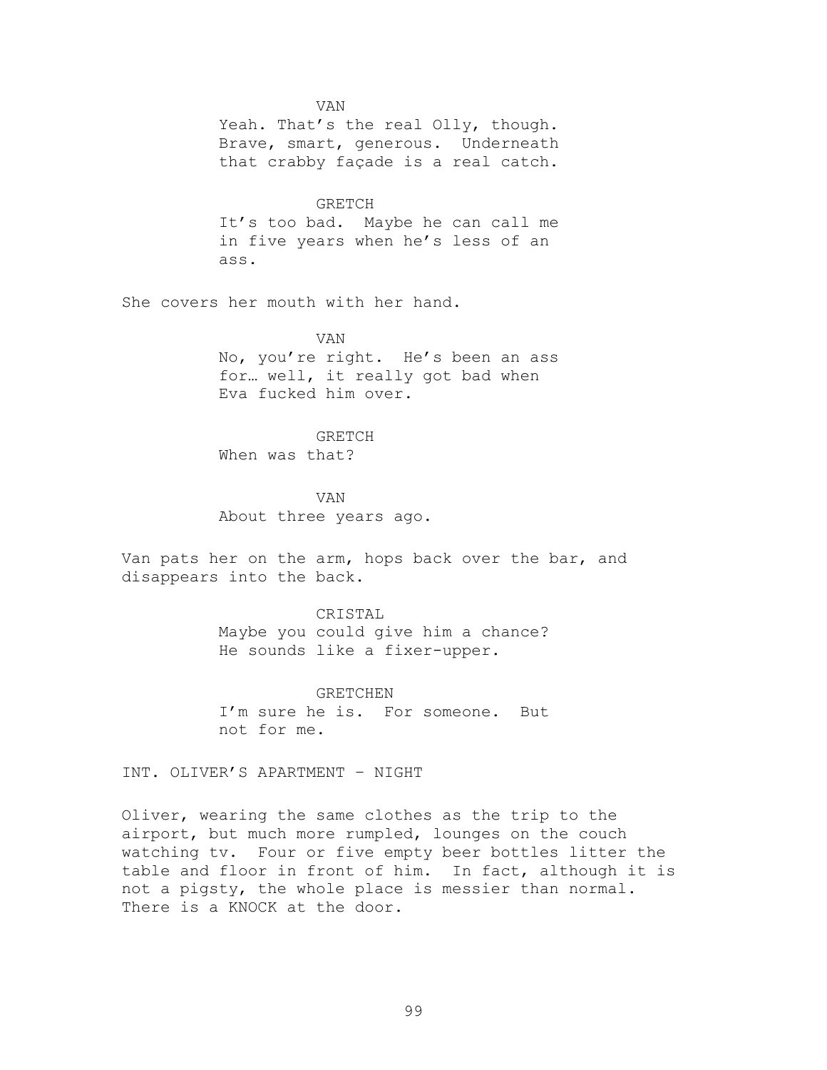VAN

Yeah. That's the real Olly, though. Brave, smart, generous. Underneath that crabby façade is a real catch.

GRETCH

It's too bad. Maybe he can call me in five years when he's less of an ass.

She covers her mouth with her hand.

VAN

No, you're right. He's been an ass for… well, it really got bad when Eva fucked him over.

GRETCH

When was that?

VAN

About three years ago.

Van pats her on the arm, hops back over the bar, and disappears into the back.

CRISTAL

Maybe you could give him a chance? He sounds like a fixer-upper.

GRETCHEN

I'm sure he is. For someone. But not for me.

INT. OLIVER'S APARTMENT – NIGHT

Oliver, wearing the same clothes as the trip to the airport, but much more rumpled, lounges on the couch watching tv. Four or five empty beer bottles litter the table and floor in front of him. In fact, although it is not a pigsty, the whole place is messier than normal. There is a KNOCK at the door.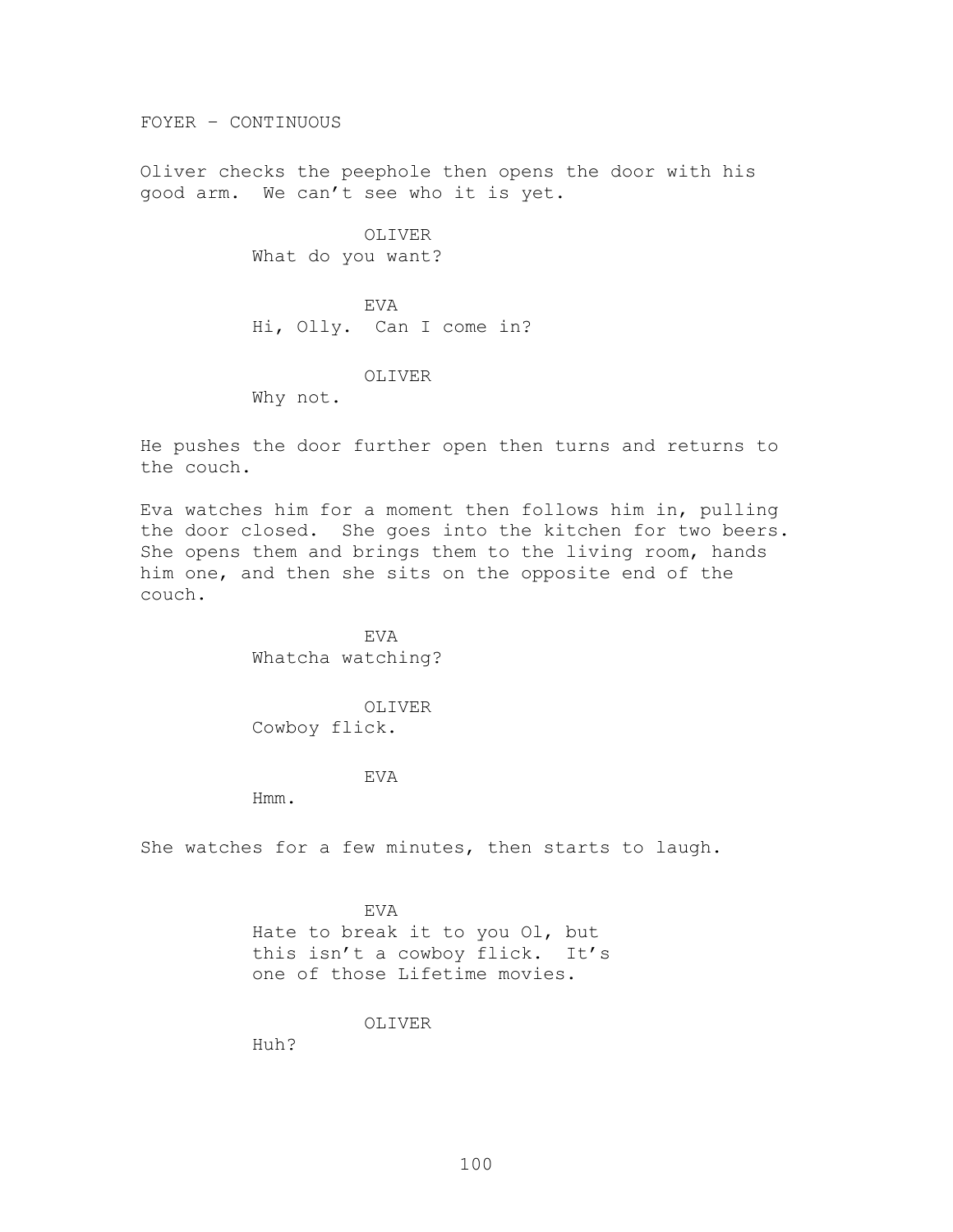FOYER – CONTINUOUS

Oliver checks the peephole then opens the door with his good arm. We can't see who it is yet.

OLIVER
What do you want?

EVA
Hi, Olly. Can I come in?

OLIVER
Why not.

He pushes the door further open then turns and returns to the couch.

Eva watches him for a moment then follows him in, pulling the door closed. She goes into the kitchen for two beers. She opens them and brings them to the living room, hands him one, and then she sits on the opposite end of the couch.

EVA
Whatcha watching?

OLIVER
Cowboy flick.

EVA
Hmm.

She watches for a few minutes, then starts to laugh.

EVA
Hate to break it to you Ol, but this isn't a cowboy flick. It's one of those Lifetime movies.

OLIVER
Huh?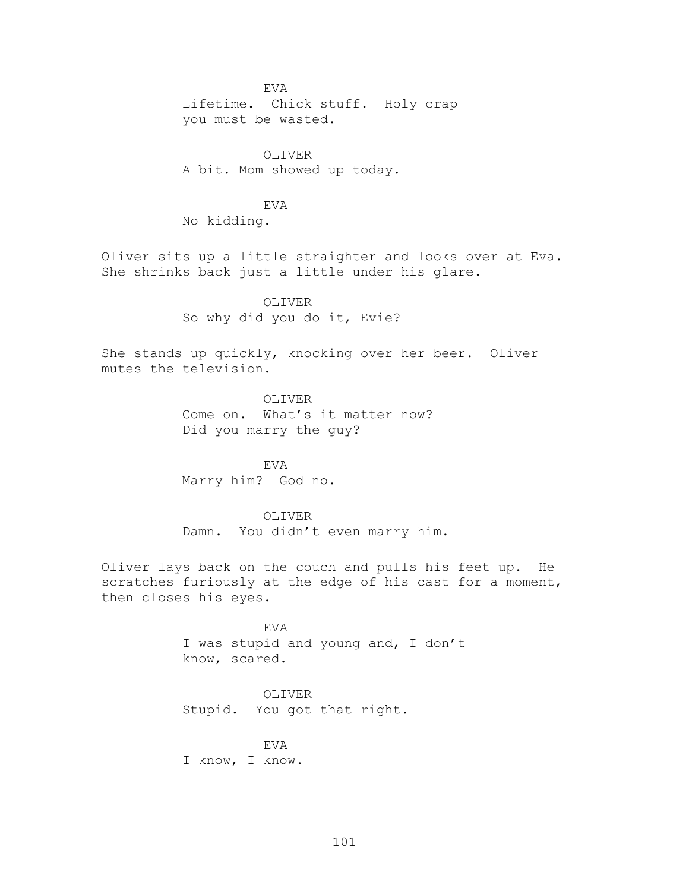EVA
Lifetime. Chick stuff. Holy crap
you must be wasted.

OLIVER
A bit. Mom showed up today.

EVA
No kidding.

Oliver sits up a little straighter and looks over at Eva. She shrinks back just a little under his glare.

OLIVER
So why did you do it, Evie?

She stands up quickly, knocking over her beer. Oliver mutes the television.

OLIVER
Come on. What's it matter now?
Did you marry the guy?

EVA
Marry him? God no.

OLIVER
Damn. You didn't even marry him.

Oliver lays back on the couch and pulls his feet up. He scratches furiously at the edge of his cast for a moment, then closes his eyes.

EVA
I was stupid and young and, I don't
know, scared.

OLIVER
Stupid. You got that right.

EVA
I know, I know.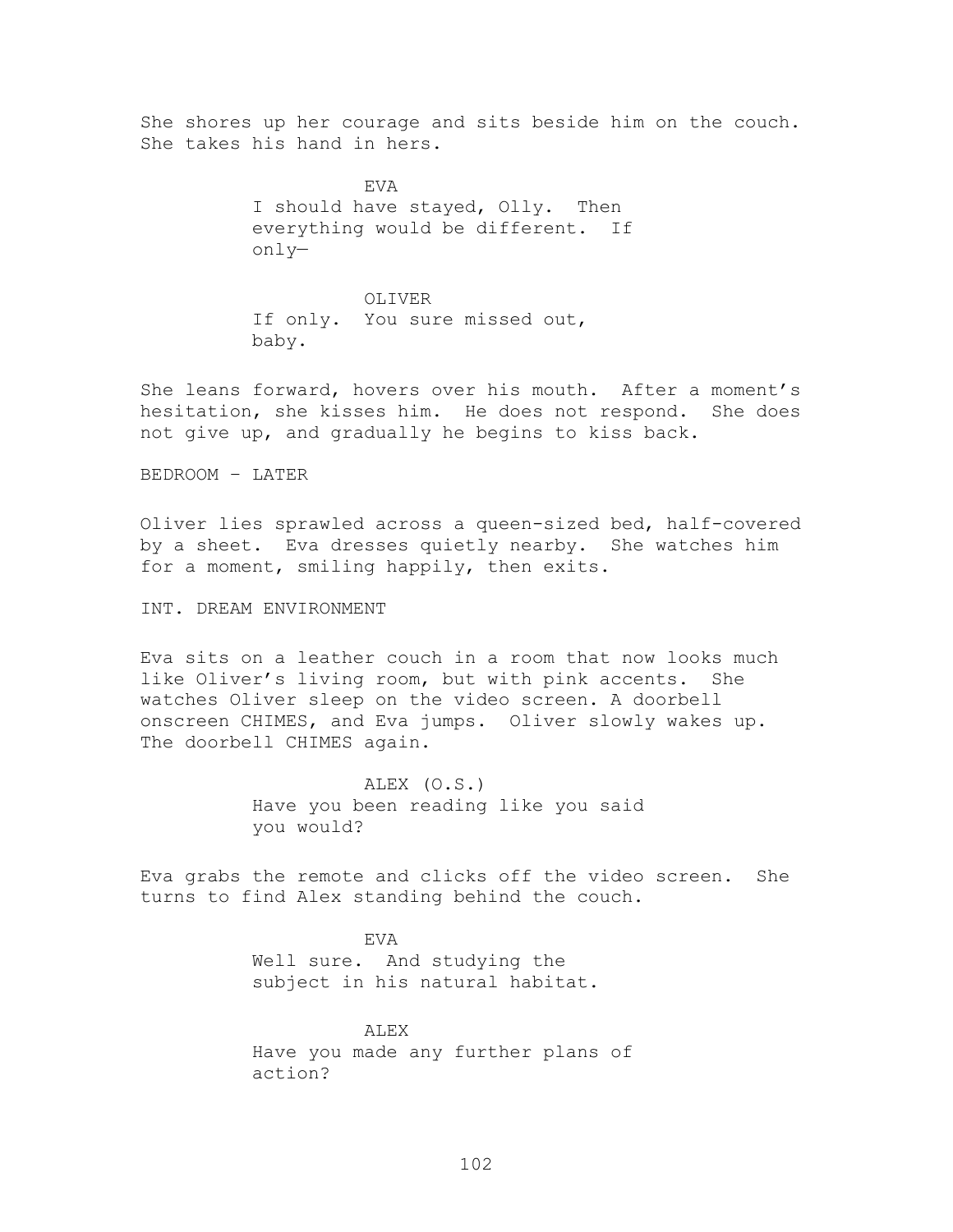She shores up her courage and sits beside him on the couch. She takes his hand in hers.

EVA
I should have stayed, Olly. Then everything would be different. If only—

OLIVER
If only. You sure missed out, baby.

She leans forward, hovers over his mouth. After a moment's hesitation, she kisses him. He does not respond. She does not give up, and gradually he begins to kiss back.

BEDROOM – LATER

Oliver lies sprawled across a queen-sized bed, half-covered by a sheet. Eva dresses quietly nearby. She watches him for a moment, smiling happily, then exits.

INT. DREAM ENVIRONMENT

Eva sits on a leather couch in a room that now looks much like Oliver's living room, but with pink accents. She watches Oliver sleep on the video screen. A doorbell onscreen CHIMES, and Eva jumps. Oliver slowly wakes up. The doorbell CHIMES again.

ALEX (O.S.)
Have you been reading like you said you would?

Eva grabs the remote and clicks off the video screen. She turns to find Alex standing behind the couch.

EVA
Well sure. And studying the subject in his natural habitat.

ALEX
Have you made any further plans of action?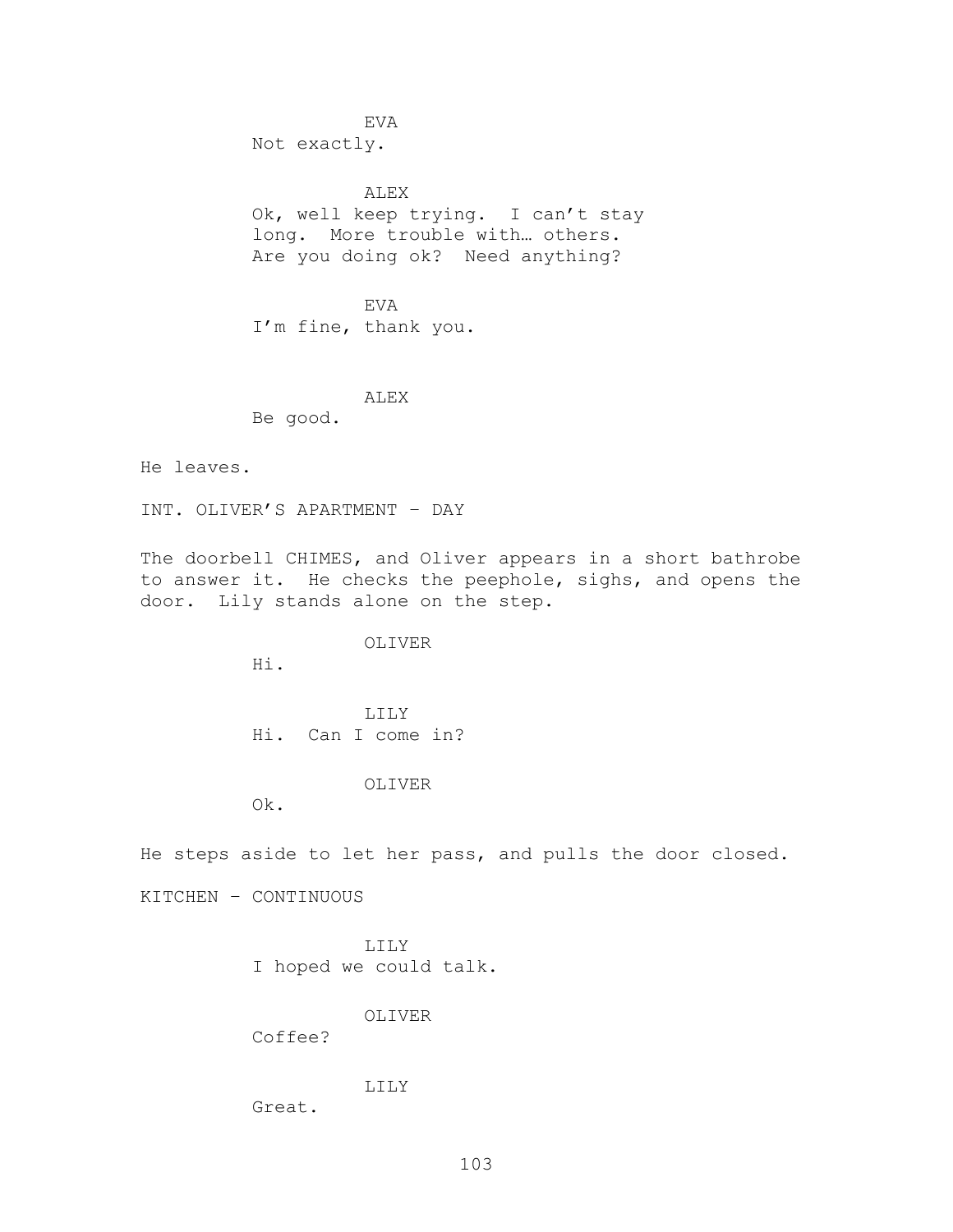EVA
Not exactly.

ALEX
Ok, well keep trying. I can't stay long. More trouble with… others. Are you doing ok? Need anything?

EVA
I'm fine, thank you.

ALEX
Be good.

He leaves.

INT. OLIVER'S APARTMENT – DAY

The doorbell CHIMES, and Oliver appears in a short bathrobe to answer it. He checks the peephole, sighs, and opens the door. Lily stands alone on the step.

OLIVER
Hi.

LILY
Hi. Can I come in?

OLIVER
Ok.

He steps aside to let her pass, and pulls the door closed.

KITCHEN – CONTINUOUS

LILY
I hoped we could talk.

OLIVER
Coffee?

LILY
Great.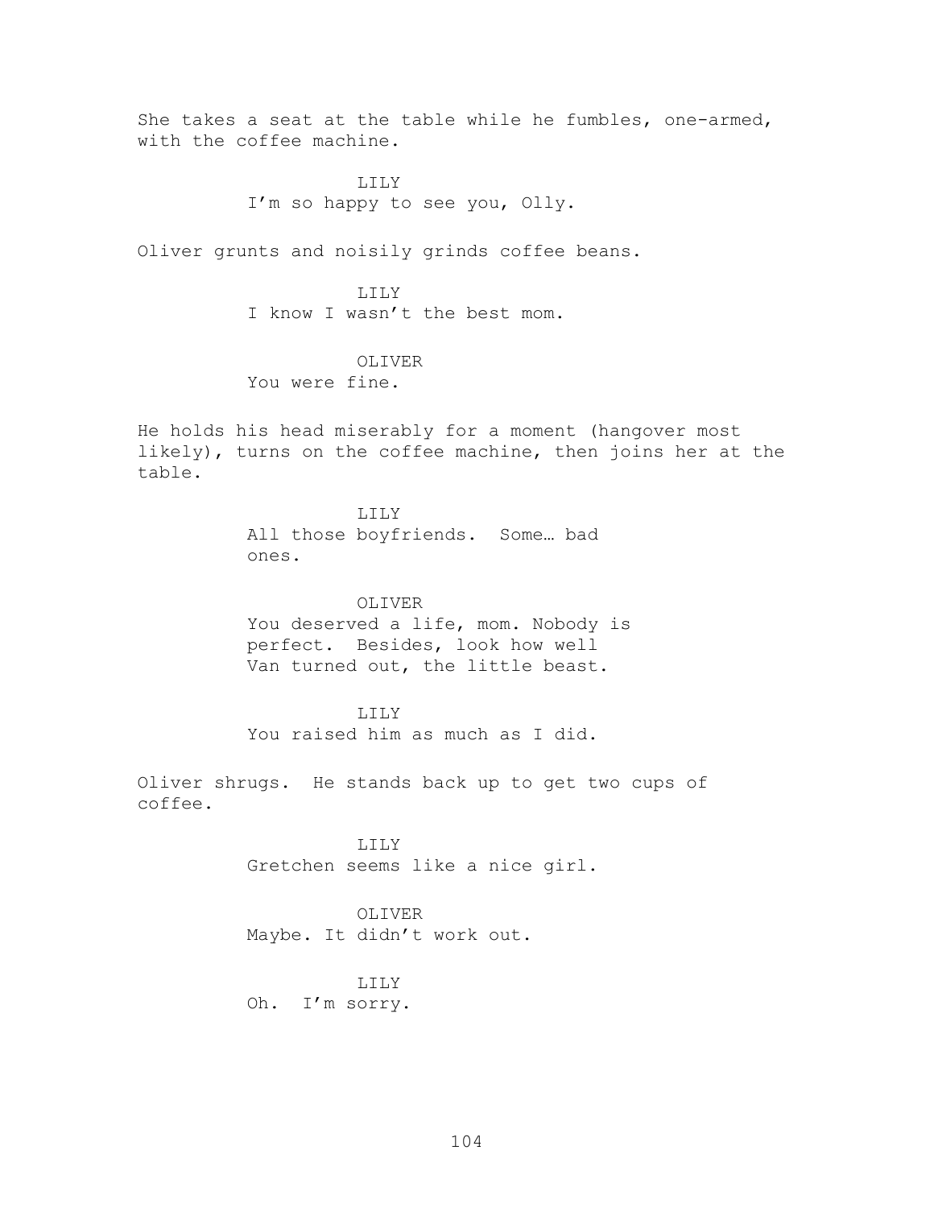She takes a seat at the table while he fumbles, one-armed, with the coffee machine.

LILY
I'm so happy to see you, Olly.

Oliver grunts and noisily grinds coffee beans.

LILY
I know I wasn't the best mom.

OLIVER
You were fine.

He holds his head miserably for a moment (hangover most likely), turns on the coffee machine, then joins her at the table.

LILY
All those boyfriends. Some… bad ones.

OLIVER
You deserved a life, mom. Nobody is perfect. Besides, look how well Van turned out, the little beast.

LILY
You raised him as much as I did.

Oliver shrugs. He stands back up to get two cups of coffee.

LILY
Gretchen seems like a nice girl.

OLIVER
Maybe. It didn't work out.

LILY
Oh. I'm sorry.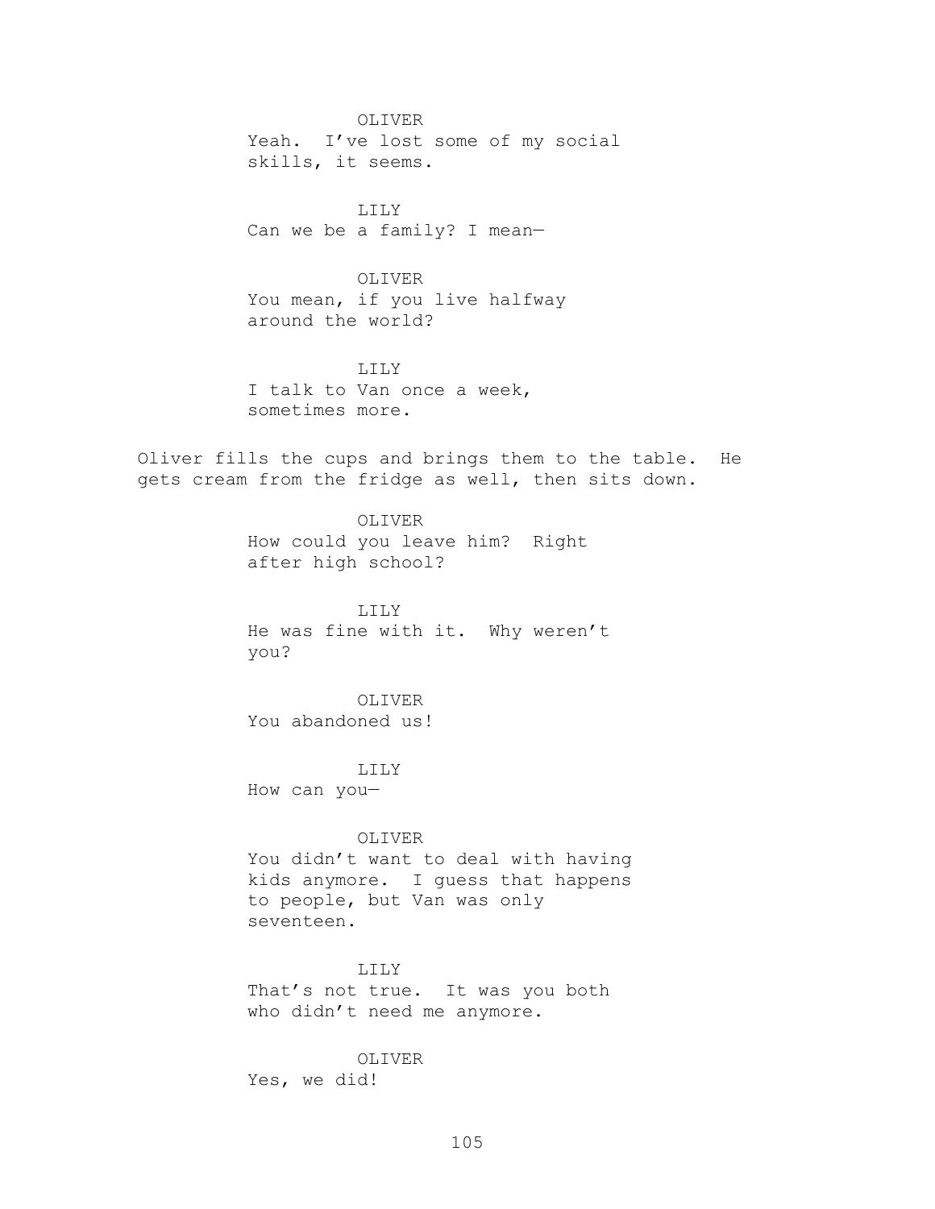OLIVER
Yeah.  I've lost some of my social skills, it seems.

LILY
Can we be a family? I mean—

OLIVER
You mean, if you live halfway around the world?

LILY
I talk to Van once a week, sometimes more.

Oliver fills the cups and brings them to the table.  He gets cream from the fridge as well, then sits down.

OLIVER
How could you leave him?  Right after high school?

LILY
He was fine with it.  Why weren't you?

OLIVER
You abandoned us!

LILY
How can you—

OLIVER
You didn't want to deal with having kids anymore.  I guess that happens to people, but Van was only seventeen.

LILY
That's not true.  It was you both who didn't need me anymore.

OLIVER
Yes, we did!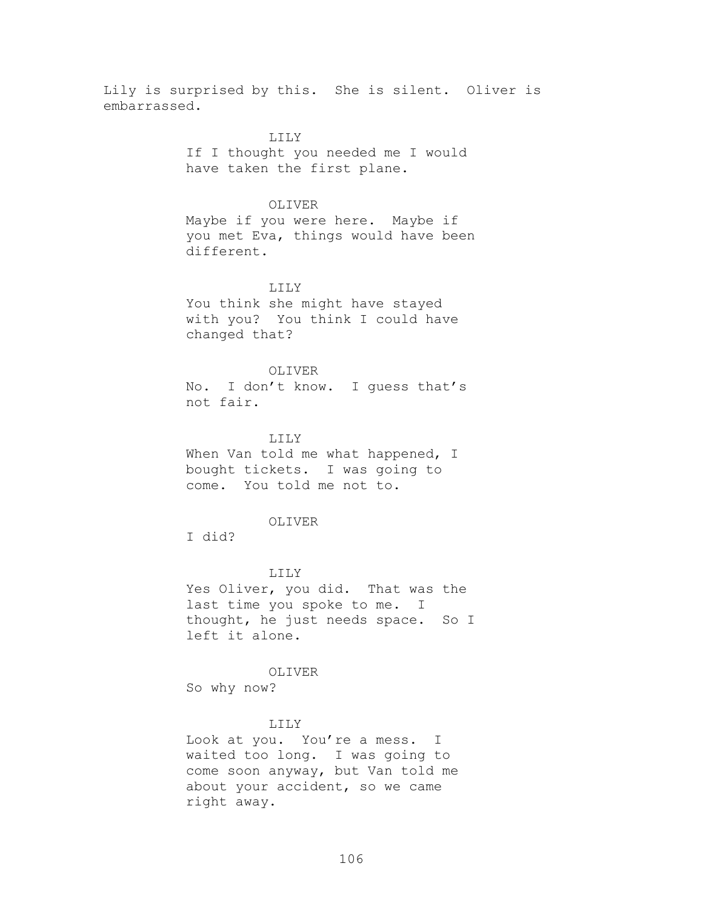Lily is surprised by this. She is silent. Oliver is embarrassed.

LILY
If I thought you needed me I would have taken the first plane.

OLIVER
Maybe if you were here. Maybe if you met Eva, things would have been different.

LILY
You think she might have stayed with you? You think I could have changed that?

OLIVER
No. I don't know. I guess that's not fair.

LILY
When Van told me what happened, I bought tickets. I was going to come. You told me not to.

OLIVER
I did?

LILY
Yes Oliver, you did. That was the last time you spoke to me. I thought, he just needs space. So I left it alone.

OLIVER
So why now?

LILY
Look at you. You're a mess. I waited too long. I was going to come soon anyway, but Van told me about your accident, so we came right away.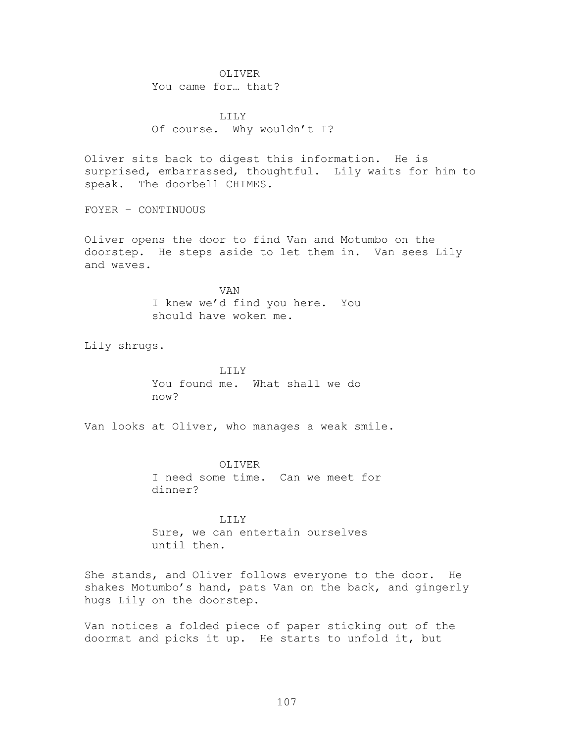OLIVER
You came for… that?

LILY
Of course.  Why wouldn't I?

Oliver sits back to digest this information.  He is surprised, embarrassed, thoughtful.  Lily waits for him to speak.  The doorbell CHIMES.

FOYER – CONTINUOUS

Oliver opens the door to find Van and Motumbo on the doorstep.  He steps aside to let them in.  Van sees Lily and waves.

VAN
I knew we'd find you here.  You should have woken me.

Lily shrugs.

LILY
You found me.  What shall we do now?

Van looks at Oliver, who manages a weak smile.

OLIVER
I need some time.  Can we meet for dinner?

LILY
Sure, we can entertain ourselves until then.

She stands, and Oliver follows everyone to the door.  He shakes Motumbo's hand, pats Van on the back, and gingerly hugs Lily on the doorstep.

Van notices a folded piece of paper sticking out of the doormat and picks it up.  He starts to unfold it, but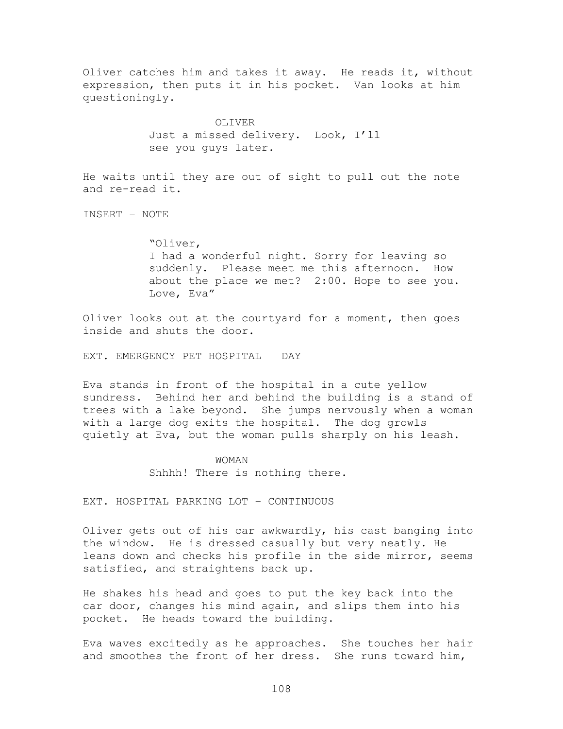Oliver catches him and takes it away. He reads it, without expression, then puts it in his pocket. Van looks at him questioningly.

OLIVER

Just a missed delivery. Look, I'll see you guys later.

He waits until they are out of sight to pull out the note and re-read it.

INSERT – NOTE

"Oliver,
I had a wonderful night. Sorry for leaving so suddenly. Please meet me this afternoon. How about the place we met? 2:00. Hope to see you.
Love, Eva"

Oliver looks out at the courtyard for a moment, then goes inside and shuts the door.

EXT. EMERGENCY PET HOSPITAL – DAY

Eva stands in front of the hospital in a cute yellow sundress. Behind her and behind the building is a stand of trees with a lake beyond. She jumps nervously when a woman with a large dog exits the hospital. The dog growls quietly at Eva, but the woman pulls sharply on his leash.

WOMAN

Shhhh! There is nothing there.

EXT. HOSPITAL PARKING LOT – CONTINUOUS

Oliver gets out of his car awkwardly, his cast banging into the window. He is dressed casually but very neatly. He leans down and checks his profile in the side mirror, seems satisfied, and straightens back up.

He shakes his head and goes to put the key back into the car door, changes his mind again, and slips them into his pocket. He heads toward the building.

Eva waves excitedly as he approaches. She touches her hair and smoothes the front of her dress. She runs toward him,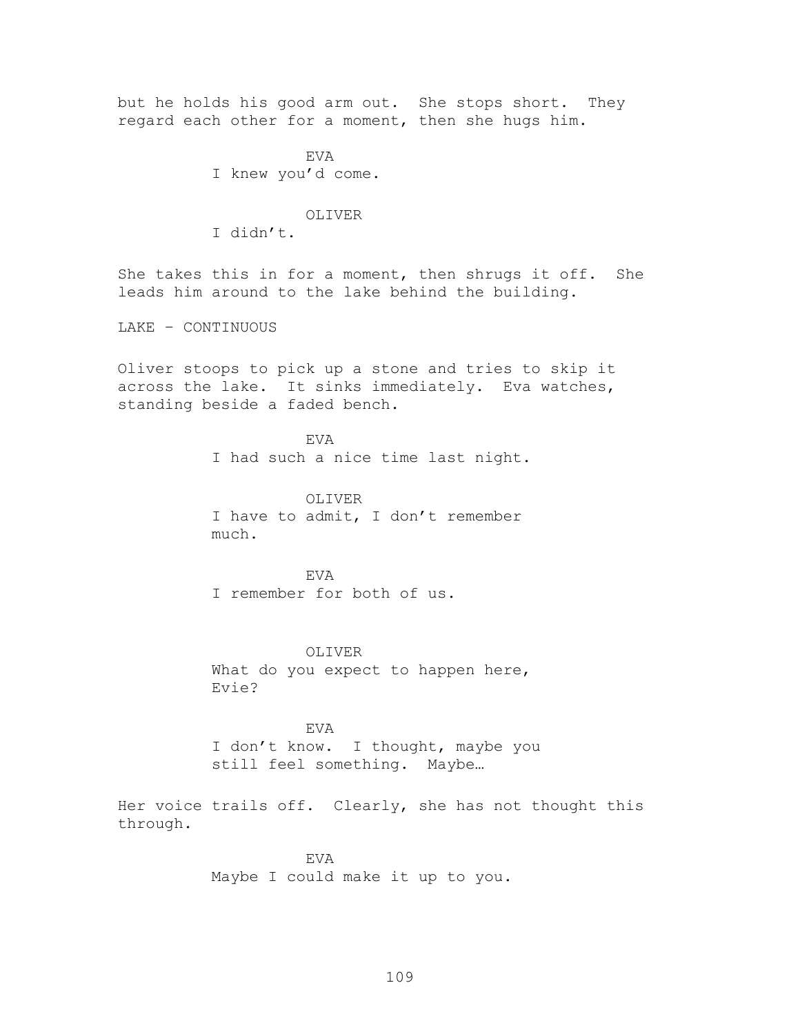but he holds his good arm out. She stops short. They regard each other for a moment, then she hugs him.

EVA
I knew you'd come.

OLIVER
I didn't.

She takes this in for a moment, then shrugs it off. She leads him around to the lake behind the building.

LAKE – CONTINUOUS

Oliver stoops to pick up a stone and tries to skip it across the lake. It sinks immediately. Eva watches, standing beside a faded bench.

EVA
I had such a nice time last night.

OLIVER
I have to admit, I don't remember much.

EVA
I remember for both of us.

OLIVER
What do you expect to happen here, Evie?

EVA
I don't know. I thought, maybe you still feel something. Maybe…

Her voice trails off. Clearly, she has not thought this through.

EVA
Maybe I could make it up to you.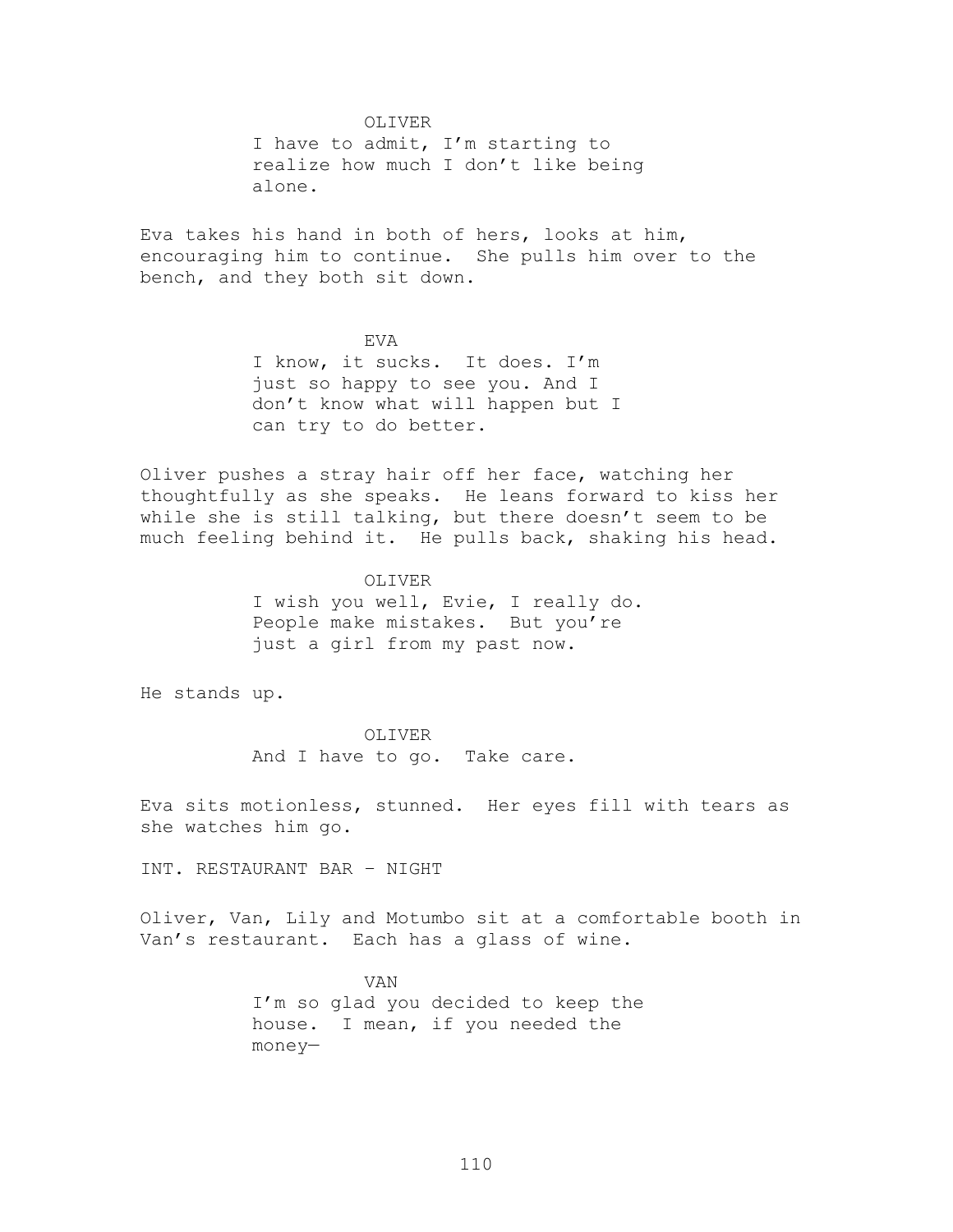OLIVER

I have to admit, I'm starting to realize how much I don't like being alone.

Eva takes his hand in both of hers, looks at him, encouraging him to continue. She pulls him over to the bench, and they both sit down.

EVA

I know, it sucks. It does. I'm just so happy to see you. And I don't know what will happen but I can try to do better.

Oliver pushes a stray hair off her face, watching her thoughtfully as she speaks. He leans forward to kiss her while she is still talking, but there doesn't seem to be much feeling behind it. He pulls back, shaking his head.

OLIVER

I wish you well, Evie, I really do. People make mistakes. But you're just a girl from my past now.

He stands up.

OLIVER

And I have to go. Take care.

Eva sits motionless, stunned. Her eyes fill with tears as she watches him go.

INT. RESTAURANT BAR – NIGHT

Oliver, Van, Lily and Motumbo sit at a comfortable booth in Van's restaurant. Each has a glass of wine.

VAN

I'm so glad you decided to keep the house. I mean, if you needed the money—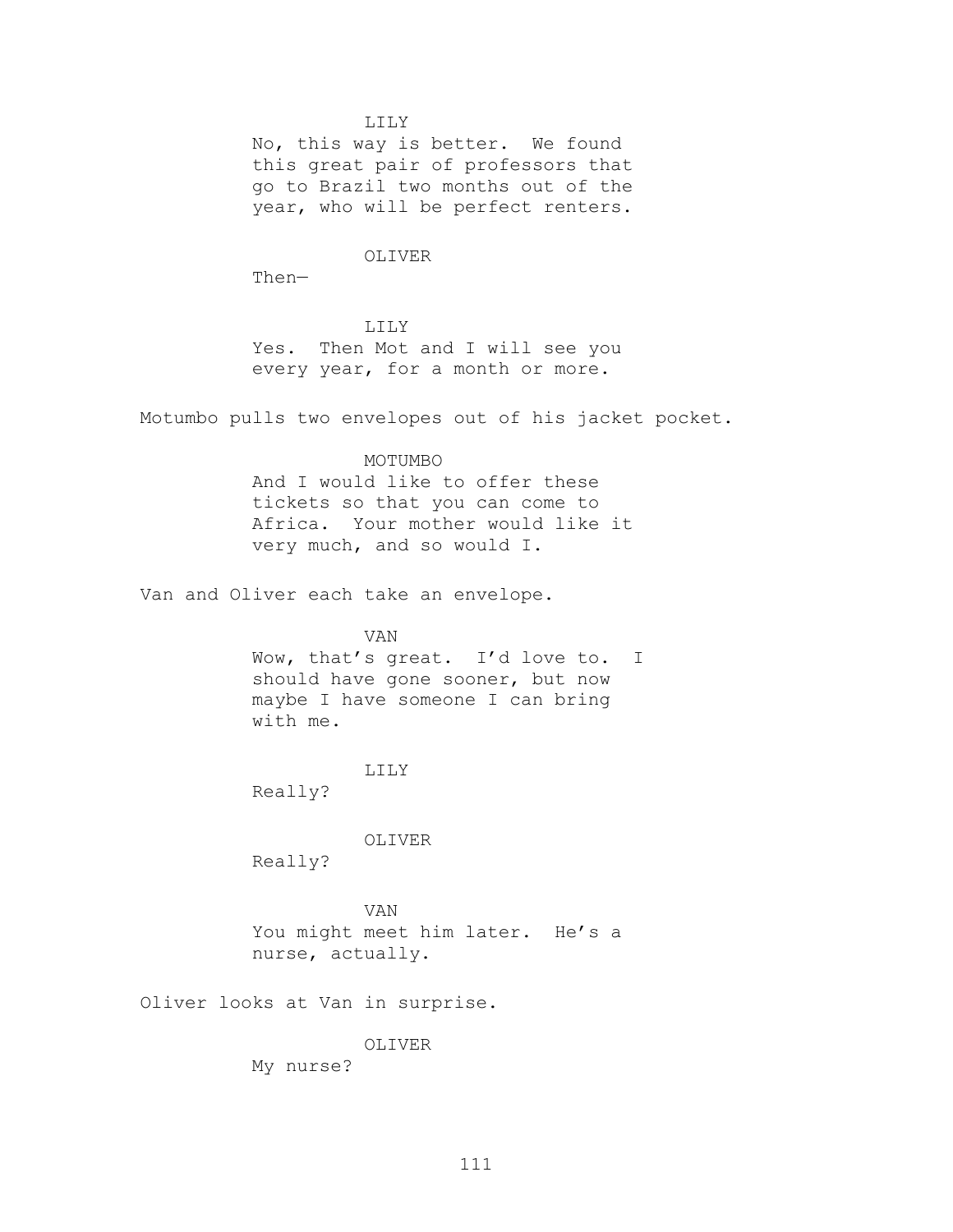LILY

No, this way is better. We found this great pair of professors that go to Brazil two months out of the year, who will be perfect renters.

OLIVER

Then—

LILY

Yes. Then Mot and I will see you every year, for a month or more.

Motumbo pulls two envelopes out of his jacket pocket.

MOTUMBO

And I would like to offer these tickets so that you can come to Africa. Your mother would like it very much, and so would I.

Van and Oliver each take an envelope.

VAN

Wow, that's great. I'd love to. I should have gone sooner, but now maybe I have someone I can bring with me.

LILY

Really?

OLIVER

Really?

VAN

You might meet him later. He's a nurse, actually.

Oliver looks at Van in surprise.

OLIVER

My nurse?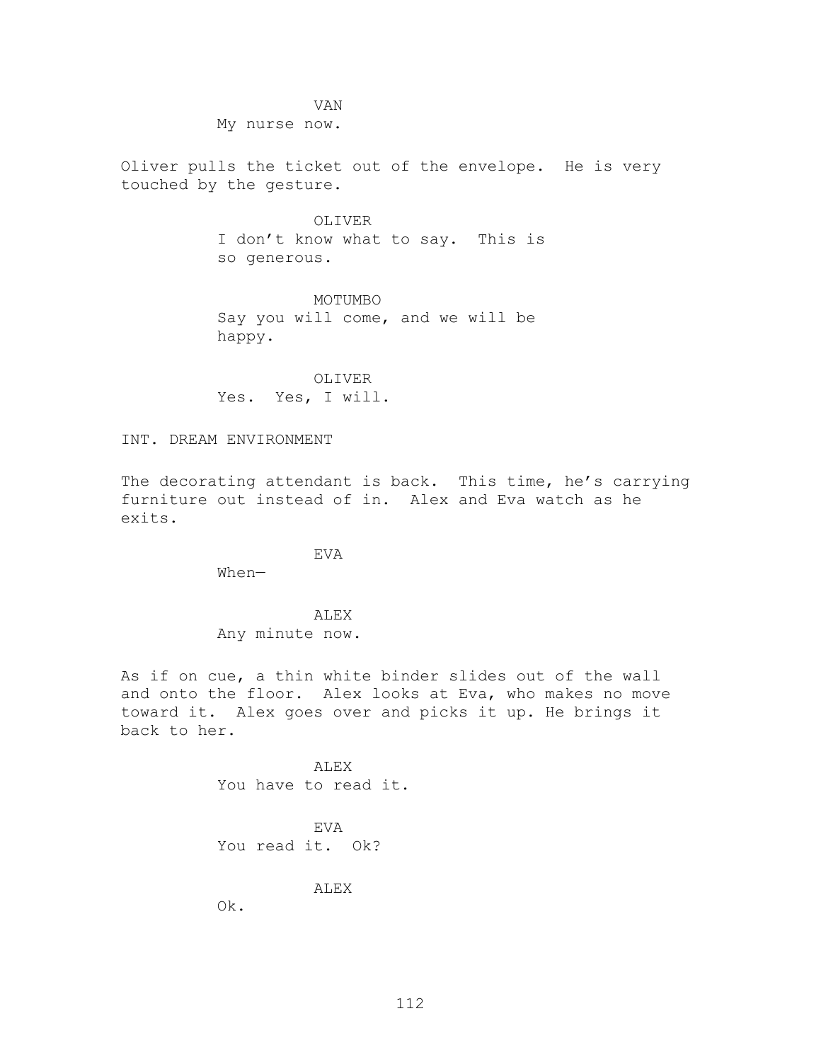VAN
My nurse now.

Oliver pulls the ticket out of the envelope. He is very touched by the gesture.

OLIVER
I don't know what to say. This is so generous.

MOTUMBO
Say you will come, and we will be happy.

OLIVER
Yes. Yes, I will.

INT. DREAM ENVIRONMENT

The decorating attendant is back. This time, he's carrying furniture out instead of in. Alex and Eva watch as he exits.

EVA
When—

ALEX
Any minute now.

As if on cue, a thin white binder slides out of the wall and onto the floor. Alex looks at Eva, who makes no move toward it. Alex goes over and picks it up. He brings it back to her.

ALEX
You have to read it.

EVA
You read it. Ok?

ALEX
Ok.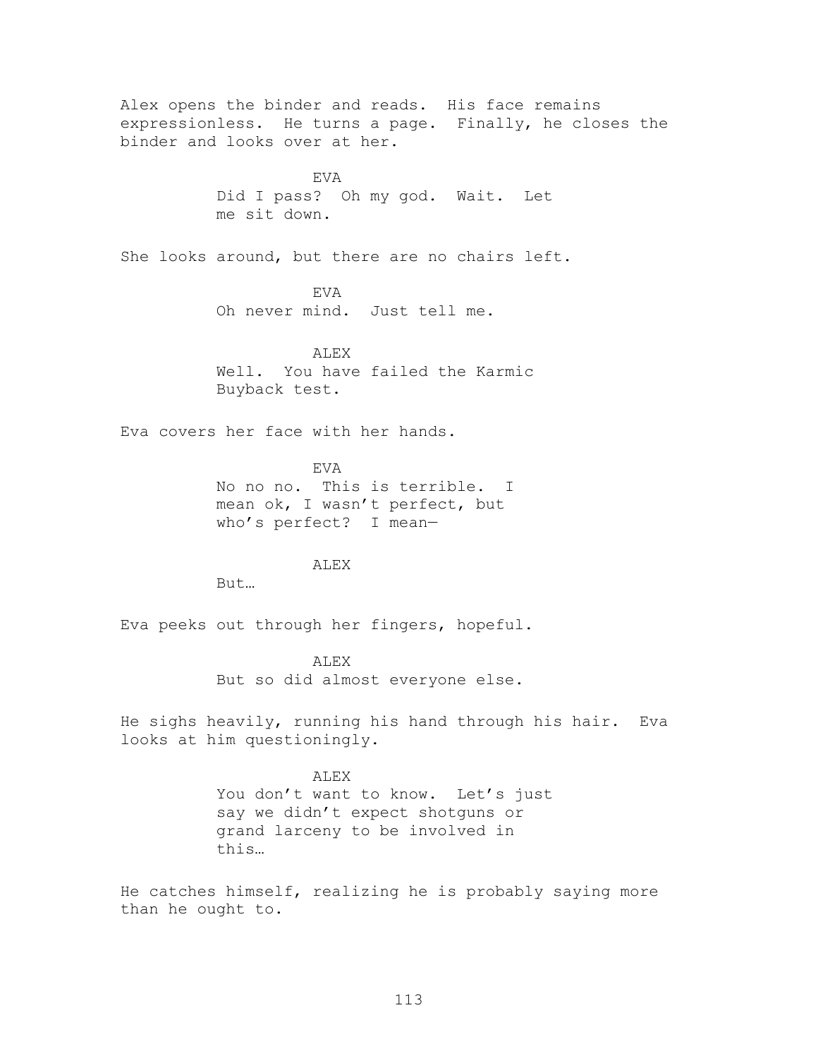Alex opens the binder and reads. His face remains expressionless. He turns a page. Finally, he closes the binder and looks over at her.

EVA
Did I pass? Oh my god. Wait. Let me sit down.

She looks around, but there are no chairs left.

EVA
Oh never mind. Just tell me.

ALEX
Well. You have failed the Karmic Buyback test.

Eva covers her face with her hands.

EVA
No no no. This is terrible. I mean ok, I wasn't perfect, but who's perfect? I mean—

ALEX
But…

Eva peeks out through her fingers, hopeful.

ALEX
But so did almost everyone else.

He sighs heavily, running his hand through his hair. Eva looks at him questioningly.

ALEX
You don't want to know. Let's just say we didn't expect shotguns or grand larceny to be involved in this…

He catches himself, realizing he is probably saying more than he ought to.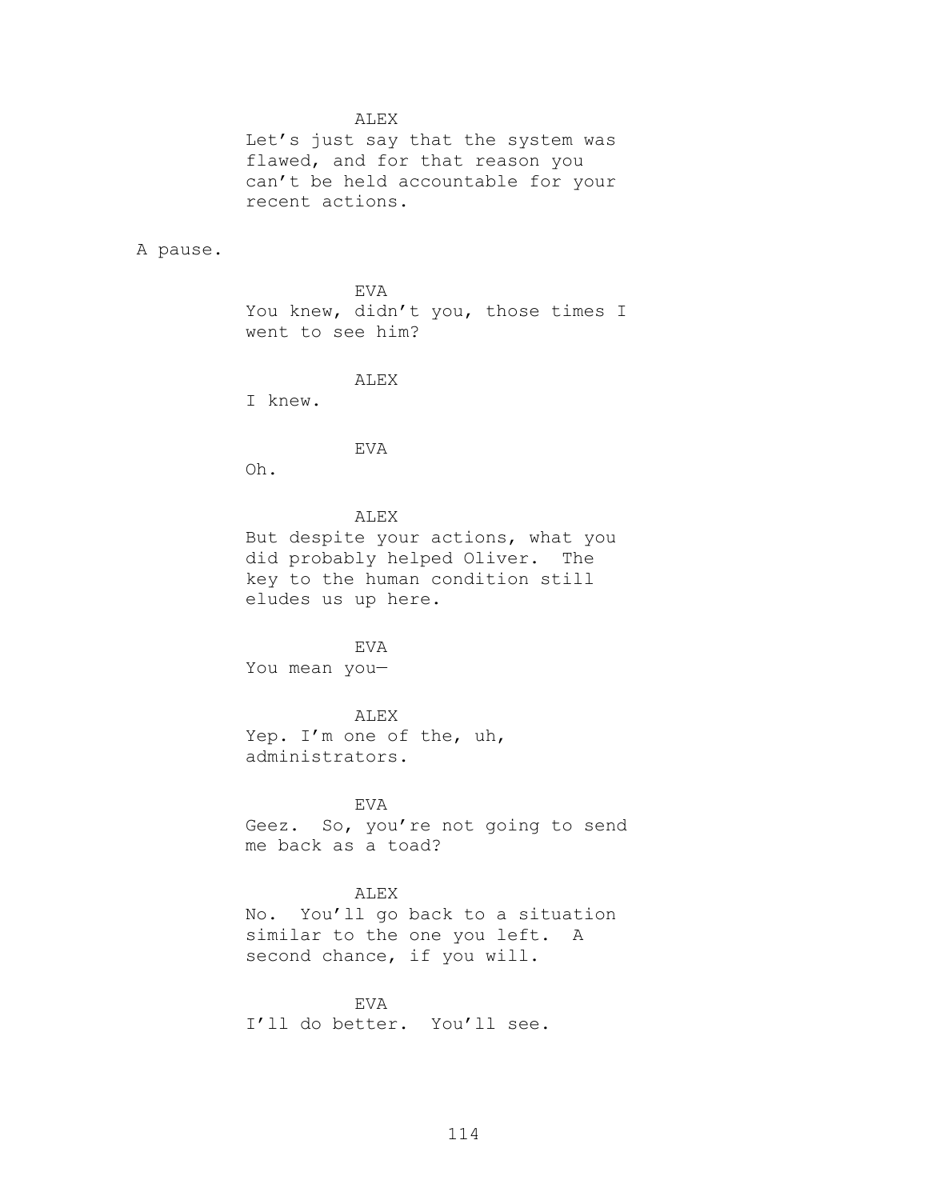ALEX

Let's just say that the system was flawed, and for that reason you can't be held accountable for your recent actions.

A pause.

EVA

You knew, didn't you, those times I went to see him?

ALEX

I knew.

EVA

Oh.

ALEX

But despite your actions, what you did probably helped Oliver. The key to the human condition still eludes us up here.

EVA

You mean you—

ALEX

Yep. I'm one of the, uh, administrators.

EVA

Geez. So, you're not going to send me back as a toad?

ALEX

No. You'll go back to a situation similar to the one you left. A second chance, if you will.

EVA

I'll do better. You'll see.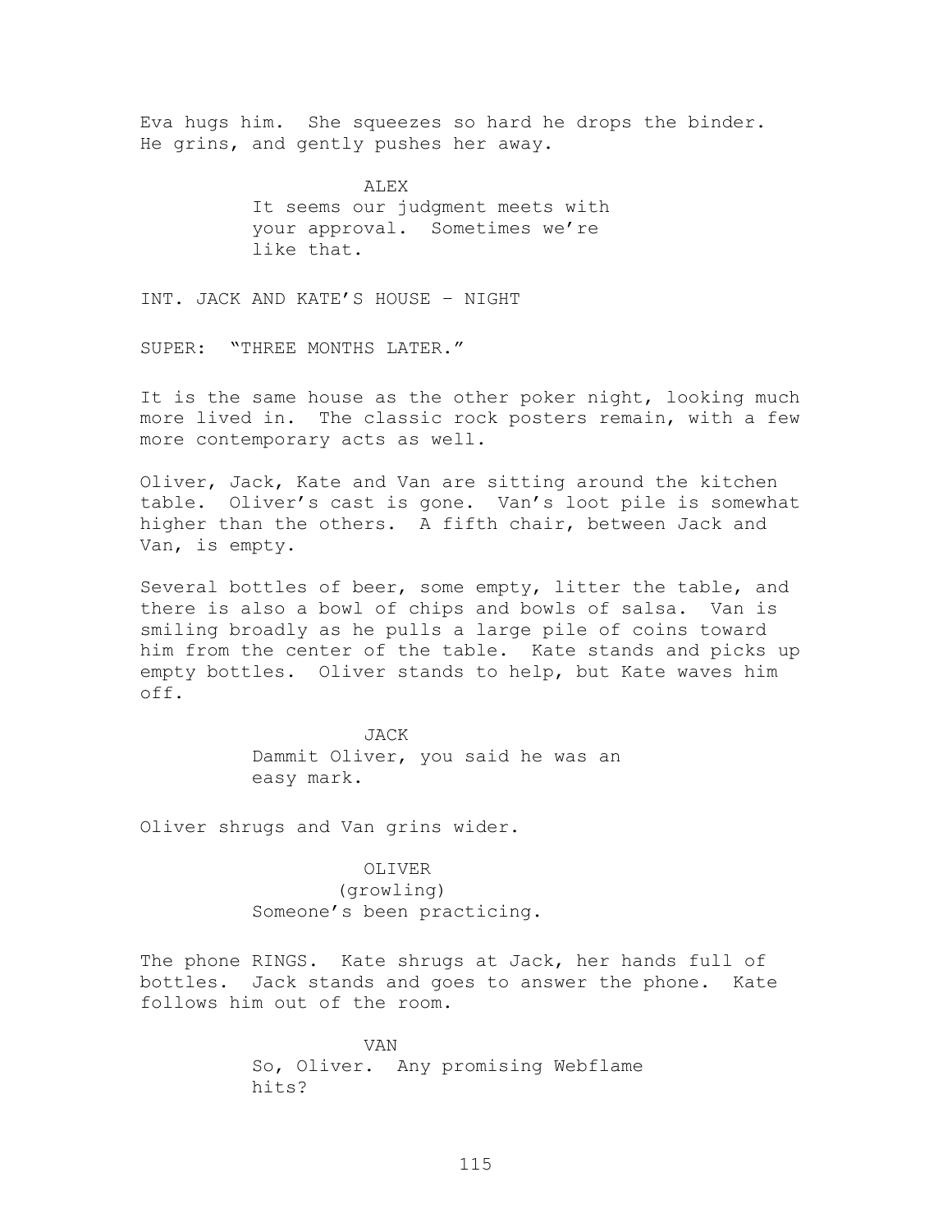Eva hugs him. She squeezes so hard he drops the binder. He grins, and gently pushes her away.

ALEX

It seems our judgment meets with your approval. Sometimes we're like that.

INT. JACK AND KATE'S HOUSE – NIGHT

SUPER: "THREE MONTHS LATER."

It is the same house as the other poker night, looking much more lived in. The classic rock posters remain, with a few more contemporary acts as well.

Oliver, Jack, Kate and Van are sitting around the kitchen table. Oliver's cast is gone. Van's loot pile is somewhat higher than the others. A fifth chair, between Jack and Van, is empty.

Several bottles of beer, some empty, litter the table, and there is also a bowl of chips and bowls of salsa. Van is smiling broadly as he pulls a large pile of coins toward him from the center of the table. Kate stands and picks up empty bottles. Oliver stands to help, but Kate waves him off.

JACK

Dammit Oliver, you said he was an easy mark.

Oliver shrugs and Van grins wider.

OLIVER

(growling)

Someone's been practicing.

The phone RINGS. Kate shrugs at Jack, her hands full of bottles. Jack stands and goes to answer the phone. Kate follows him out of the room.

VAN

So, Oliver. Any promising Webflame hits?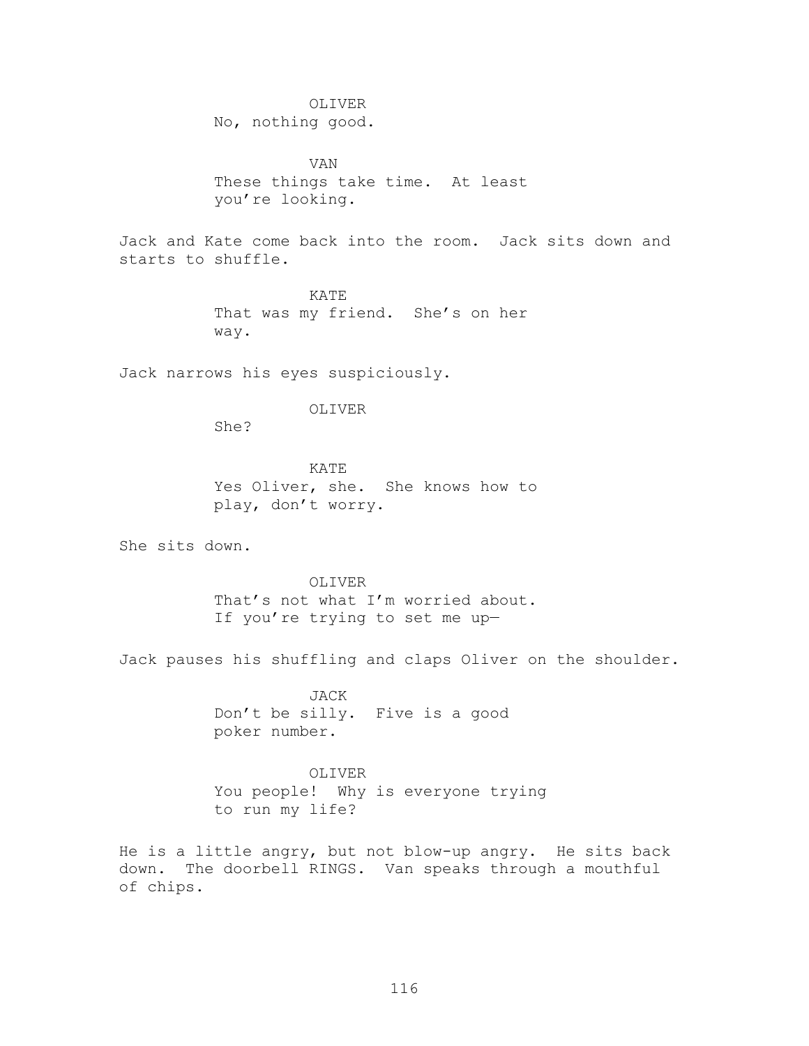OLIVER

No, nothing good.

VAN

These things take time. At least you're looking.

Jack and Kate come back into the room. Jack sits down and starts to shuffle.

KATE

That was my friend. She's on her way.

Jack narrows his eyes suspiciously.

OLIVER

She?

KATE

Yes Oliver, she. She knows how to play, don't worry.

She sits down.

OLIVER

That's not what I'm worried about. If you're trying to set me up—

Jack pauses his shuffling and claps Oliver on the shoulder.

JACK

Don't be silly. Five is a good poker number.

OLIVER

You people! Why is everyone trying to run my life?

He is a little angry, but not blow-up angry. He sits back down. The doorbell RINGS. Van speaks through a mouthful of chips.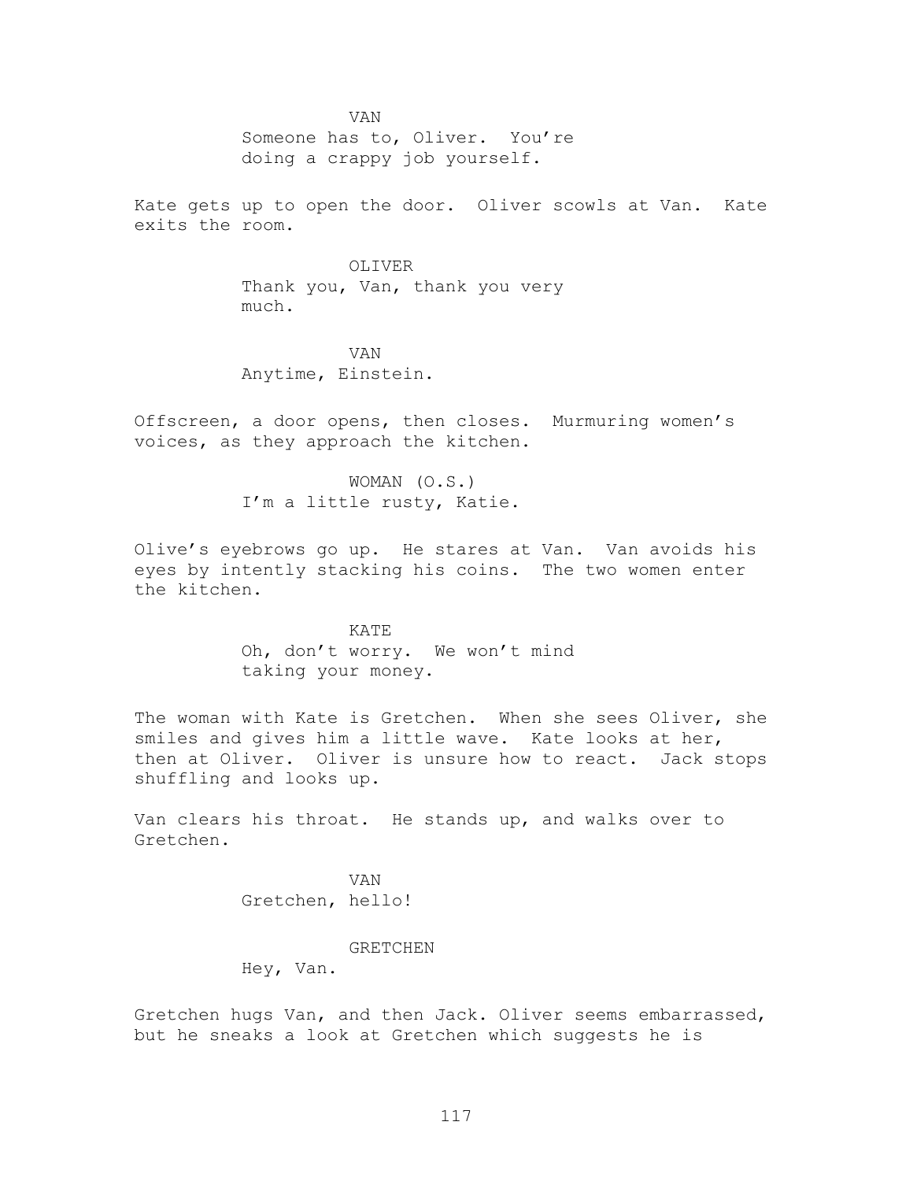VAN
Someone has to, Oliver. You're doing a crappy job yourself.

Kate gets up to open the door. Oliver scowls at Van. Kate exits the room.

OLIVER
Thank you, Van, thank you very much.

VAN
Anytime, Einstein.

Offscreen, a door opens, then closes. Murmuring women's voices, as they approach the kitchen.

WOMAN (O.S.)
I'm a little rusty, Katie.

Olive's eyebrows go up. He stares at Van. Van avoids his eyes by intently stacking his coins. The two women enter the kitchen.

KATE
Oh, don't worry. We won't mind taking your money.

The woman with Kate is Gretchen. When she sees Oliver, she smiles and gives him a little wave. Kate looks at her, then at Oliver. Oliver is unsure how to react. Jack stops shuffling and looks up.

Van clears his throat. He stands up, and walks over to Gretchen.

VAN
Gretchen, hello!

GRETCHEN
Hey, Van.

Gretchen hugs Van, and then Jack. Oliver seems embarrassed, but he sneaks a look at Gretchen which suggests he is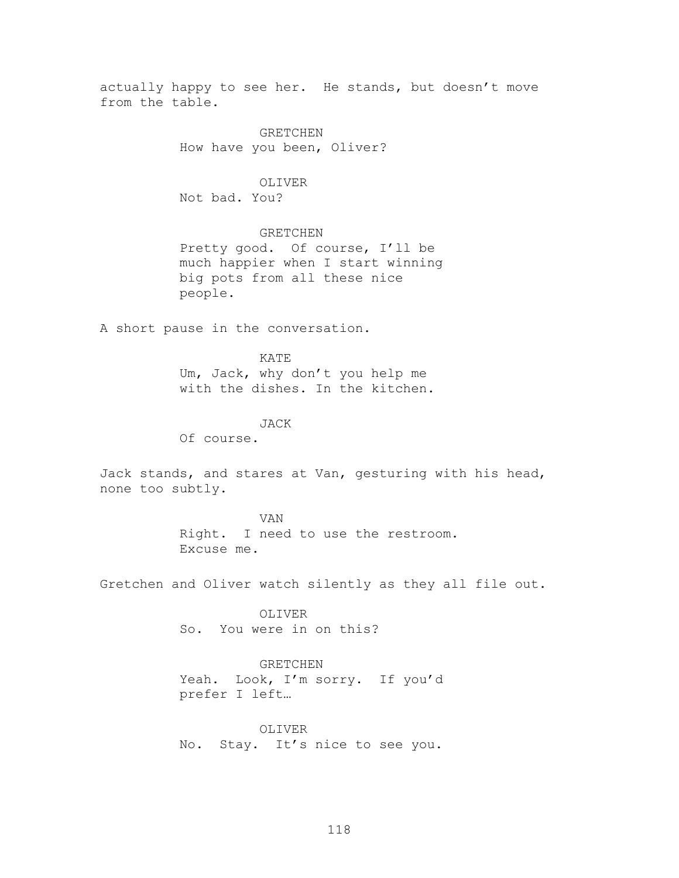actually happy to see her. He stands, but doesn't move from the table.

GRETCHEN
How have you been, Oliver?

OLIVER
Not bad. You?

GRETCHEN
Pretty good. Of course, I'll be much happier when I start winning big pots from all these nice people.

A short pause in the conversation.

KATE
Um, Jack, why don't you help me with the dishes. In the kitchen.

JACK
Of course.

Jack stands, and stares at Van, gesturing with his head, none too subtly.

VAN
Right. I need to use the restroom. Excuse me.

Gretchen and Oliver watch silently as they all file out.

OLIVER
So. You were in on this?

GRETCHEN
Yeah. Look, I'm sorry. If you'd prefer I left…

OLIVER
No. Stay. It's nice to see you.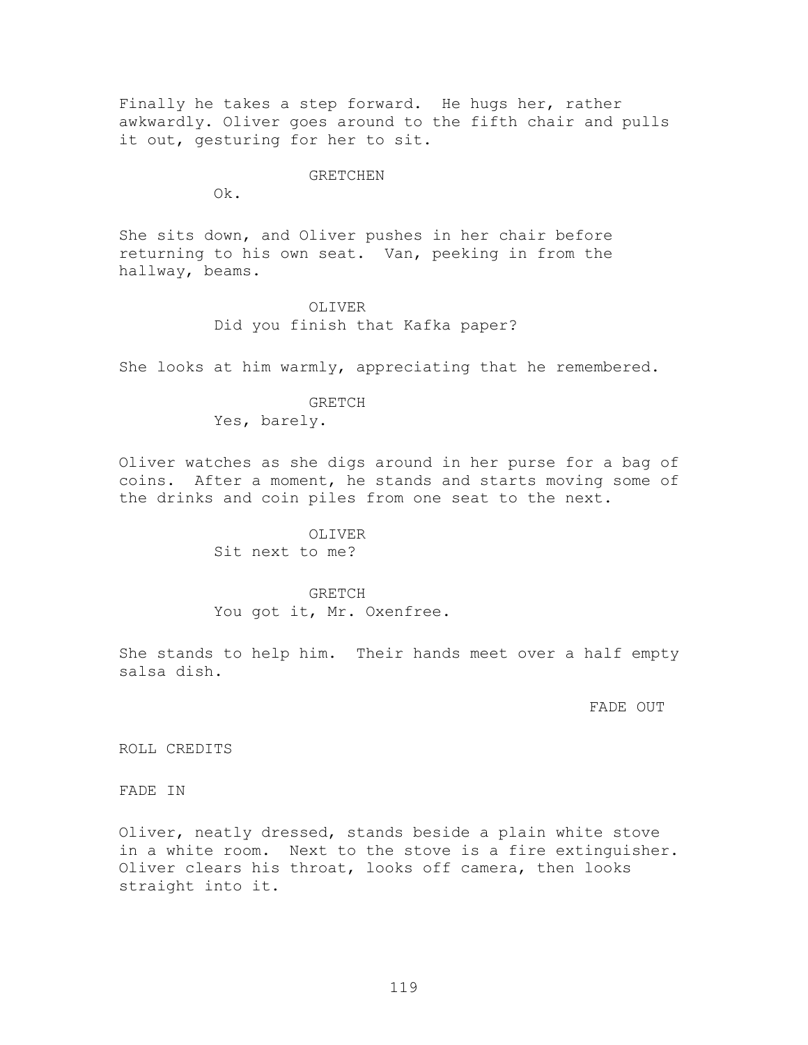Finally he takes a step forward. He hugs her, rather awkwardly. Oliver goes around to the fifth chair and pulls it out, gesturing for her to sit.

GRETCHEN

Ok.

She sits down, and Oliver pushes in her chair before returning to his own seat. Van, peeking in from the hallway, beams.

OLIVER

Did you finish that Kafka paper?

She looks at him warmly, appreciating that he remembered.

GRETCH

Yes, barely.

Oliver watches as she digs around in her purse for a bag of coins. After a moment, he stands and starts moving some of the drinks and coin piles from one seat to the next.

OLIVER

Sit next to me?

GRETCH

You got it, Mr. Oxenfree.

She stands to help him. Their hands meet over a half empty salsa dish.

FADE OUT

ROLL CREDITS

FADE IN

Oliver, neatly dressed, stands beside a plain white stove in a white room. Next to the stove is a fire extinguisher. Oliver clears his throat, looks off camera, then looks straight into it.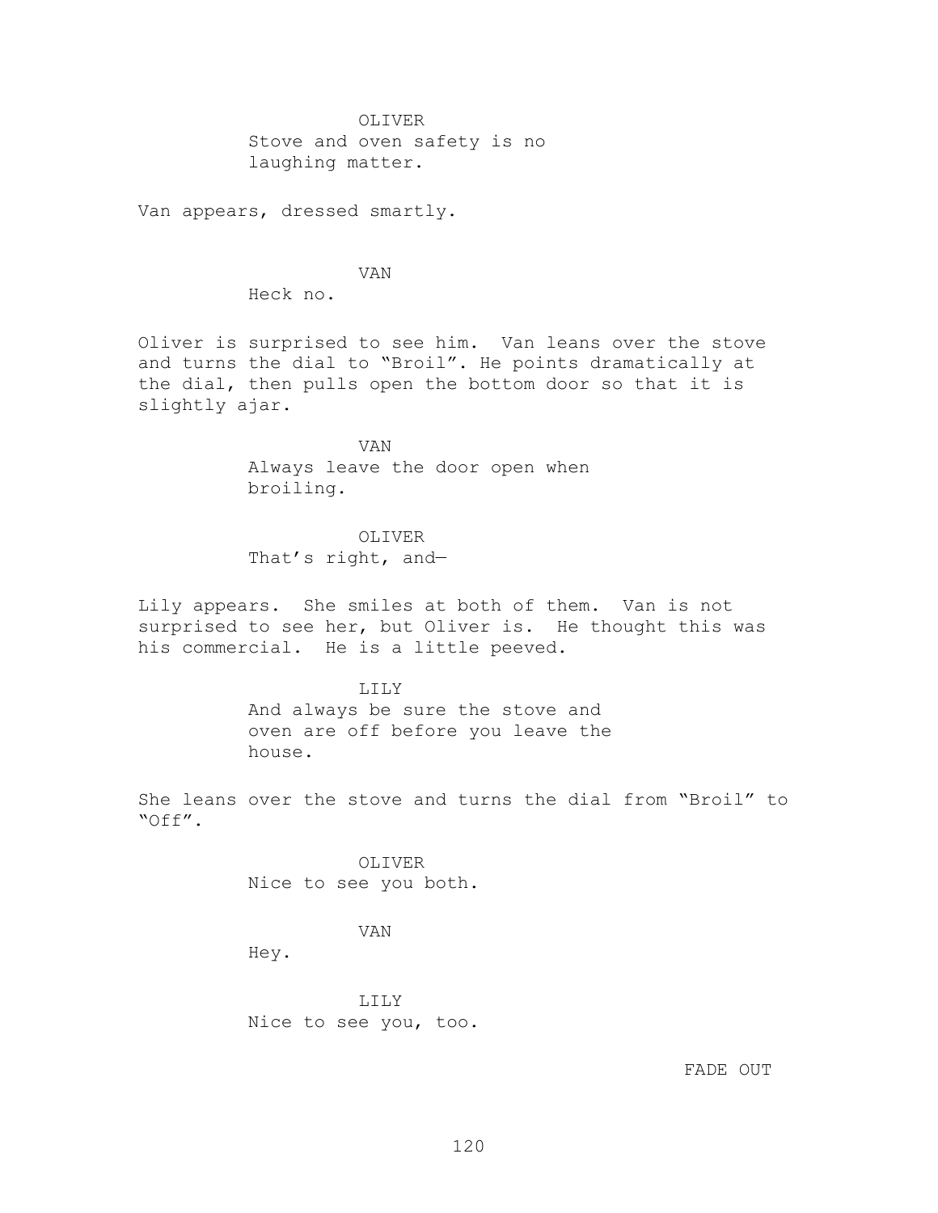OLIVER
Stove and oven safety is no
laughing matter.

Van appears, dressed smartly.

VAN
Heck no.

Oliver is surprised to see him. Van leans over the stove and turns the dial to "Broil". He points dramatically at the dial, then pulls open the bottom door so that it is slightly ajar.

VAN
Always leave the door open when
broiling.

OLIVER
That's right, and—

Lily appears. She smiles at both of them. Van is not surprised to see her, but Oliver is. He thought this was his commercial. He is a little peeved.

LILY
And always be sure the stove and
oven are off before you leave the
house.

She leans over the stove and turns the dial from "Broil" to "Off".

OLIVER
Nice to see you both.

VAN
Hey.

LILY
Nice to see you, too.

FADE OUT